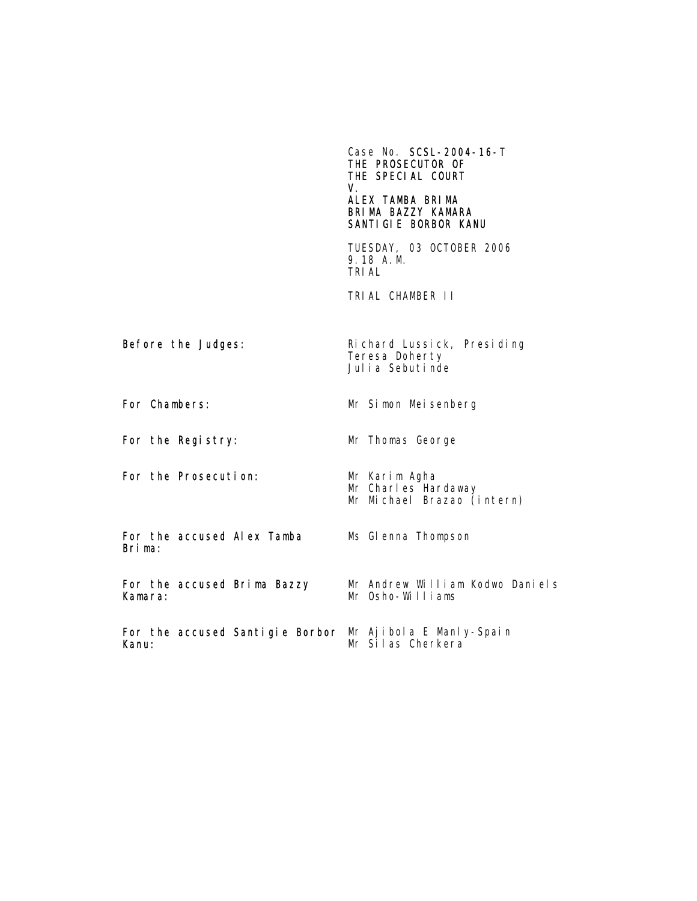Case No. **SCSL-2004-16-T**
**THE PROSECUTOR OF**
**THE SPECIAL COURT**
**V.**
**ALEX TAMBA BRIMA**
**BRIMA BAZZY KAMARA**
**SANTIGIE BORBOR KANU**

TUESDAY, 03 OCTOBER 2006
9.18 A.M.
TRIAL

TRIAL CHAMBER II

| | |
|---|---|
| **Before the Judges:** | Richard Lussick, Presiding<br>Teresa Doherty<br>Julia Sebutinde |
| **For Chambers:** | Mr Simon Meisenberg |
| **For the Registry:** | Mr Thomas George |
| **For the Prosecution:** | Mr Karim Agha<br>Mr Charles Hardaway<br>Mr Michael Brazao (intern) |
| **For the accused Alex Tamba Brima:** | Ms Glenna Thompson |
| **For the accused Brima Bazzy Kamara:** | Mr Andrew William Kodwo Daniels<br>Mr Osho-Williams |
| **For the accused Santigie Borbor Kanu:** | Mr Ajibola E Manly-Spain<br>Mr Silas Cherkera |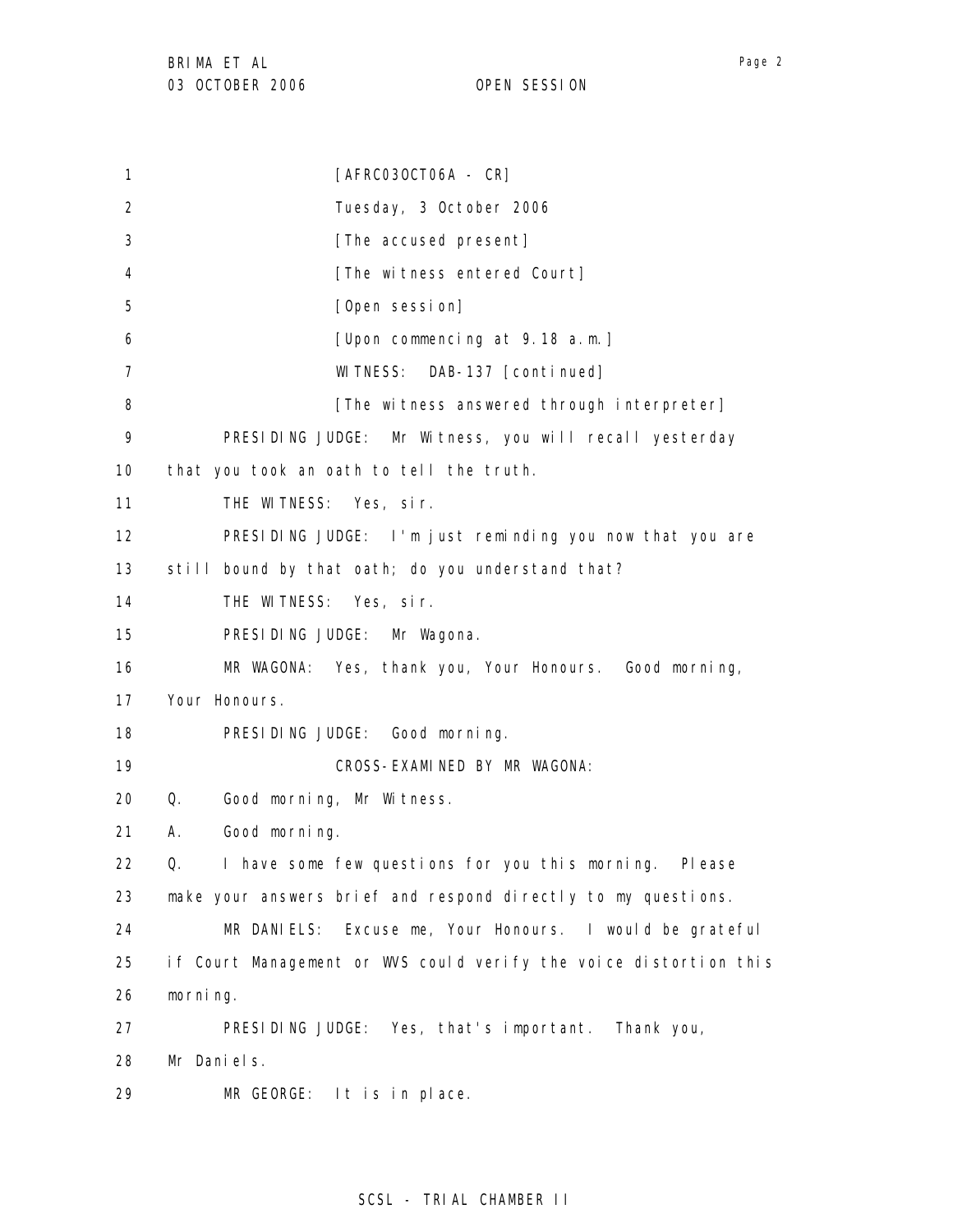[AFRC03OCT06A - CR]

Tuesday, 3 October 2006

[The accused present]

[The witness entered Court]

[Open session]

[Upon commencing at 9.18 a.m.]

WITNESS: DAB-137 [continued]

[The witness answered through interpreter]

PRESIDING JUDGE: Mr Witness, you will recall yesterday that you took an oath to tell the truth.

THE WITNESS: Yes, sir.

PRESIDING JUDGE: I'm just reminding you now that you are still bound by that oath; do you understand that?

THE WITNESS: Yes, sir.

PRESIDING JUDGE: Mr Wagona.

MR WAGONA: Yes, thank you, Your Honours. Good morning, Your Honours.

PRESIDING JUDGE: Good morning.

CROSS-EXAMINED BY MR WAGONA:

Q. Good morning, Mr Witness.

A. Good morning.

Q. I have some few questions for you this morning. Please make your answers brief and respond directly to my questions.

MR DANIELS: Excuse me, Your Honours. I would be grateful if Court Management or WVS could verify the voice distortion this morning.

PRESIDING JUDGE: Yes, that's important. Thank you, Mr Daniels.

MR GEORGE: It is in place.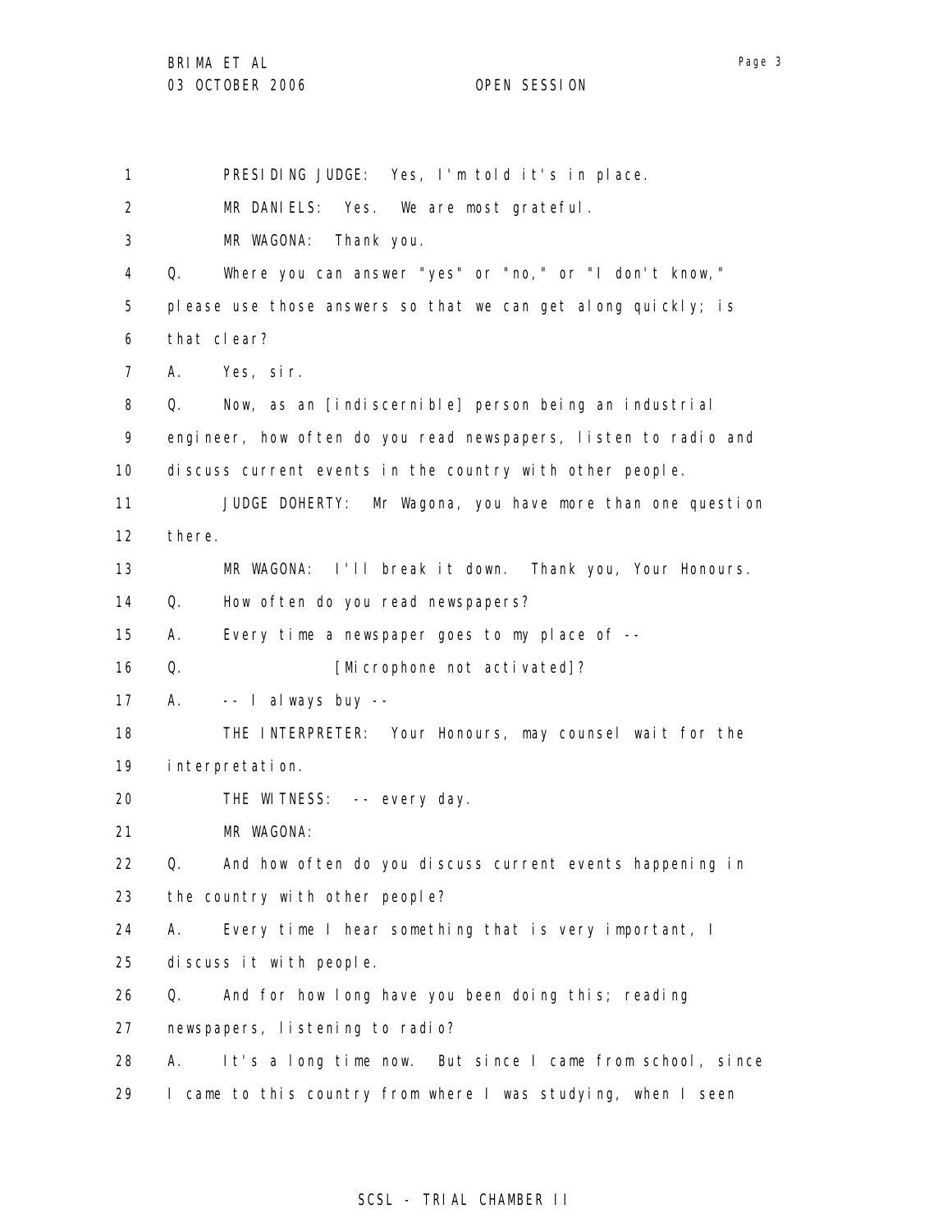PRESIDING JUDGE: Yes, I'm told it's in place.

MR DANIELS: Yes. We are most grateful.

MR WAGONA: Thank you.

Q. Where you can answer "yes" or "no," or "I don't know," please use those answers so that we can get along quickly; is that clear?

A. Yes, sir.

Q. Now, as an [indiscernible] person being an industrial engineer, how often do you read newspapers, listen to radio and discuss current events in the country with other people.

JUDGE DOHERTY: Mr Wagona, you have more than one question there.

MR WAGONA: I'll break it down. Thank you, Your Honours.

Q. How often do you read newspapers?

A. Every time a newspaper goes to my place of --

Q. [Microphone not activated]?

A. -- I always buy --

THE INTERPRETER: Your Honours, may counsel wait for the interpretation.

THE WITNESS: -- every day.

MR WAGONA:

Q. And how often do you discuss current events happening in the country with other people?

A. Every time I hear something that is very important, I discuss it with people.

Q. And for how long have you been doing this; reading newspapers, listening to radio?

A. It's a long time now. But since I came from school, since I came to this country from where I was studying, when I seen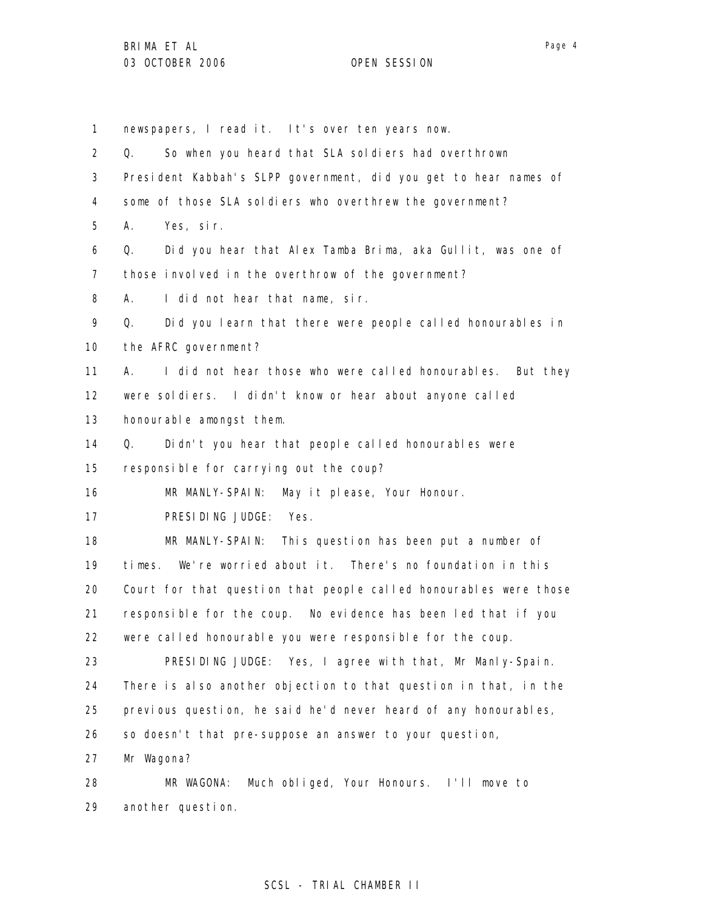newspapers, I read it. It's over ten years now.

Q. So when you heard that SLA soldiers had overthrown President Kabbah's SLPP government, did you get to hear names of some of those SLA soldiers who overthrew the government?

A. Yes, sir.

Q. Did you hear that Alex Tamba Brima, aka Gullit, was one of those involved in the overthrow of the government?

A. I did not hear that name, sir.

Q. Did you learn that there were people called honourables in the AFRC government?

A. I did not hear those who were called honourables. But they were soldiers. I didn't know or hear about anyone called honourable amongst them.

Q. Didn't you hear that people called honourables were responsible for carrying out the coup?

MR MANLY-SPAIN: May it please, Your Honour.

PRESIDING JUDGE: Yes.

MR MANLY-SPAIN: This question has been put a number of times. We're worried about it. There's no foundation in this Court for that question that people called honourables were those responsible for the coup. No evidence has been led that if you were called honourable you were responsible for the coup.

PRESIDING JUDGE: Yes, I agree with that, Mr Manly-Spain. There is also another objection to that question in that, in the previous question, he said he'd never heard of any honourables, so doesn't that pre-suppose an answer to your question, Mr Wagona?

MR WAGONA: Much obliged, Your Honours. I'll move to another question.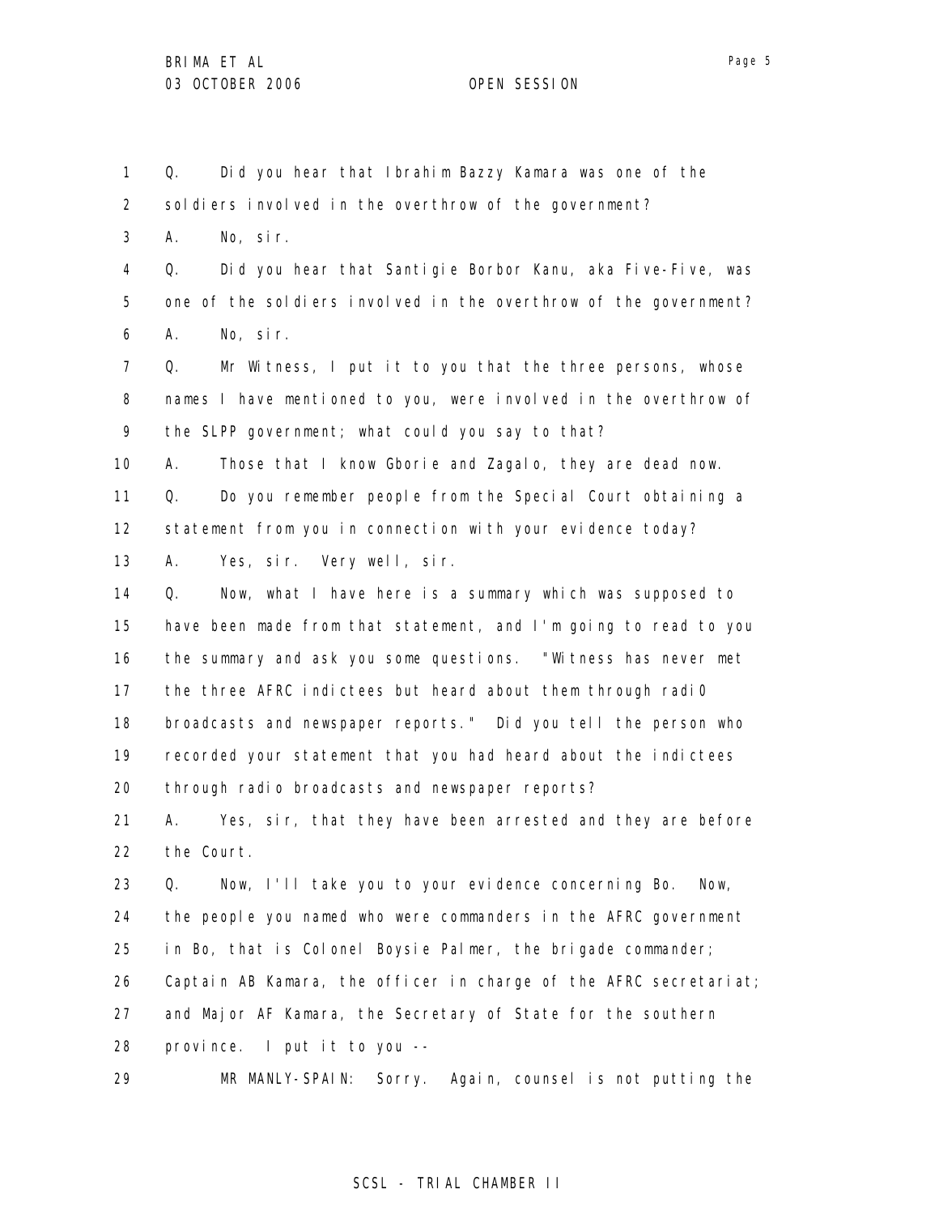1 Q. Did you hear that Ibrahim Bazzy Kamara was one of the
2 soldiers involved in the overthrow of the government?
3 A. No, sir.
4 Q. Did you hear that Santigie Borbor Kanu, aka Five-Five, was
5 one of the soldiers involved in the overthrow of the government?
6 A. No, sir.
7 Q. Mr Witness, I put it to you that the three persons, whose
8 names I have mentioned to you, were involved in the overthrow of
9 the SLPP government; what could you say to that?
10 A. Those that I know Gborie and Zagalo, they are dead now.
11 Q. Do you remember people from the Special Court obtaining a
12 statement from you in connection with your evidence today?
13 A. Yes, sir. Very well, sir.
14 Q. Now, what I have here is a summary which was supposed to
15 have been made from that statement, and I'm going to read to you
16 the summary and ask you some questions. "Witness has never met
17 the three AFRC indictees but heard about them through radi0
18 broadcasts and newspaper reports." Did you tell the person who
19 recorded your statement that you had heard about the indictees
20 through radio broadcasts and newspaper reports?
21 A. Yes, sir, that they have been arrested and they are before
22 the Court.
23 Q. Now, I'll take you to your evidence concerning Bo. Now,
24 the people you named who were commanders in the AFRC government
25 in Bo, that is Colonel Boysie Palmer, the brigade commander;
26 Captain AB Kamara, the officer in charge of the AFRC secretariat;
27 and Major AF Kamara, the Secretary of State for the southern
28 province. I put it to you --
29 MR MANLY-SPAIN: Sorry. Again, counsel is not putting the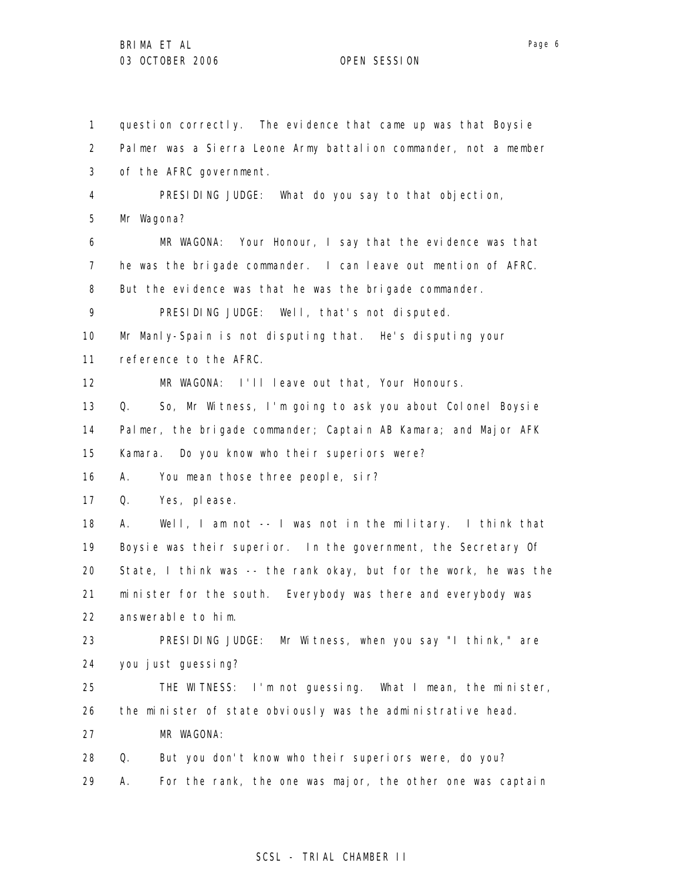question correctly. The evidence that came up was that Boysie Palmer was a Sierra Leone Army battalion commander, not a member of the AFRC government.

PRESIDING JUDGE: What do you say to that objection, Mr Wagona?

MR WAGONA: Your Honour, I say that the evidence was that he was the brigade commander. I can leave out mention of AFRC. But the evidence was that he was the brigade commander.

PRESIDING JUDGE: Well, that's not disputed. Mr Manly-Spain is not disputing that. He's disputing your reference to the AFRC.

MR WAGONA: I'll leave out that, Your Honours.

Q. So, Mr Witness, I'm going to ask you about Colonel Boysie Palmer, the brigade commander; Captain AB Kamara; and Major AFK Kamara. Do you know who their superiors were?

A. You mean those three people, sir?

Q. Yes, please.

A. Well, I am not -- I was not in the military. I think that Boysie was their superior. In the government, the Secretary Of State, I think was -- the rank okay, but for the work, he was the minister for the south. Everybody was there and everybody was answerable to him.

PRESIDING JUDGE: Mr Witness, when you say "I think," are you just guessing?

THE WITNESS: I'm not guessing. What I mean, the minister, the minister of state obviously was the administrative head.

MR WAGONA:

Q. But you don't know who their superiors were, do you?

A. For the rank, the one was major, the other one was captain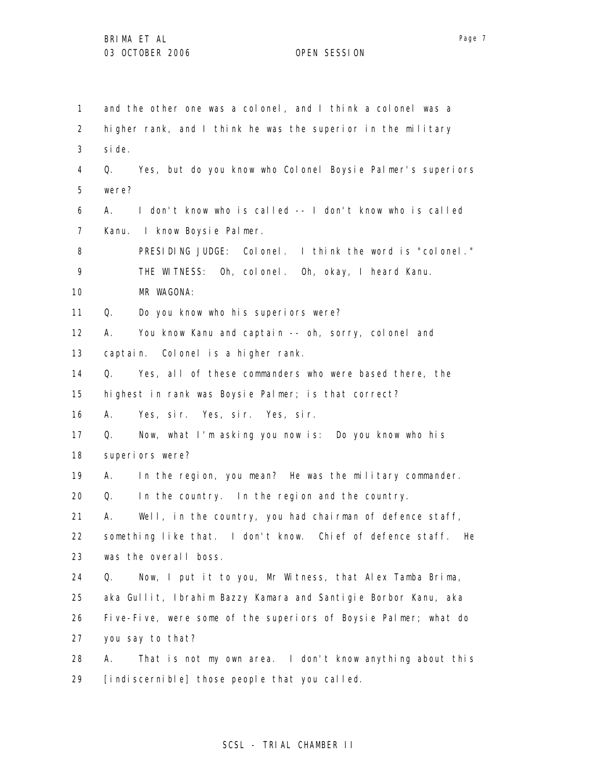and the other one was a colonel, and I think a colonel was a higher rank, and I think he was the superior in the military side.

Q. Yes, but do you know who Colonel Boysie Palmer's superiors were?

A. I don't know who is called -- I don't know who is called Kanu. I know Boysie Palmer.

PRESIDING JUDGE: Colonel. I think the word is "colonel."

THE WITNESS: Oh, colonel. Oh, okay, I heard Kanu.

MR WAGONA:

Q. Do you know who his superiors were?

A. You know Kanu and captain -- oh, sorry, colonel and captain. Colonel is a higher rank.

Q. Yes, all of these commanders who were based there, the highest in rank was Boysie Palmer; is that correct?

A. Yes, sir. Yes, sir. Yes, sir.

Q. Now, what I'm asking you now is: Do you know who his superiors were?

A. In the region, you mean? He was the military commander.

Q. In the country. In the region and the country.

A. Well, in the country, you had chairman of defence staff, something like that. I don't know. Chief of defence staff. He was the overall boss.

Q. Now, I put it to you, Mr Witness, that Alex Tamba Brima, aka Gullit, Ibrahim Bazzy Kamara and Santigie Borbor Kanu, aka Five-Five, were some of the superiors of Boysie Palmer; what do you say to that?

A. That is not my own area. I don't know anything about this [indiscernible] those people that you called.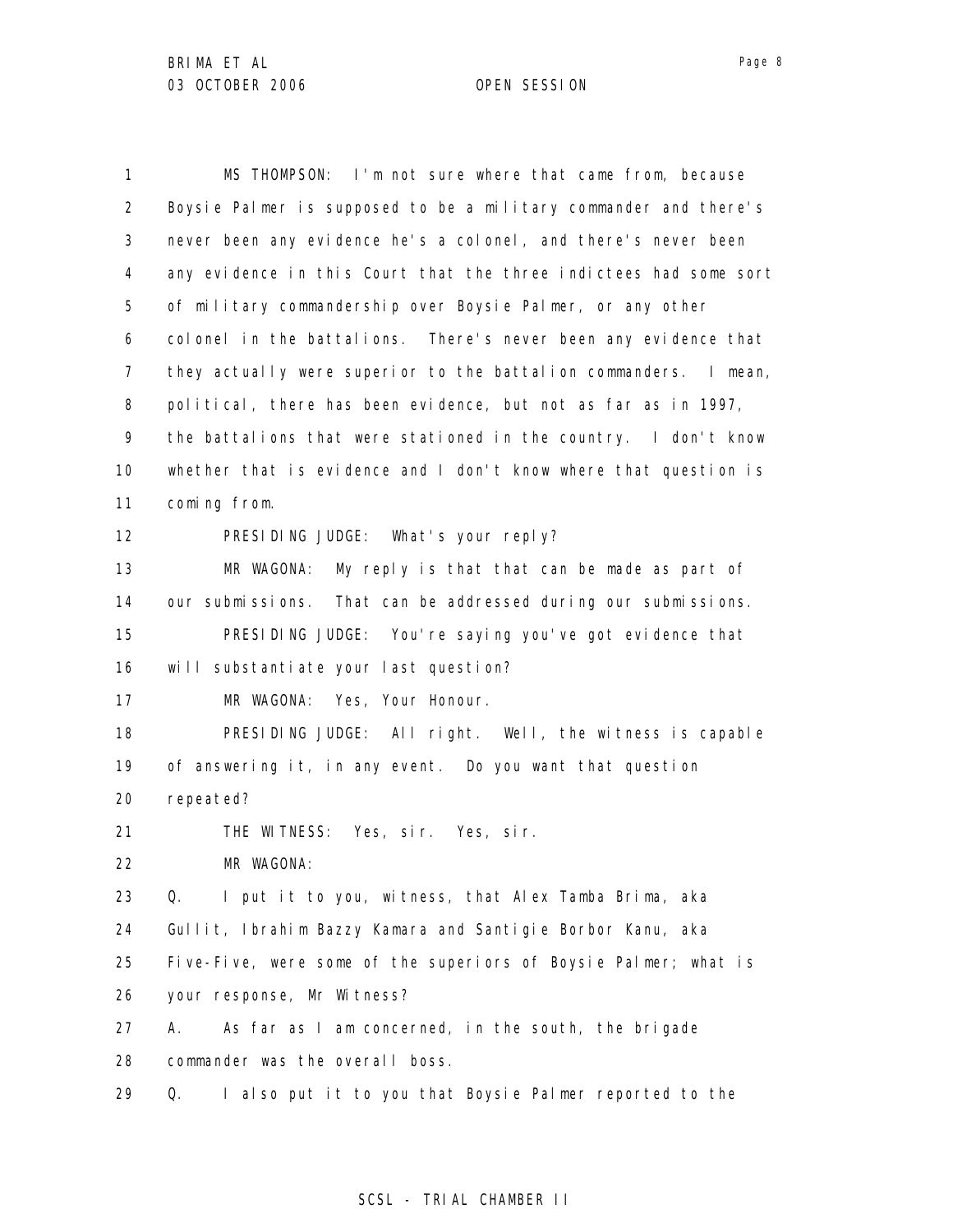MS THOMPSON: I'm not sure where that came from, because Boysie Palmer is supposed to be a military commander and there's never been any evidence he's a colonel, and there's never been any evidence in this Court that the three indictees had some sort of military commandership over Boysie Palmer, or any other colonel in the battalions. There's never been any evidence that they actually were superior to the battalion commanders. I mean, political, there has been evidence, but not as far as in 1997, the battalions that were stationed in the country. I don't know whether that is evidence and I don't know where that question is coming from.

PRESIDING JUDGE: What's your reply?

MR WAGONA: My reply is that that can be made as part of our submissions. That can be addressed during our submissions.

PRESIDING JUDGE: You're saying you've got evidence that will substantiate your last question?

MR WAGONA: Yes, Your Honour.

PRESIDING JUDGE: All right. Well, the witness is capable of answering it, in any event. Do you want that question repeated?

THE WITNESS: Yes, sir. Yes, sir.

MR WAGONA:

Q. I put it to you, witness, that Alex Tamba Brima, aka Gullit, Ibrahim Bazzy Kamara and Santigie Borbor Kanu, aka Five-Five, were some of the superiors of Boysie Palmer; what is your response, Mr Witness?

A. As far as I am concerned, in the south, the brigade commander was the overall boss.

Q. I also put it to you that Boysie Palmer reported to the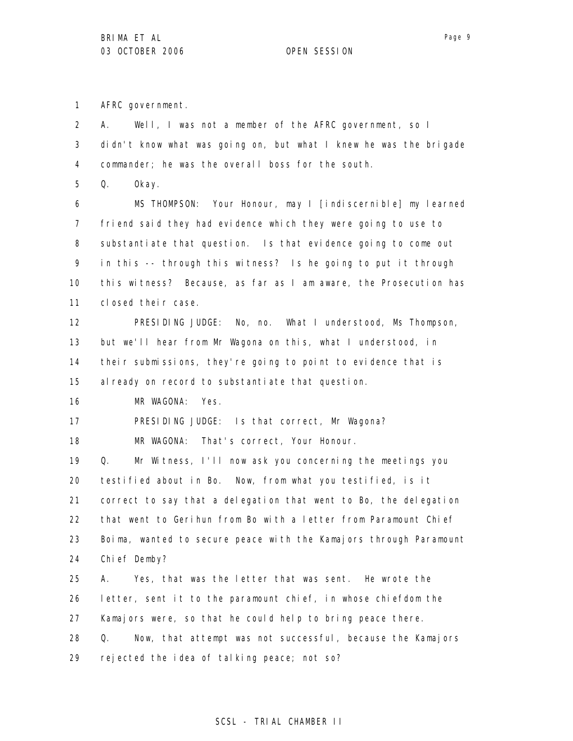AFRC government.

A. Well, I was not a member of the AFRC government, so I didn't know what was going on, but what I knew he was the brigade commander; he was the overall boss for the south.

Q. Okay.

MS THOMPSON: Your Honour, may I [indiscernible] my learned friend said they had evidence which they were going to use to substantiate that question. Is that evidence going to come out in this -- through this witness? Is he going to put it through this witness? Because, as far as I am aware, the Prosecution has closed their case.

PRESIDING JUDGE: No, no. What I understood, Ms Thompson, but we'll hear from Mr Wagona on this, what I understood, in their submissions, they're going to point to evidence that is already on record to substantiate that question.

MR WAGONA: Yes.

PRESIDING JUDGE: Is that correct, Mr Wagona?

MR WAGONA: That's correct, Your Honour.

Q. Mr Witness, I'll now ask you concerning the meetings you testified about in Bo. Now, from what you testified, is it correct to say that a delegation that went to Bo, the delegation that went to Gerihun from Bo with a letter from Paramount Chief Boima, wanted to secure peace with the Kamajors through Paramount Chief Demby?

A. Yes, that was the letter that was sent. He wrote the letter, sent it to the paramount chief, in whose chiefdom the Kamajors were, so that he could help to bring peace there.

Q. Now, that attempt was not successful, because the Kamajors rejected the idea of talking peace; not so?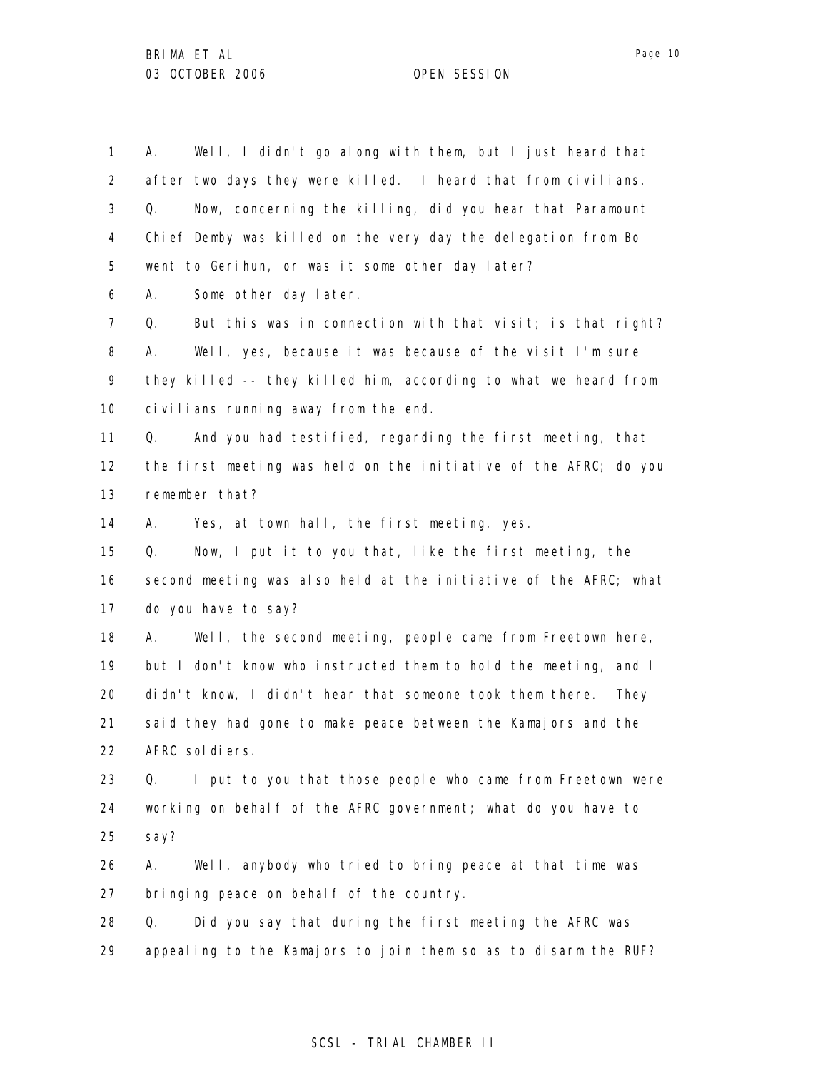1 A. Well, I didn't go along with them, but I just heard that
2 after two days they were killed. I heard that from civilians.
3 Q. Now, concerning the killing, did you hear that Paramount
4 Chief Demby was killed on the very day the delegation from Bo
5 went to Gerihun, or was it some other day later?
6 A. Some other day later.
7 Q. But this was in connection with that visit; is that right?
8 A. Well, yes, because it was because of the visit I'm sure
9 they killed -- they killed him, according to what we heard from
10 civilians running away from the end.
11 Q. And you had testified, regarding the first meeting, that
12 the first meeting was held on the initiative of the AFRC; do you
13 remember that?
14 A. Yes, at town hall, the first meeting, yes.
15 Q. Now, I put it to you that, like the first meeting, the
16 second meeting was also held at the initiative of the AFRC; what
17 do you have to say?
18 A. Well, the second meeting, people came from Freetown here,
19 but I don't know who instructed them to hold the meeting, and I
20 didn't know, I didn't hear that someone took them there. They
21 said they had gone to make peace between the Kamajors and the
22 AFRC soldiers.
23 Q. I put to you that those people who came from Freetown were
24 working on behalf of the AFRC government; what do you have to
25 say?
26 A. Well, anybody who tried to bring peace at that time was
27 bringing peace on behalf of the country.
28 Q. Did you say that during the first meeting the AFRC was
29 appealing to the Kamajors to join them so as to disarm the RUF?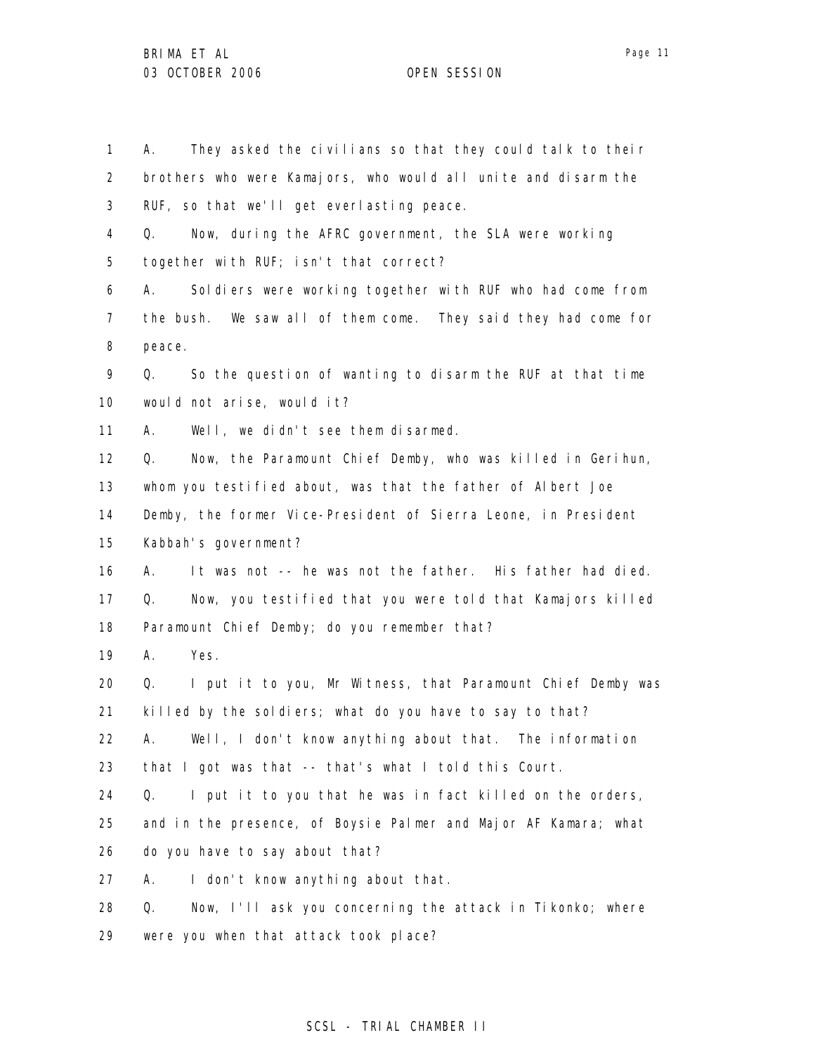A. They asked the civilians so that they could talk to their brothers who were Kamajors, who would all unite and disarm the RUF, so that we'll get everlasting peace.

Q. Now, during the AFRC government, the SLA were working together with RUF; isn't that correct?

A. Soldiers were working together with RUF who had come from the bush. We saw all of them come. They said they had come for peace.

Q. So the question of wanting to disarm the RUF at that time would not arise, would it?

A. Well, we didn't see them disarmed.

Q. Now, the Paramount Chief Demby, who was killed in Gerihun, whom you testified about, was that the father of Albert Joe Demby, the former Vice-President of Sierra Leone, in President Kabbah's government?

A. It was not -- he was not the father. His father had died.

Q. Now, you testified that you were told that Kamajors killed Paramount Chief Demby; do you remember that?

A. Yes.

Q. I put it to you, Mr Witness, that Paramount Chief Demby was killed by the soldiers; what do you have to say to that?

A. Well, I don't know anything about that. The information that I got was that -- that's what I told this Court.

Q. I put it to you that he was in fact killed on the orders, and in the presence, of Boysie Palmer and Major AF Kamara; what do you have to say about that?

A. I don't know anything about that.

Q. Now, I'll ask you concerning the attack in Tikonko; where were you when that attack took place?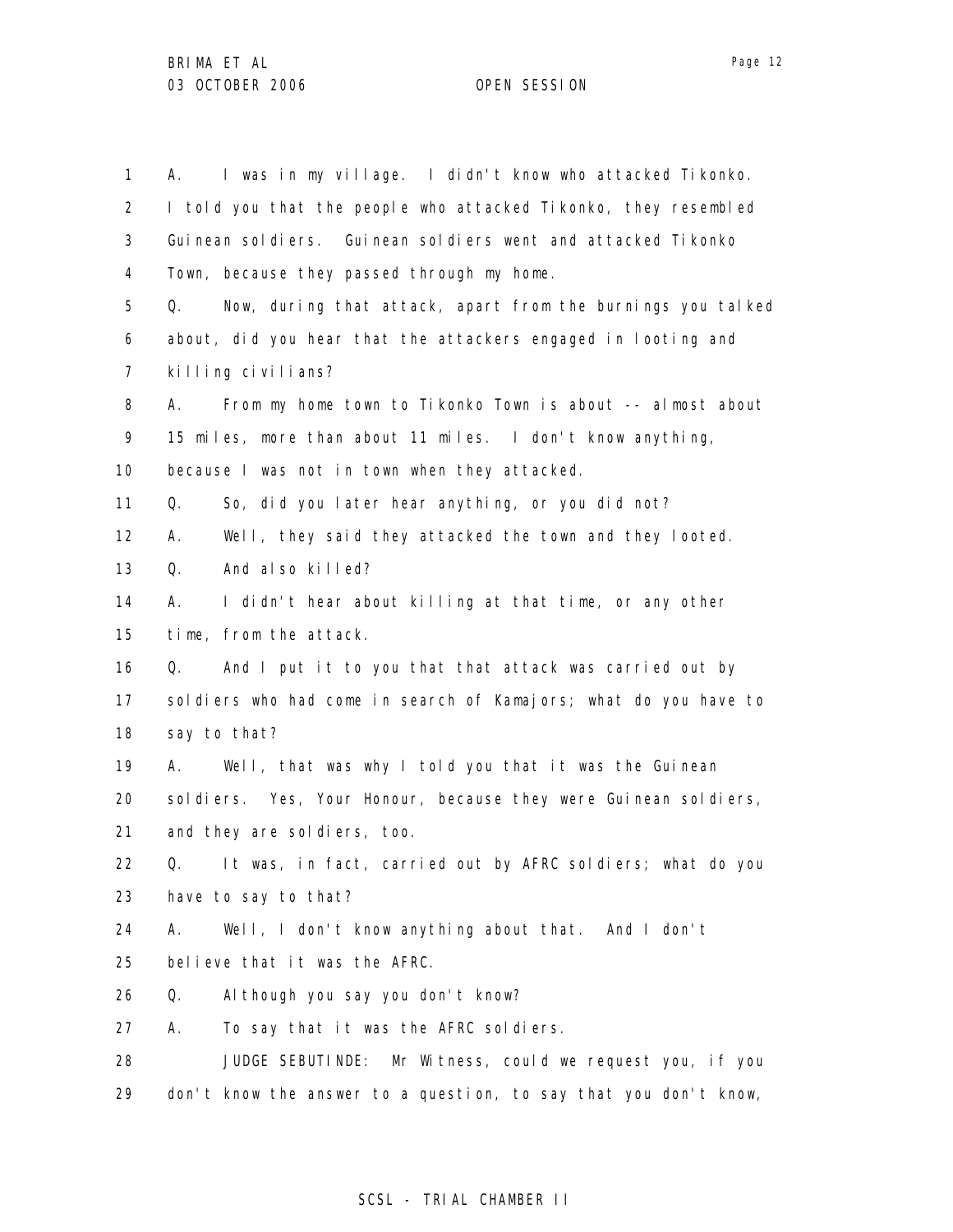1 A. I was in my village. I didn't know who attacked Tikonko.
2 I told you that the people who attacked Tikonko, they resembled
3 Guinean soldiers. Guinean soldiers went and attacked Tikonko
4 Town, because they passed through my home.
5 Q. Now, during that attack, apart from the burnings you talked
6 about, did you hear that the attackers engaged in looting and
7 killing civilians?
8 A. From my home town to Tikonko Town is about -- almost about
9 15 miles, more than about 11 miles. I don't know anything,
10 because I was not in town when they attacked.
11 Q. So, did you later hear anything, or you did not?
12 A. Well, they said they attacked the town and they looted.
13 Q. And also killed?
14 A. I didn't hear about killing at that time, or any other
15 time, from the attack.
16 Q. And I put it to you that that attack was carried out by
17 soldiers who had come in search of Kamajors; what do you have to
18 say to that?
19 A. Well, that was why I told you that it was the Guinean
20 soldiers. Yes, Your Honour, because they were Guinean soldiers,
21 and they are soldiers, too.
22 Q. It was, in fact, carried out by AFRC soldiers; what do you
23 have to say to that?
24 A. Well, I don't know anything about that. And I don't
25 believe that it was the AFRC.
26 Q. Although you say you don't know?
27 A. To say that it was the AFRC soldiers.
28 JUDGE SEBUTINDE: Mr Witness, could we request you, if you
29 don't know the answer to a question, to say that you don't know,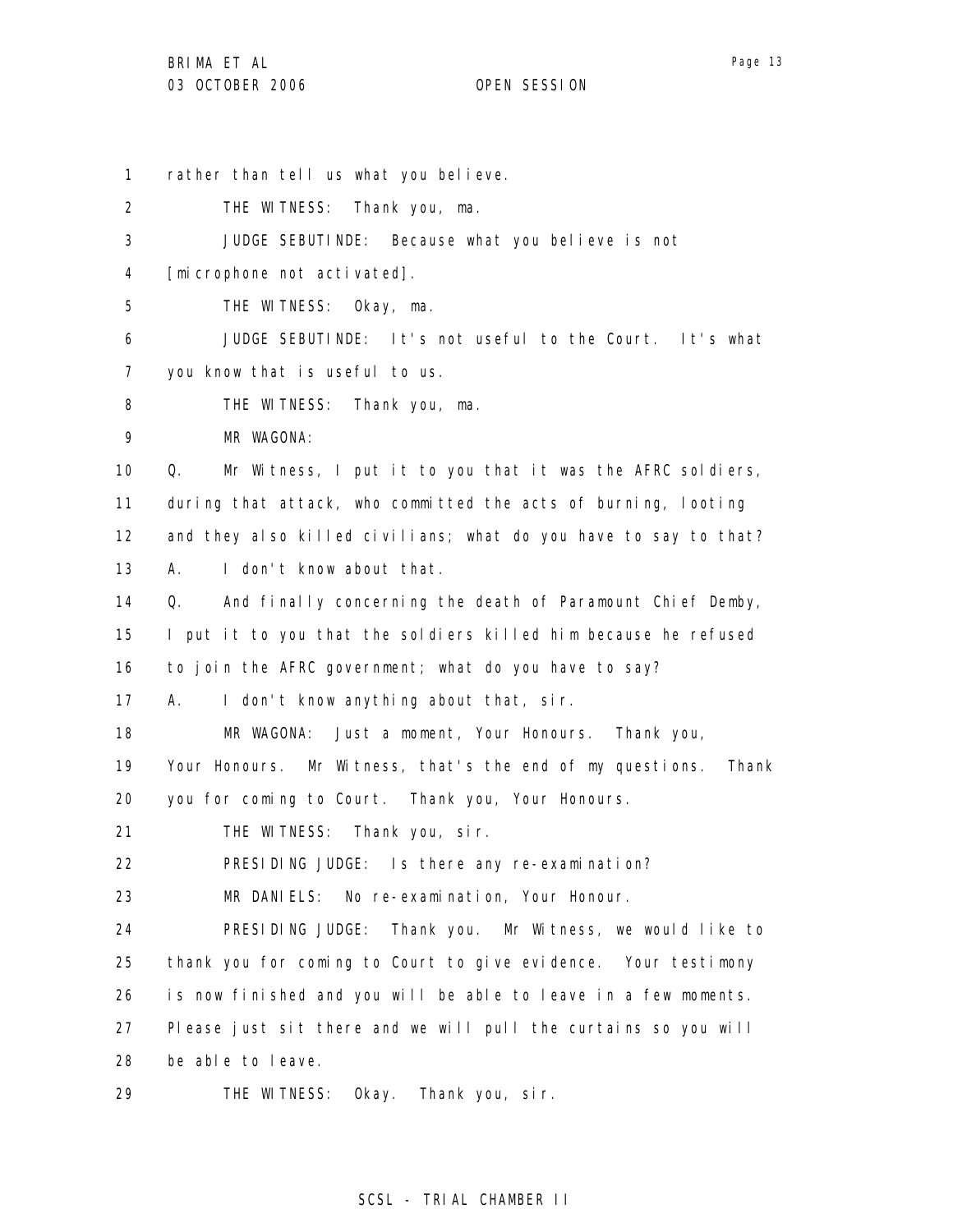rather than tell us what you believe.

THE WITNESS: Thank you, ma.

JUDGE SEBUTINDE: Because what you believe is not [microphone not activated].

THE WITNESS: Okay, ma.

JUDGE SEBUTINDE: It's not useful to the Court. It's what you know that is useful to us.

THE WITNESS: Thank you, ma.

MR WAGONA:

Q. Mr Witness, I put it to you that it was the AFRC soldiers, during that attack, who committed the acts of burning, looting and they also killed civilians; what do you have to say to that?

A. I don't know about that.

Q. And finally concerning the death of Paramount Chief Demby, I put it to you that the soldiers killed him because he refused to join the AFRC government; what do you have to say?

A. I don't know anything about that, sir.

MR WAGONA: Just a moment, Your Honours. Thank you, Your Honours. Mr Witness, that's the end of my questions. Thank you for coming to Court. Thank you, Your Honours.

THE WITNESS: Thank you, sir.

PRESIDING JUDGE: Is there any re-examination?

MR DANIELS: No re-examination, Your Honour.

PRESIDING JUDGE: Thank you. Mr Witness, we would like to thank you for coming to Court to give evidence. Your testimony is now finished and you will be able to leave in a few moments. Please just sit there and we will pull the curtains so you will be able to leave.

THE WITNESS: Okay. Thank you, sir.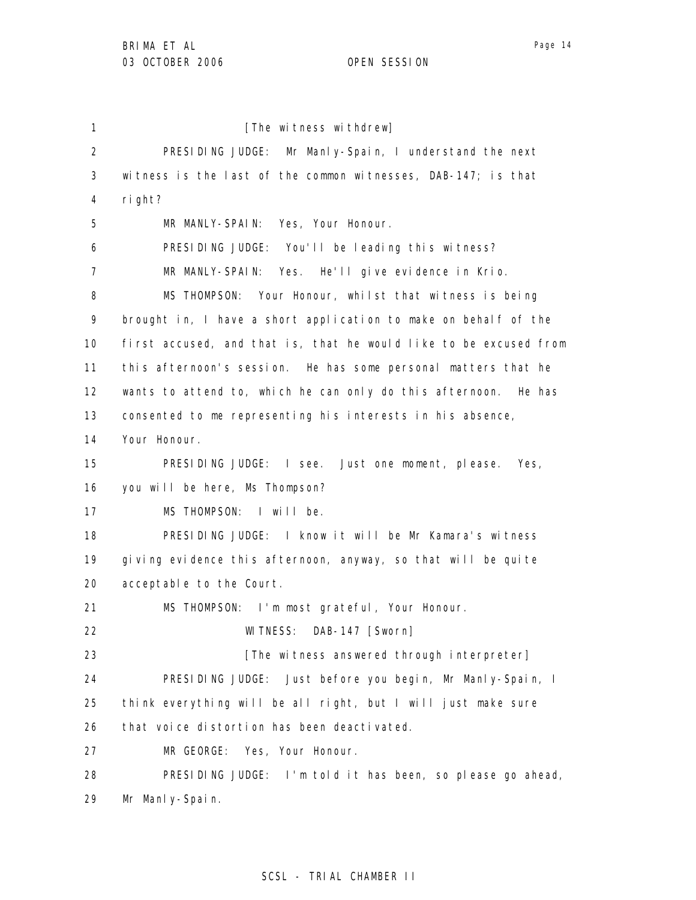[The witness withdrew]

PRESIDING JUDGE: Mr Manly-Spain, I understand the next witness is the last of the common witnesses, DAB-147; is that right?

MR MANLY-SPAIN: Yes, Your Honour.

PRESIDING JUDGE: You'll be leading this witness?

MR MANLY-SPAIN: Yes. He'll give evidence in Krio.

MS THOMPSON: Your Honour, whilst that witness is being brought in, I have a short application to make on behalf of the first accused, and that is, that he would like to be excused from this afternoon's session. He has some personal matters that he wants to attend to, which he can only do this afternoon. He has consented to me representing his interests in his absence, Your Honour.

PRESIDING JUDGE: I see. Just one moment, please. Yes, you will be here, Ms Thompson?

MS THOMPSON: I will be.

PRESIDING JUDGE: I know it will be Mr Kamara's witness giving evidence this afternoon, anyway, so that will be quite acceptable to the Court.

MS THOMPSON: I'm most grateful, Your Honour.

WITNESS: DAB-147 [Sworn]

[The witness answered through interpreter]

PRESIDING JUDGE: Just before you begin, Mr Manly-Spain, I think everything will be all right, but I will just make sure that voice distortion has been deactivated.

MR GEORGE: Yes, Your Honour.

PRESIDING JUDGE: I'm told it has been, so please go ahead, Mr Manly-Spain.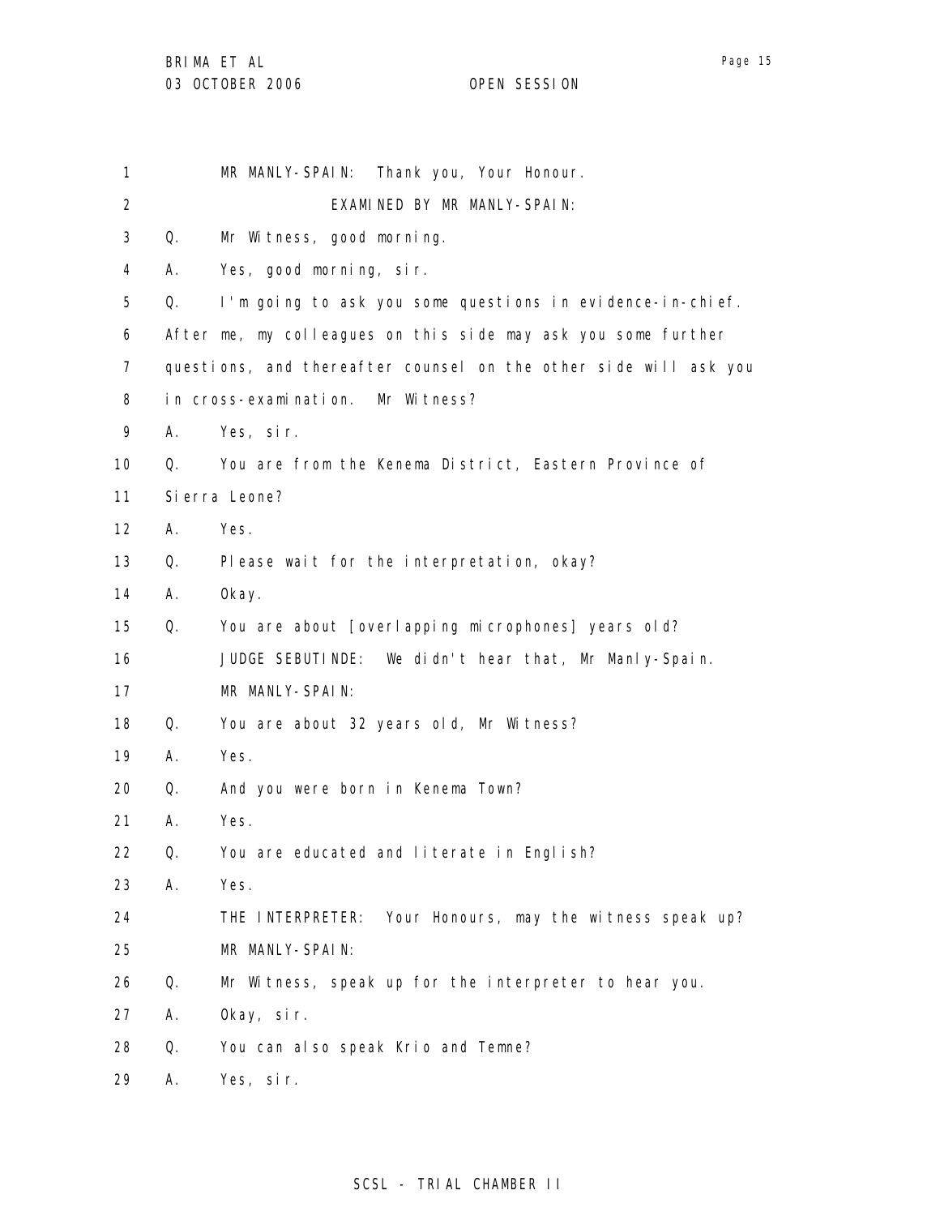MR MANLY-SPAIN: Thank you, Your Honour.

EXAMINED BY MR MANLY-SPAIN:

Q. Mr Witness, good morning.

A. Yes, good morning, sir.

Q. I'm going to ask you some questions in evidence-in-chief. After me, my colleagues on this side may ask you some further questions, and thereafter counsel on the other side will ask you in cross-examination. Mr Witness?

A. Yes, sir.

Q. You are from the Kenema District, Eastern Province of Sierra Leone?

A. Yes.

Q. Please wait for the interpretation, okay?

A. Okay.

Q. You are about [overlapping microphones] years old?

JUDGE SEBUTINDE: We didn't hear that, Mr Manly-Spain.

MR MANLY-SPAIN:

Q. You are about 32 years old, Mr Witness?

A. Yes.

Q. And you were born in Kenema Town?

A. Yes.

Q. You are educated and literate in English?

A. Yes.

THE INTERPRETER: Your Honours, may the witness speak up?

MR MANLY-SPAIN:

Q. Mr Witness, speak up for the interpreter to hear you.

A. Okay, sir.

Q. You can also speak Krio and Temne?

A. Yes, sir.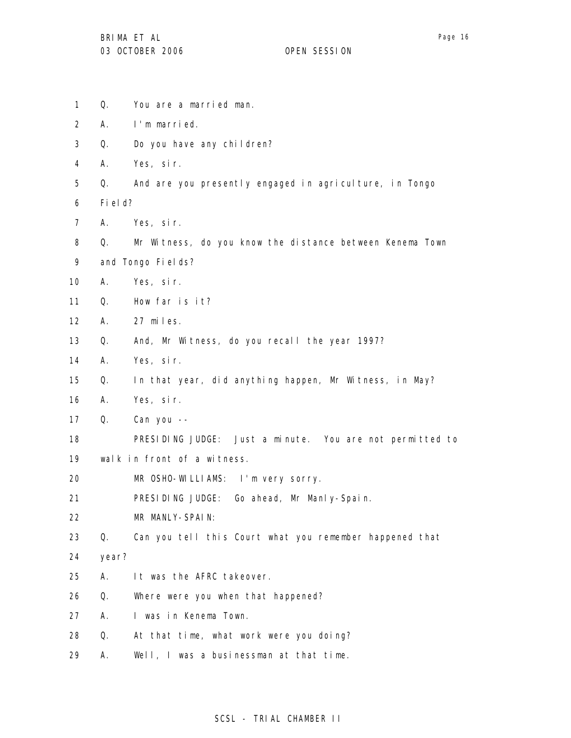Q. You are a married man.

A. I'm married.

Q. Do you have any children?

A. Yes, sir.

Q. And are you presently engaged in agriculture, in Tongo Field?

A. Yes, sir.

Q. Mr Witness, do you know the distance between Kenema Town and Tongo Fields?

A. Yes, sir.

Q. How far is it?

A. 27 miles.

Q. And, Mr Witness, do you recall the year 1997?

A. Yes, sir.

Q. In that year, did anything happen, Mr Witness, in May?

A. Yes, sir.

Q. Can you --

PRESIDING JUDGE: Just a minute. You are not permitted to walk in front of a witness.

MR OSHO-WILLIAMS: I'm very sorry.

PRESIDING JUDGE: Go ahead, Mr Manly-Spain.

MR MANLY-SPAIN:

Q. Can you tell this Court what you remember happened that year?

A. It was the AFRC takeover.

Q. Where were you when that happened?

A. I was in Kenema Town.

Q. At that time, what work were you doing?

A. Well, I was a businessman at that time.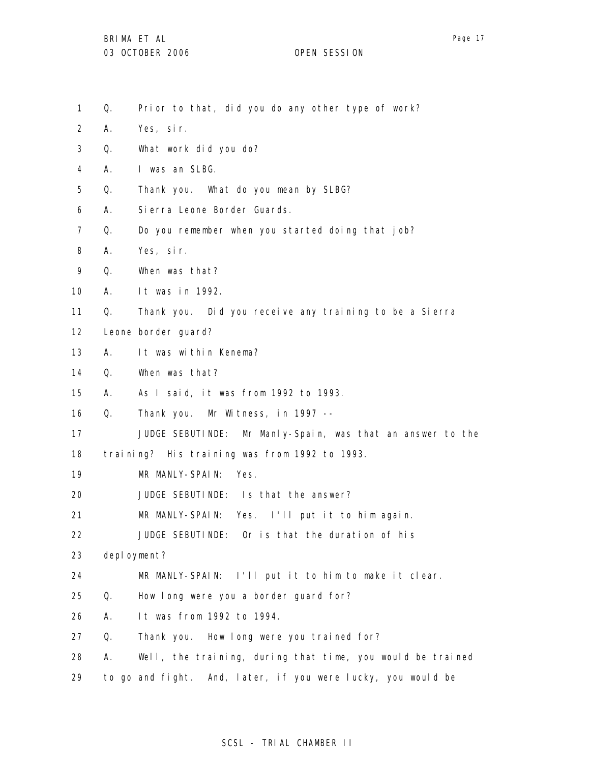1 Q. Prior to that, did you do any other type of work?

2 A. Yes, sir.

3 Q. What work did you do?

4 A. I was an SLBG.

5 Q. Thank you. What do you mean by SLBG?

6 A. Sierra Leone Border Guards.

7 Q. Do you remember when you started doing that job?

8 A. Yes, sir.

9 Q. When was that?

10 A. It was in 1992.

11 Q. Thank you. Did you receive any training to be a Sierra

12 Leone border guard?

13 A. It was within Kenema?

14 Q. When was that?

15 A. As I said, it was from 1992 to 1993.

16 Q. Thank you. Mr Witness, in 1997 --

17 JUDGE SEBUTINDE: Mr Manly-Spain, was that an answer to the

18 training? His training was from 1992 to 1993.

19 MR MANLY-SPAIN: Yes.

20 JUDGE SEBUTINDE: Is that the answer?

21 MR MANLY-SPAIN: Yes. I'll put it to him again.

22 JUDGE SEBUTINDE: Or is that the duration of his

23 deployment?

24 MR MANLY-SPAIN: I'll put it to him to make it clear.

25 Q. How long were you a border guard for?

26 A. It was from 1992 to 1994.

27 Q. Thank you. How long were you trained for?

28 A. Well, the training, during that time, you would be trained

29 to go and fight. And, later, if you were lucky, you would be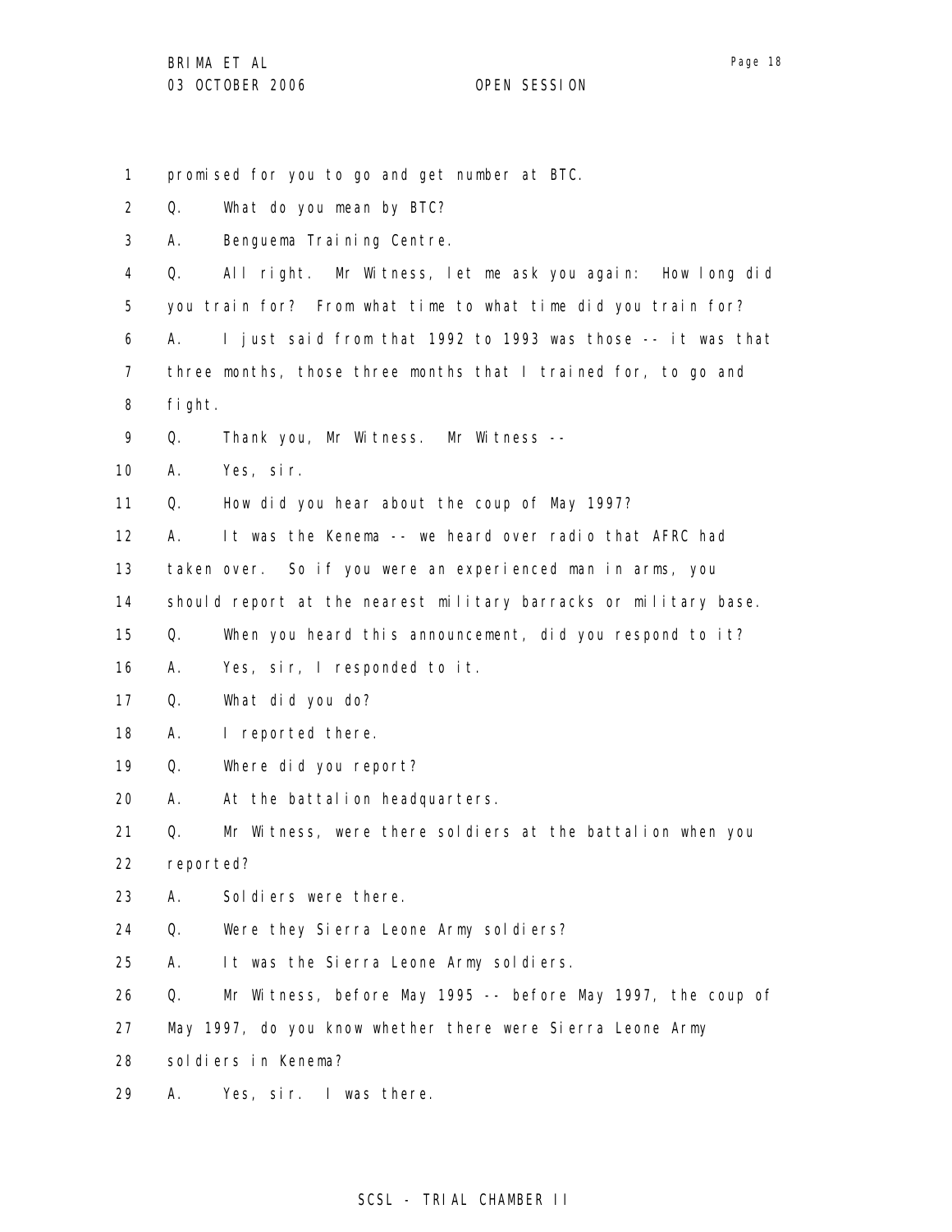promised for you to go and get number at BTC.

Q. What do you mean by BTC?

A. Benguema Training Centre.

Q. All right. Mr Witness, let me ask you again: How long did you train for? From what time to what time did you train for?

A. I just said from that 1992 to 1993 was those -- it was that three months, those three months that I trained for, to go and fight.

Q. Thank you, Mr Witness. Mr Witness --

A. Yes, sir.

Q. How did you hear about the coup of May 1997?

A. It was the Kenema -- we heard over radio that AFRC had taken over. So if you were an experienced man in arms, you should report at the nearest military barracks or military base.

Q. When you heard this announcement, did you respond to it?

A. Yes, sir, I responded to it.

Q. What did you do?

A. I reported there.

Q. Where did you report?

A. At the battalion headquarters.

Q. Mr Witness, were there soldiers at the battalion when you reported?

A. Soldiers were there.

Q. Were they Sierra Leone Army soldiers?

A. It was the Sierra Leone Army soldiers.

Q. Mr Witness, before May 1995 -- before May 1997, the coup of May 1997, do you know whether there were Sierra Leone Army soldiers in Kenema?

A. Yes, sir. I was there.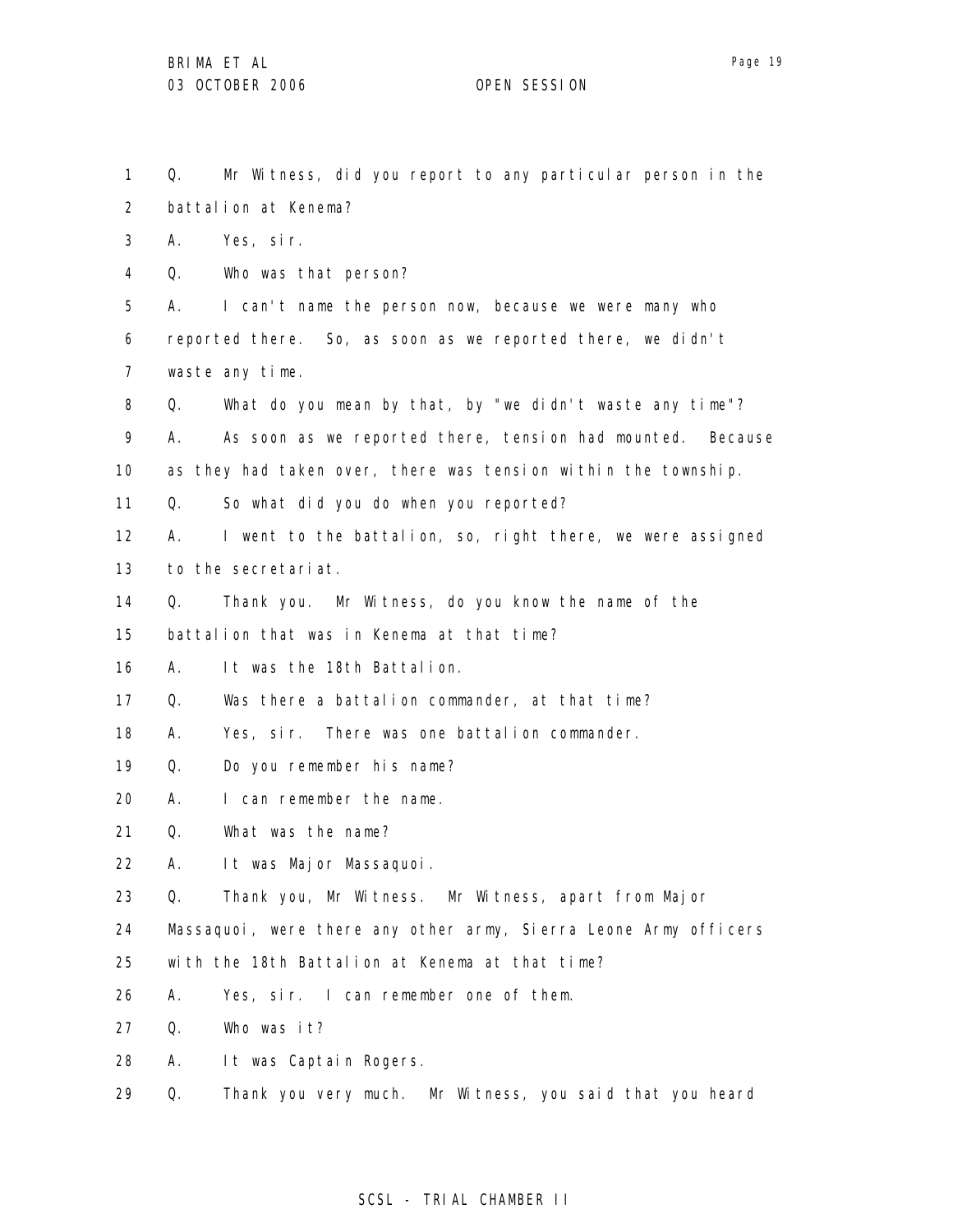Q. Mr Witness, did you report to any particular person in the battalion at Kenema?

A. Yes, sir.

Q. Who was that person?

A. I can't name the person now, because we were many who reported there. So, as soon as we reported there, we didn't waste any time.

Q. What do you mean by that, by "we didn't waste any time"?

A. As soon as we reported there, tension had mounted. Because as they had taken over, there was tension within the township.

Q. So what did you do when you reported?

A. I went to the battalion, so, right there, we were assigned to the secretariat.

Q. Thank you. Mr Witness, do you know the name of the battalion that was in Kenema at that time?

A. It was the 18th Battalion.

Q. Was there a battalion commander, at that time?

A. Yes, sir. There was one battalion commander.

Q. Do you remember his name?

A. I can remember the name.

Q. What was the name?

A. It was Major Massaquoi.

Q. Thank you, Mr Witness. Mr Witness, apart from Major Massaquoi, were there any other army, Sierra Leone Army officers with the 18th Battalion at Kenema at that time?

A. Yes, sir. I can remember one of them.

Q. Who was it?

A. It was Captain Rogers.

Q. Thank you very much. Mr Witness, you said that you heard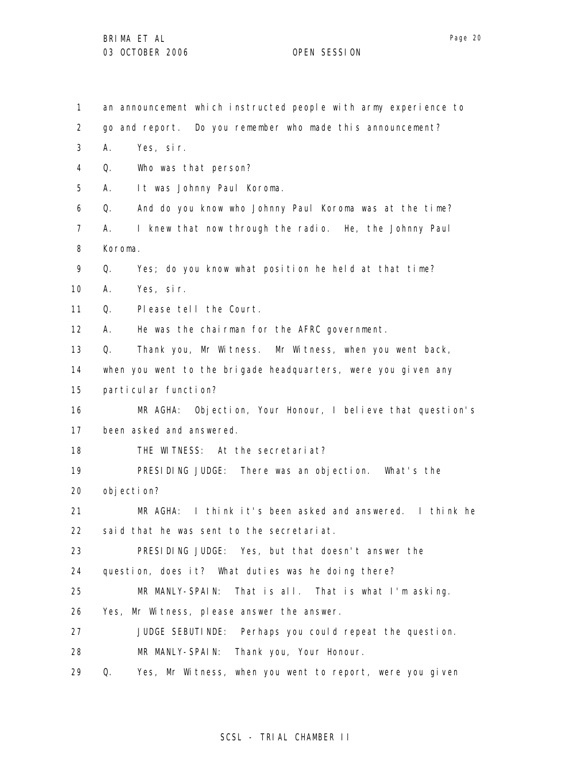an announcement which instructed people with army experience to go and report. Do you remember who made this announcement?

A. Yes, sir.

Q. Who was that person?

A. It was Johnny Paul Koroma.

Q. And do you know who Johnny Paul Koroma was at the time?

A. I knew that now through the radio. He, the Johnny Paul Koroma.

Q. Yes; do you know what position he held at that time?

A. Yes, sir.

Q. Please tell the Court.

A. He was the chairman for the AFRC government.

Q. Thank you, Mr Witness. Mr Witness, when you went back, when you went to the brigade headquarters, were you given any particular function?

MR AGHA: Objection, Your Honour, I believe that question's been asked and answered.

THE WITNESS: At the secretariat?

PRESIDING JUDGE: There was an objection. What's the objection?

MR AGHA: I think it's been asked and answered. I think he said that he was sent to the secretariat.

PRESIDING JUDGE: Yes, but that doesn't answer the question, does it? What duties was he doing there?

MR MANLY-SPAIN: That is all. That is what I'm asking. Yes, Mr Witness, please answer the answer.

JUDGE SEBUTINDE: Perhaps you could repeat the question.

MR MANLY-SPAIN: Thank you, Your Honour.

Q. Yes, Mr Witness, when you went to report, were you given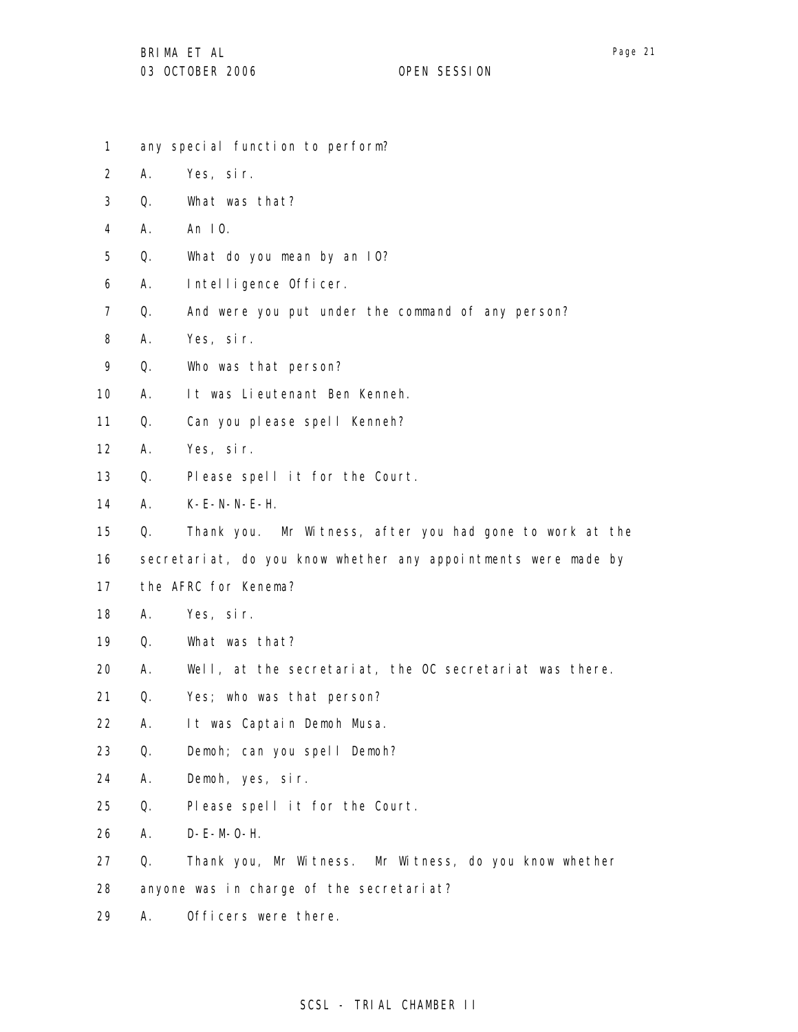1 any special function to perform?

2 A. Yes, sir.

3 Q. What was that?

4 A. An IO.

5 Q. What do you mean by an IO?

6 A. Intelligence Officer.

7 Q. And were you put under the command of any person?

8 A. Yes, sir.

9 Q. Who was that person?

10 A. It was Lieutenant Ben Kenneh.

11 Q. Can you please spell Kenneh?

12 A. Yes, sir.

13 Q. Please spell it for the Court.

14 A. K-E-N-N-E-H.

15 Q. Thank you. Mr Witness, after you had gone to work at the

16 secretariat, do you know whether any appointments were made by

17 the AFRC for Kenema?

18 A. Yes, sir.

19 Q. What was that?

20 A. Well, at the secretariat, the OC secretariat was there.

21 Q. Yes; who was that person?

22 A. It was Captain Demoh Musa.

23 Q. Demoh; can you spell Demoh?

24 A. Demoh, yes, sir.

25 Q. Please spell it for the Court.

26 A. D-E-M-O-H.

27 Q. Thank you, Mr Witness. Mr Witness, do you know whether

28 anyone was in charge of the secretariat?

29 A. Officers were there.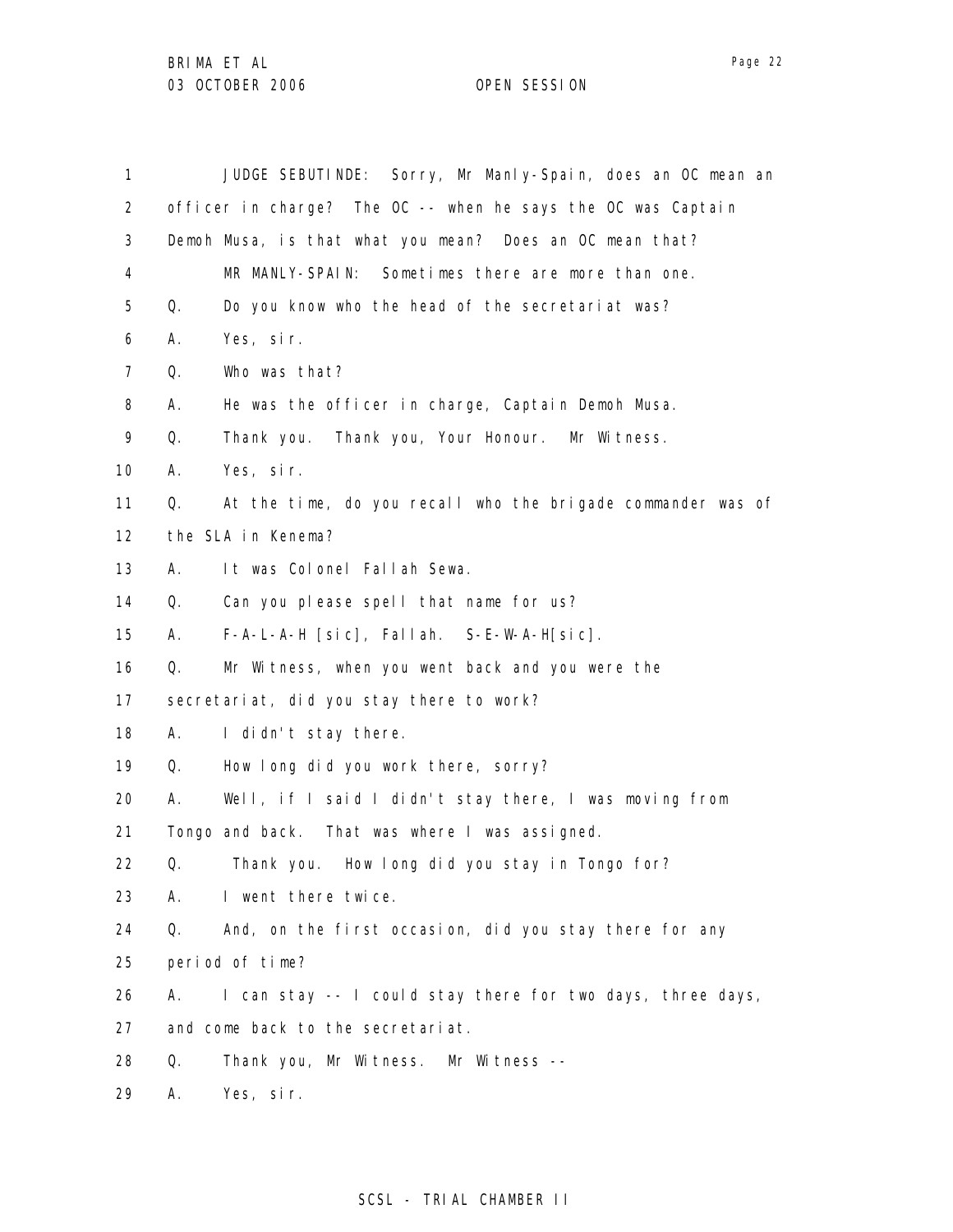JUDGE SEBUTINDE: Sorry, Mr Manly-Spain, does an OC mean an officer in charge? The OC -- when he says the OC was Captain Demoh Musa, is that what you mean? Does an OC mean that?

MR MANLY-SPAIN: Sometimes there are more than one.

Q. Do you know who the head of the secretariat was?

A. Yes, sir.

Q. Who was that?

A. He was the officer in charge, Captain Demoh Musa.

Q. Thank you. Thank you, Your Honour. Mr Witness.

A. Yes, sir.

Q. At the time, do you recall who the brigade commander was of the SLA in Kenema?

A. It was Colonel Fallah Sewa.

Q. Can you please spell that name for us?

A. F-A-L-A-H [sic], Fallah. S-E-W-A-H[sic].

Q. Mr Witness, when you went back and you were the secretariat, did you stay there to work?

A. I didn't stay there.

Q. How long did you work there, sorry?

A. Well, if I said I didn't stay there, I was moving from Tongo and back. That was where I was assigned.

Q. Thank you. How long did you stay in Tongo for?

A. I went there twice.

Q. And, on the first occasion, did you stay there for any period of time?

A. I can stay -- I could stay there for two days, three days, and come back to the secretariat.

Q. Thank you, Mr Witness. Mr Witness --

A. Yes, sir.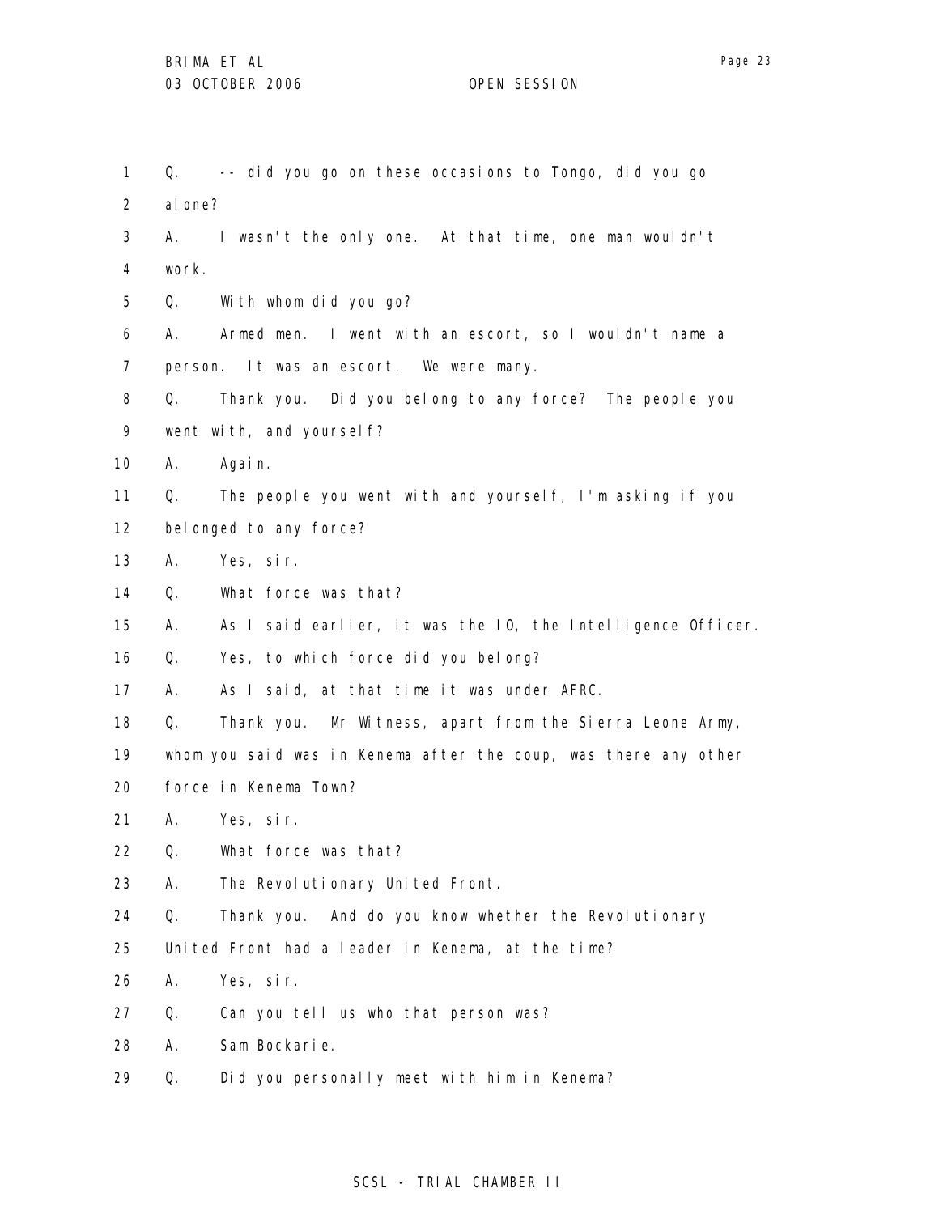1 Q. -- did you go on these occasions to Tongo, did you go
2 alone?
3 A. I wasn't the only one. At that time, one man wouldn't
4 work.
5 Q. With whom did you go?
6 A. Armed men. I went with an escort, so I wouldn't name a
7 person. It was an escort. We were many.
8 Q. Thank you. Did you belong to any force? The people you
9 went with, and yourself?
10 A. Again.
11 Q. The people you went with and yourself, I'm asking if you
12 belonged to any force?
13 A. Yes, sir.
14 Q. What force was that?
15 A. As I said earlier, it was the IO, the Intelligence Officer.
16 Q. Yes, to which force did you belong?
17 A. As I said, at that time it was under AFRC.
18 Q. Thank you. Mr Witness, apart from the Sierra Leone Army,
19 whom you said was in Kenema after the coup, was there any other
20 force in Kenema Town?
21 A. Yes, sir.
22 Q. What force was that?
23 A. The Revolutionary United Front.
24 Q. Thank you. And do you know whether the Revolutionary
25 United Front had a leader in Kenema, at the time?
26 A. Yes, sir.
27 Q. Can you tell us who that person was?
28 A. Sam Bockarie.
29 Q. Did you personally meet with him in Kenema?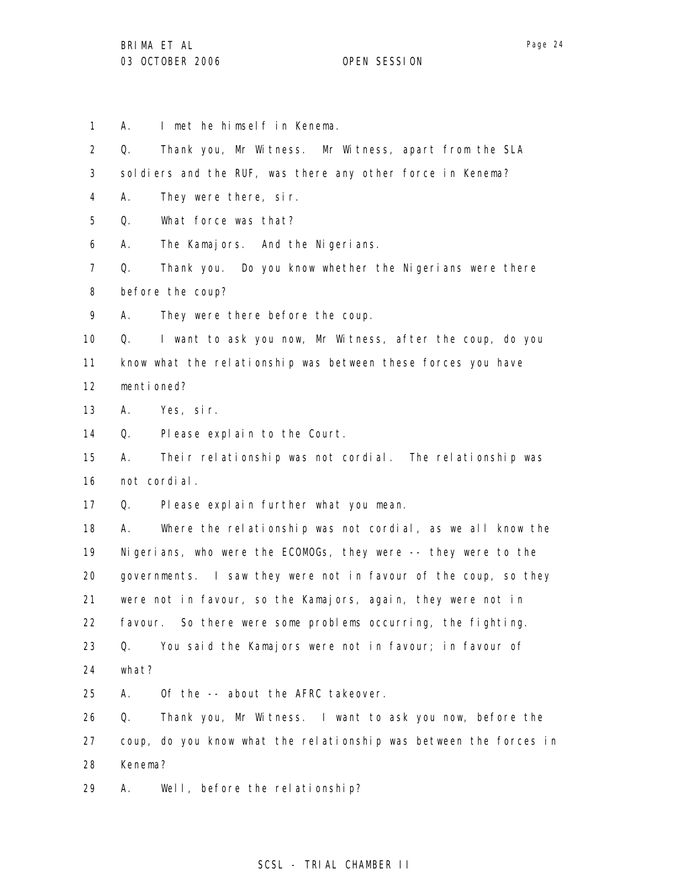A. I met he himself in Kenema.

Q. Thank you, Mr Witness. Mr Witness, apart from the SLA soldiers and the RUF, was there any other force in Kenema?

A. They were there, sir.

Q. What force was that?

A. The Kamajors. And the Nigerians.

Q. Thank you. Do you know whether the Nigerians were there before the coup?

A. They were there before the coup.

Q. I want to ask you now, Mr Witness, after the coup, do you know what the relationship was between these forces you have mentioned?

A. Yes, sir.

Q. Please explain to the Court.

A. Their relationship was not cordial. The relationship was not cordial.

Q. Please explain further what you mean.

A. Where the relationship was not cordial, as we all know the Nigerians, who were the ECOMOGs, they were -- they were to the governments. I saw they were not in favour of the coup, so they were not in favour, so the Kamajors, again, they were not in favour. So there were some problems occurring, the fighting.

Q. You said the Kamajors were not in favour; in favour of what?

A. Of the -- about the AFRC takeover.

Q. Thank you, Mr Witness. I want to ask you now, before the coup, do you know what the relationship was between the forces in Kenema?

A. Well, before the relationship?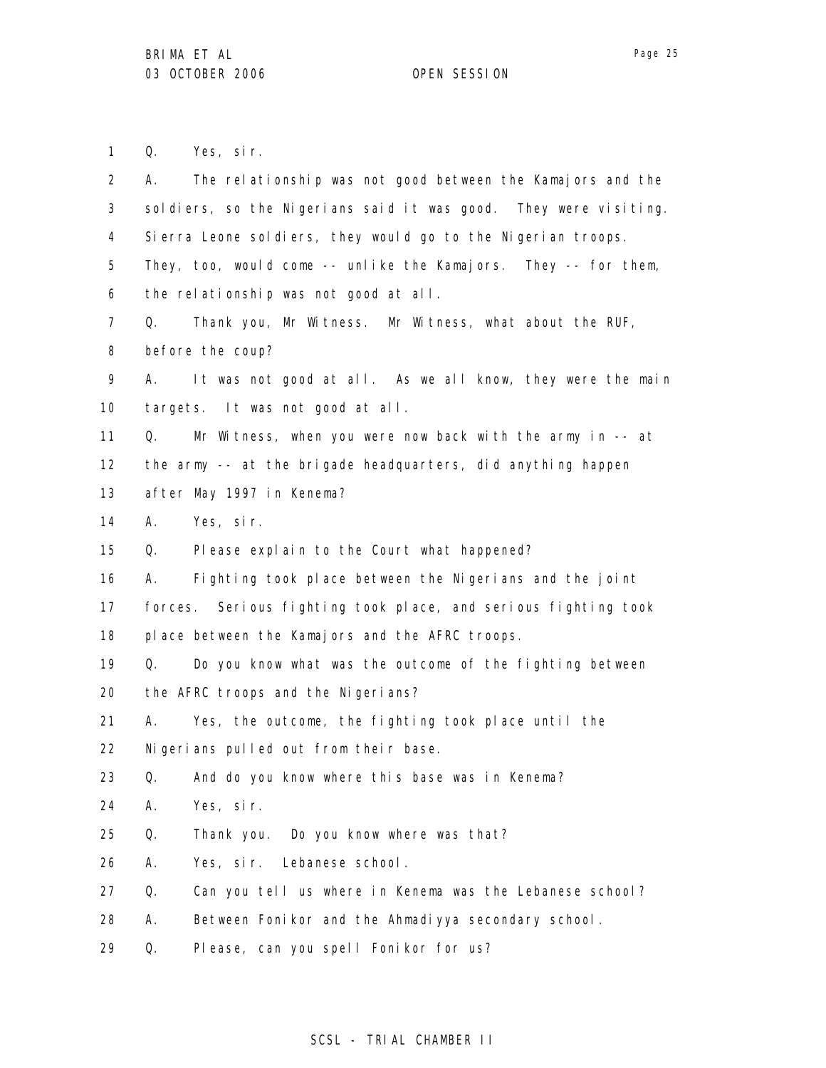1 Q. Yes, sir.

2 A. The relationship was not good between the Kamajors and the

3 soldiers, so the Nigerians said it was good. They were visiting.

4 Sierra Leone soldiers, they would go to the Nigerian troops.

5 They, too, would come -- unlike the Kamajors. They -- for them,

6 the relationship was not good at all.

7 Q. Thank you, Mr Witness. Mr Witness, what about the RUF,

8 before the coup?

9 A. It was not good at all. As we all know, they were the main

10 targets. It was not good at all.

11 Q. Mr Witness, when you were now back with the army in -- at

12 the army -- at the brigade headquarters, did anything happen

13 after May 1997 in Kenema?

14 A. Yes, sir.

15 Q. Please explain to the Court what happened?

16 A. Fighting took place between the Nigerians and the joint

17 forces. Serious fighting took place, and serious fighting took

18 place between the Kamajors and the AFRC troops.

19 Q. Do you know what was the outcome of the fighting between

20 the AFRC troops and the Nigerians?

21 A. Yes, the outcome, the fighting took place until the

22 Nigerians pulled out from their base.

23 Q. And do you know where this base was in Kenema?

24 A. Yes, sir.

25 Q. Thank you. Do you know where was that?

26 A. Yes, sir. Lebanese school.

27 Q. Can you tell us where in Kenema was the Lebanese school?

28 A. Between Fonikor and the Ahmadiyya secondary school.

29 Q. Please, can you spell Fonikor for us?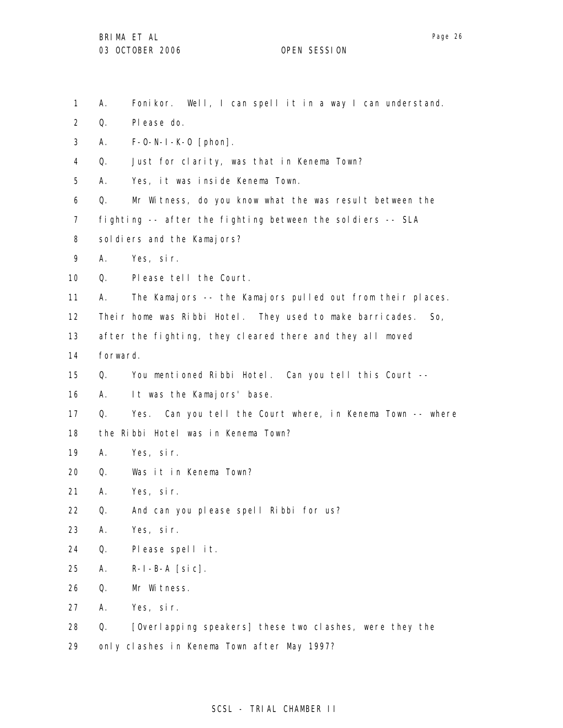1 A. Fonikor. Well, I can spell it in a way I can understand.

2 Q. Please do.

3 A. F-O-N-I-K-O [phon].

4 Q. Just for clarity, was that in Kenema Town?

5 A. Yes, it was inside Kenema Town.

6 Q. Mr Witness, do you know what the was result between the

7 fighting -- after the fighting between the soldiers -- SLA

8 soldiers and the Kamajors?

9 A. Yes, sir.

10 Q. Please tell the Court.

11 A. The Kamajors -- the Kamajors pulled out from their places.

12 Their home was Ribbi Hotel. They used to make barricades. So,

13 after the fighting, they cleared there and they all moved

14 forward.

15 Q. You mentioned Ribbi Hotel. Can you tell this Court --

16 A. It was the Kamajors' base.

17 Q. Yes. Can you tell the Court where, in Kenema Town -- where

18 the Ribbi Hotel was in Kenema Town?

19 A. Yes, sir.

20 Q. Was it in Kenema Town?

21 A. Yes, sir.

22 Q. And can you please spell Ribbi for us?

23 A. Yes, sir.

24 Q. Please spell it.

25 A. R-I-B-A [sic].

26 Q. Mr Witness.

27 A. Yes, sir.

28 Q. [Overlapping speakers] these two clashes, were they the

29 only clashes in Kenema Town after May 1997?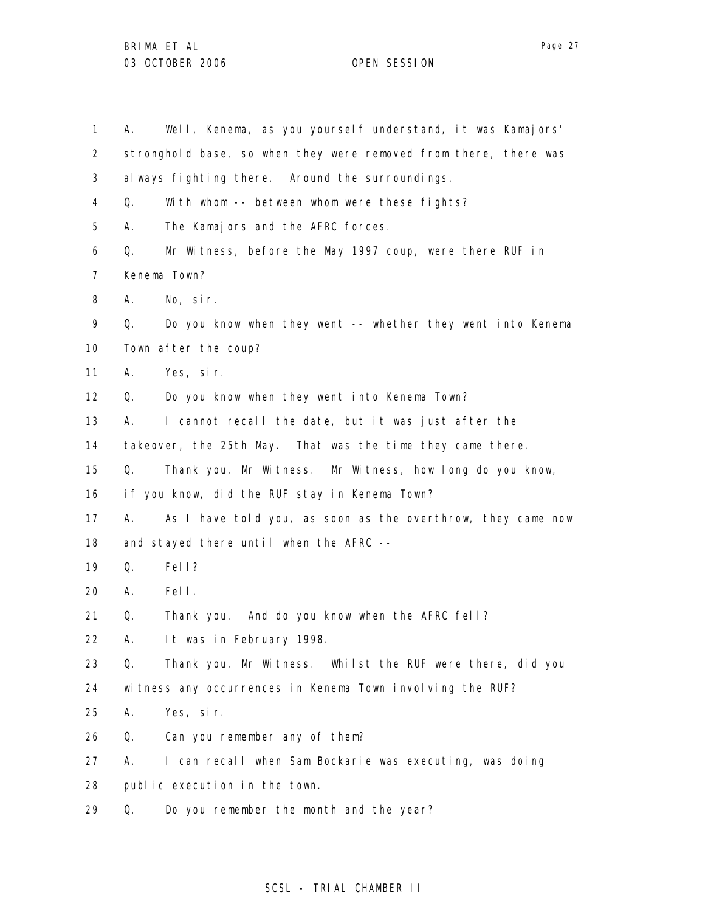1 A. Well, Kenema, as you yourself understand, it was Kamajors'
2 stronghold base, so when they were removed from there, there was
3 always fighting there. Around the surroundings.
4 Q. With whom -- between whom were these fights?
5 A. The Kamajors and the AFRC forces.
6 Q. Mr Witness, before the May 1997 coup, were there RUF in
7 Kenema Town?
8 A. No, sir.
9 Q. Do you know when they went -- whether they went into Kenema
10 Town after the coup?
11 A. Yes, sir.
12 Q. Do you know when they went into Kenema Town?
13 A. I cannot recall the date, but it was just after the
14 takeover, the 25th May. That was the time they came there.
15 Q. Thank you, Mr Witness. Mr Witness, how long do you know,
16 if you know, did the RUF stay in Kenema Town?
17 A. As I have told you, as soon as the overthrow, they came now
18 and stayed there until when the AFRC --
19 Q. Fell?
20 A. Fell.
21 Q. Thank you. And do you know when the AFRC fell?
22 A. It was in February 1998.
23 Q. Thank you, Mr Witness. Whilst the RUF were there, did you
24 witness any occurrences in Kenema Town involving the RUF?
25 A. Yes, sir.
26 Q. Can you remember any of them?
27 A. I can recall when Sam Bockarie was executing, was doing
28 public execution in the town.
29 Q. Do you remember the month and the year?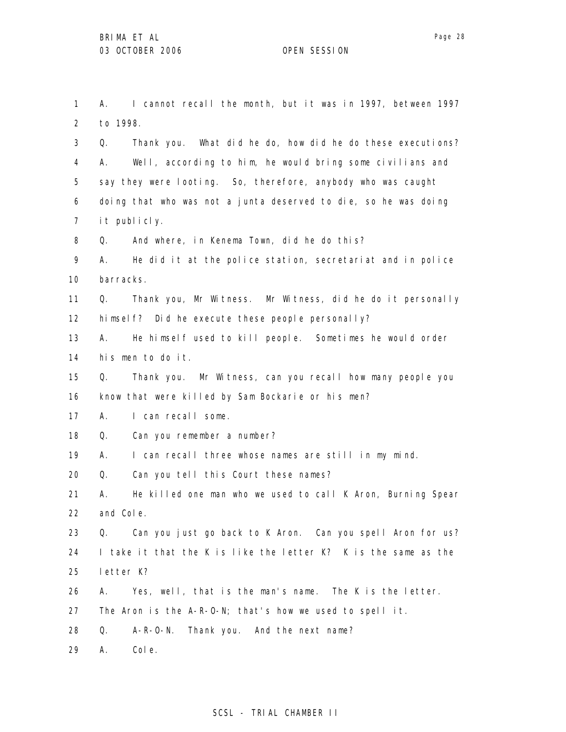A. I cannot recall the month, but it was in 1997, between 1997 to 1998.

Q. Thank you. What did he do, how did he do these executions?

A. Well, according to him, he would bring some civilians and say they were looting. So, therefore, anybody who was caught doing that who was not a junta deserved to die, so he was doing it publicly.

Q. And where, in Kenema Town, did he do this?

A. He did it at the police station, secretariat and in police barracks.

Q. Thank you, Mr Witness. Mr Witness, did he do it personally himself? Did he execute these people personally?

A. He himself used to kill people. Sometimes he would order his men to do it.

Q. Thank you. Mr Witness, can you recall how many people you know that were killed by Sam Bockarie or his men?

A. I can recall some.

Q. Can you remember a number?

A. I can recall three whose names are still in my mind.

Q. Can you tell this Court these names?

A. He killed one man who we used to call K Aron, Burning Spear and Cole.

Q. Can you just go back to K Aron. Can you spell Aron for us? I take it that the K is like the letter K? K is the same as the letter K?

A. Yes, well, that is the man's name. The K is the letter. The Aron is the A-R-O-N; that's how we used to spell it.

Q. A-R-O-N. Thank you. And the next name?

A. Cole.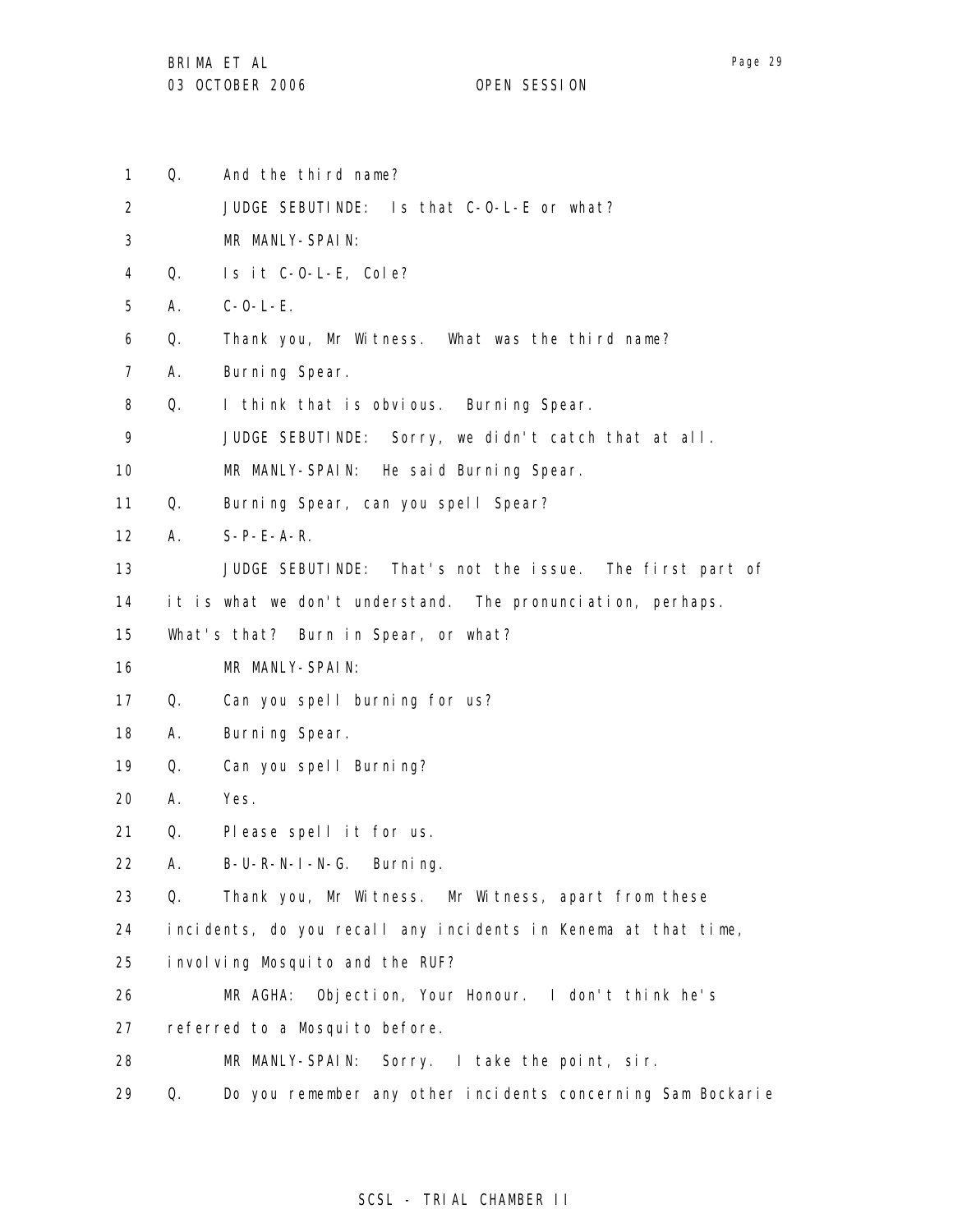1 Q. And the third name?

2 JUDGE SEBUTINDE: Is that C-O-L-E or what?

3 MR MANLY-SPAIN:

4 Q. Is it C-O-L-E, Cole?

5 A. C-O-L-E.

6 Q. Thank you, Mr Witness. What was the third name?

7 A. Burning Spear.

8 Q. I think that is obvious. Burning Spear.

9 JUDGE SEBUTINDE: Sorry, we didn't catch that at all.

10 MR MANLY-SPAIN: He said Burning Spear.

11 Q. Burning Spear, can you spell Spear?

12 A. S-P-E-A-R.

13 JUDGE SEBUTINDE: That's not the issue. The first part of

14 it is what we don't understand. The pronunciation, perhaps.

15 What's that? Burn in Spear, or what?

16 MR MANLY-SPAIN:

17 Q. Can you spell burning for us?

18 A. Burning Spear.

19 Q. Can you spell Burning?

20 A. Yes.

21 Q. Please spell it for us.

22 A. B-U-R-N-I-N-G. Burning.

23 Q. Thank you, Mr Witness. Mr Witness, apart from these

24 incidents, do you recall any incidents in Kenema at that time,

25 involving Mosquito and the RUF?

26 MR AGHA: Objection, Your Honour. I don't think he's

27 referred to a Mosquito before.

28 MR MANLY-SPAIN: Sorry. I take the point, sir.

29 Q. Do you remember any other incidents concerning Sam Bockarie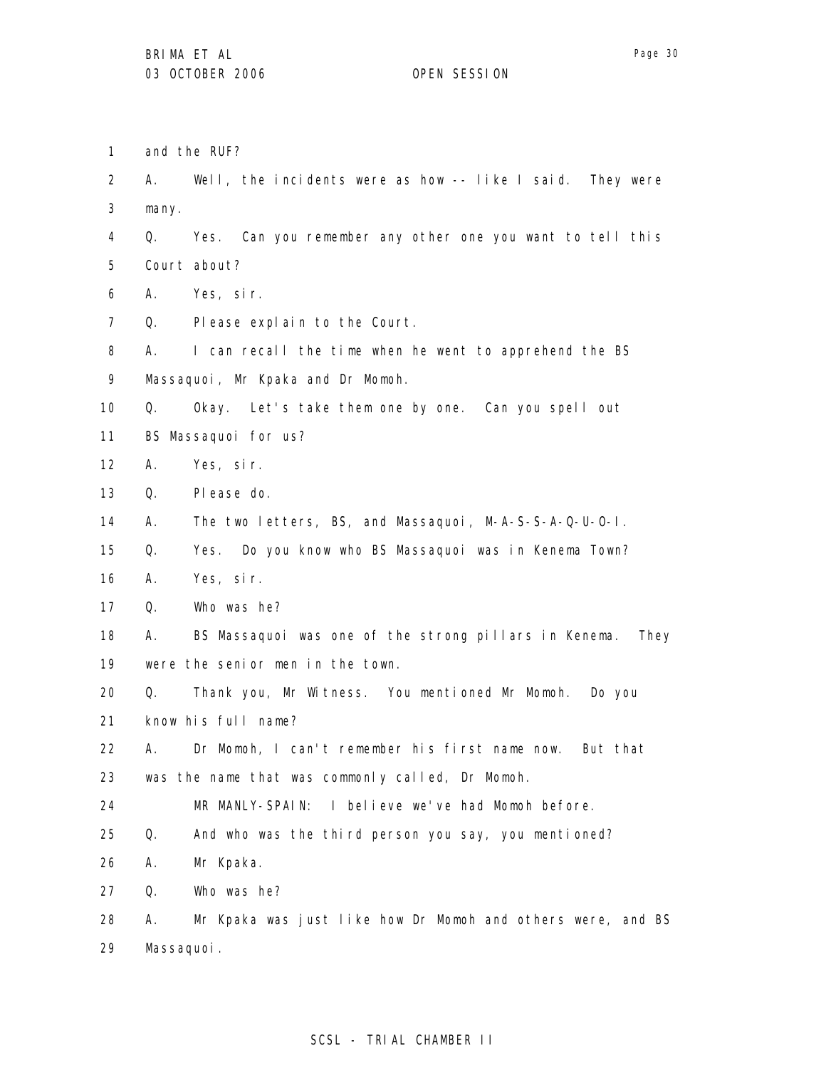and the RUF?

A. Well, the incidents were as how -- like I said. They were many.

Q. Yes. Can you remember any other one you want to tell this Court about?

A. Yes, sir.

Q. Please explain to the Court.

A. I can recall the time when he went to apprehend the BS Massaquoi, Mr Kpaka and Dr Momoh.

Q. Okay. Let's take them one by one. Can you spell out BS Massaquoi for us?

A. Yes, sir.

Q. Please do.

A. The two letters, BS, and Massaquoi, M-A-S-S-A-Q-U-O-I.

Q. Yes. Do you know who BS Massaquoi was in Kenema Town?

A. Yes, sir.

Q. Who was he?

A. BS Massaquoi was one of the strong pillars in Kenema. They were the senior men in the town.

Q. Thank you, Mr Witness. You mentioned Mr Momoh. Do you know his full name?

A. Dr Momoh, I can't remember his first name now. But that was the name that was commonly called, Dr Momoh.

MR MANLY-SPAIN: I believe we've had Momoh before.

Q. And who was the third person you say, you mentioned?

A. Mr Kpaka.

Q. Who was he?

A. Mr Kpaka was just like how Dr Momoh and others were, and BS Massaquoi.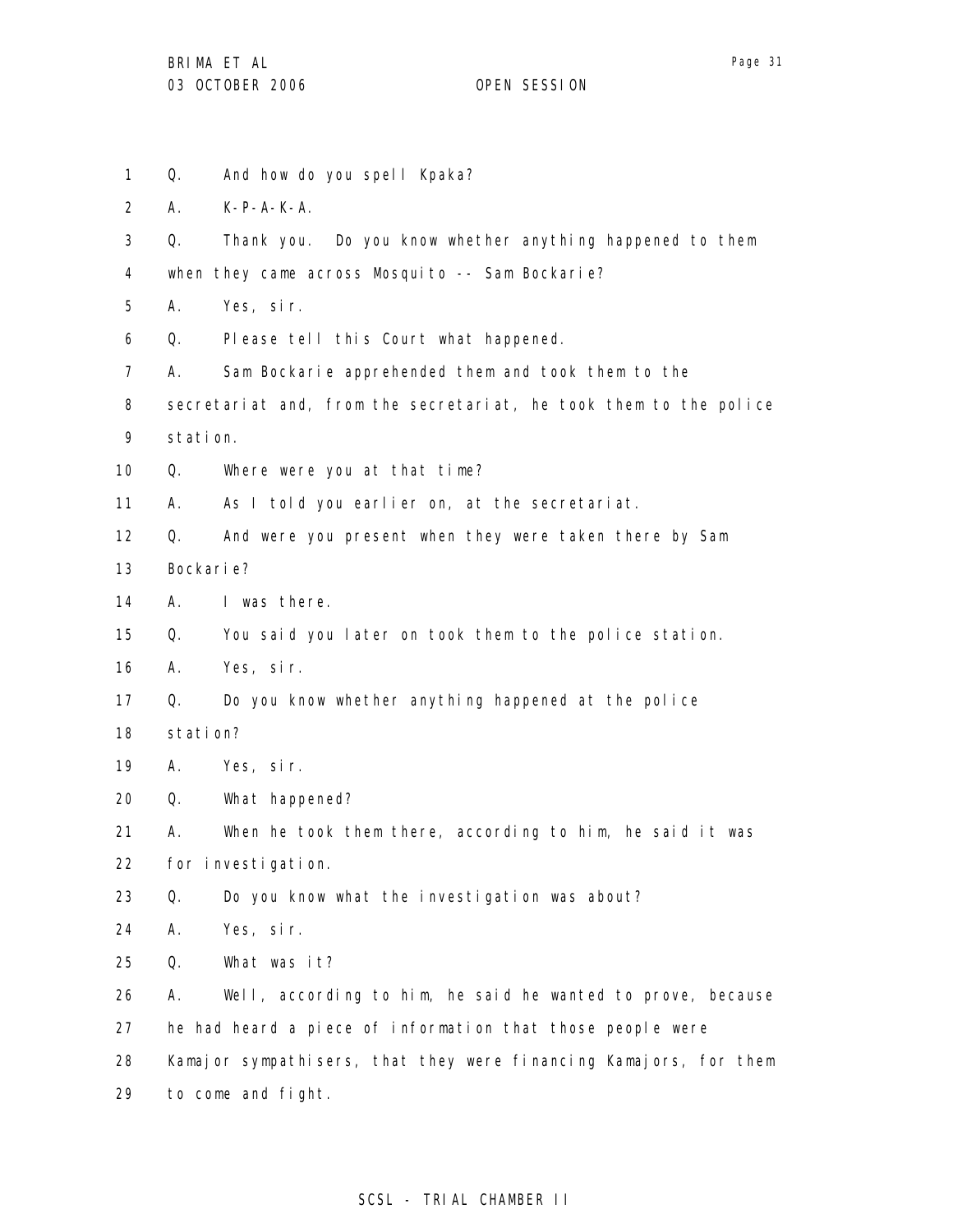Q. And how do you spell Kpaka?

A. K-P-A-K-A.

Q. Thank you. Do you know whether anything happened to them when they came across Mosquito -- Sam Bockarie?

A. Yes, sir.

Q. Please tell this Court what happened.

A. Sam Bockarie apprehended them and took them to the secretariat and, from the secretariat, he took them to the police station.

Q. Where were you at that time?

A. As I told you earlier on, at the secretariat.

Q. And were you present when they were taken there by Sam Bockarie?

A. I was there.

Q. You said you later on took them to the police station.

A. Yes, sir.

Q. Do you know whether anything happened at the police station?

A. Yes, sir.

Q. What happened?

A. When he took them there, according to him, he said it was for investigation.

Q. Do you know what the investigation was about?

A. Yes, sir.

Q. What was it?

A. Well, according to him, he said he wanted to prove, because he had heard a piece of information that those people were Kamajor sympathisers, that they were financing Kamajors, for them to come and fight.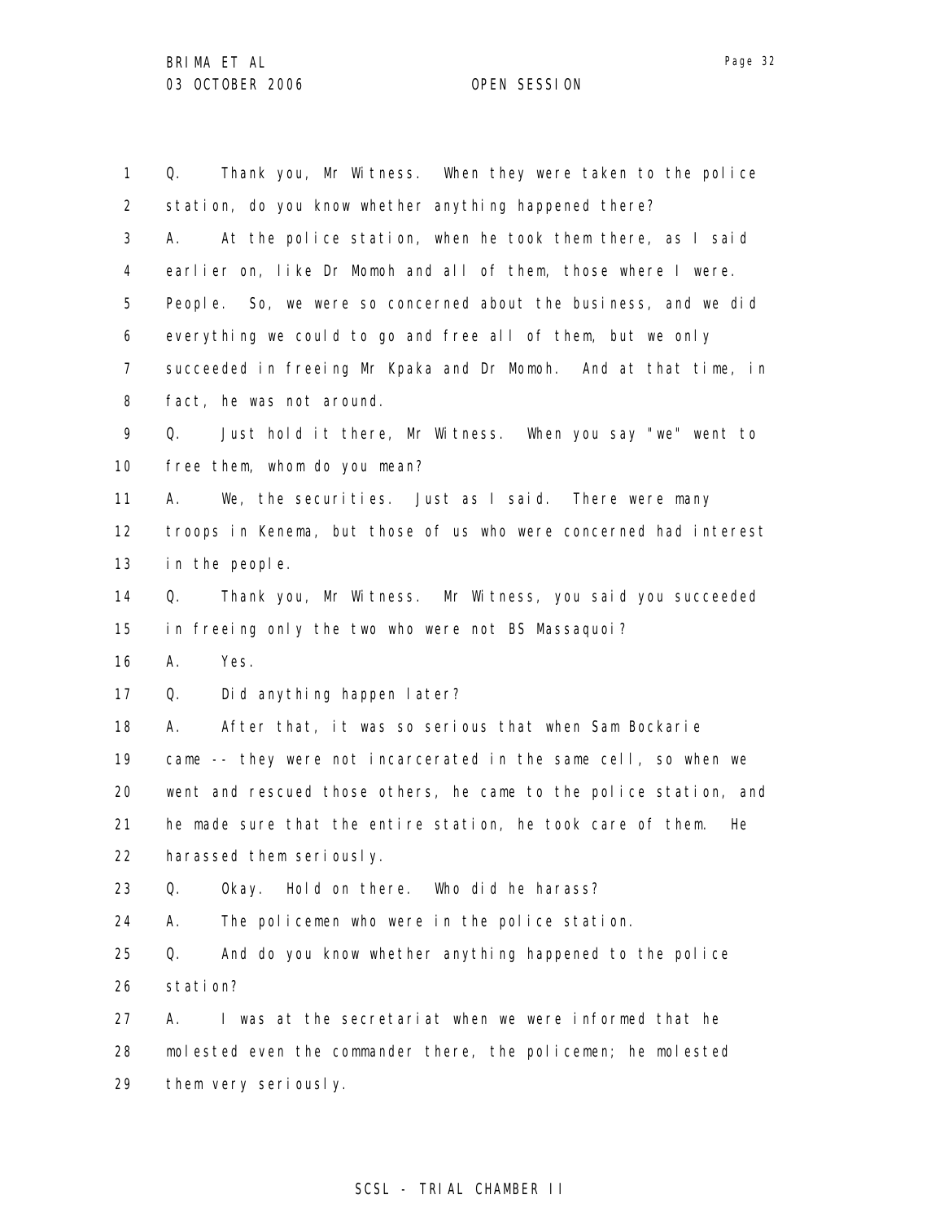Q. Thank you, Mr Witness. When they were taken to the police station, do you know whether anything happened there?

A. At the police station, when he took them there, as I said earlier on, like Dr Momoh and all of them, those where I were. People. So, we were so concerned about the business, and we did everything we could to go and free all of them, but we only succeeded in freeing Mr Kpaka and Dr Momoh. And at that time, in fact, he was not around.

Q. Just hold it there, Mr Witness. When you say "we" went to free them, whom do you mean?

A. We, the securities. Just as I said. There were many troops in Kenema, but those of us who were concerned had interest in the people.

Q. Thank you, Mr Witness. Mr Witness, you said you succeeded in freeing only the two who were not BS Massaquoi?

A. Yes.

Q. Did anything happen later?

A. After that, it was so serious that when Sam Bockarie came -- they were not incarcerated in the same cell, so when we went and rescued those others, he came to the police station, and he made sure that the entire station, he took care of them. He harassed them seriously.

Q. Okay. Hold on there. Who did he harass?

A. The policemen who were in the police station.

Q. And do you know whether anything happened to the police station?

A. I was at the secretariat when we were informed that he molested even the commander there, the policemen; he molested them very seriously.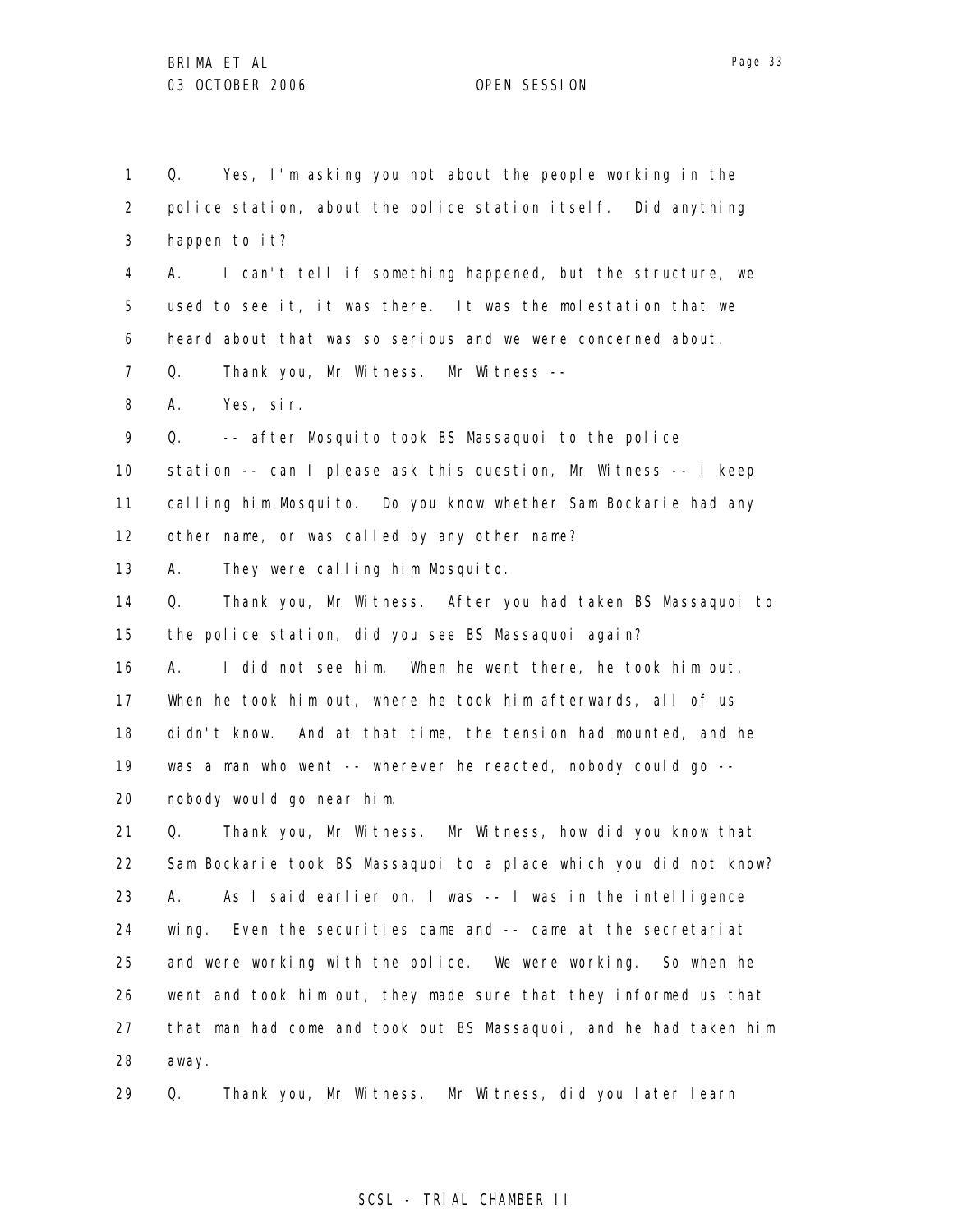Q. Yes, I'm asking you not about the people working in the police station, about the police station itself. Did anything happen to it?

A. I can't tell if something happened, but the structure, we used to see it, it was there. It was the molestation that we heard about that was so serious and we were concerned about.

Q. Thank you, Mr Witness. Mr Witness --

A. Yes, sir.

Q. -- after Mosquito took BS Massaquoi to the police station -- can I please ask this question, Mr Witness -- I keep calling him Mosquito. Do you know whether Sam Bockarie had any other name, or was called by any other name?

A. They were calling him Mosquito.

Q. Thank you, Mr Witness. After you had taken BS Massaquoi to the police station, did you see BS Massaquoi again?

A. I did not see him. When he went there, he took him out. When he took him out, where he took him afterwards, all of us didn't know. And at that time, the tension had mounted, and he was a man who went -- wherever he reacted, nobody could go -- nobody would go near him.

Q. Thank you, Mr Witness. Mr Witness, how did you know that Sam Bockarie took BS Massaquoi to a place which you did not know?

A. As I said earlier on, I was -- I was in the intelligence wing. Even the securities came and -- came at the secretariat and were working with the police. We were working. So when he went and took him out, they made sure that they informed us that that man had come and took out BS Massaquoi, and he had taken him away.

Q. Thank you, Mr Witness. Mr Witness, did you later learn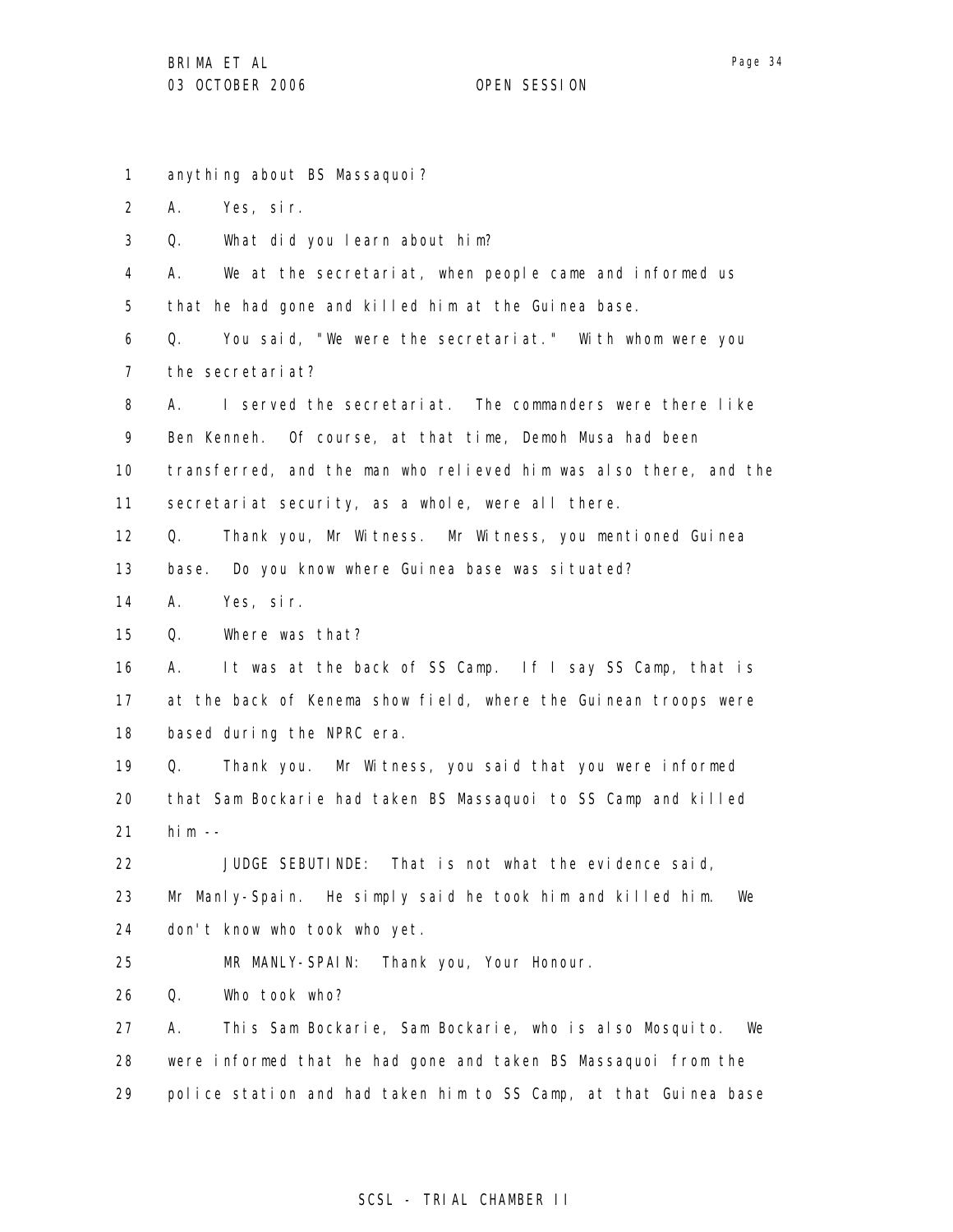1 anything about BS Massaquoi?

2 A. Yes, sir.

3 Q. What did you learn about him?

4 A. We at the secretariat, when people came and informed us

5 that he had gone and killed him at the Guinea base.

6 Q. You said, "We were the secretariat." With whom were you

7 the secretariat?

8 A. I served the secretariat. The commanders were there like

9 Ben Kenneh. Of course, at that time, Demoh Musa had been

10 transferred, and the man who relieved him was also there, and the

11 secretariat security, as a whole, were all there.

12 Q. Thank you, Mr Witness. Mr Witness, you mentioned Guinea

13 base. Do you know where Guinea base was situated?

14 A. Yes, sir.

15 Q. Where was that?

16 A. It was at the back of SS Camp. If I say SS Camp, that is

17 at the back of Kenema show field, where the Guinean troops were

18 based during the NPRC era.

19 Q. Thank you. Mr Witness, you said that you were informed

20 that Sam Bockarie had taken BS Massaquoi to SS Camp and killed

21 him --

22 JUDGE SEBUTINDE: That is not what the evidence said,

23 Mr Manly-Spain. He simply said he took him and killed him. We

24 don't know who took who yet.

25 MR MANLY-SPAIN: Thank you, Your Honour.

26 Q. Who took who?

27 A. This Sam Bockarie, Sam Bockarie, who is also Mosquito. We

28 were informed that he had gone and taken BS Massaquoi from the

29 police station and had taken him to SS Camp, at that Guinea base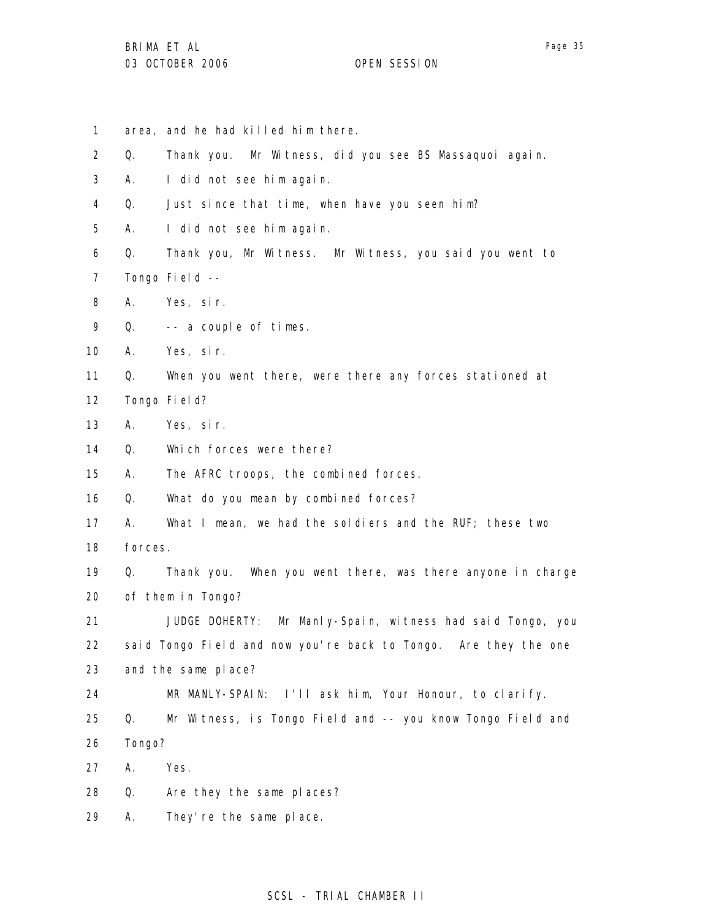1 area, and he had killed him there.

2 Q. Thank you. Mr Witness, did you see BS Massaquoi again.

3 A. I did not see him again.

4 Q. Just since that time, when have you seen him?

5 A. I did not see him again.

6 Q. Thank you, Mr Witness. Mr Witness, you said you went to

7 Tongo Field --

8 A. Yes, sir.

9 Q. -- a couple of times.

10 A. Yes, sir.

11 Q. When you went there, were there any forces stationed at

12 Tongo Field?

13 A. Yes, sir.

14 Q. Which forces were there?

15 A. The AFRC troops, the combined forces.

16 Q. What do you mean by combined forces?

17 A. What I mean, we had the soldiers and the RUF; these two

18 forces.

19 Q. Thank you. When you went there, was there anyone in charge

20 of them in Tongo?

21 JUDGE DOHERTY: Mr Manly-Spain, witness had said Tongo, you

22 said Tongo Field and now you're back to Tongo. Are they the one

23 and the same place?

24 MR MANLY-SPAIN: I'll ask him, Your Honour, to clarify.

25 Q. Mr Witness, is Tongo Field and -- you know Tongo Field and

26 Tongo?

27 A. Yes.

28 Q. Are they the same places?

29 A. They're the same place.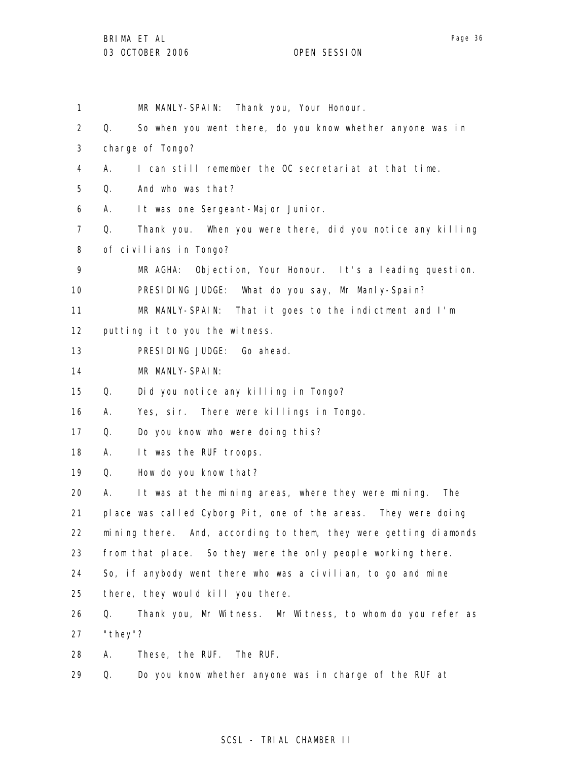MR MANLY-SPAIN: Thank you, Your Honour.

Q. So when you went there, do you know whether anyone was in charge of Tongo?

A. I can still remember the OC secretariat at that time.

Q. And who was that?

A. It was one Sergeant-Major Junior.

Q. Thank you. When you were there, did you notice any killing of civilians in Tongo?

MR AGHA: Objection, Your Honour. It's a leading question.

PRESIDING JUDGE: What do you say, Mr Manly-Spain?

MR MANLY-SPAIN: That it goes to the indictment and I'm putting it to you the witness.

PRESIDING JUDGE: Go ahead.

MR MANLY-SPAIN:

Q. Did you notice any killing in Tongo?

A. Yes, sir. There were killings in Tongo.

Q. Do you know who were doing this?

A. It was the RUF troops.

Q. How do you know that?

A. It was at the mining areas, where they were mining. The place was called Cyborg Pit, one of the areas. They were doing mining there. And, according to them, they were getting diamonds from that place. So they were the only people working there. So, if anybody went there who was a civilian, to go and mine there, they would kill you there.

Q. Thank you, Mr Witness. Mr Witness, to whom do you refer as "they"?

A. These, the RUF. The RUF.

Q. Do you know whether anyone was in charge of the RUF at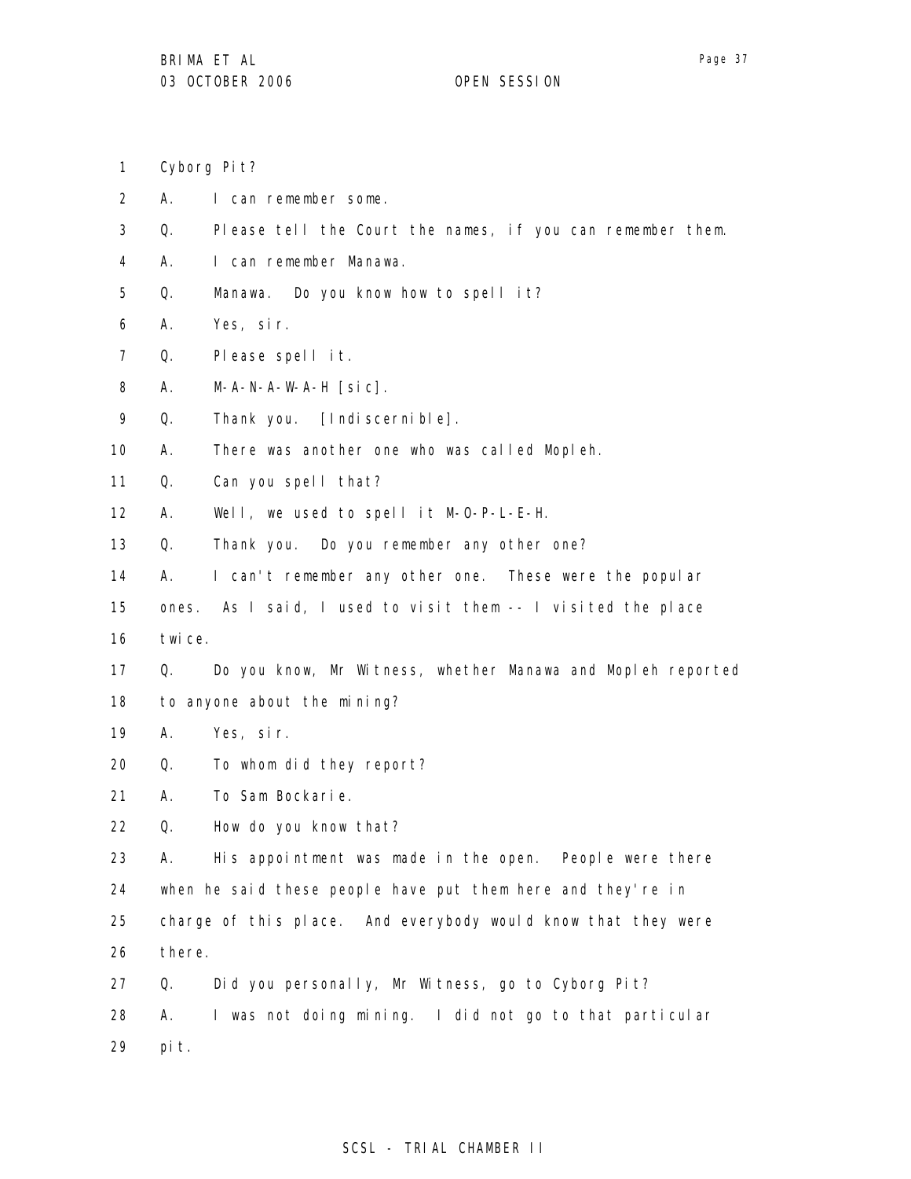Cyborg Pit?

A. I can remember some.

Q. Please tell the Court the names, if you can remember them.

A. I can remember Manawa.

Q. Manawa. Do you know how to spell it?

A. Yes, sir.

Q. Please spell it.

A. M-A-N-A-W-A-H [sic].

Q. Thank you. [Indiscernible].

A. There was another one who was called Mopleh.

Q. Can you spell that?

A. Well, we used to spell it M-O-P-L-E-H.

Q. Thank you. Do you remember any other one?

A. I can't remember any other one. These were the popular ones. As I said, I used to visit them -- I visited the place twice.

Q. Do you know, Mr Witness, whether Manawa and Mopleh reported to anyone about the mining?

A. Yes, sir.

Q. To whom did they report?

A. To Sam Bockarie.

Q. How do you know that?

A. His appointment was made in the open. People were there when he said these people have put them here and they're in charge of this place. And everybody would know that they were there.

Q. Did you personally, Mr Witness, go to Cyborg Pit?

A. I was not doing mining. I did not go to that particular pit.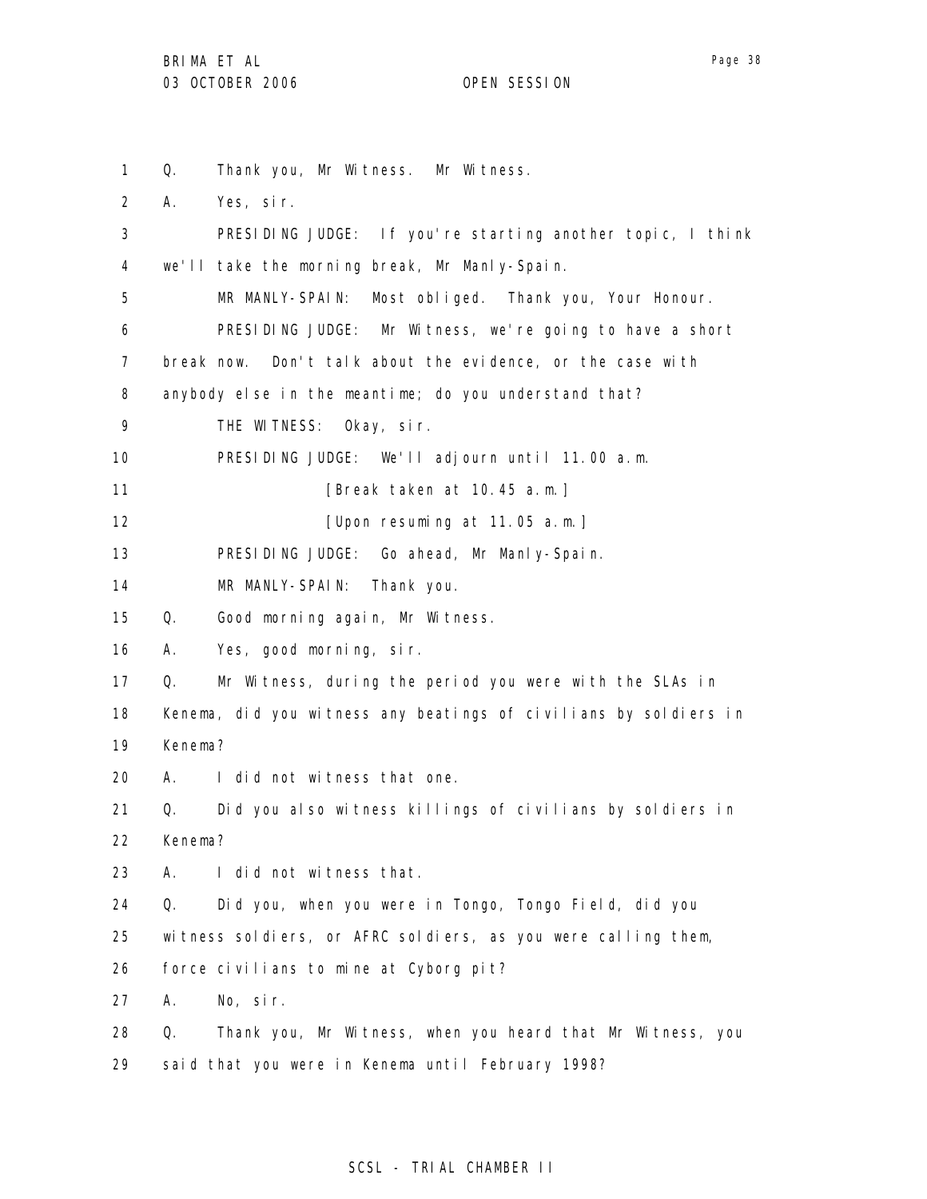Q. Thank you, Mr Witness. Mr Witness.

A. Yes, sir.

PRESIDING JUDGE: If you're starting another topic, I think we'll take the morning break, Mr Manly-Spain.

MR MANLY-SPAIN: Most obliged. Thank you, Your Honour.

PRESIDING JUDGE: Mr Witness, we're going to have a short break now. Don't talk about the evidence, or the case with anybody else in the meantime; do you understand that?

THE WITNESS: Okay, sir.

PRESIDING JUDGE: We'll adjourn until 11.00 a.m.

[Break taken at 10.45 a.m.]

[Upon resuming at 11.05 a.m.]

PRESIDING JUDGE: Go ahead, Mr Manly-Spain.

MR MANLY-SPAIN: Thank you.

Q. Good morning again, Mr Witness.

A. Yes, good morning, sir.

Q. Mr Witness, during the period you were with the SLAs in Kenema, did you witness any beatings of civilians by soldiers in Kenema?

A. I did not witness that one.

Q. Did you also witness killings of civilians by soldiers in Kenema?

A. I did not witness that.

Q. Did you, when you were in Tongo, Tongo Field, did you witness soldiers, or AFRC soldiers, as you were calling them, force civilians to mine at Cyborg pit?

A. No, sir.

Q. Thank you, Mr Witness, when you heard that Mr Witness, you said that you were in Kenema until February 1998?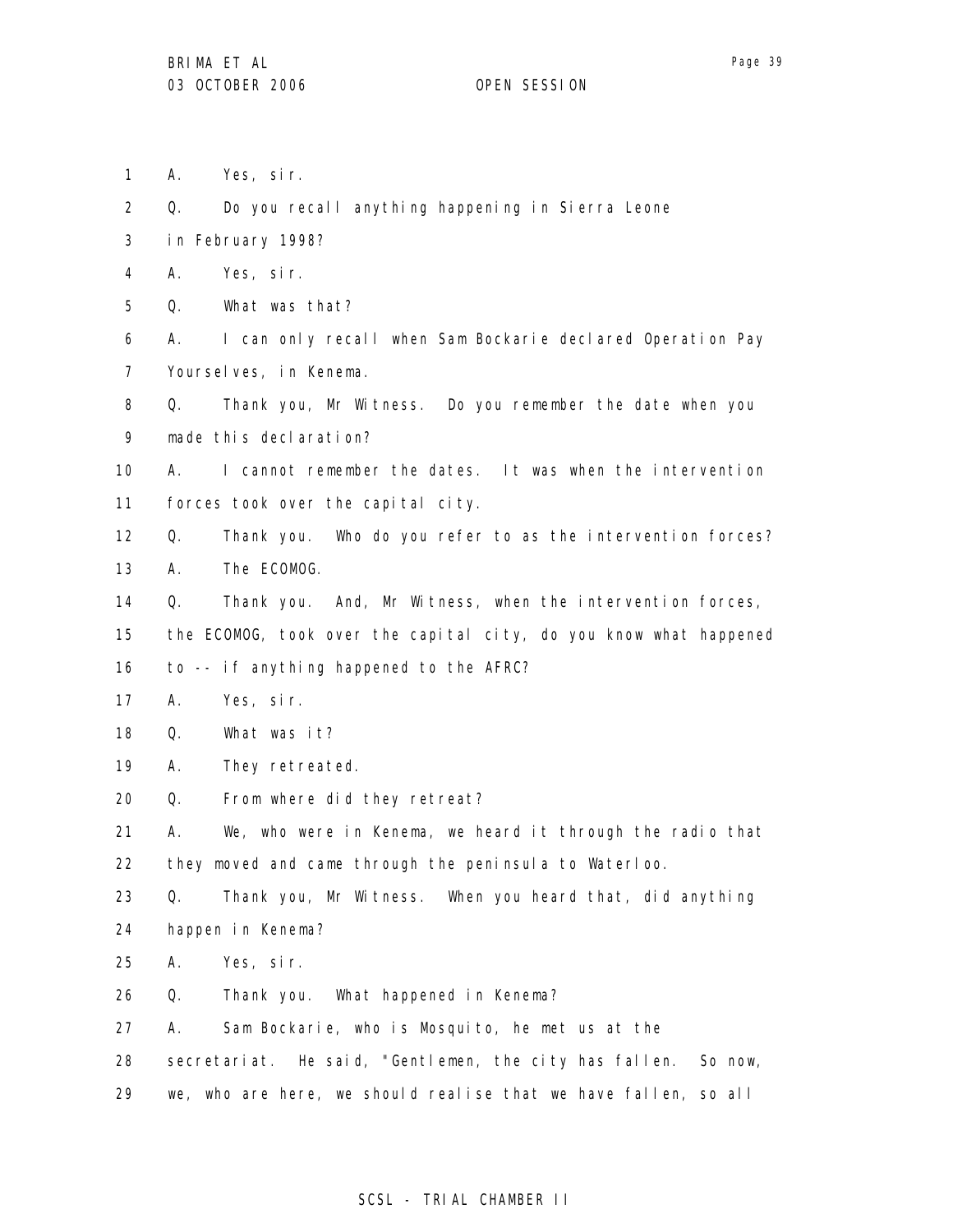1 A. Yes, sir.

2 Q. Do you recall anything happening in Sierra Leone

3 in February 1998?

4 A. Yes, sir.

5 Q. What was that?

6 A. I can only recall when Sam Bockarie declared Operation Pay

7 Yourselves, in Kenema.

8 Q. Thank you, Mr Witness. Do you remember the date when you

9 made this declaration?

10 A. I cannot remember the dates. It was when the intervention

11 forces took over the capital city.

12 Q. Thank you. Who do you refer to as the intervention forces?

13 A. The ECOMOG.

14 Q. Thank you. And, Mr Witness, when the intervention forces,

15 the ECOMOG, took over the capital city, do you know what happened

16 to -- if anything happened to the AFRC?

17 A. Yes, sir.

18 Q. What was it?

19 A. They retreated.

20 Q. From where did they retreat?

21 A. We, who were in Kenema, we heard it through the radio that

22 they moved and came through the peninsula to Waterloo.

23 Q. Thank you, Mr Witness. When you heard that, did anything

24 happen in Kenema?

25 A. Yes, sir.

26 Q. Thank you. What happened in Kenema?

27 A. Sam Bockarie, who is Mosquito, he met us at the

28 secretariat. He said, "Gentlemen, the city has fallen. So now,

29 we, who are here, we should realise that we have fallen, so all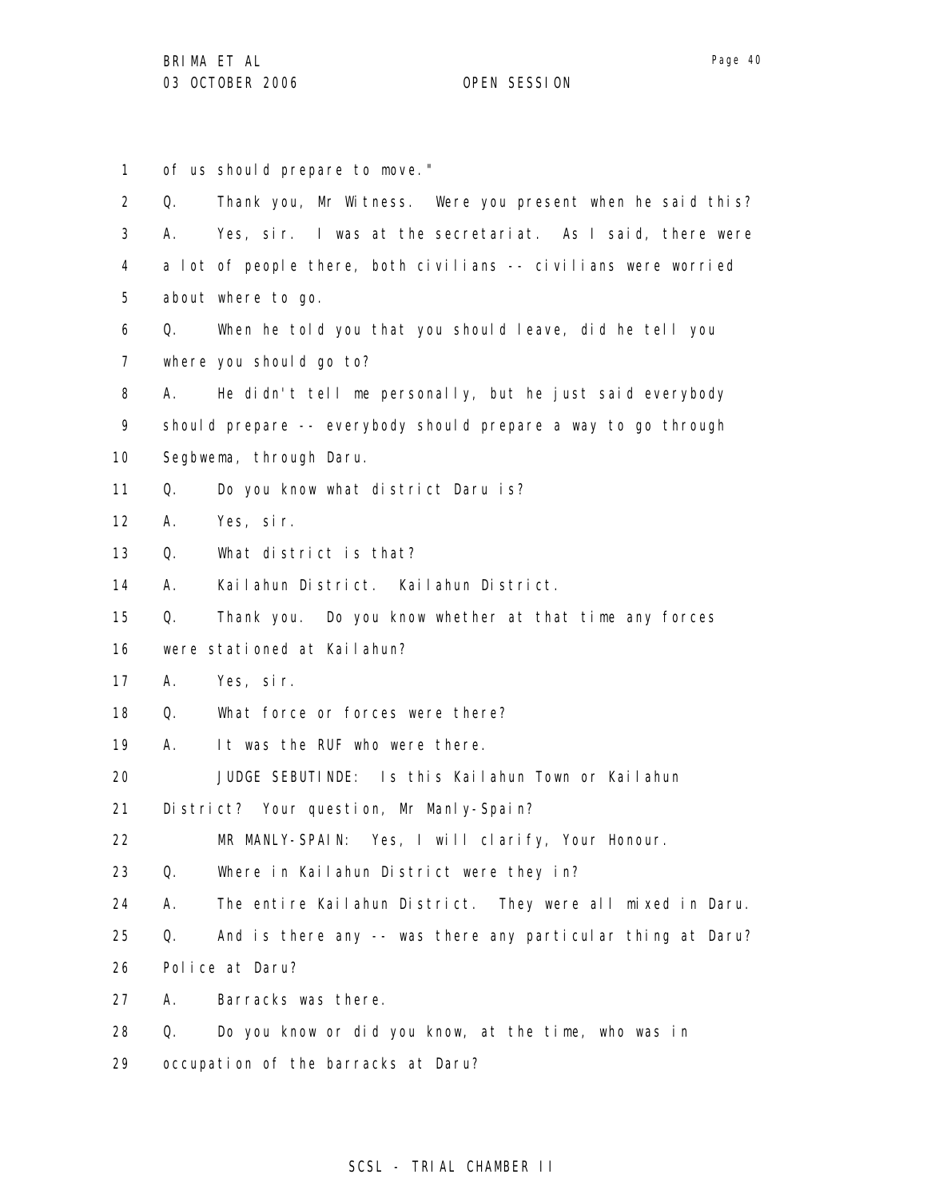1 of us should prepare to move."

2 Q. Thank you, Mr Witness. Were you present when he said this?

3 A. Yes, sir. I was at the secretariat. As I said, there were

4 a lot of people there, both civilians -- civilians were worried

5 about where to go.

6 Q. When he told you that you should leave, did he tell you

7 where you should go to?

8 A. He didn't tell me personally, but he just said everybody

9 should prepare -- everybody should prepare a way to go through

10 Segbwema, through Daru.

11 Q. Do you know what district Daru is?

12 A. Yes, sir.

13 Q. What district is that?

14 A. Kailahun District. Kailahun District.

15 Q. Thank you. Do you know whether at that time any forces

16 were stationed at Kailahun?

17 A. Yes, sir.

18 Q. What force or forces were there?

19 A. It was the RUF who were there.

20 JUDGE SEBUTINDE: Is this Kailahun Town or Kailahun

21 District? Your question, Mr Manly-Spain?

22 MR MANLY-SPAIN: Yes, I will clarify, Your Honour.

23 Q. Where in Kailahun District were they in?

24 A. The entire Kailahun District. They were all mixed in Daru.

25 Q. And is there any -- was there any particular thing at Daru?

26 Police at Daru?

27 A. Barracks was there.

28 Q. Do you know or did you know, at the time, who was in

29 occupation of the barracks at Daru?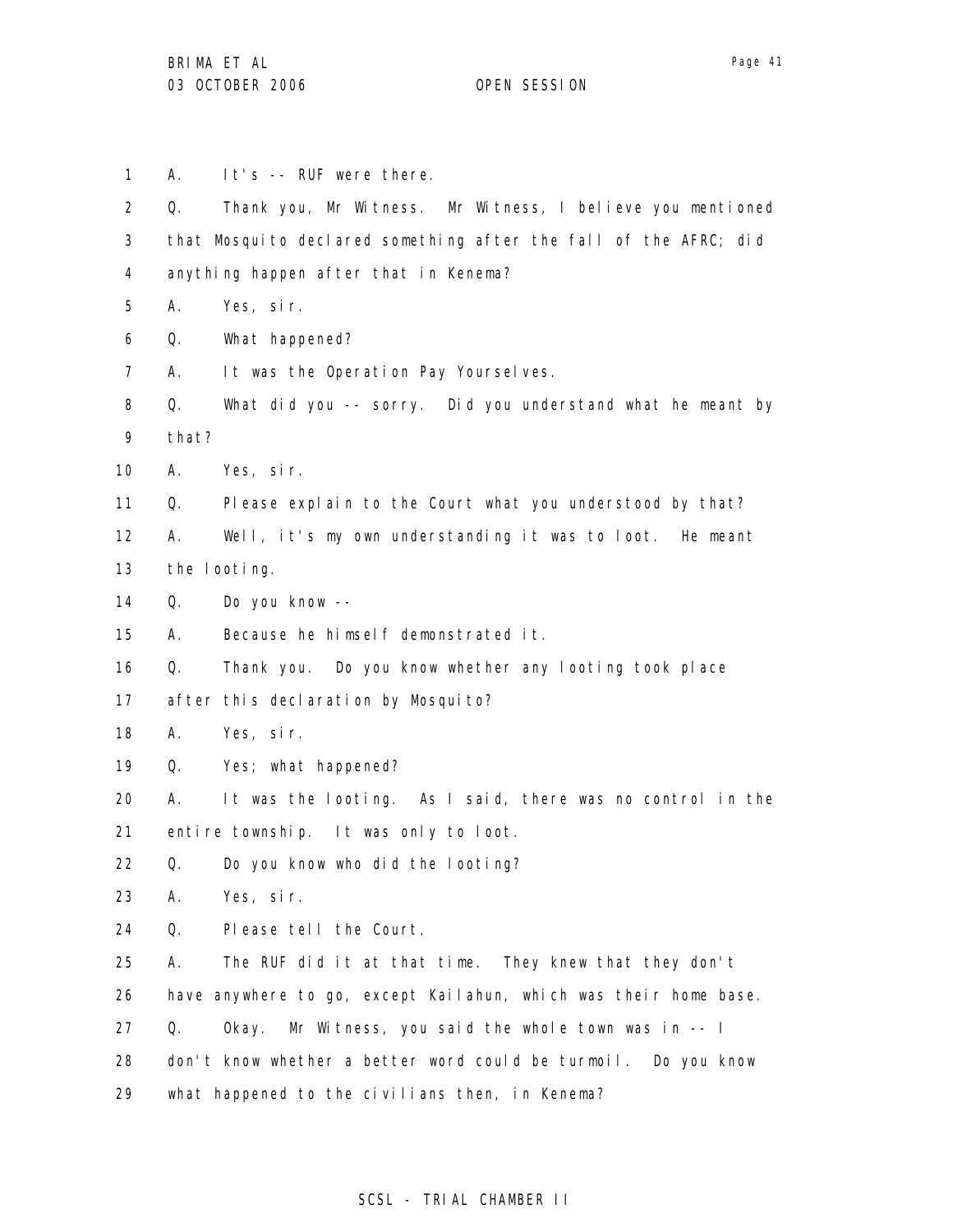A. It's -- RUF were there.

Q. Thank you, Mr Witness. Mr Witness, I believe you mentioned that Mosquito declared something after the fall of the AFRC; did anything happen after that in Kenema?

A. Yes, sir.

Q. What happened?

A. It was the Operation Pay Yourselves.

Q. What did you -- sorry. Did you understand what he meant by that?

A. Yes, sir.

Q. Please explain to the Court what you understood by that?

A. Well, it's my own understanding it was to loot. He meant the looting.

Q. Do you know --

A. Because he himself demonstrated it.

Q. Thank you. Do you know whether any looting took place after this declaration by Mosquito?

A. Yes, sir.

Q. Yes; what happened?

A. It was the looting. As I said, there was no control in the entire township. It was only to loot.

Q. Do you know who did the looting?

A. Yes, sir.

Q. Please tell the Court.

A. The RUF did it at that time. They knew that they don't have anywhere to go, except Kailahun, which was their home base.

Q. Okay. Mr Witness, you said the whole town was in -- I don't know whether a better word could be turmoil. Do you know what happened to the civilians then, in Kenema?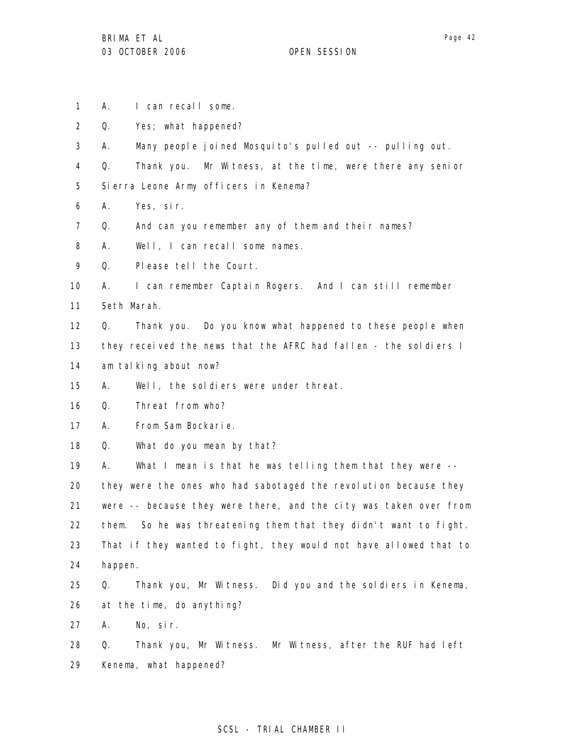1 A. I can recall some.

2 Q. Yes; what happened?

3 A. Many people joined Mosquito's pulled out -- pulling out.

4 Q. Thank you. Mr Witness, at the time, were there any senior

5 Sierra Leone Army officers in Kenema?

6 A. Yes, sir.

7 Q. And can you remember any of them and their names?

8 A. Well, I can recall some names.

9 Q. Please tell the Court.

10 A. I can remember Captain Rogers. And I can still remember

11 Seth Marah.

12 Q. Thank you. Do you know what happened to these people when

13 they received the news that the AFRC had fallen - the soldiers I

14 am talking about now?

15 A. Well, the soldiers were under threat.

16 Q. Threat from who?

17 A. From Sam Bockarie.

18 Q. What do you mean by that?

19 A. What I mean is that he was telling them that they were --

20 they were the ones who had sabotaged the revolution because they

21 were -- because they were there, and the city was taken over from

22 them. So he was threatening them that they didn't want to fight.

23 That if they wanted to fight, they would not have allowed that to

24 happen.

25 Q. Thank you, Mr Witness. Did you and the soldiers in Kenema,

26 at the time, do anything?

27 A. No, sir.

28 Q. Thank you, Mr Witness. Mr Witness, after the RUF had left

29 Kenema, what happened?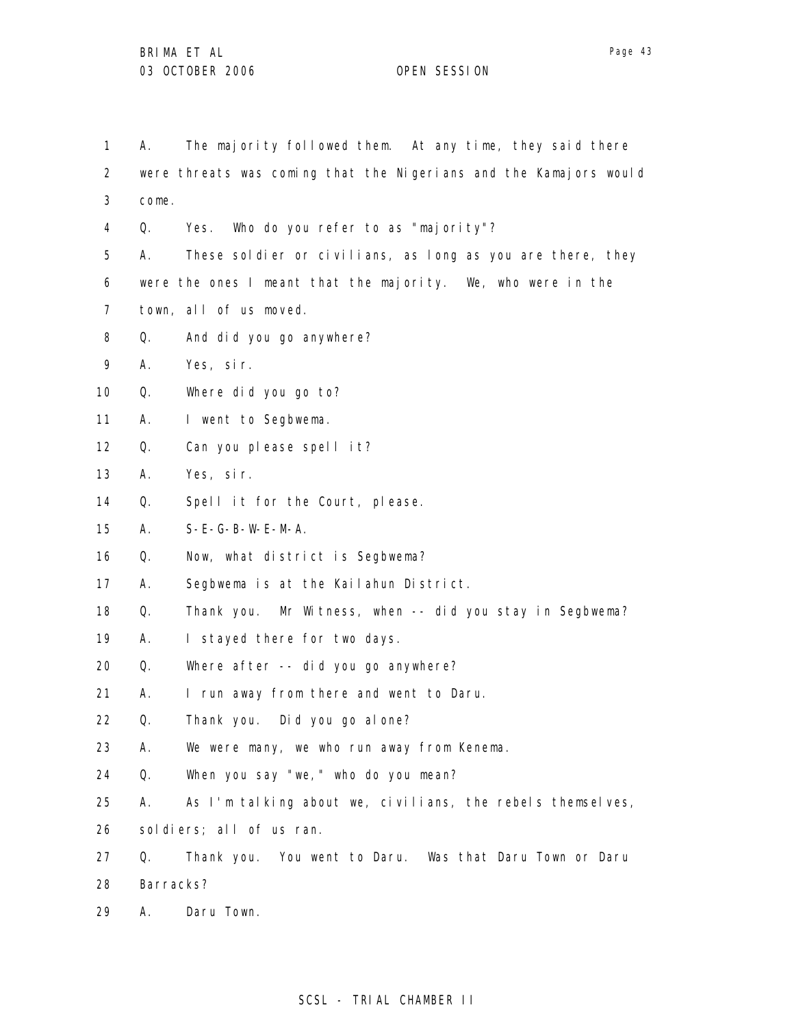1 A. The majority followed them. At any time, they said there
2 were threats was coming that the Nigerians and the Kamajors would
3 come.

4 Q. Yes. Who do you refer to as "majority"?

5 A. These soldier or civilians, as long as you are there, they
6 were the ones I meant that the majority. We, who were in the
7 town, all of us moved.

8 Q. And did you go anywhere?

9 A. Yes, sir.

10 Q. Where did you go to?

11 A. I went to Segbwema.

12 Q. Can you please spell it?

13 A. Yes, sir.

14 Q. Spell it for the Court, please.

15 A. S-E-G-B-W-E-M-A.

16 Q. Now, what district is Segbwema?

17 A. Segbwema is at the Kailahun District.

18 Q. Thank you. Mr Witness, when -- did you stay in Segbwema?

19 A. I stayed there for two days.

20 Q. Where after -- did you go anywhere?

21 A. I run away from there and went to Daru.

22 Q. Thank you. Did you go alone?

23 A. We were many, we who run away from Kenema.

24 Q. When you say "we," who do you mean?

25 A. As I'm talking about we, civilians, the rebels themselves,
26 soldiers; all of us ran.

27 Q. Thank you. You went to Daru. Was that Daru Town or Daru
28 Barracks?

29 A. Daru Town.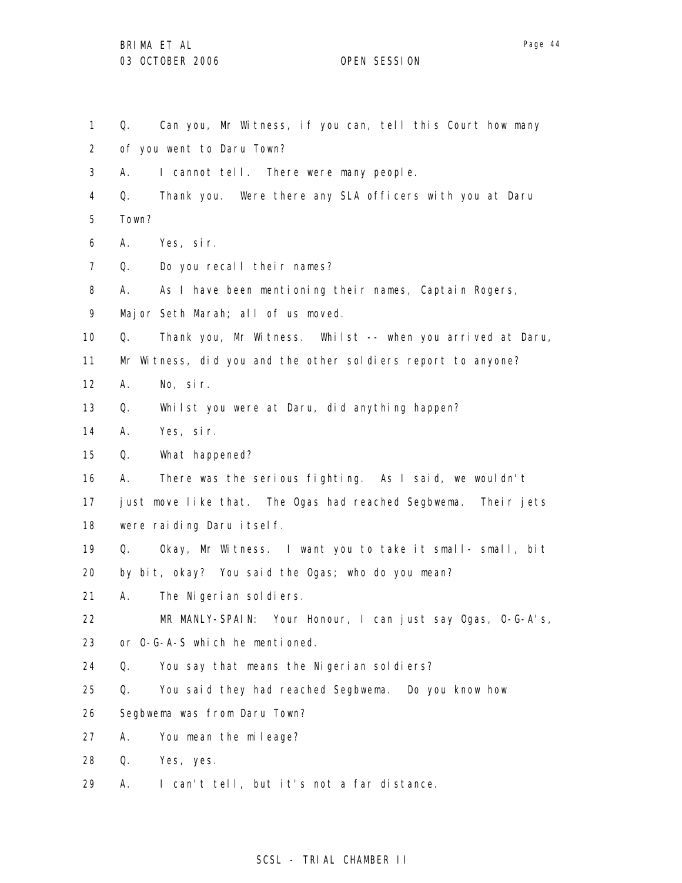Q. Can you, Mr Witness, if you can, tell this Court how many of you went to Daru Town?

A. I cannot tell. There were many people.

Q. Thank you. Were there any SLA officers with you at Daru Town?

A. Yes, sir.

Q. Do you recall their names?

A. As I have been mentioning their names, Captain Rogers, Major Seth Marah; all of us moved.

Q. Thank you, Mr Witness. Whilst -- when you arrived at Daru, Mr Witness, did you and the other soldiers report to anyone?

A. No, sir.

Q. Whilst you were at Daru, did anything happen?

A. Yes, sir.

Q. What happened?

A. There was the serious fighting. As I said, we wouldn't just move like that. The Ogas had reached Segbwema. Their jets were raiding Daru itself.

Q. Okay, Mr Witness. I want you to take it small- small, bit by bit, okay? You said the Ogas; who do you mean?

A. The Nigerian soldiers.

MR MANLY-SPAIN: Your Honour, I can just say Ogas, O-G-A's, or O-G-A-S which he mentioned.

Q. You say that means the Nigerian soldiers?

Q. You said they had reached Segbwema. Do you know how Segbwema was from Daru Town?

A. You mean the mileage?

Q. Yes, yes.

A. I can't tell, but it's not a far distance.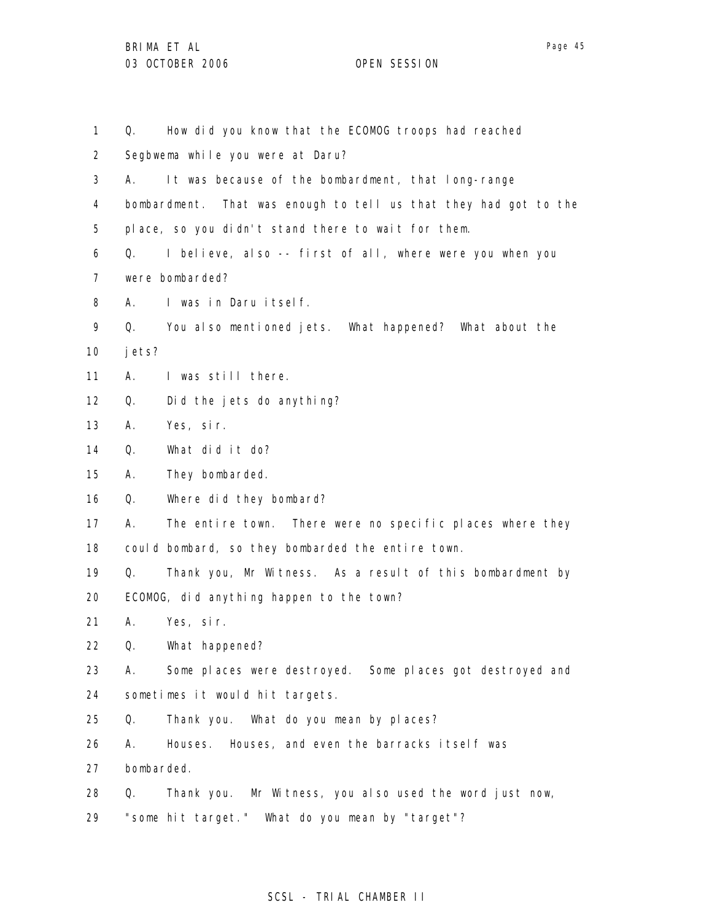Q. How did you know that the ECOMOG troops had reached Segbwema while you were at Daru?

A. It was because of the bombardment, that long-range bombardment. That was enough to tell us that they had got to the place, so you didn't stand there to wait for them.

Q. I believe, also -- first of all, where were you when you were bombarded?

A. I was in Daru itself.

Q. You also mentioned jets. What happened? What about the jets?

A. I was still there.

Q. Did the jets do anything?

A. Yes, sir.

Q. What did it do?

A. They bombarded.

Q. Where did they bombard?

A. The entire town. There were no specific places where they could bombard, so they bombarded the entire town.

Q. Thank you, Mr Witness. As a result of this bombardment by ECOMOG, did anything happen to the town?

A. Yes, sir.

Q. What happened?

A. Some places were destroyed. Some places got destroyed and sometimes it would hit targets.

Q. Thank you. What do you mean by places?

A. Houses. Houses, and even the barracks itself was bombarded.

Q. Thank you. Mr Witness, you also used the word just now, "some hit target." What do you mean by "target"?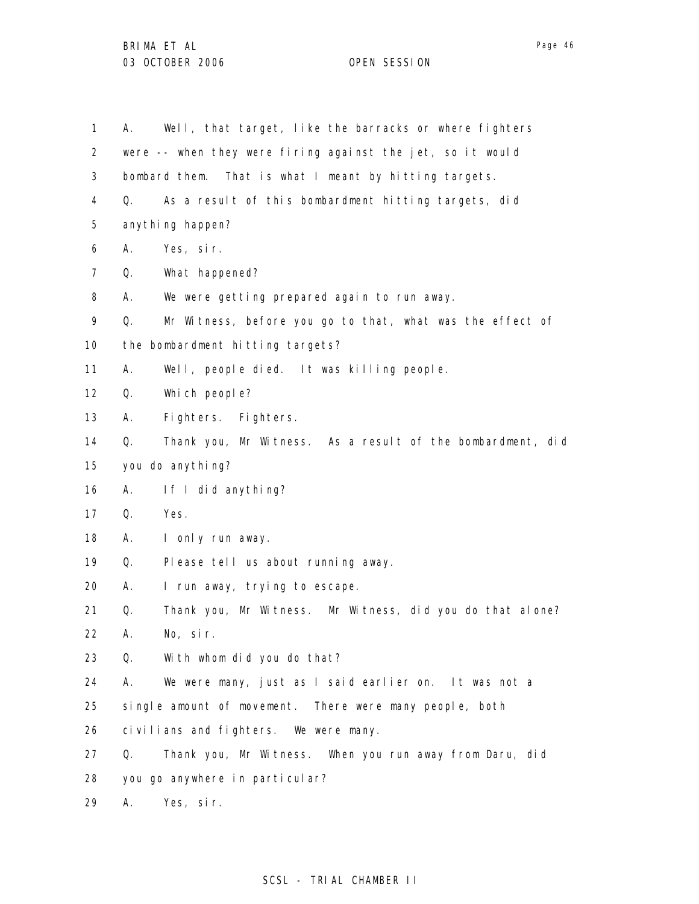1 A. Well, that target, like the barracks or where fighters
2 were -- when they were firing against the jet, so it would
3 bombard them. That is what I meant by hitting targets.
4 Q. As a result of this bombardment hitting targets, did
5 anything happen?
6 A. Yes, sir.
7 Q. What happened?
8 A. We were getting prepared again to run away.
9 Q. Mr Witness, before you go to that, what was the effect of
10 the bombardment hitting targets?
11 A. Well, people died. It was killing people.
12 Q. Which people?
13 A. Fighters. Fighters.
14 Q. Thank you, Mr Witness. As a result of the bombardment, did
15 you do anything?
16 A. If I did anything?
17 Q. Yes.
18 A. I only run away.
19 Q. Please tell us about running away.
20 A. I run away, trying to escape.
21 Q. Thank you, Mr Witness. Mr Witness, did you do that alone?
22 A. No, sir.
23 Q. With whom did you do that?
24 A. We were many, just as I said earlier on. It was not a
25 single amount of movement. There were many people, both
26 civilians and fighters. We were many.
27 Q. Thank you, Mr Witness. When you run away from Daru, did
28 you go anywhere in particular?
29 A. Yes, sir.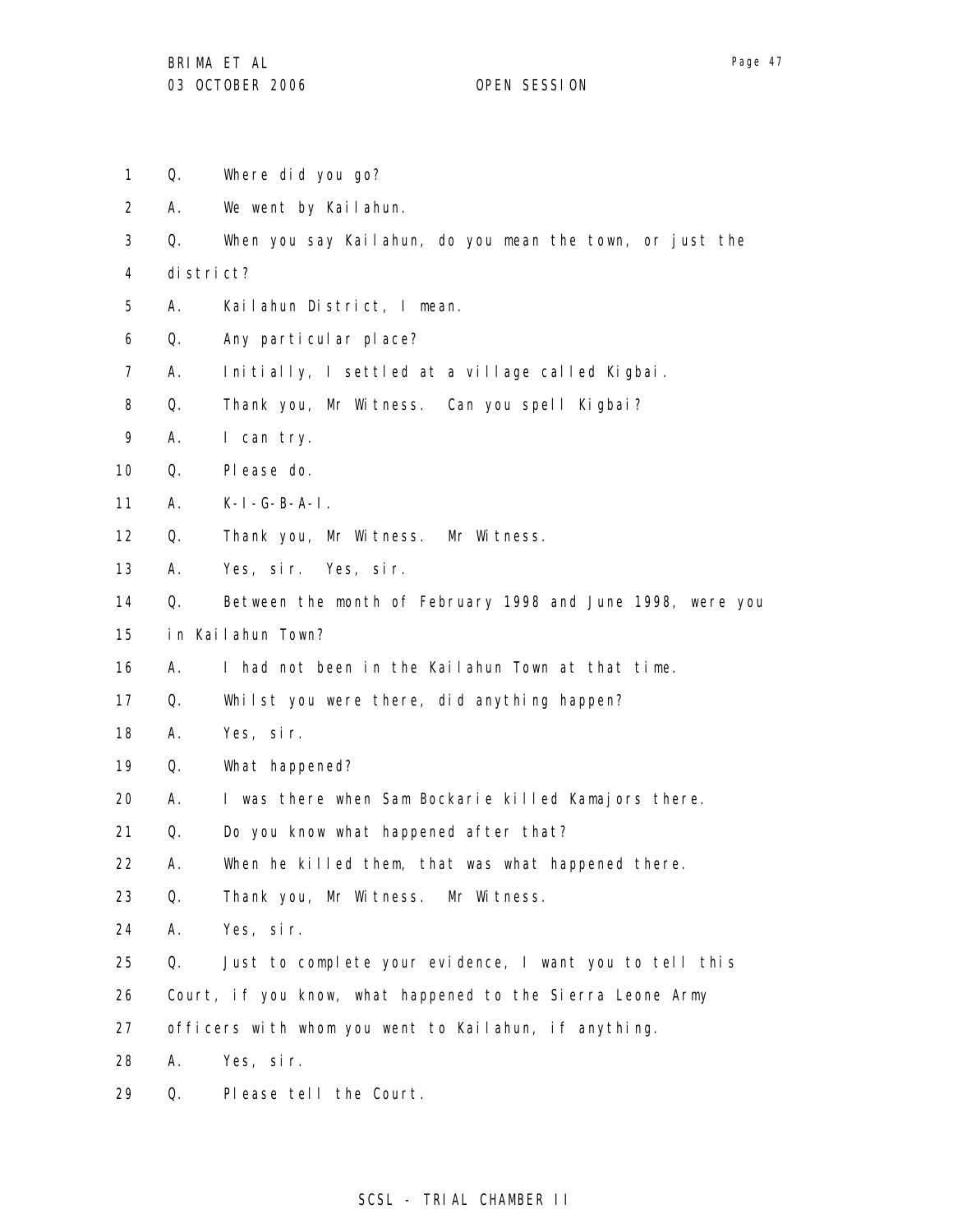Q. Where did you go?

A. We went by Kailahun.

Q. When you say Kailahun, do you mean the town, or just the district?

A. Kailahun District, I mean.

Q. Any particular place?

A. Initially, I settled at a village called Kigbai.

Q. Thank you, Mr Witness. Can you spell Kigbai?

A. I can try.

Q. Please do.

A. K-I-G-B-A-I.

Q. Thank you, Mr Witness. Mr Witness.

A. Yes, sir. Yes, sir.

Q. Between the month of February 1998 and June 1998, were you in Kailahun Town?

A. I had not been in the Kailahun Town at that time.

Q. Whilst you were there, did anything happen?

A. Yes, sir.

Q. What happened?

A. I was there when Sam Bockarie killed Kamajors there.

Q. Do you know what happened after that?

A. When he killed them, that was what happened there.

Q. Thank you, Mr Witness. Mr Witness.

A. Yes, sir.

Q. Just to complete your evidence, I want you to tell this Court, if you know, what happened to the Sierra Leone Army officers with whom you went to Kailahun, if anything.

A. Yes, sir.

Q. Please tell the Court.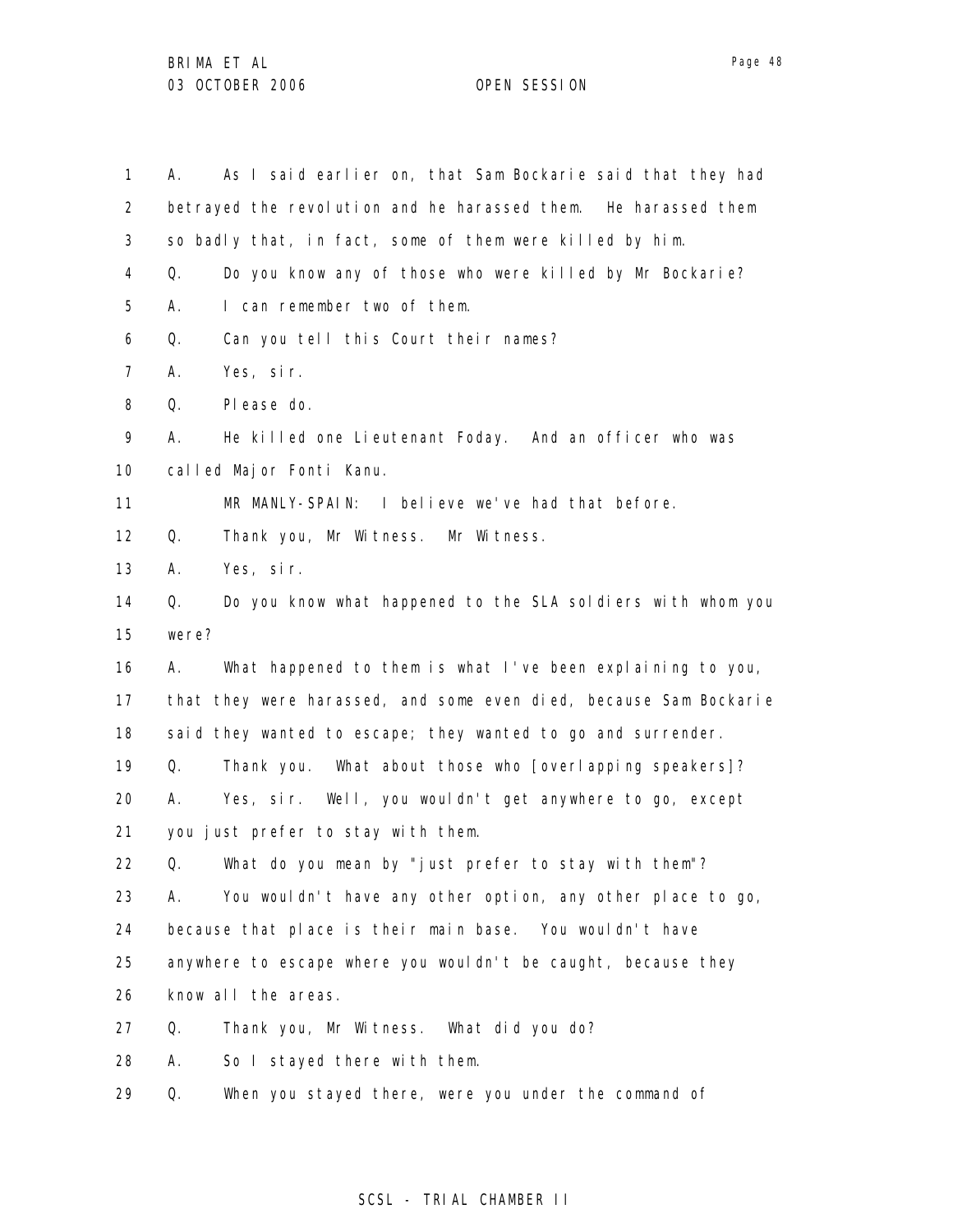A. As I said earlier on, that Sam Bockarie said that they had betrayed the revolution and he harassed them. He harassed them so badly that, in fact, some of them were killed by him.

Q. Do you know any of those who were killed by Mr Bockarie?

A. I can remember two of them.

Q. Can you tell this Court their names?

A. Yes, sir.

Q. Please do.

A. He killed one Lieutenant Foday. And an officer who was called Major Fonti Kanu.

MR MANLY-SPAIN: I believe we've had that before.

Q. Thank you, Mr Witness. Mr Witness.

A. Yes, sir.

Q. Do you know what happened to the SLA soldiers with whom you were?

A. What happened to them is what I've been explaining to you, that they were harassed, and some even died, because Sam Bockarie said they wanted to escape; they wanted to go and surrender.

Q. Thank you. What about those who [overlapping speakers]?

A. Yes, sir. Well, you wouldn't get anywhere to go, except you just prefer to stay with them.

Q. What do you mean by "just prefer to stay with them"?

A. You wouldn't have any other option, any other place to go, because that place is their main base. You wouldn't have anywhere to escape where you wouldn't be caught, because they know all the areas.

Q. Thank you, Mr Witness. What did you do?

A. So I stayed there with them.

Q. When you stayed there, were you under the command of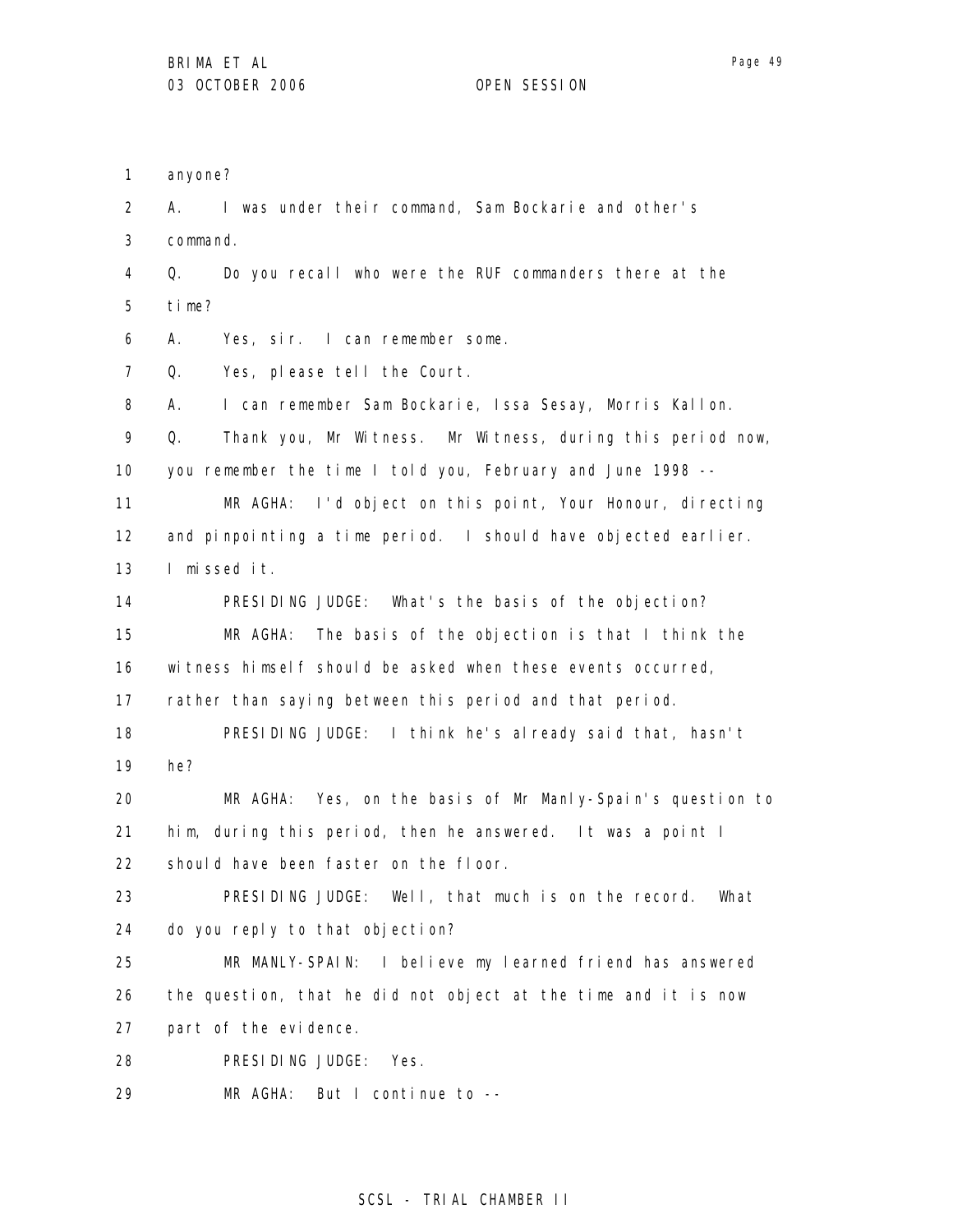anyone?

A. I was under their command, Sam Bockarie and other's command.

Q. Do you recall who were the RUF commanders there at the time?

A. Yes, sir. I can remember some.

Q. Yes, please tell the Court.

A. I can remember Sam Bockarie, Issa Sesay, Morris Kallon.

Q. Thank you, Mr Witness. Mr Witness, during this period now, you remember the time I told you, February and June 1998 --

MR AGHA: I'd object on this point, Your Honour, directing and pinpointing a time period. I should have objected earlier. I missed it.

PRESIDING JUDGE: What's the basis of the objection?

MR AGHA: The basis of the objection is that I think the witness himself should be asked when these events occurred, rather than saying between this period and that period.

PRESIDING JUDGE: I think he's already said that, hasn't he?

MR AGHA: Yes, on the basis of Mr Manly-Spain's question to him, during this period, then he answered. It was a point I should have been faster on the floor.

PRESIDING JUDGE: Well, that much is on the record. What do you reply to that objection?

MR MANLY-SPAIN: I believe my learned friend has answered the question, that he did not object at the time and it is now part of the evidence.

PRESIDING JUDGE: Yes.

MR AGHA: But I continue to --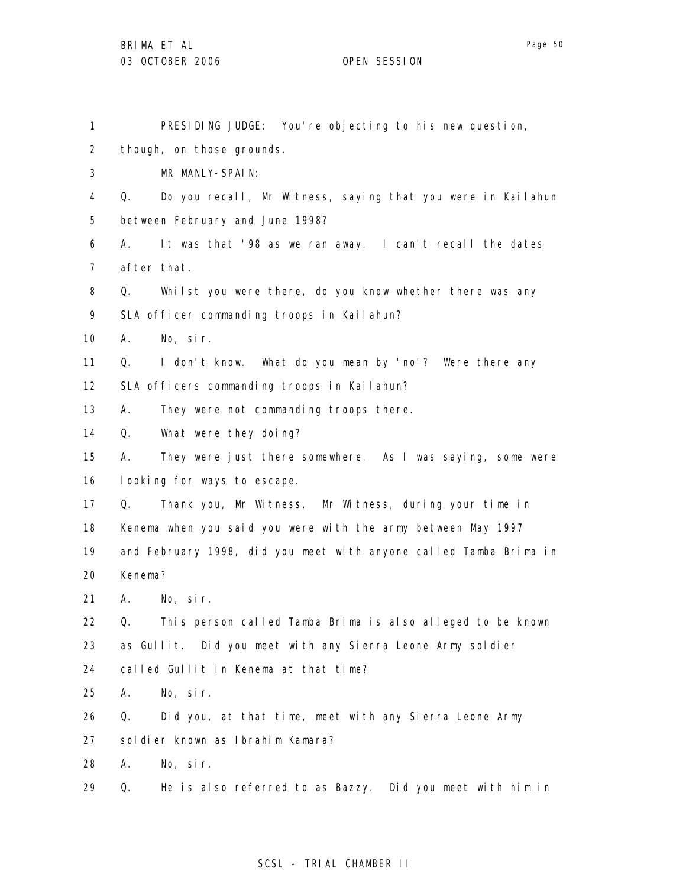PRESIDING JUDGE: You're objecting to his new question, though, on those grounds.

MR MANLY-SPAIN:

Q. Do you recall, Mr Witness, saying that you were in Kailahun between February and June 1998?

A. It was that '98 as we ran away. I can't recall the dates after that.

Q. Whilst you were there, do you know whether there was any SLA officer commanding troops in Kailahun?

A. No, sir.

Q. I don't know. What do you mean by "no"? Were there any SLA officers commanding troops in Kailahun?

A. They were not commanding troops there.

Q. What were they doing?

A. They were just there somewhere. As I was saying, some were looking for ways to escape.

Q. Thank you, Mr Witness. Mr Witness, during your time in Kenema when you said you were with the army between May 1997 and February 1998, did you meet with anyone called Tamba Brima in Kenema?

A. No, sir.

Q. This person called Tamba Brima is also alleged to be known as Gullit. Did you meet with any Sierra Leone Army soldier called Gullit in Kenema at that time?

A. No, sir.

Q. Did you, at that time, meet with any Sierra Leone Army soldier known as Ibrahim Kamara?

A. No, sir.

Q. He is also referred to as Bazzy. Did you meet with him in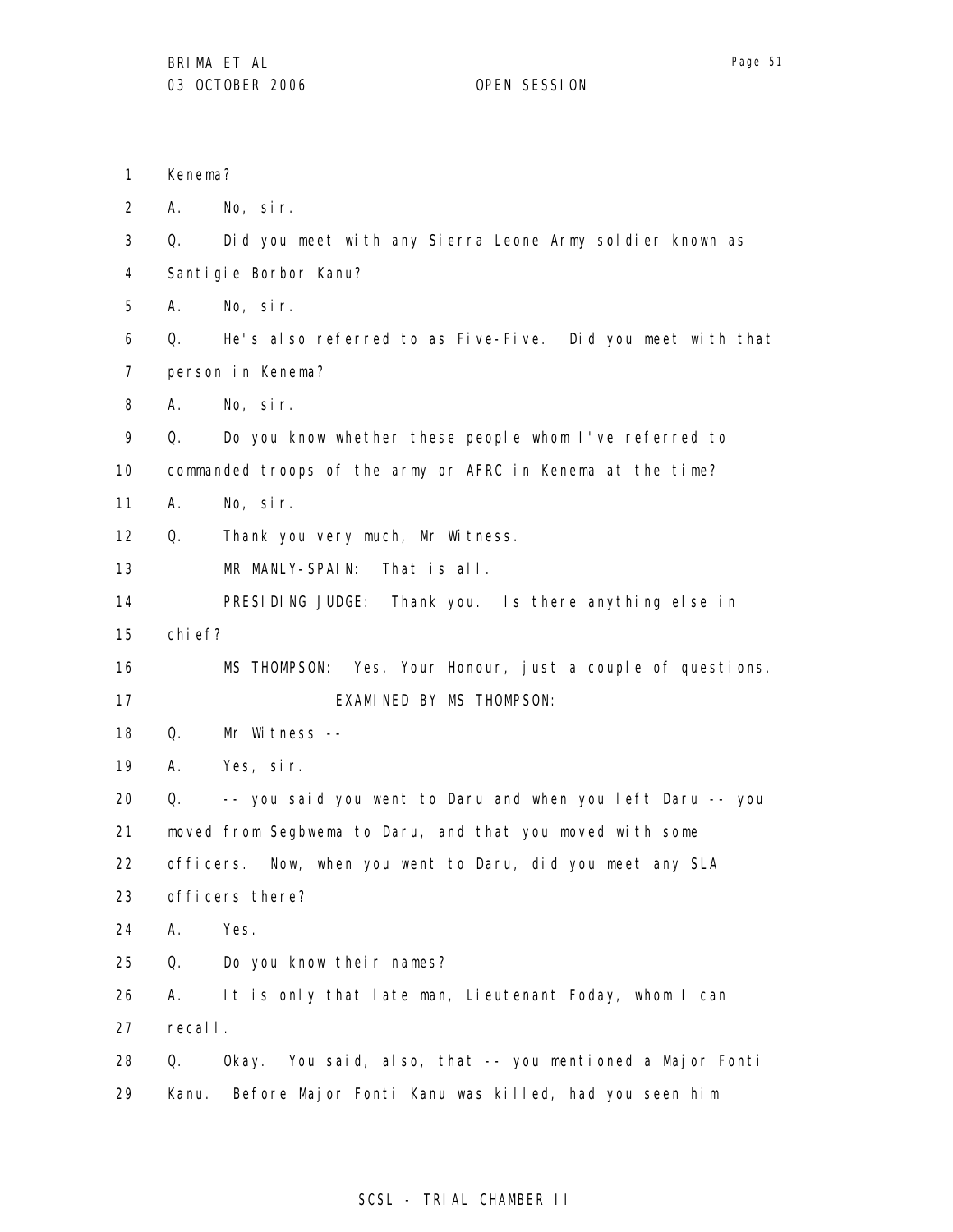Kenema?

A. No, sir.

Q. Did you meet with any Sierra Leone Army soldier known as Santigie Borbor Kanu?

A. No, sir.

Q. He's also referred to as Five-Five. Did you meet with that person in Kenema?

A. No, sir.

Q. Do you know whether these people whom I've referred to commanded troops of the army or AFRC in Kenema at the time?

A. No, sir.

Q. Thank you very much, Mr Witness.

MR MANLY-SPAIN: That is all.

PRESIDING JUDGE: Thank you. Is there anything else in chief?

MS THOMPSON: Yes, Your Honour, just a couple of questions.

EXAMINED BY MS THOMPSON:

Q. Mr Witness --

A. Yes, sir.

Q. -- you said you went to Daru and when you left Daru -- you moved from Segbwema to Daru, and that you moved with some officers. Now, when you went to Daru, did you meet any SLA officers there?

A. Yes.

Q. Do you know their names?

A. It is only that late man, Lieutenant Foday, whom I can recall.

Q. Okay. You said, also, that -- you mentioned a Major Fonti Kanu. Before Major Fonti Kanu was killed, had you seen him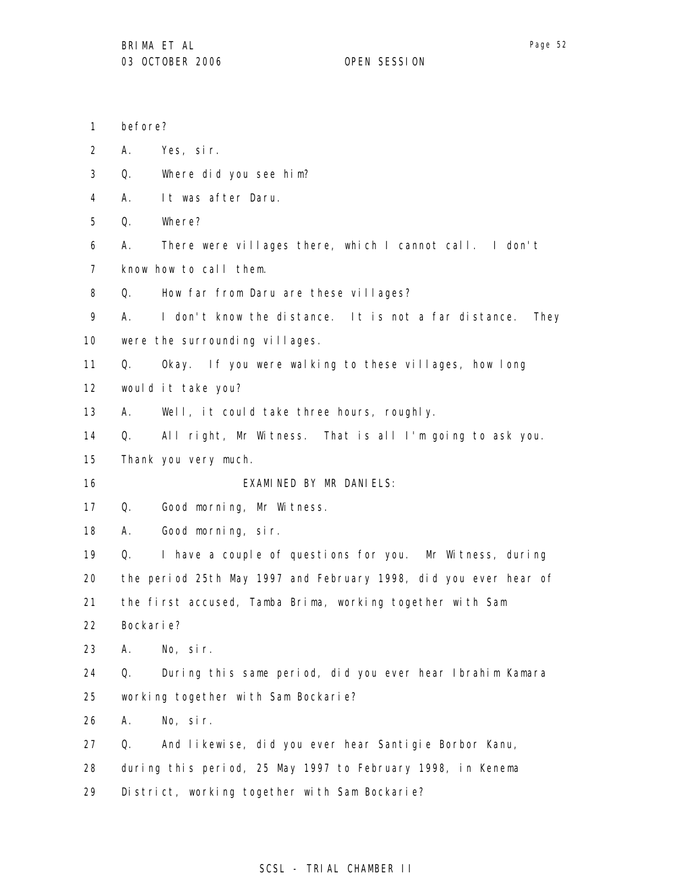before?

A. Yes, sir.

Q. Where did you see him?

A. It was after Daru.

Q. Where?

A. There were villages there, which I cannot call. I don't know how to call them.

Q. How far from Daru are these villages?

A. I don't know the distance. It is not a far distance. They were the surrounding villages.

Q. Okay. If you were walking to these villages, how long would it take you?

A. Well, it could take three hours, roughly.

Q. All right, Mr Witness. That is all I'm going to ask you. Thank you very much.

EXAMINED BY MR DANIELS:

Q. Good morning, Mr Witness.

A. Good morning, sir.

Q. I have a couple of questions for you. Mr Witness, during the period 25th May 1997 and February 1998, did you ever hear of the first accused, Tamba Brima, working together with Sam Bockarie?

A. No, sir.

Q. During this same period, did you ever hear Ibrahim Kamara working together with Sam Bockarie?

A. No, sir.

Q. And likewise, did you ever hear Santigie Borbor Kanu, during this period, 25 May 1997 to February 1998, in Kenema District, working together with Sam Bockarie?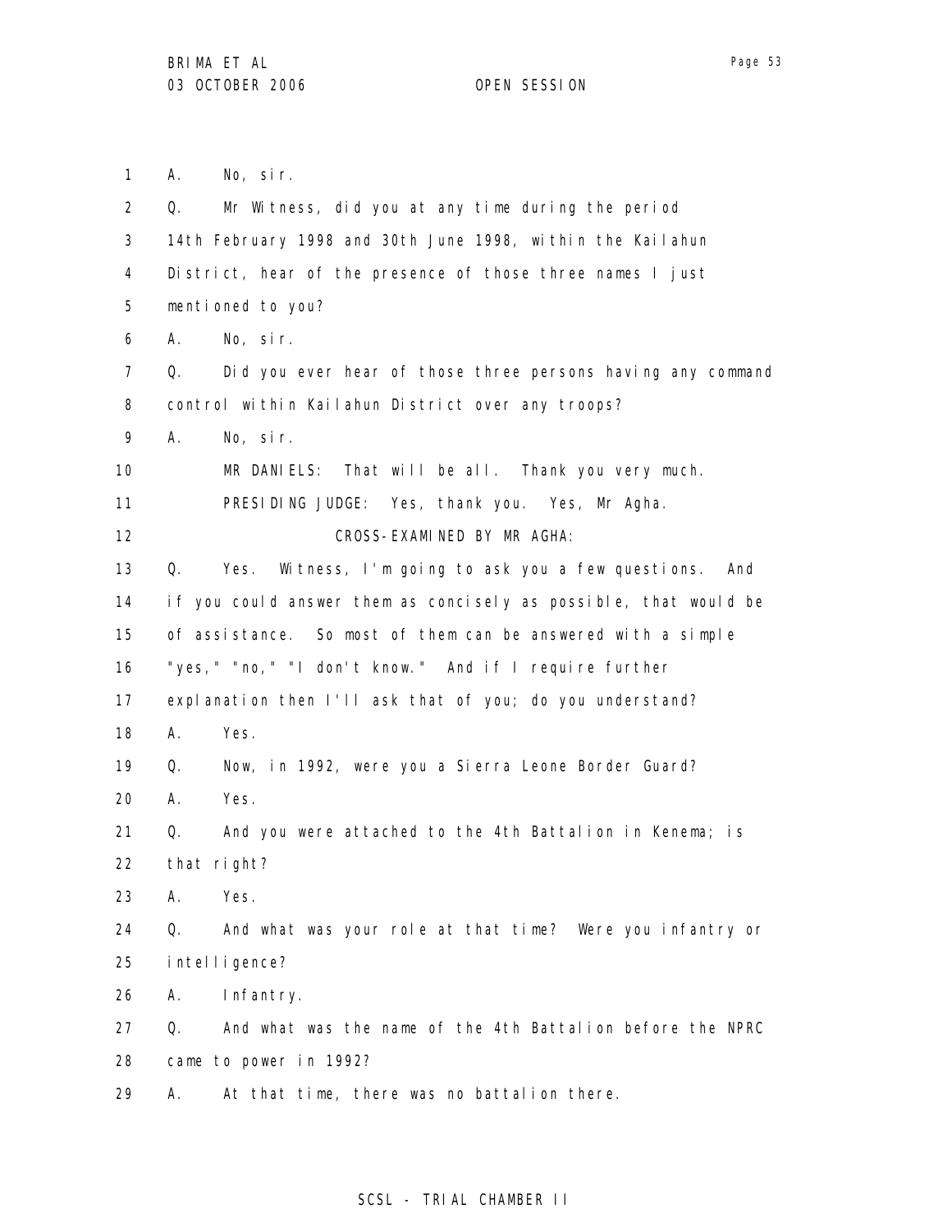1 A. No, sir.

2 Q. Mr Witness, did you at any time during the period

3 14th February 1998 and 30th June 1998, within the Kailahun

4 District, hear of the presence of those three names I just

5 mentioned to you?

6 A. No, sir.

7 Q. Did you ever hear of those three persons having any command

8 control within Kailahun District over any troops?

9 A. No, sir.

10 MR DANIELS: That will be all. Thank you very much.

11 PRESIDING JUDGE: Yes, thank you. Yes, Mr Agha.

12 CROSS-EXAMINED BY MR AGHA:

13 Q. Yes. Witness, I'm going to ask you a few questions. And

14 if you could answer them as concisely as possible, that would be

15 of assistance. So most of them can be answered with a simple

16 "yes," "no," "I don't know." And if I require further

17 explanation then I'll ask that of you; do you understand?

18 A. Yes.

19 Q. Now, in 1992, were you a Sierra Leone Border Guard?

20 A. Yes.

21 Q. And you were attached to the 4th Battalion in Kenema; is

22 that right?

23 A. Yes.

24 Q. And what was your role at that time? Were you infantry or

25 intelligence?

26 A. Infantry.

27 Q. And what was the name of the 4th Battalion before the NPRC

28 came to power in 1992?

29 A. At that time, there was no battalion there.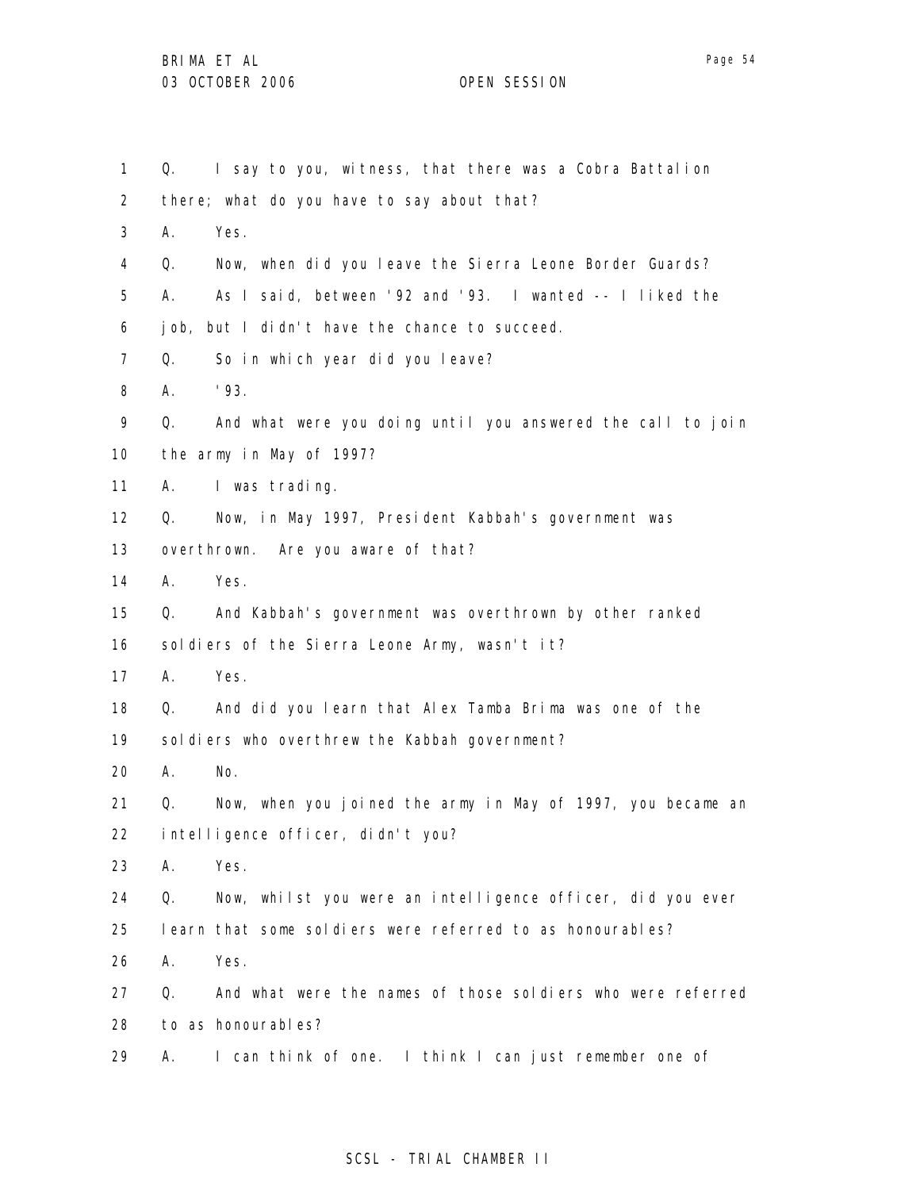1 Q. I say to you, witness, that there was a Cobra Battalion
2 there; what do you have to say about that?
3 A. Yes.
4 Q. Now, when did you leave the Sierra Leone Border Guards?
5 A. As I said, between '92 and '93. I wanted -- I liked the
6 job, but I didn't have the chance to succeed.
7 Q. So in which year did you leave?
8 A. '93.
9 Q. And what were you doing until you answered the call to join
10 the army in May of 1997?
11 A. I was trading.
12 Q. Now, in May 1997, President Kabbah's government was
13 overthrown. Are you aware of that?
14 A. Yes.
15 Q. And Kabbah's government was overthrown by other ranked
16 soldiers of the Sierra Leone Army, wasn't it?
17 A. Yes.
18 Q. And did you learn that Alex Tamba Brima was one of the
19 soldiers who overthrew the Kabbah government?
20 A. No.
21 Q. Now, when you joined the army in May of 1997, you became an
22 intelligence officer, didn't you?
23 A. Yes.
24 Q. Now, whilst you were an intelligence officer, did you ever
25 learn that some soldiers were referred to as honourables?
26 A. Yes.
27 Q. And what were the names of those soldiers who were referred
28 to as honourables?
29 A. I can think of one. I think I can just remember one of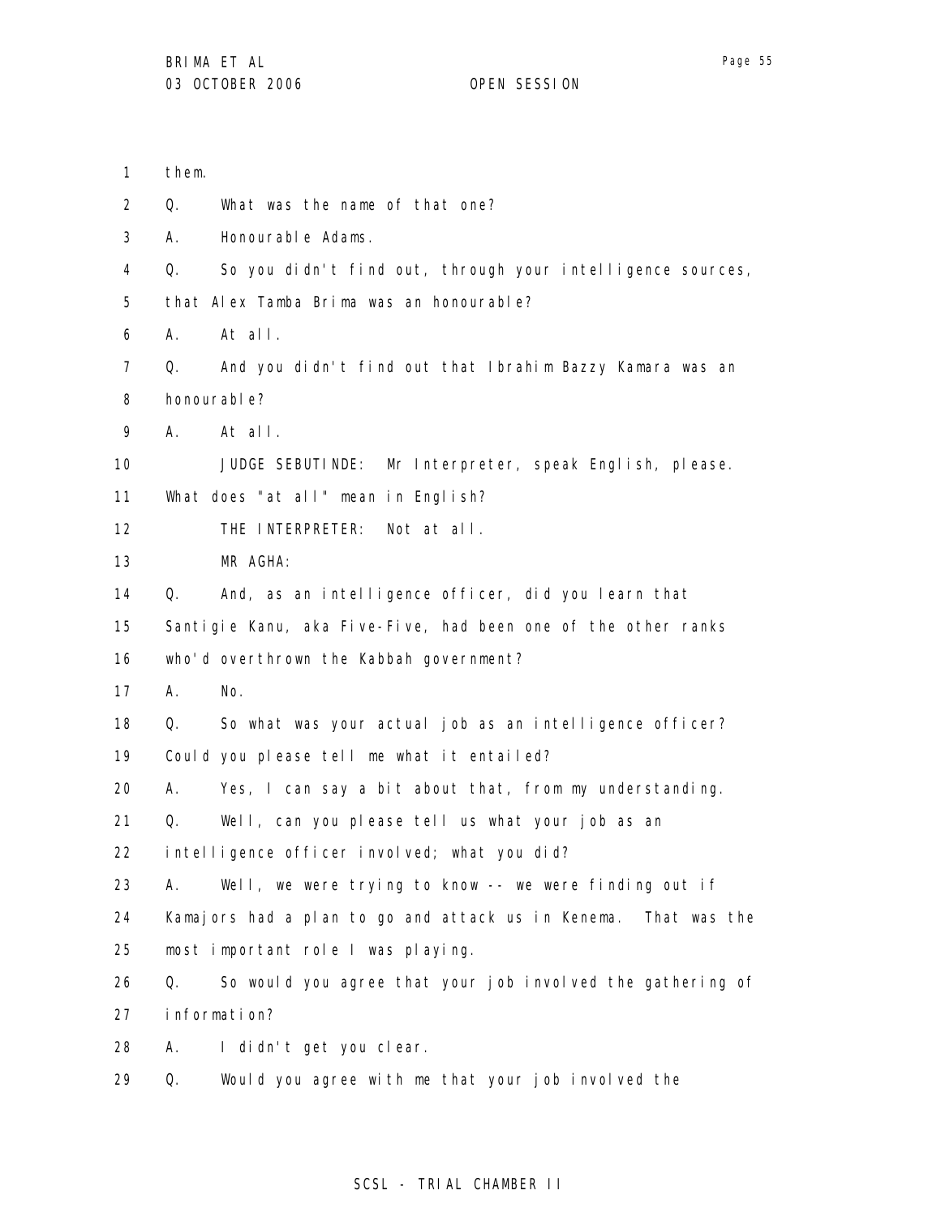them.

Q. What was the name of that one?

A. Honourable Adams.

Q. So you didn't find out, through your intelligence sources, that Alex Tamba Brima was an honourable?

A. At all.

Q. And you didn't find out that Ibrahim Bazzy Kamara was an honourable?

A. At all.

JUDGE SEBUTINDE: Mr Interpreter, speak English, please. What does "at all" mean in English?

THE INTERPRETER: Not at all.

MR AGHA:

Q. And, as an intelligence officer, did you learn that Santigie Kanu, aka Five-Five, had been one of the other ranks who'd overthrown the Kabbah government?

A. No.

Q. So what was your actual job as an intelligence officer? Could you please tell me what it entailed?

A. Yes, I can say a bit about that, from my understanding.

Q. Well, can you please tell us what your job as an intelligence officer involved; what you did?

A. Well, we were trying to know -- we were finding out if Kamajors had a plan to go and attack us in Kenema. That was the most important role I was playing.

Q. So would you agree that your job involved the gathering of information?

A. I didn't get you clear.

Q. Would you agree with me that your job involved the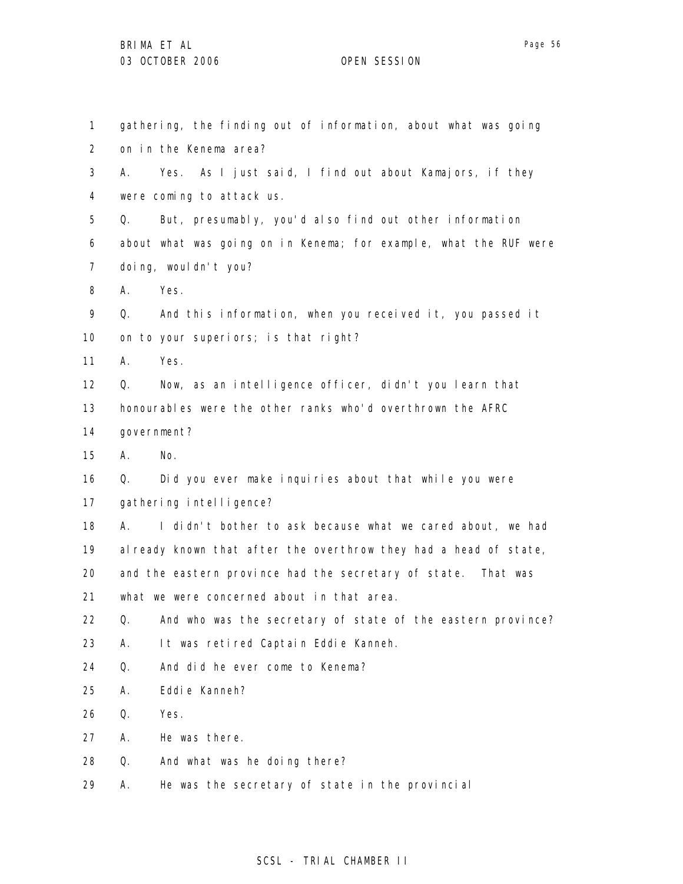1 gathering, the finding out of information, about what was going
2 on in the Kenema area?
3 A. Yes. As I just said, I find out about Kamajors, if they
4 were coming to attack us.
5 Q. But, presumably, you'd also find out other information
6 about what was going on in Kenema; for example, what the RUF were
7 doing, wouldn't you?
8 A. Yes.
9 Q. And this information, when you received it, you passed it
10 on to your superiors; is that right?
11 A. Yes.
12 Q. Now, as an intelligence officer, didn't you learn that
13 honourables were the other ranks who'd overthrown the AFRC
14 government?
15 A. No.
16 Q. Did you ever make inquiries about that while you were
17 gathering intelligence?
18 A. I didn't bother to ask because what we cared about, we had
19 already known that after the overthrow they had a head of state,
20 and the eastern province had the secretary of state. That was
21 what we were concerned about in that area.
22 Q. And who was the secretary of state of the eastern province?
23 A. It was retired Captain Eddie Kanneh.
24 Q. And did he ever come to Kenema?
25 A. Eddie Kanneh?
26 Q. Yes.
27 A. He was there.
28 Q. And what was he doing there?
29 A. He was the secretary of state in the provincial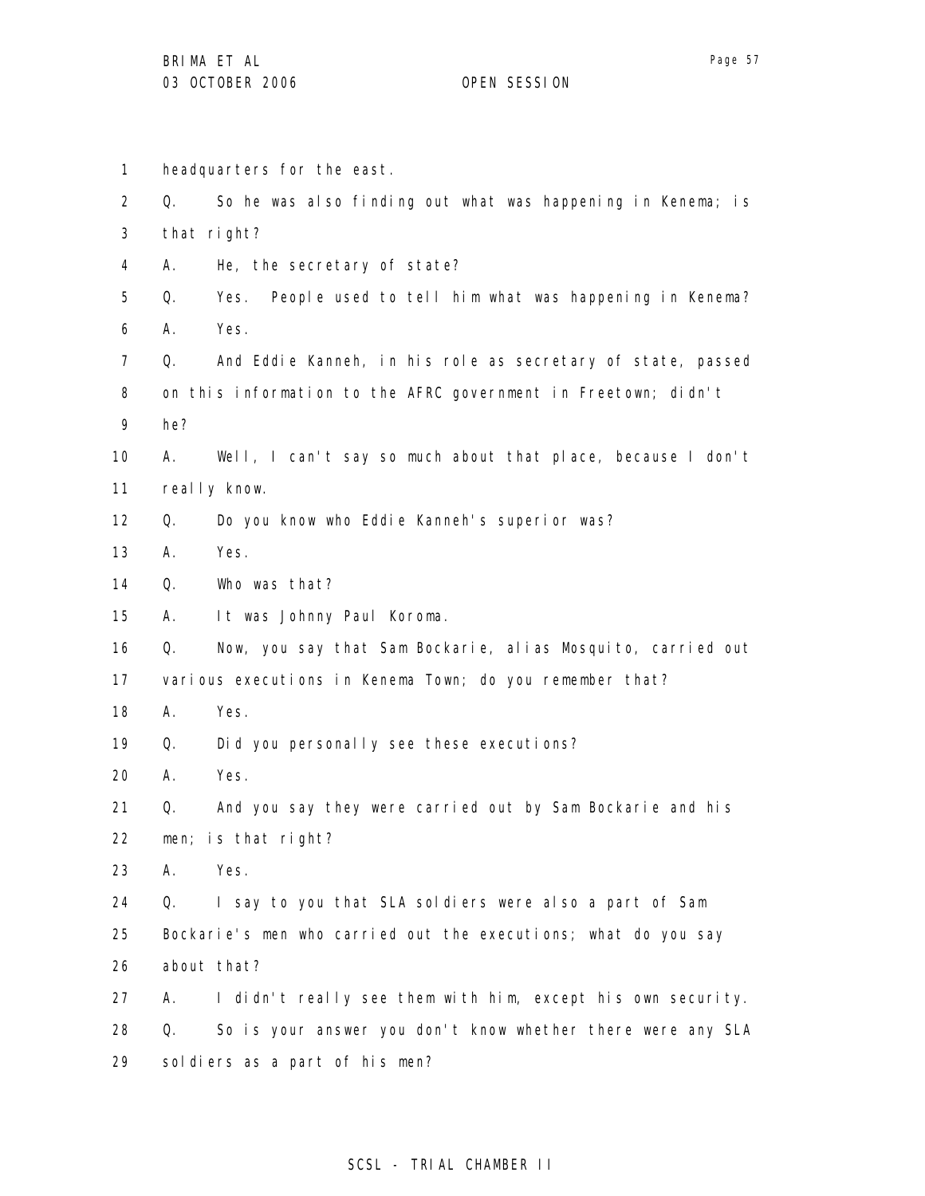1 headquarters for the east.

2 Q. So he was also finding out what was happening in Kenema; is

3 that right?

4 A. He, the secretary of state?

5 Q. Yes. People used to tell him what was happening in Kenema?

6 A. Yes.

7 Q. And Eddie Kanneh, in his role as secretary of state, passed

8 on this information to the AFRC government in Freetown; didn't

9 he?

10 A. Well, I can't say so much about that place, because I don't

11 really know.

12 Q. Do you know who Eddie Kanneh's superior was?

13 A. Yes.

14 Q. Who was that?

15 A. It was Johnny Paul Koroma.

16 Q. Now, you say that Sam Bockarie, alias Mosquito, carried out

17 various executions in Kenema Town; do you remember that?

18 A. Yes.

19 Q. Did you personally see these executions?

20 A. Yes.

21 Q. And you say they were carried out by Sam Bockarie and his

22 men; is that right?

23 A. Yes.

24 Q. I say to you that SLA soldiers were also a part of Sam

25 Bockarie's men who carried out the executions; what do you say

26 about that?

27 A. I didn't really see them with him, except his own security.

28 Q. So is your answer you don't know whether there were any SLA

29 soldiers as a part of his men?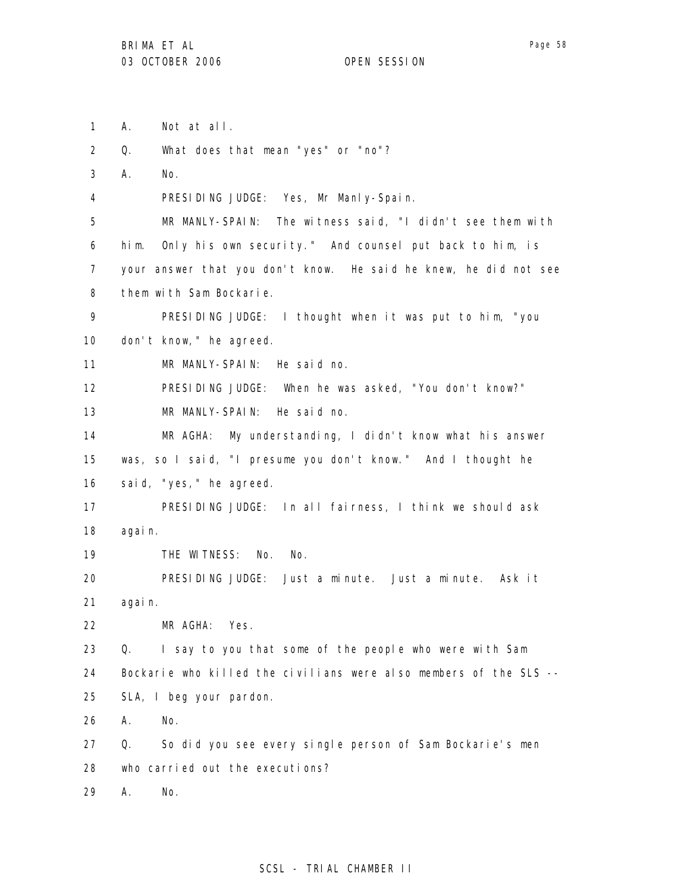A. Not at all.

Q. What does that mean "yes" or "no"?

A. No.

PRESIDING JUDGE: Yes, Mr Manly-Spain.

MR MANLY-SPAIN: The witness said, "I didn't see them with him. Only his own security." And counsel put back to him, is your answer that you don't know. He said he knew, he did not see them with Sam Bockarie.

PRESIDING JUDGE: I thought when it was put to him, "you don't know," he agreed.

MR MANLY-SPAIN: He said no.

PRESIDING JUDGE: When he was asked, "You don't know?"

MR MANLY-SPAIN: He said no.

MR AGHA: My understanding, I didn't know what his answer was, so I said, "I presume you don't know." And I thought he said, "yes," he agreed.

PRESIDING JUDGE: In all fairness, I think we should ask again.

THE WITNESS: No. No.

PRESIDING JUDGE: Just a minute. Just a minute. Ask it again.

MR AGHA: Yes.

Q. I say to you that some of the people who were with Sam Bockarie who killed the civilians were also members of the SLS -- SLA, I beg your pardon.

A. No.

Q. So did you see every single person of Sam Bockarie's men who carried out the executions?

A. No.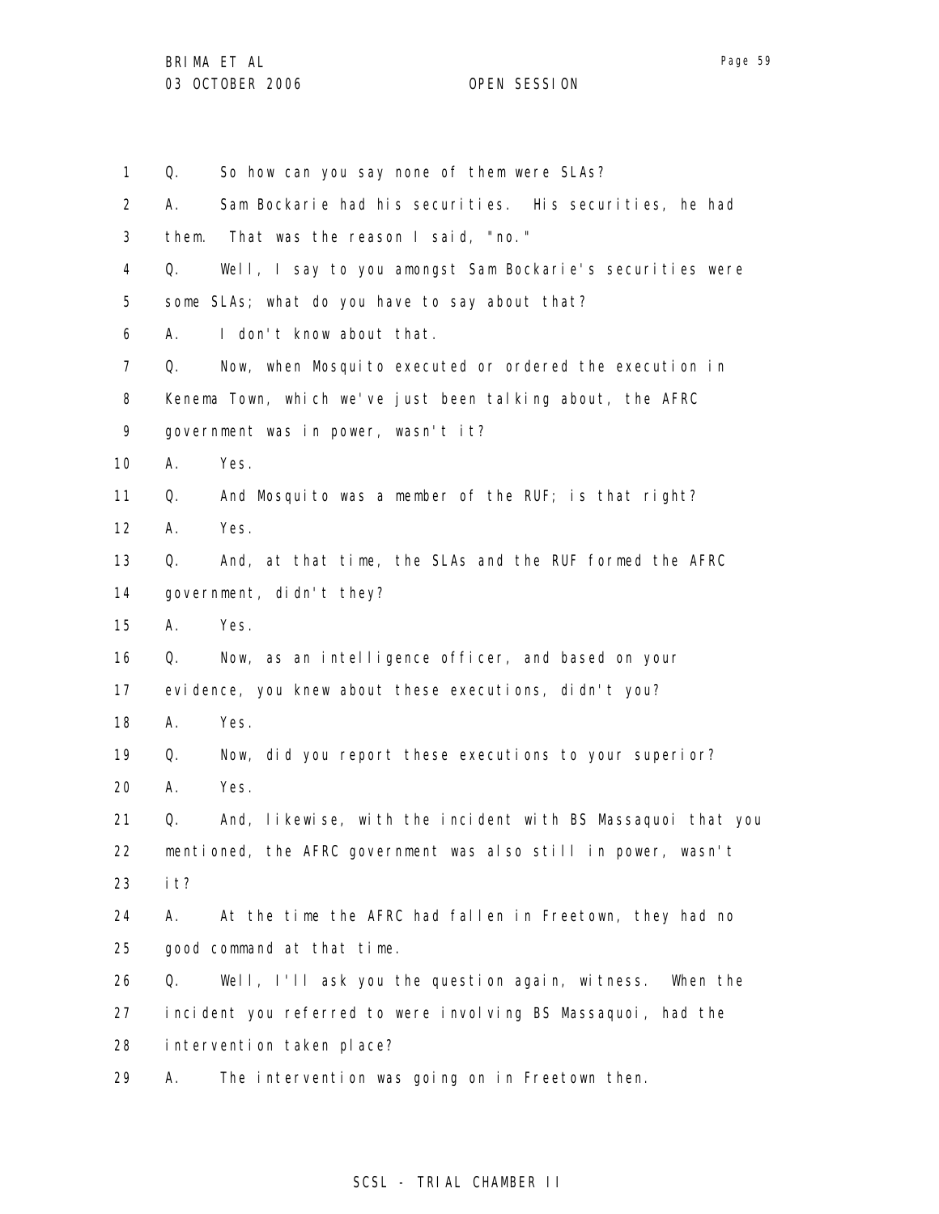1 Q. So how can you say none of them were SLAs?
2 A. Sam Bockarie had his securities. His securities, he had
3 them. That was the reason I said, "no."
4 Q. Well, I say to you amongst Sam Bockarie's securities were
5 some SLAs; what do you have to say about that?
6 A. I don't know about that.
7 Q. Now, when Mosquito executed or ordered the execution in
8 Kenema Town, which we've just been talking about, the AFRC
9 government was in power, wasn't it?
10 A. Yes.
11 Q. And Mosquito was a member of the RUF; is that right?
12 A. Yes.
13 Q. And, at that time, the SLAs and the RUF formed the AFRC
14 government, didn't they?
15 A. Yes.
16 Q. Now, as an intelligence officer, and based on your
17 evidence, you knew about these executions, didn't you?
18 A. Yes.
19 Q. Now, did you report these executions to your superior?
20 A. Yes.
21 Q. And, likewise, with the incident with BS Massaquoi that you
22 mentioned, the AFRC government was also still in power, wasn't
23 it?
24 A. At the time the AFRC had fallen in Freetown, they had no
25 good command at that time.
26 Q. Well, I'll ask you the question again, witness. When the
27 incident you referred to were involving BS Massaquoi, had the
28 intervention taken place?
29 A. The intervention was going on in Freetown then.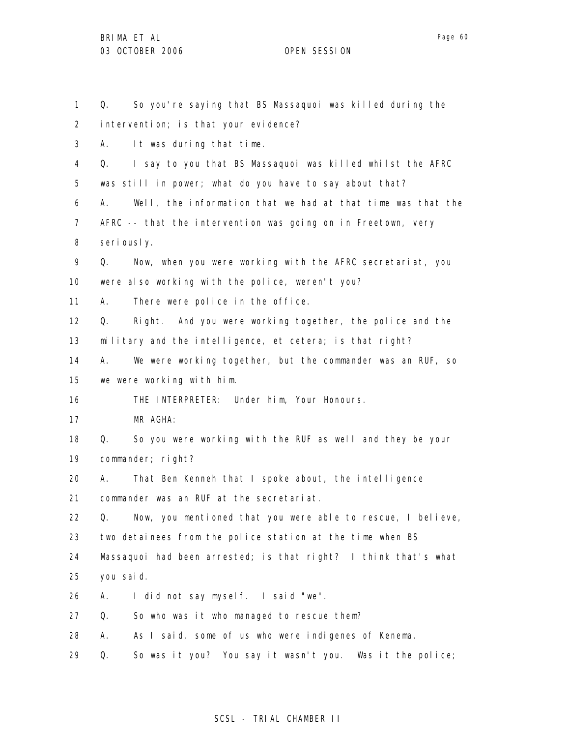Q. So you're saying that BS Massaquoi was killed during the intervention; is that your evidence?

A. It was during that time.

Q. I say to you that BS Massaquoi was killed whilst the AFRC was still in power; what do you have to say about that?

A. Well, the information that we had at that time was that the AFRC -- that the intervention was going on in Freetown, very seriously.

Q. Now, when you were working with the AFRC secretariat, you were also working with the police, weren't you?

A. There were police in the office.

Q. Right. And you were working together, the police and the military and the intelligence, et cetera; is that right?

A. We were working together, but the commander was an RUF, so we were working with him.

THE INTERPRETER: Under him, Your Honours.

MR AGHA:

Q. So you were working with the RUF as well and they be your commander; right?

A. That Ben Kenneh that I spoke about, the intelligence commander was an RUF at the secretariat.

Q. Now, you mentioned that you were able to rescue, I believe, two detainees from the police station at the time when BS Massaquoi had been arrested; is that right? I think that's what you said.

A. I did not say myself. I said "we".

Q. So who was it who managed to rescue them?

A. As I said, some of us who were indigenes of Kenema.

Q. So was it you? You say it wasn't you. Was it the police;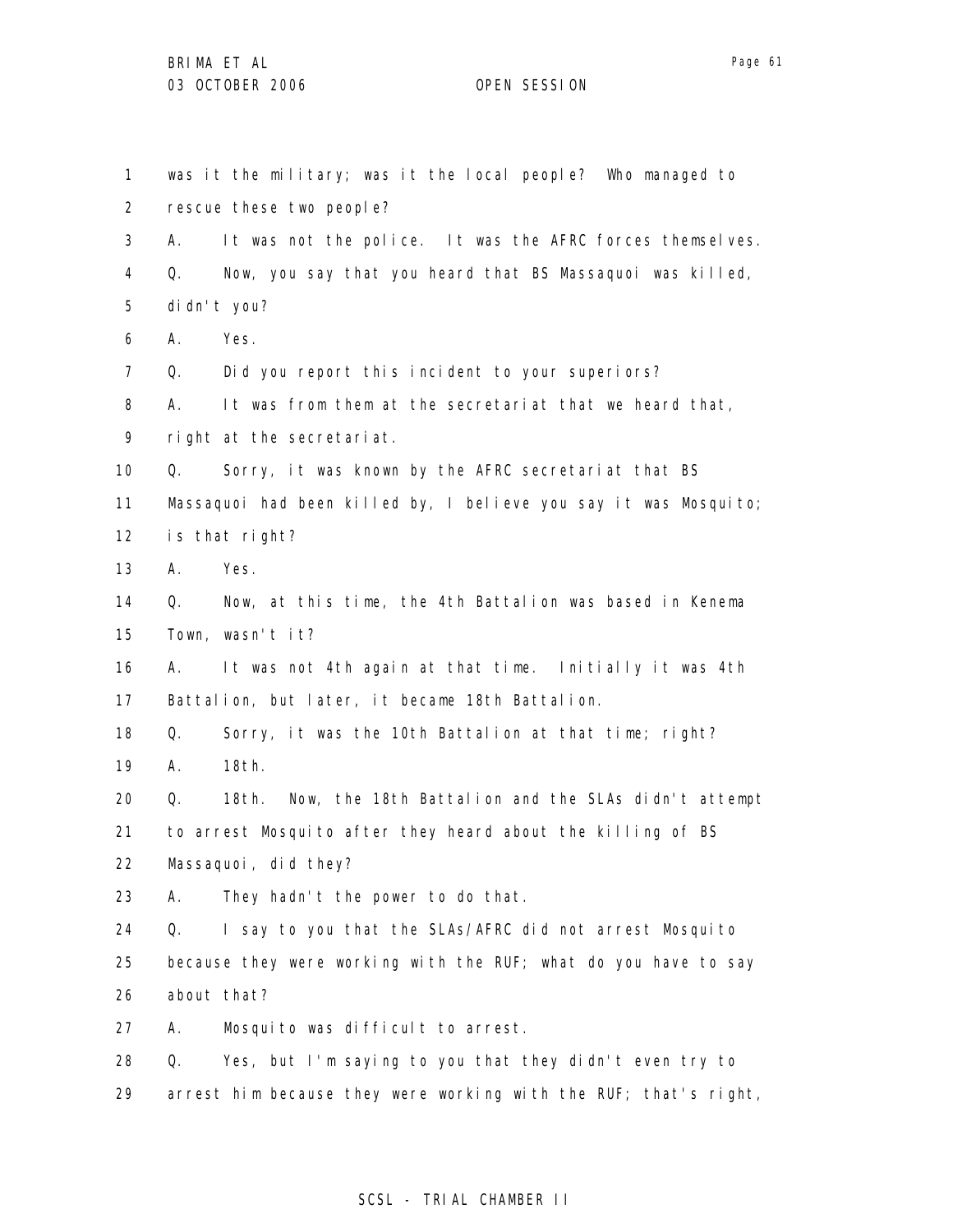was it the military; was it the local people? Who managed to rescue these two people?

A. It was not the police. It was the AFRC forces themselves.

Q. Now, you say that you heard that BS Massaquoi was killed, didn't you?

A. Yes.

Q. Did you report this incident to your superiors?

A. It was from them at the secretariat that we heard that, right at the secretariat.

Q. Sorry, it was known by the AFRC secretariat that BS Massaquoi had been killed by, I believe you say it was Mosquito; is that right?

A. Yes.

Q. Now, at this time, the 4th Battalion was based in Kenema Town, wasn't it?

A. It was not 4th again at that time. Initially it was 4th Battalion, but later, it became 18th Battalion.

Q. Sorry, it was the 10th Battalion at that time; right?

A. 18th.

Q. 18th. Now, the 18th Battalion and the SLAs didn't attempt to arrest Mosquito after they heard about the killing of BS Massaquoi, did they?

A. They hadn't the power to do that.

Q. I say to you that the SLAs/AFRC did not arrest Mosquito because they were working with the RUF; what do you have to say about that?

A. Mosquito was difficult to arrest.

Q. Yes, but I'm saying to you that they didn't even try to arrest him because they were working with the RUF; that's right,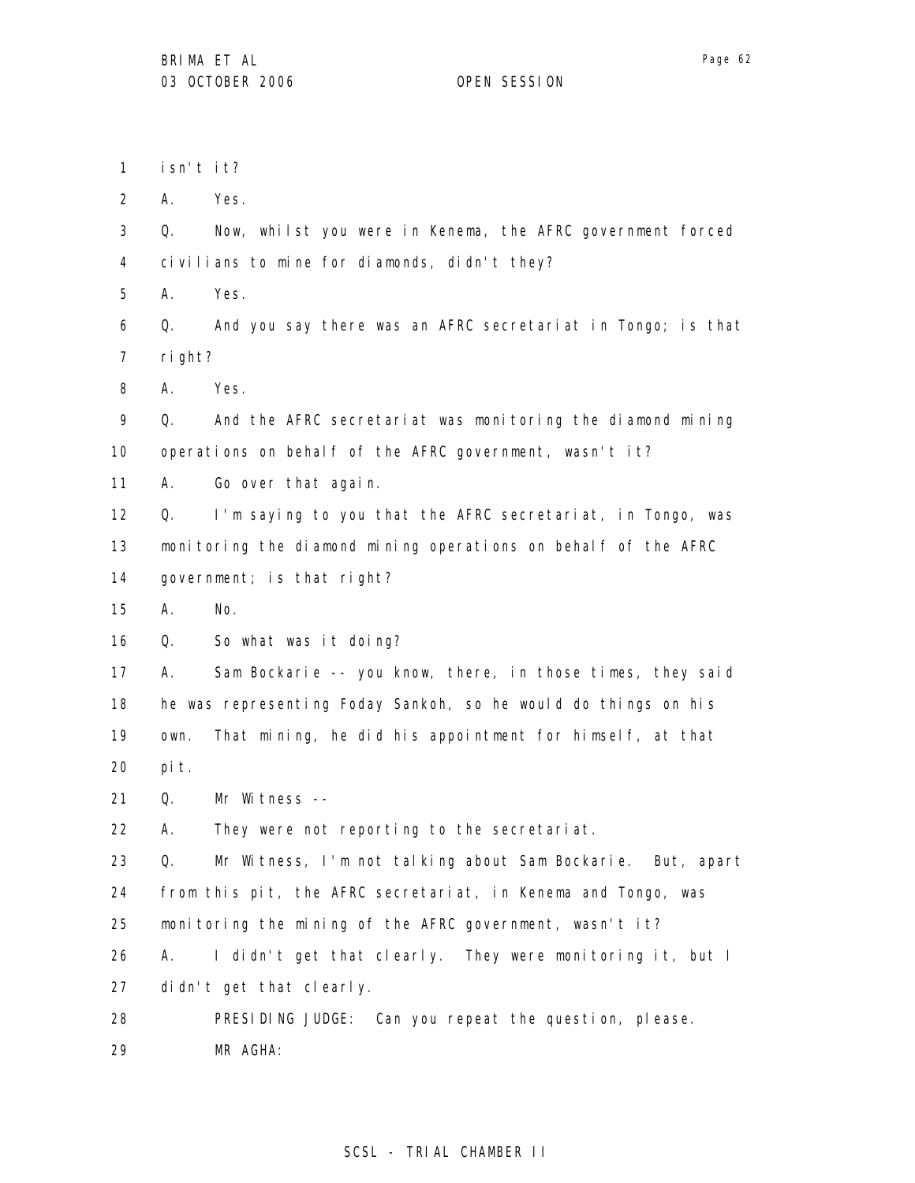isn't it?

A. Yes.

Q. Now, whilst you were in Kenema, the AFRC government forced civilians to mine for diamonds, didn't they?

A. Yes.

Q. And you say there was an AFRC secretariat in Tongo; is that right?

A. Yes.

Q. And the AFRC secretariat was monitoring the diamond mining operations on behalf of the AFRC government, wasn't it?

A. Go over that again.

Q. I'm saying to you that the AFRC secretariat, in Tongo, was monitoring the diamond mining operations on behalf of the AFRC government; is that right?

A. No.

Q. So what was it doing?

A. Sam Bockarie -- you know, there, in those times, they said he was representing Foday Sankoh, so he would do things on his own. That mining, he did his appointment for himself, at that pit.

Q. Mr Witness --

A. They were not reporting to the secretariat.

Q. Mr Witness, I'm not talking about Sam Bockarie. But, apart from this pit, the AFRC secretariat, in Kenema and Tongo, was monitoring the mining of the AFRC government, wasn't it?

A. I didn't get that clearly. They were monitoring it, but I didn't get that clearly.

PRESIDING JUDGE: Can you repeat the question, please.

MR AGHA: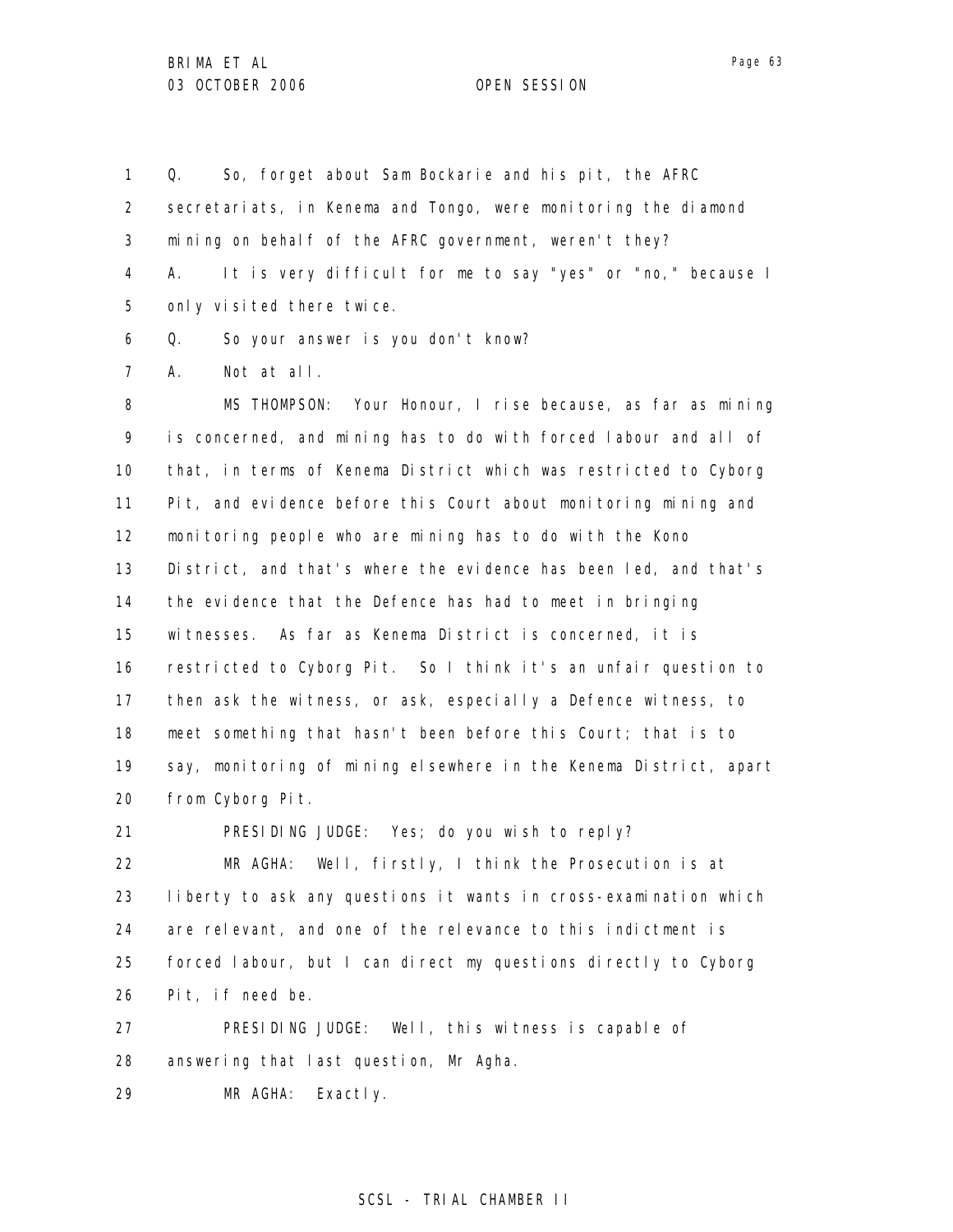Q. So, forget about Sam Bockarie and his pit, the AFRC secretariats, in Kenema and Tongo, were monitoring the diamond mining on behalf of the AFRC government, weren't they?

A. It is very difficult for me to say "yes" or "no," because I only visited there twice.

Q. So your answer is you don't know?

A. Not at all.

MS THOMPSON: Your Honour, I rise because, as far as mining is concerned, and mining has to do with forced labour and all of that, in terms of Kenema District which was restricted to Cyborg Pit, and evidence before this Court about monitoring mining and monitoring people who are mining has to do with the Kono District, and that's where the evidence has been led, and that's the evidence that the Defence has had to meet in bringing witnesses. As far as Kenema District is concerned, it is restricted to Cyborg Pit. So I think it's an unfair question to then ask the witness, or ask, especially a Defence witness, to meet something that hasn't been before this Court; that is to say, monitoring of mining elsewhere in the Kenema District, apart from Cyborg Pit.

PRESIDING JUDGE: Yes; do you wish to reply?

MR AGHA: Well, firstly, I think the Prosecution is at liberty to ask any questions it wants in cross-examination which are relevant, and one of the relevance to this indictment is forced labour, but I can direct my questions directly to Cyborg Pit, if need be.

PRESIDING JUDGE: Well, this witness is capable of answering that last question, Mr Agha.

MR AGHA: Exactly.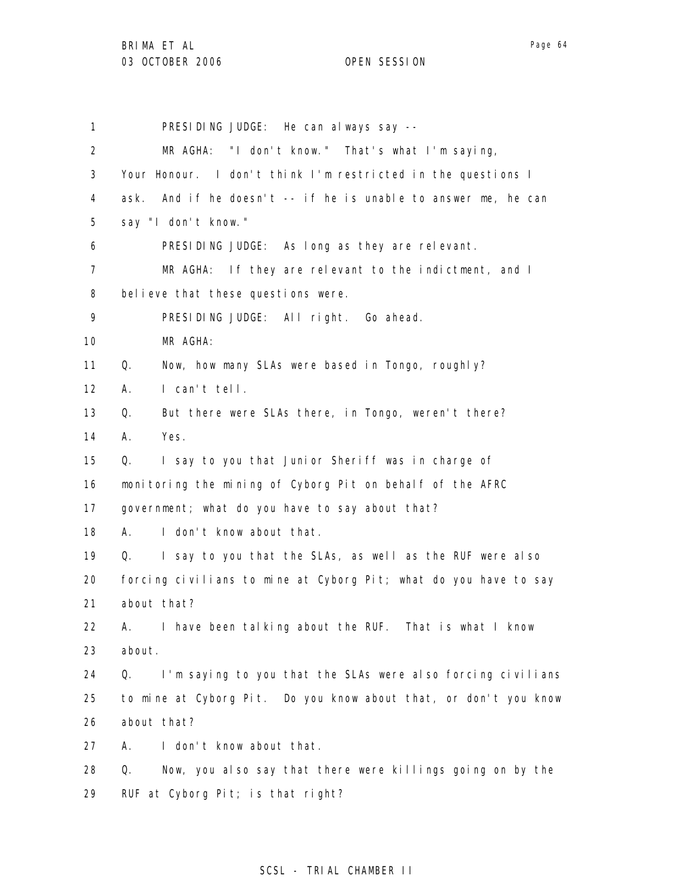PRESIDING JUDGE: He can always say --

MR AGHA: "I don't know." That's what I'm saying, Your Honour. I don't think I'm restricted in the questions I ask. And if he doesn't -- if he is unable to answer me, he can say "I don't know."

PRESIDING JUDGE: As long as they are relevant.

MR AGHA: If they are relevant to the indictment, and I believe that these questions were.

PRESIDING JUDGE: All right. Go ahead.

MR AGHA:

Q. Now, how many SLAs were based in Tongo, roughly?

A. I can't tell.

Q. But there were SLAs there, in Tongo, weren't there?

A. Yes.

Q. I say to you that Junior Sheriff was in charge of monitoring the mining of Cyborg Pit on behalf of the AFRC government; what do you have to say about that?

A. I don't know about that.

Q. I say to you that the SLAs, as well as the RUF were also forcing civilians to mine at Cyborg Pit; what do you have to say about that?

A. I have been talking about the RUF. That is what I know about.

Q. I'm saying to you that the SLAs were also forcing civilians to mine at Cyborg Pit. Do you know about that, or don't you know about that?

A. I don't know about that.

Q. Now, you also say that there were killings going on by the RUF at Cyborg Pit; is that right?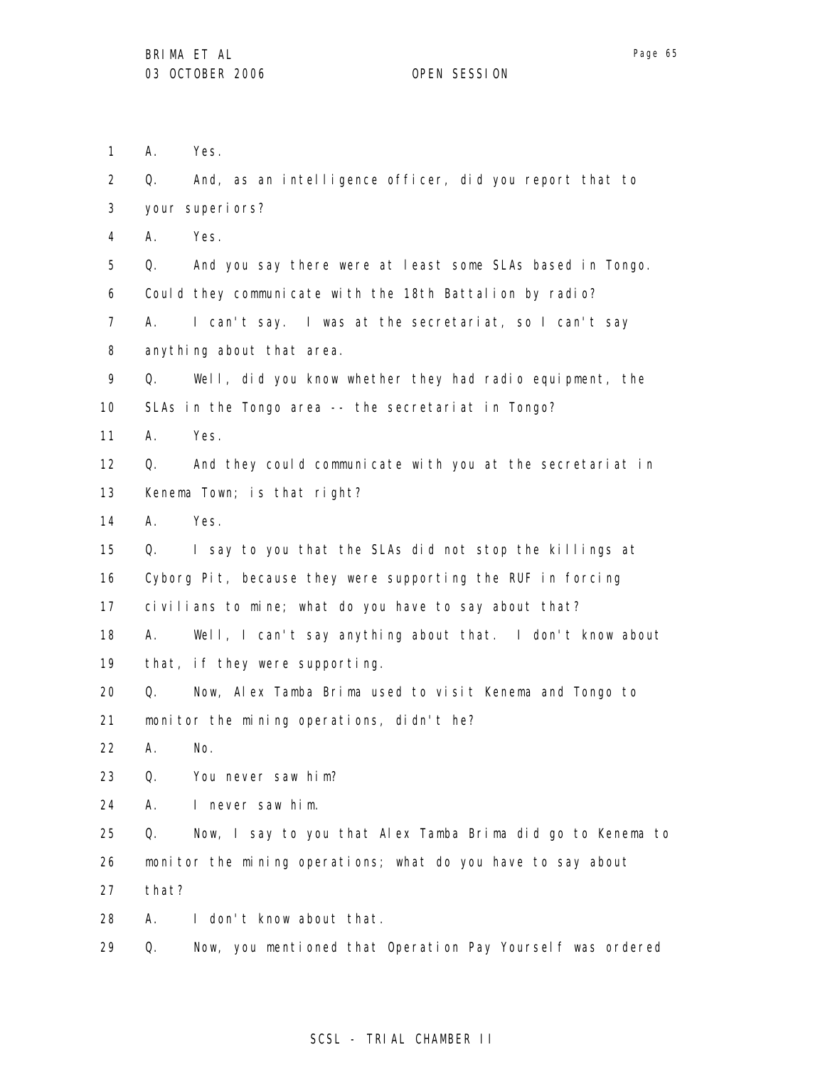A. Yes.

Q. And, as an intelligence officer, did you report that to your superiors?

A. Yes.

Q. And you say there were at least some SLAs based in Tongo. Could they communicate with the 18th Battalion by radio?

A. I can't say. I was at the secretariat, so I can't say anything about that area.

Q. Well, did you know whether they had radio equipment, the SLAs in the Tongo area -- the secretariat in Tongo?

A. Yes.

Q. And they could communicate with you at the secretariat in Kenema Town; is that right?

A. Yes.

Q. I say to you that the SLAs did not stop the killings at Cyborg Pit, because they were supporting the RUF in forcing civilians to mine; what do you have to say about that?

A. Well, I can't say anything about that. I don't know about that, if they were supporting.

Q. Now, Alex Tamba Brima used to visit Kenema and Tongo to monitor the mining operations, didn't he?

A. No.

Q. You never saw him?

A. I never saw him.

Q. Now, I say to you that Alex Tamba Brima did go to Kenema to monitor the mining operations; what do you have to say about that?

A. I don't know about that.

Q. Now, you mentioned that Operation Pay Yourself was ordered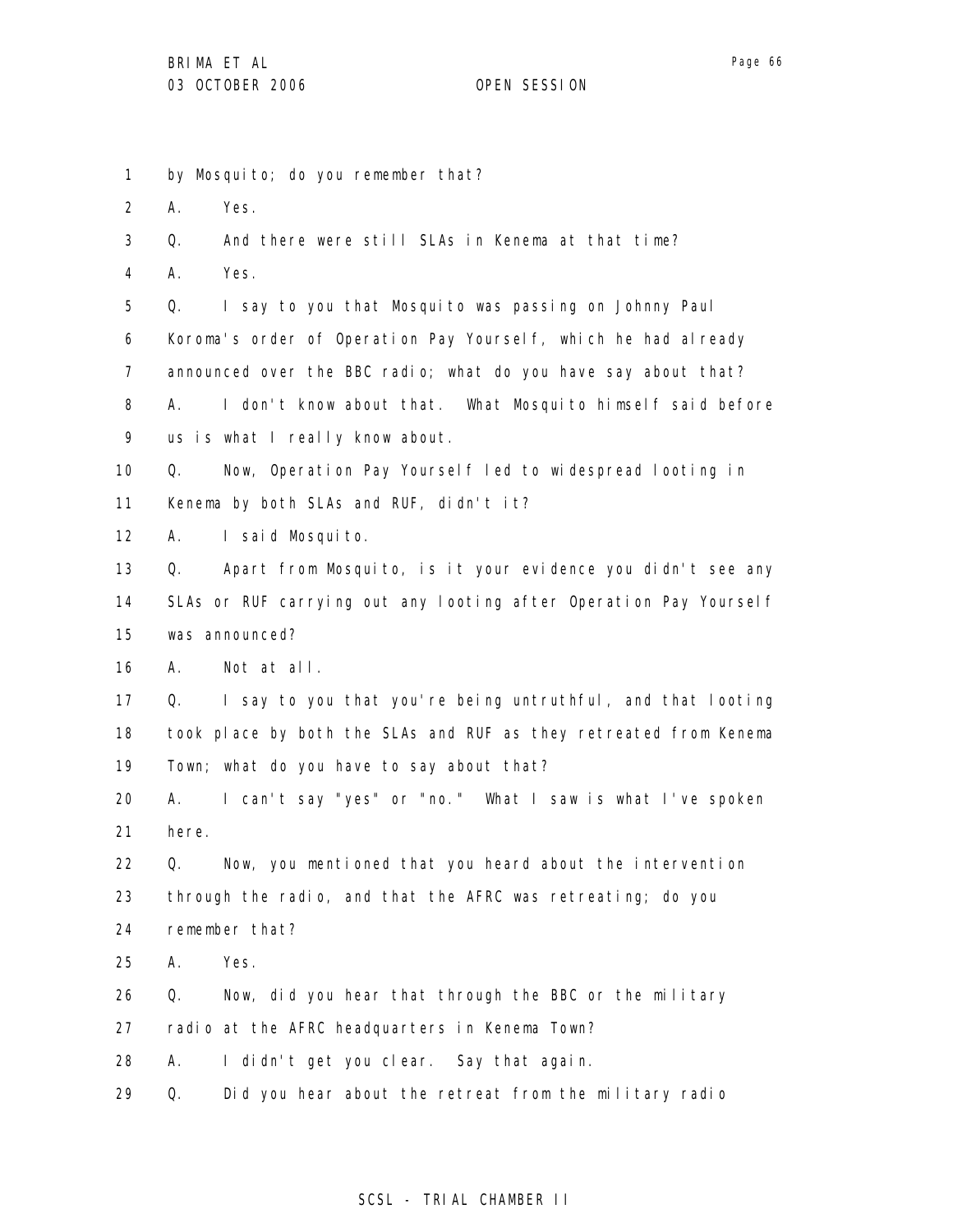1 by Mosquito; do you remember that?

2 A. Yes.

3 Q. And there were still SLAs in Kenema at that time?

4 A. Yes.

5 Q. I say to you that Mosquito was passing on Johnny Paul

6 Koroma's order of Operation Pay Yourself, which he had already

7 announced over the BBC radio; what do you have say about that?

8 A. I don't know about that. What Mosquito himself said before

9 us is what I really know about.

10 Q. Now, Operation Pay Yourself led to widespread looting in

11 Kenema by both SLAs and RUF, didn't it?

12 A. I said Mosquito.

13 Q. Apart from Mosquito, is it your evidence you didn't see any

14 SLAs or RUF carrying out any looting after Operation Pay Yourself

15 was announced?

16 A. Not at all.

17 Q. I say to you that you're being untruthful, and that looting

18 took place by both the SLAs and RUF as they retreated from Kenema

19 Town; what do you have to say about that?

20 A. I can't say "yes" or "no." What I saw is what I've spoken

21 here.

22 Q. Now, you mentioned that you heard about the intervention

23 through the radio, and that the AFRC was retreating; do you

24 remember that?

25 A. Yes.

26 Q. Now, did you hear that through the BBC or the military

27 radio at the AFRC headquarters in Kenema Town?

28 A. I didn't get you clear. Say that again.

29 Q. Did you hear about the retreat from the military radio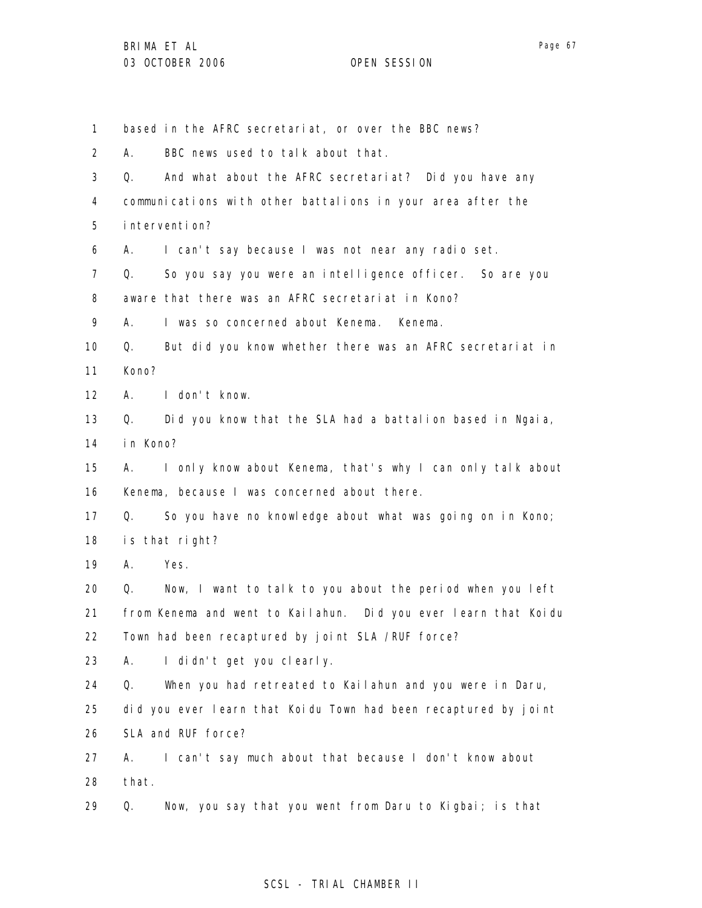1 based in the AFRC secretariat, or over the BBC news?

2 A. BBC news used to talk about that.

3 Q. And what about the AFRC secretariat? Did you have any

4 communications with other battalions in your area after the

5 intervention?

6 A. I can't say because I was not near any radio set.

7 Q. So you say you were an intelligence officer. So are you

8 aware that there was an AFRC secretariat in Kono?

9 A. I was so concerned about Kenema. Kenema.

10 Q. But did you know whether there was an AFRC secretariat in

11 Kono?

12 A. I don't know.

13 Q. Did you know that the SLA had a battalion based in Ngaia,

14 in Kono?

15 A. I only know about Kenema, that's why I can only talk about

16 Kenema, because I was concerned about there.

17 Q. So you have no knowledge about what was going on in Kono;

18 is that right?

19 A. Yes.

20 Q. Now, I want to talk to you about the period when you left

21 from Kenema and went to Kailahun. Did you ever learn that Koidu

22 Town had been recaptured by joint SLA /RUF force?

23 A. I didn't get you clearly.

24 Q. When you had retreated to Kailahun and you were in Daru,

25 did you ever learn that Koidu Town had been recaptured by joint

26 SLA and RUF force?

27 A. I can't say much about that because I don't know about

28 that.

29 Q. Now, you say that you went from Daru to Kigbai; is that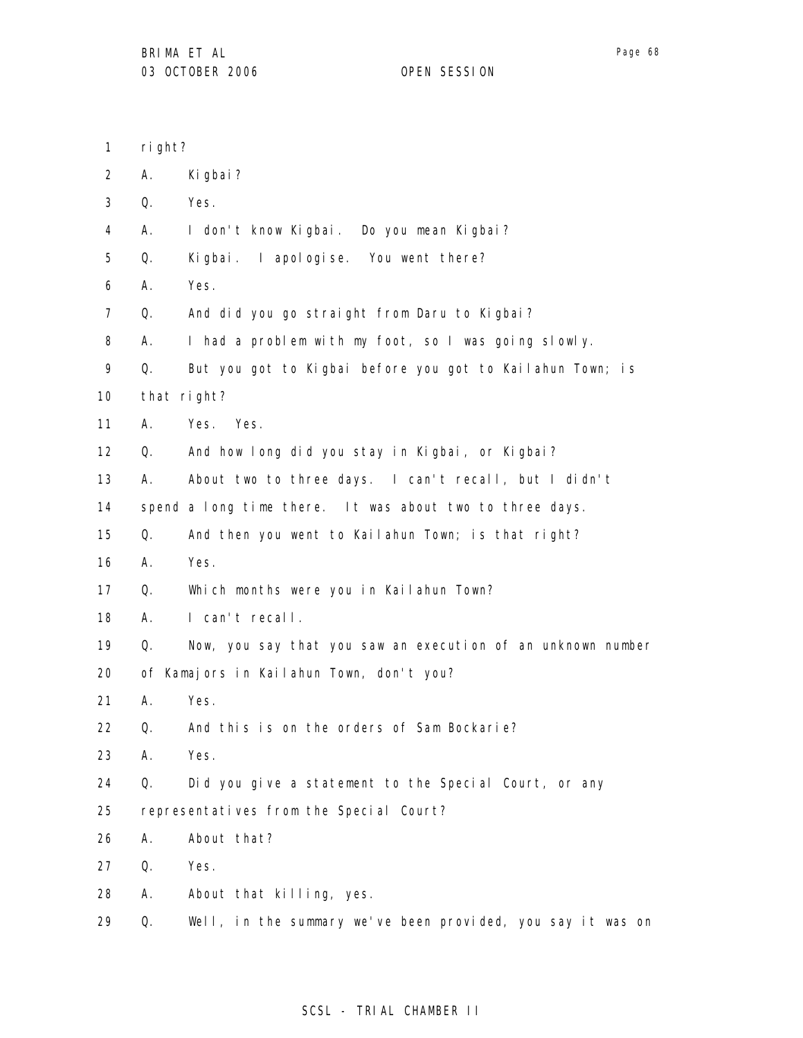1 right?

2 A. Kigbai?

3 Q. Yes.

4 A. I don't know Kigbai. Do you mean Kigbai?

5 Q. Kigbai. I apologise. You went there?

6 A. Yes.

7 Q. And did you go straight from Daru to Kigbai?

8 A. I had a problem with my foot, so I was going slowly.

9 Q. But you got to Kigbai before you got to Kailahun Town; is

10 that right?

11 A. Yes. Yes.

12 Q. And how long did you stay in Kigbai, or Kigbai?

13 A. About two to three days. I can't recall, but I didn't

14 spend a long time there. It was about two to three days.

15 Q. And then you went to Kailahun Town; is that right?

16 A. Yes.

17 Q. Which months were you in Kailahun Town?

18 A. I can't recall.

19 Q. Now, you say that you saw an execution of an unknown number

20 of Kamajors in Kailahun Town, don't you?

21 A. Yes.

22 Q. And this is on the orders of Sam Bockarie?

23 A. Yes.

24 Q. Did you give a statement to the Special Court, or any

25 representatives from the Special Court?

26 A. About that?

27 Q. Yes.

28 A. About that killing, yes.

29 Q. Well, in the summary we've been provided, you say it was on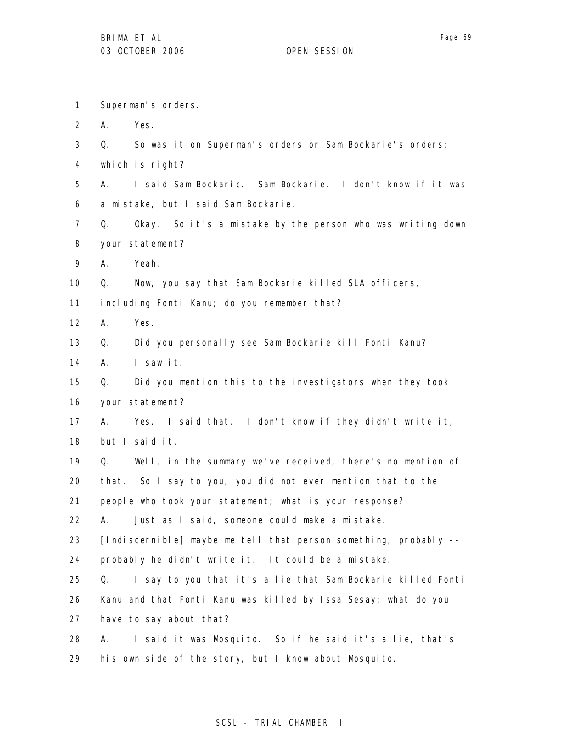Superman's orders.

A. Yes.

Q. So was it on Superman's orders or Sam Bockarie's orders; which is right?

A. I said Sam Bockarie. Sam Bockarie. I don't know if it was a mistake, but I said Sam Bockarie.

Q. Okay. So it's a mistake by the person who was writing down your statement?

A. Yeah.

Q. Now, you say that Sam Bockarie killed SLA officers, including Fonti Kanu; do you remember that?

A. Yes.

Q. Did you personally see Sam Bockarie kill Fonti Kanu?

A. I saw it.

Q. Did you mention this to the investigators when they took your statement?

A. Yes. I said that. I don't know if they didn't write it, but I said it.

Q. Well, in the summary we've received, there's no mention of that. So I say to you, you did not ever mention that to the people who took your statement; what is your response?

A. Just as I said, someone could make a mistake. [Indiscernible] maybe me tell that person something, probably -- probably he didn't write it. It could be a mistake.

Q. I say to you that it's a lie that Sam Bockarie killed Fonti Kanu and that Fonti Kanu was killed by Issa Sesay; what do you have to say about that?

A. I said it was Mosquito. So if he said it's a lie, that's his own side of the story, but I know about Mosquito.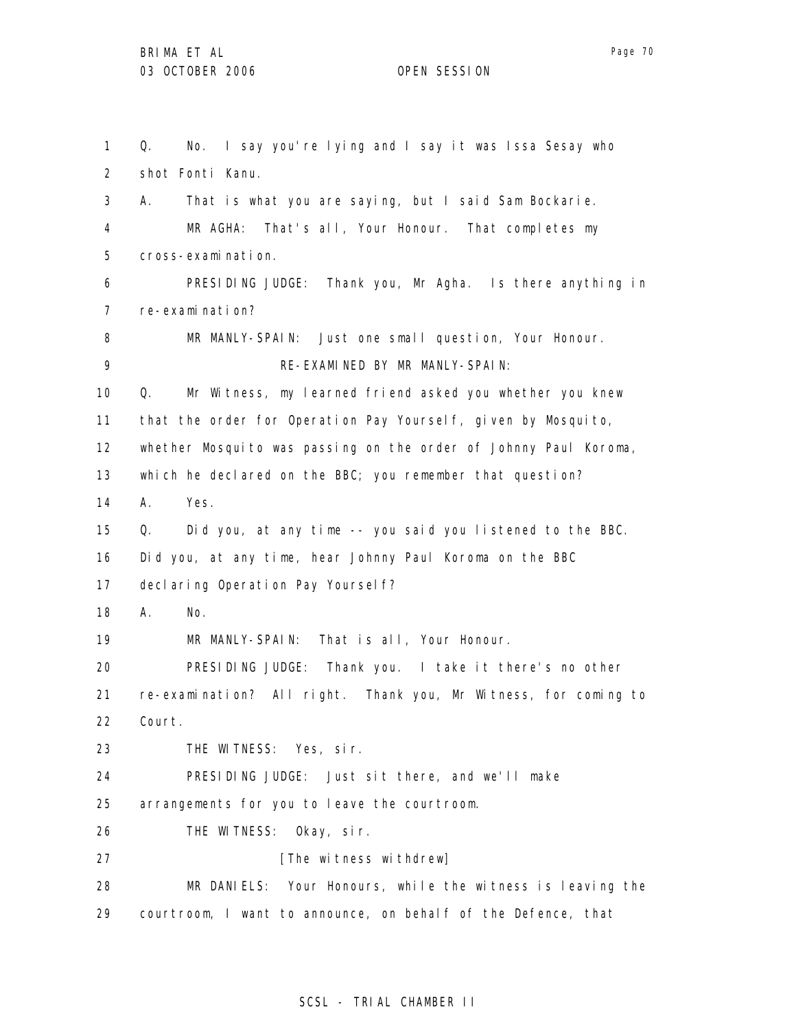1 Q. No. I say you're lying and I say it was Issa Sesay who
2 shot Fonti Kanu.
3 A. That is what you are saying, but I said Sam Bockarie.
4 MR AGHA: That's all, Your Honour. That completes my
5 cross-examination.
6 PRESIDING JUDGE: Thank you, Mr Agha. Is there anything in
7 re-examination?
8 MR MANLY-SPAIN: Just one small question, Your Honour.
9 RE-EXAMINED BY MR MANLY-SPAIN:
10 Q. Mr Witness, my learned friend asked you whether you knew
11 that the order for Operation Pay Yourself, given by Mosquito,
12 whether Mosquito was passing on the order of Johnny Paul Koroma,
13 which he declared on the BBC; you remember that question?
14 A. Yes.
15 Q. Did you, at any time -- you said you listened to the BBC.
16 Did you, at any time, hear Johnny Paul Koroma on the BBC
17 declaring Operation Pay Yourself?
18 A. No.
19 MR MANLY-SPAIN: That is all, Your Honour.
20 PRESIDING JUDGE: Thank you. I take it there's no other
21 re-examination? All right. Thank you, Mr Witness, for coming to
22 Court.
23 THE WITNESS: Yes, sir.
24 PRESIDING JUDGE: Just sit there, and we'll make
25 arrangements for you to leave the courtroom.
26 THE WITNESS: Okay, sir.
27 [The witness withdrew]
28 MR DANIELS: Your Honours, while the witness is leaving the
29 courtroom, I want to announce, on behalf of the Defence, that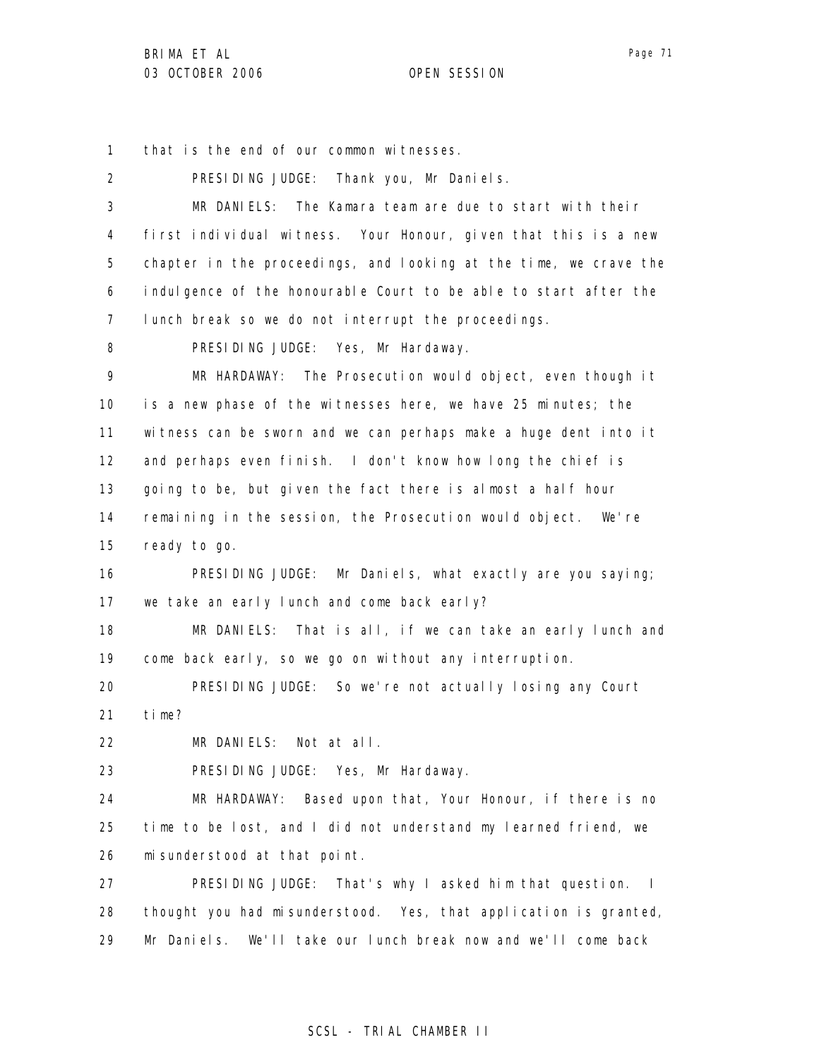that is the end of our common witnesses.

PRESIDING JUDGE: Thank you, Mr Daniels.

MR DANIELS: The Kamara team are due to start with their first individual witness. Your Honour, given that this is a new chapter in the proceedings, and looking at the time, we crave the indulgence of the honourable Court to be able to start after the lunch break so we do not interrupt the proceedings.

PRESIDING JUDGE: Yes, Mr Hardaway.

MR HARDAWAY: The Prosecution would object, even though it is a new phase of the witnesses here, we have 25 minutes; the witness can be sworn and we can perhaps make a huge dent into it and perhaps even finish. I don't know how long the chief is going to be, but given the fact there is almost a half hour remaining in the session, the Prosecution would object. We're ready to go.

PRESIDING JUDGE: Mr Daniels, what exactly are you saying; we take an early lunch and come back early?

MR DANIELS: That is all, if we can take an early lunch and come back early, so we go on without any interruption.

PRESIDING JUDGE: So we're not actually losing any Court time?

MR DANIELS: Not at all.

PRESIDING JUDGE: Yes, Mr Hardaway.

MR HARDAWAY: Based upon that, Your Honour, if there is no time to be lost, and I did not understand my learned friend, we misunderstood at that point.

PRESIDING JUDGE: That's why I asked him that question. I thought you had misunderstood. Yes, that application is granted, Mr Daniels. We'll take our lunch break now and we'll come back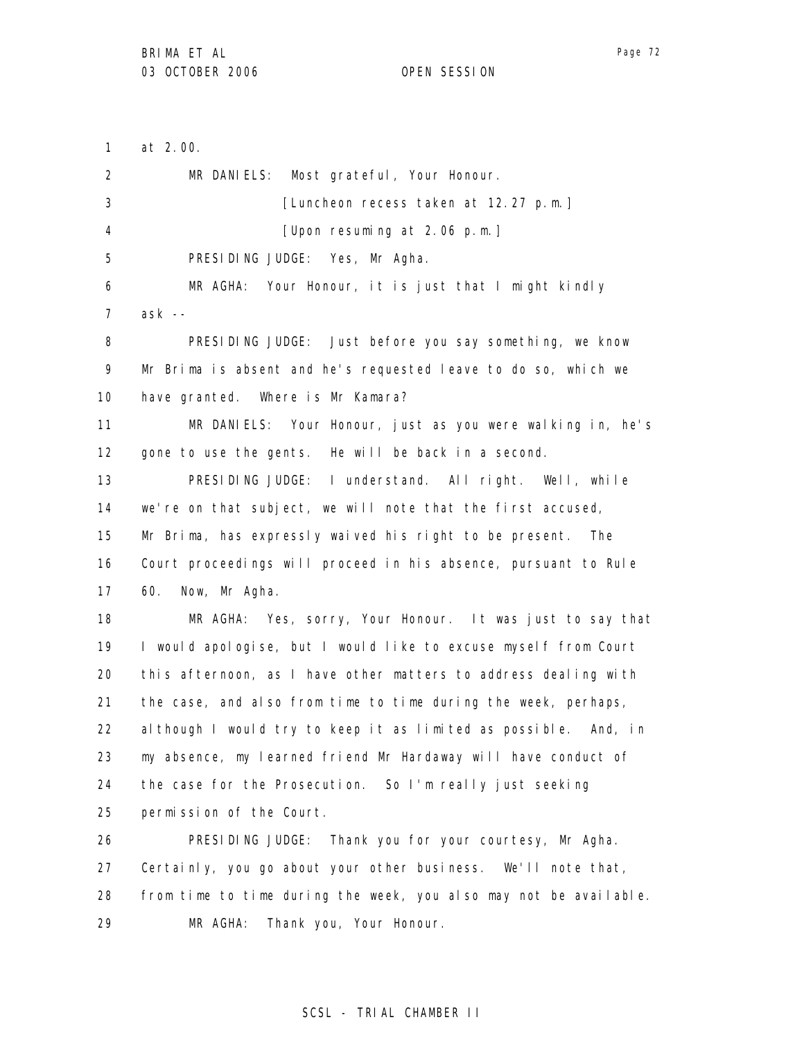at 2.00.

MR DANIELS: Most grateful, Your Honour.

[Luncheon recess taken at 12.27 p.m.]

[Upon resuming at 2.06 p.m.]

PRESIDING JUDGE: Yes, Mr Agha.

MR AGHA: Your Honour, it is just that I might kindly ask --

PRESIDING JUDGE: Just before you say something, we know Mr Brima is absent and he's requested leave to do so, which we have granted. Where is Mr Kamara?

MR DANIELS: Your Honour, just as you were walking in, he's gone to use the gents. He will be back in a second.

PRESIDING JUDGE: I understand. All right. Well, while we're on that subject, we will note that the first accused, Mr Brima, has expressly waived his right to be present. The Court proceedings will proceed in his absence, pursuant to Rule 60. Now, Mr Agha.

MR AGHA: Yes, sorry, Your Honour. It was just to say that I would apologise, but I would like to excuse myself from Court this afternoon, as I have other matters to address dealing with the case, and also from time to time during the week, perhaps, although I would try to keep it as limited as possible. And, in my absence, my learned friend Mr Hardaway will have conduct of the case for the Prosecution. So I'm really just seeking permission of the Court.

PRESIDING JUDGE: Thank you for your courtesy, Mr Agha. Certainly, you go about your other business. We'll note that, from time to time during the week, you also may not be available.

MR AGHA: Thank you, Your Honour.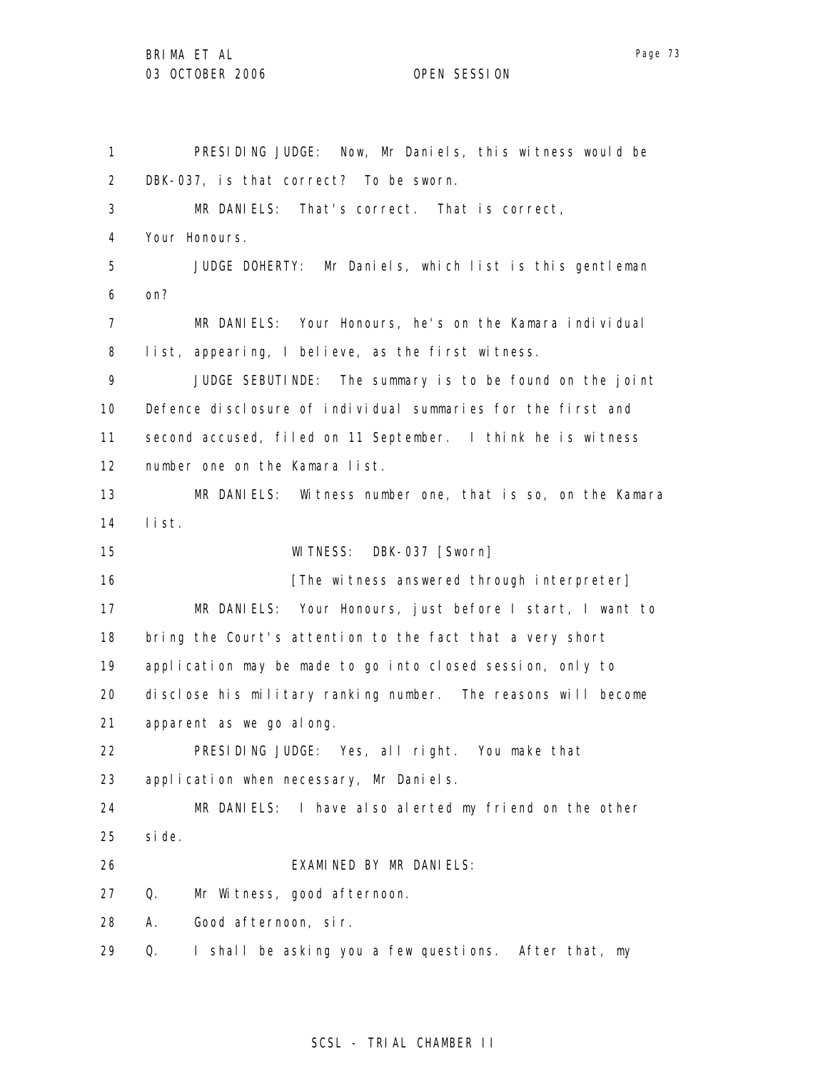PRESIDING JUDGE: Now, Mr Daniels, this witness would be DBK-037, is that correct? To be sworn.

MR DANIELS: That's correct. That is correct, Your Honours.

JUDGE DOHERTY: Mr Daniels, which list is this gentleman on?

MR DANIELS: Your Honours, he's on the Kamara individual list, appearing, I believe, as the first witness.

JUDGE SEBUTINDE: The summary is to be found on the joint Defence disclosure of individual summaries for the first and second accused, filed on 11 September. I think he is witness number one on the Kamara list.

MR DANIELS: Witness number one, that is so, on the Kamara list.

WITNESS: DBK-037 [Sworn]

[The witness answered through interpreter]

MR DANIELS: Your Honours, just before I start, I want to bring the Court's attention to the fact that a very short application may be made to go into closed session, only to disclose his military ranking number. The reasons will become apparent as we go along.

PRESIDING JUDGE: Yes, all right. You make that application when necessary, Mr Daniels.

MR DANIELS: I have also alerted my friend on the other side.

EXAMINED BY MR DANIELS:

Q. Mr Witness, good afternoon.

A. Good afternoon, sir.

Q. I shall be asking you a few questions. After that, my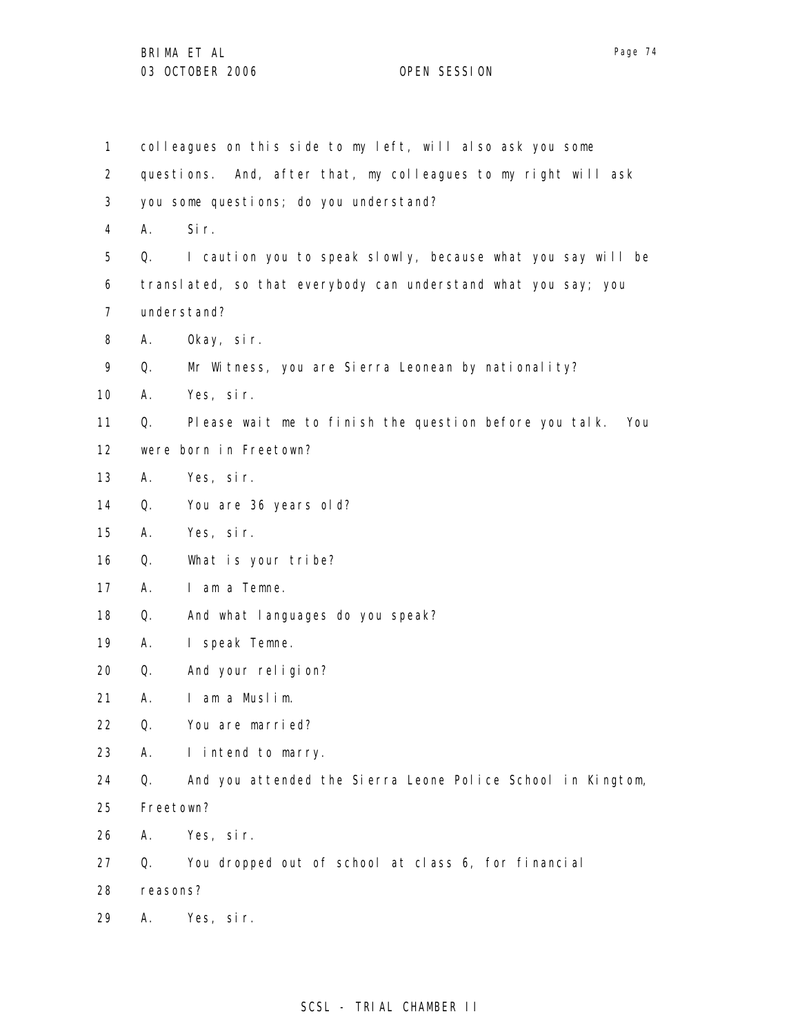1 colleagues on this side to my left, will also ask you some
2 questions. And, after that, my colleagues to my right will ask
3 you some questions; do you understand?
4 A. Sir.
5 Q. I caution you to speak slowly, because what you say will be
6 translated, so that everybody can understand what you say; you
7 understand?
8 A. Okay, sir.
9 Q. Mr Witness, you are Sierra Leonean by nationality?
10 A. Yes, sir.
11 Q. Please wait me to finish the question before you talk. You
12 were born in Freetown?
13 A. Yes, sir.
14 Q. You are 36 years old?
15 A. Yes, sir.
16 Q. What is your tribe?
17 A. I am a Temne.
18 Q. And what languages do you speak?
19 A. I speak Temne.
20 Q. And your religion?
21 A. I am a Muslim.
22 Q. You are married?
23 A. I intend to marry.
24 Q. And you attended the Sierra Leone Police School in Kingtom,
25 Freetown?
26 A. Yes, sir.
27 Q. You dropped out of school at class 6, for financial
28 reasons?
29 A. Yes, sir.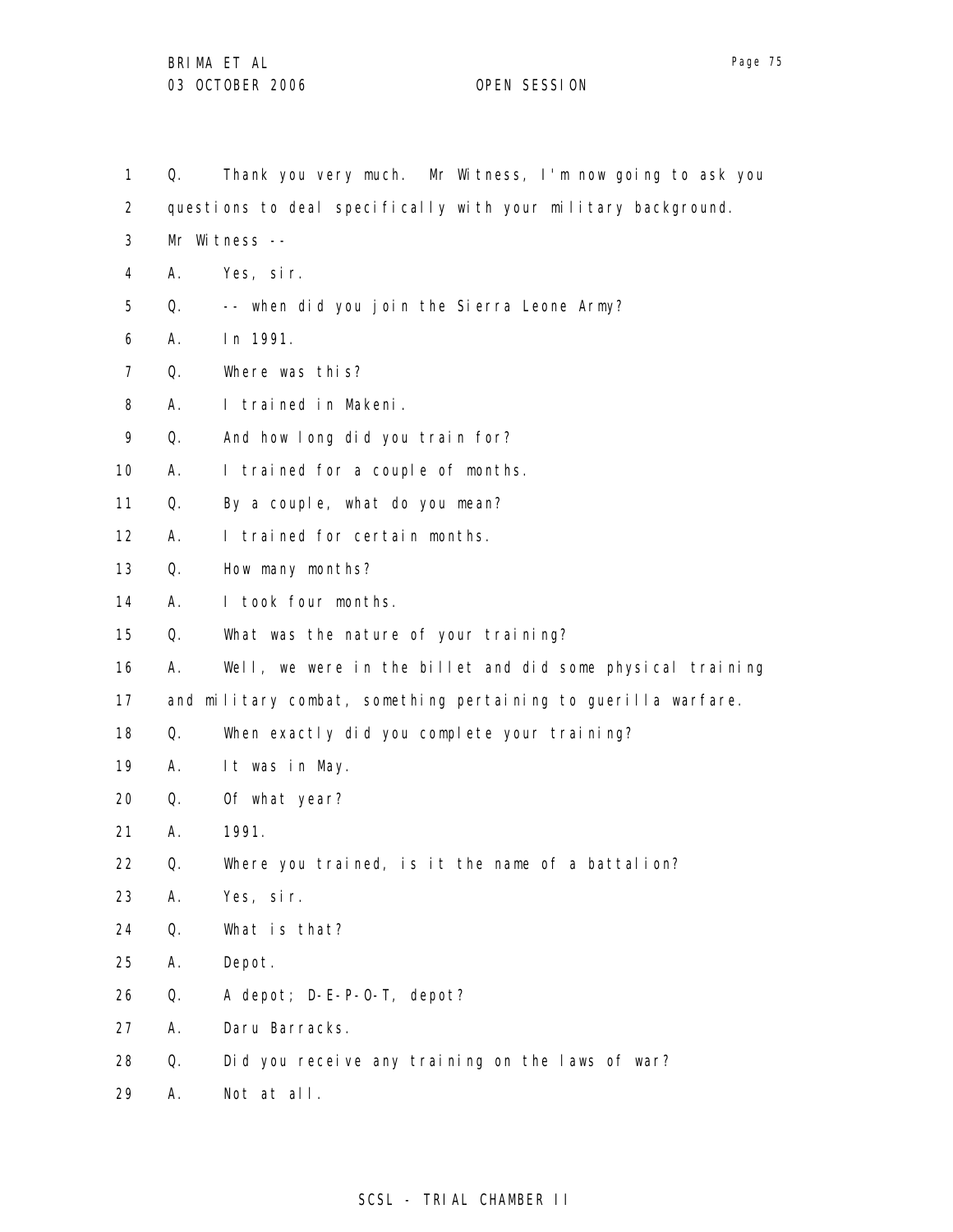Q. Thank you very much. Mr Witness, I'm now going to ask you questions to deal specifically with your military background. Mr Witness --

A. Yes, sir.

Q. -- when did you join the Sierra Leone Army?

A. In 1991.

Q. Where was this?

A. I trained in Makeni.

Q. And how long did you train for?

A. I trained for a couple of months.

Q. By a couple, what do you mean?

A. I trained for certain months.

Q. How many months?

A. I took four months.

Q. What was the nature of your training?

A. Well, we were in the billet and did some physical training and military combat, something pertaining to guerilla warfare.

Q. When exactly did you complete your training?

A. It was in May.

Q. Of what year?

A. 1991.

Q. Where you trained, is it the name of a battalion?

A. Yes, sir.

Q. What is that?

A. Depot.

Q. A depot; D-E-P-O-T, depot?

A. Daru Barracks.

Q. Did you receive any training on the laws of war?

A. Not at all.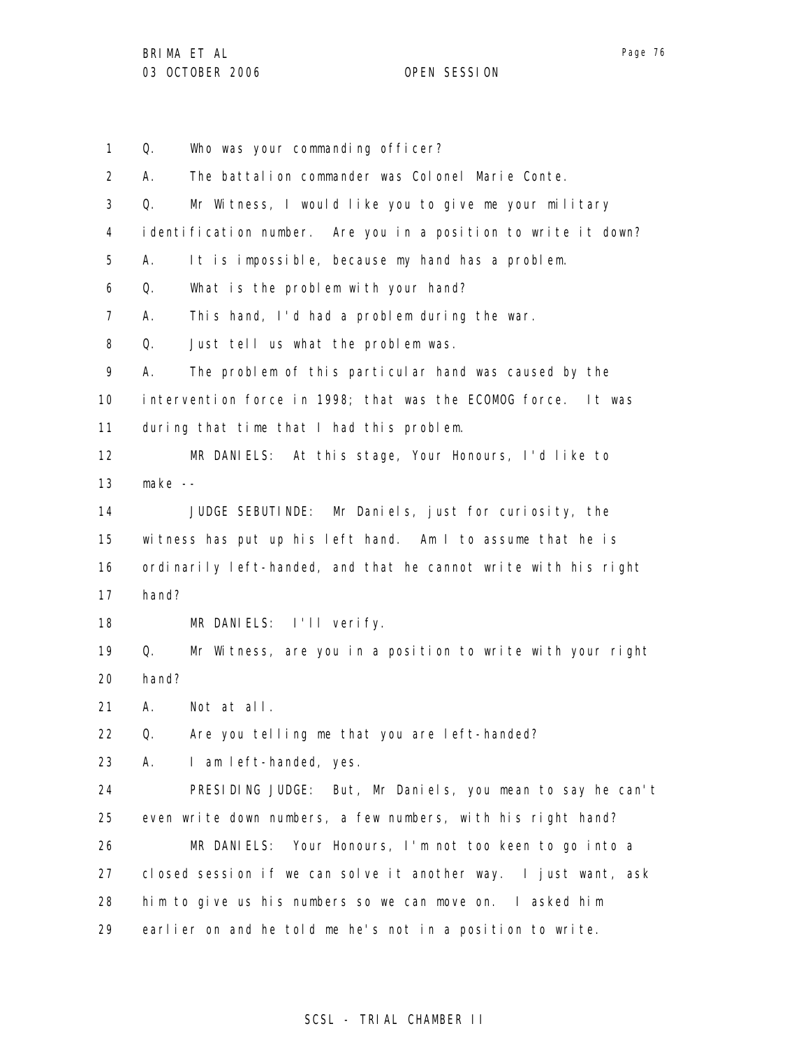Q. Who was your commanding officer?

A. The battalion commander was Colonel Marie Conte.

Q. Mr Witness, I would like you to give me your military identification number. Are you in a position to write it down?

A. It is impossible, because my hand has a problem.

Q. What is the problem with your hand?

A. This hand, I'd had a problem during the war.

Q. Just tell us what the problem was.

A. The problem of this particular hand was caused by the intervention force in 1998; that was the ECOMOG force. It was during that time that I had this problem.

MR DANIELS: At this stage, Your Honours, I'd like to make --

JUDGE SEBUTINDE: Mr Daniels, just for curiosity, the witness has put up his left hand. Am I to assume that he is ordinarily left-handed, and that he cannot write with his right hand?

MR DANIELS: I'll verify.

Q. Mr Witness, are you in a position to write with your right hand?

A. Not at all.

Q. Are you telling me that you are left-handed?

A. I am left-handed, yes.

PRESIDING JUDGE: But, Mr Daniels, you mean to say he can't even write down numbers, a few numbers, with his right hand?

MR DANIELS: Your Honours, I'm not too keen to go into a closed session if we can solve it another way. I just want, ask him to give us his numbers so we can move on. I asked him earlier on and he told me he's not in a position to write.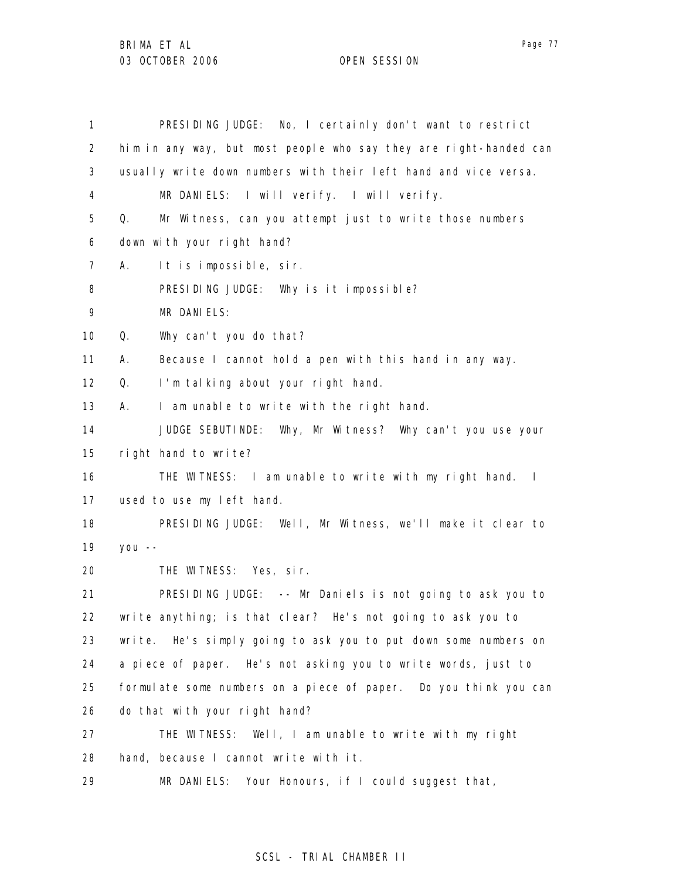PRESIDING JUDGE: No, I certainly don't want to restrict him in any way, but most people who say they are right-handed can usually write down numbers with their left hand and vice versa.

MR DANIELS: I will verify. I will verify.

Q. Mr Witness, can you attempt just to write those numbers down with your right hand?

A. It is impossible, sir.

PRESIDING JUDGE: Why is it impossible?

MR DANIELS:

Q. Why can't you do that?

A. Because I cannot hold a pen with this hand in any way.

Q. I'm talking about your right hand.

A. I am unable to write with the right hand.

JUDGE SEBUTINDE: Why, Mr Witness? Why can't you use your right hand to write?

THE WITNESS: I am unable to write with my right hand. I used to use my left hand.

PRESIDING JUDGE: Well, Mr Witness, we'll make it clear to you --

THE WITNESS: Yes, sir.

PRESIDING JUDGE: -- Mr Daniels is not going to ask you to write anything; is that clear? He's not going to ask you to write. He's simply going to ask you to put down some numbers on a piece of paper. He's not asking you to write words, just to formulate some numbers on a piece of paper. Do you think you can do that with your right hand?

THE WITNESS: Well, I am unable to write with my right hand, because I cannot write with it.

MR DANIELS: Your Honours, if I could suggest that,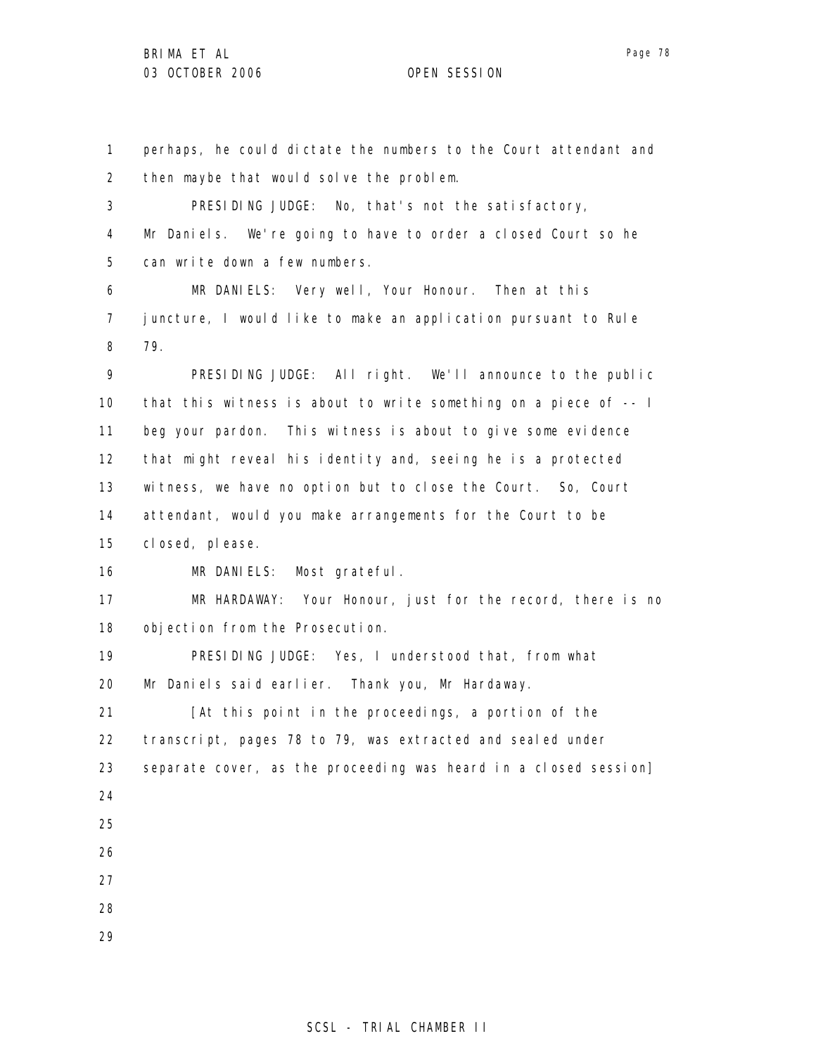perhaps, he could dictate the numbers to the Court attendant and then maybe that would solve the problem.

PRESIDING JUDGE: No, that's not the satisfactory, Mr Daniels. We're going to have to order a closed Court so he can write down a few numbers.

MR DANIELS: Very well, Your Honour. Then at this juncture, I would like to make an application pursuant to Rule 79.

PRESIDING JUDGE: All right. We'll announce to the public that this witness is about to write something on a piece of -- I beg your pardon. This witness is about to give some evidence that might reveal his identity and, seeing he is a protected witness, we have no option but to close the Court. So, Court attendant, would you make arrangements for the Court to be closed, please.

MR DANIELS: Most grateful.

MR HARDAWAY: Your Honour, just for the record, there is no objection from the Prosecution.

PRESIDING JUDGE: Yes, I understood that, from what Mr Daniels said earlier. Thank you, Mr Hardaway.

[At this point in the proceedings, a portion of the transcript, pages 78 to 79, was extracted and sealed under separate cover, as the proceeding was heard in a closed session]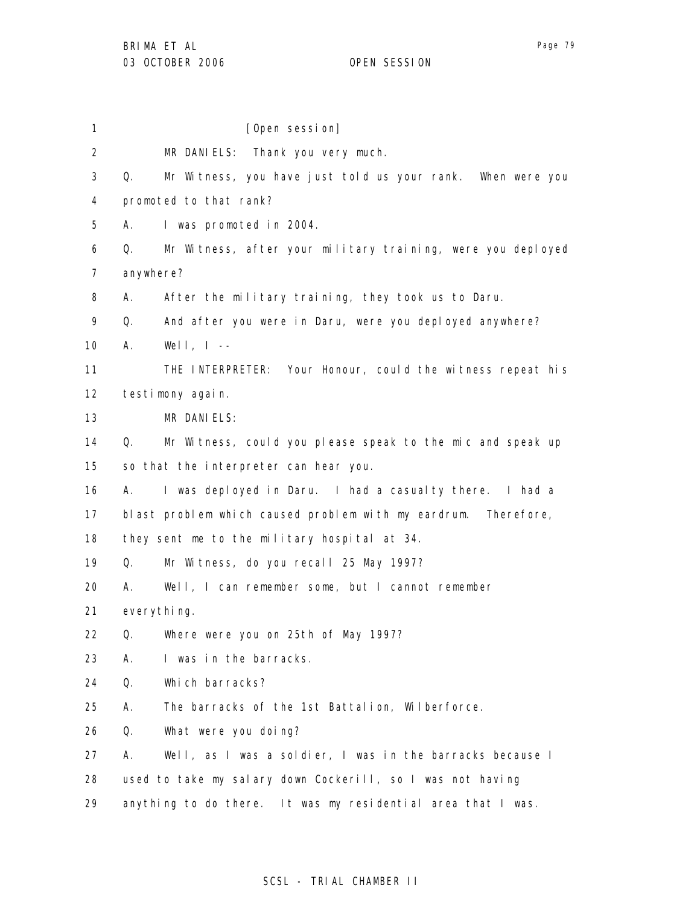[Open session]

MR DANIELS: Thank you very much.

Q. Mr Witness, you have just told us your rank. When were you promoted to that rank?

A. I was promoted in 2004.

Q. Mr Witness, after your military training, were you deployed anywhere?

A. After the military training, they took us to Daru.

Q. And after you were in Daru, were you deployed anywhere?

A. Well, I --

THE INTERPRETER: Your Honour, could the witness repeat his testimony again.

MR DANIELS:

Q. Mr Witness, could you please speak to the mic and speak up so that the interpreter can hear you.

A. I was deployed in Daru. I had a casualty there. I had a blast problem which caused problem with my eardrum. Therefore, they sent me to the military hospital at 34.

Q. Mr Witness, do you recall 25 May 1997?

A. Well, I can remember some, but I cannot remember everything.

Q. Where were you on 25th of May 1997?

A. I was in the barracks.

Q. Which barracks?

A. The barracks of the 1st Battalion, Wilberforce.

Q. What were you doing?

A. Well, as I was a soldier, I was in the barracks because I used to take my salary down Cockerill, so I was not having anything to do there. It was my residential area that I was.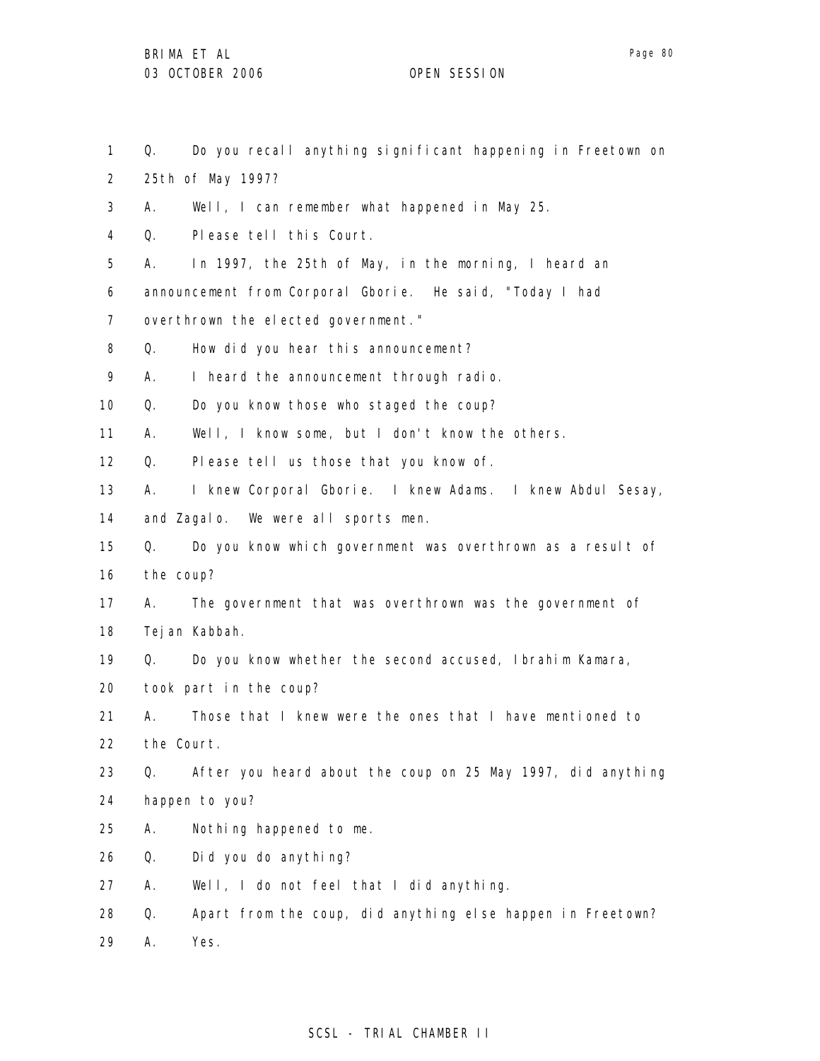Q. Do you recall anything significant happening in Freetown on 25th of May 1997?

A. Well, I can remember what happened in May 25.

Q. Please tell this Court.

A. In 1997, the 25th of May, in the morning, I heard an announcement from Corporal Gborie. He said, "Today I had overthrown the elected government."

Q. How did you hear this announcement?

A. I heard the announcement through radio.

Q. Do you know those who staged the coup?

A. Well, I know some, but I don't know the others.

Q. Please tell us those that you know of.

A. I knew Corporal Gborie. I knew Adams. I knew Abdul Sesay, and Zagalo. We were all sports men.

Q. Do you know which government was overthrown as a result of the coup?

A. The government that was overthrown was the government of Tejan Kabbah.

Q. Do you know whether the second accused, Ibrahim Kamara, took part in the coup?

A. Those that I knew were the ones that I have mentioned to the Court.

Q. After you heard about the coup on 25 May 1997, did anything happen to you?

A. Nothing happened to me.

Q. Did you do anything?

A. Well, I do not feel that I did anything.

Q. Apart from the coup, did anything else happen in Freetown?

A. Yes.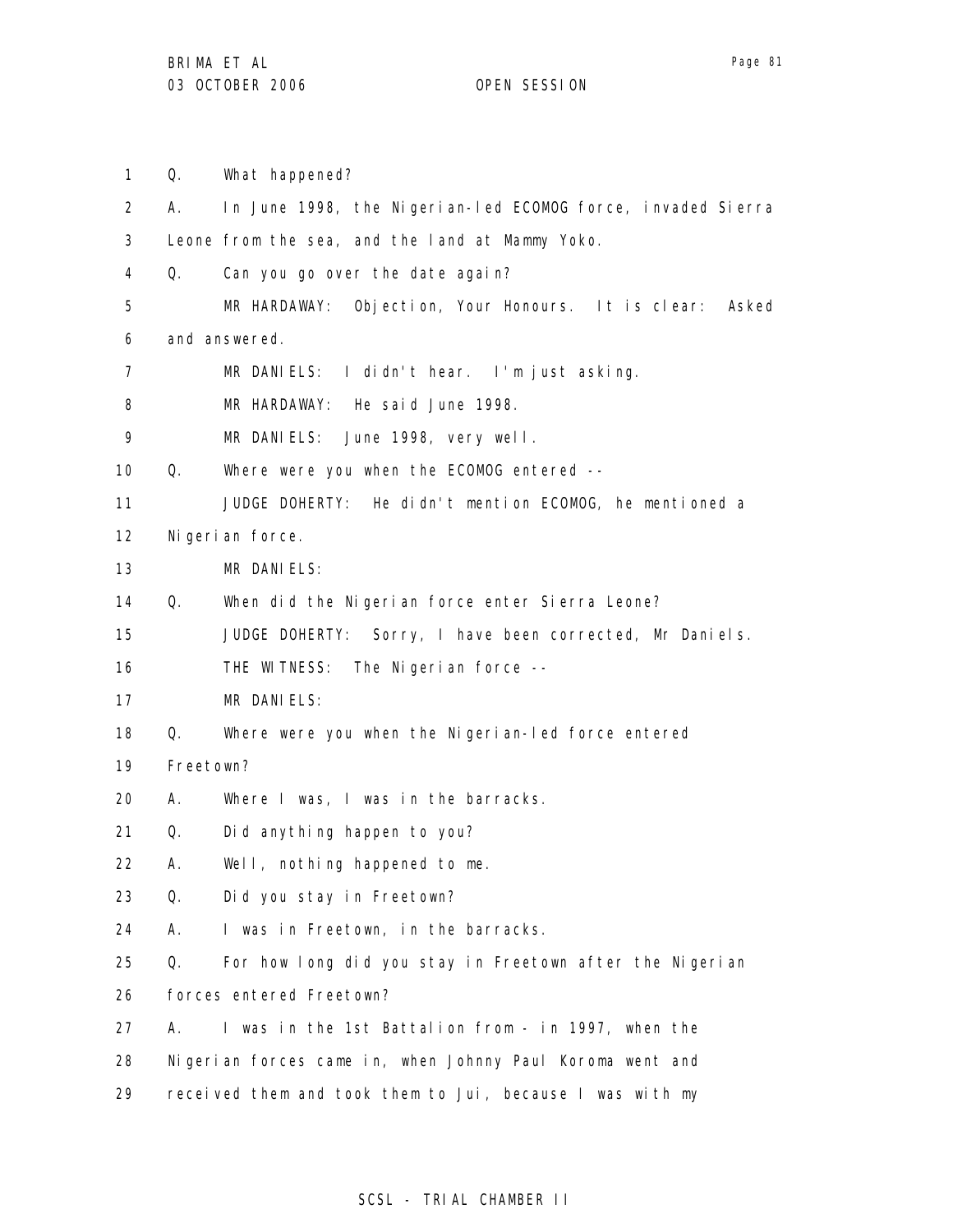1 Q. What happened?

2 A. In June 1998, the Nigerian-led ECOMOG force, invaded Sierra

3 Leone from the sea, and the land at Mammy Yoko.

4 Q. Can you go over the date again?

5 MR HARDAWAY: Objection, Your Honours. It is clear: Asked

6 and answered.

7 MR DANIELS: I didn't hear. I'm just asking.

8 MR HARDAWAY: He said June 1998.

9 MR DANIELS: June 1998, very well.

10 Q. Where were you when the ECOMOG entered --

11 JUDGE DOHERTY: He didn't mention ECOMOG, he mentioned a

12 Nigerian force.

13 MR DANIELS:

14 Q. When did the Nigerian force enter Sierra Leone?

15 JUDGE DOHERTY: Sorry, I have been corrected, Mr Daniels.

16 THE WITNESS: The Nigerian force --

17 MR DANIELS:

18 Q. Where were you when the Nigerian-led force entered

19 Freetown?

20 A. Where I was, I was in the barracks.

21 Q. Did anything happen to you?

22 A. Well, nothing happened to me.

23 Q. Did you stay in Freetown?

24 A. I was in Freetown, in the barracks.

25 Q. For how long did you stay in Freetown after the Nigerian

26 forces entered Freetown?

27 A. I was in the 1st Battalion from - in 1997, when the

28 Nigerian forces came in, when Johnny Paul Koroma went and

29 received them and took them to Jui, because I was with my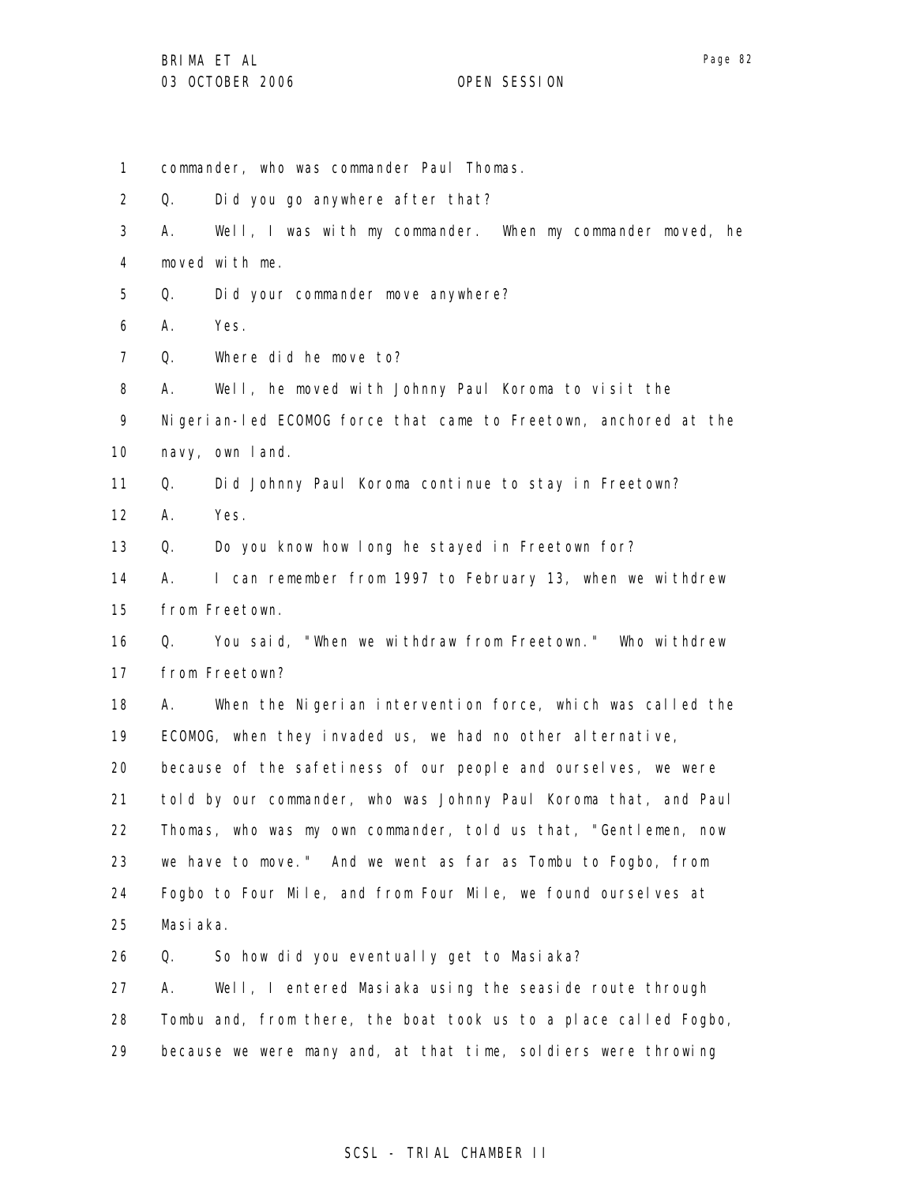commander, who was commander Paul Thomas.

Q. Did you go anywhere after that?

A. Well, I was with my commander. When my commander moved, he moved with me.

Q. Did your commander move anywhere?

A. Yes.

Q. Where did he move to?

A. Well, he moved with Johnny Paul Koroma to visit the Nigerian-led ECOMOG force that came to Freetown, anchored at the navy, own land.

Q. Did Johnny Paul Koroma continue to stay in Freetown?

A. Yes.

Q. Do you know how long he stayed in Freetown for?

A. I can remember from 1997 to February 13, when we withdrew from Freetown.

Q. You said, "When we withdraw from Freetown." Who withdrew from Freetown?

A. When the Nigerian intervention force, which was called the ECOMOG, when they invaded us, we had no other alternative, because of the safetiness of our people and ourselves, we were told by our commander, who was Johnny Paul Koroma that, and Paul Thomas, who was my own commander, told us that, "Gentlemen, now we have to move." And we went as far as Tombu to Fogbo, from Fogbo to Four Mile, and from Four Mile, we found ourselves at Masiaka.

Q. So how did you eventually get to Masiaka?

A. Well, I entered Masiaka using the seaside route through Tombu and, from there, the boat took us to a place called Fogbo, because we were many and, at that time, soldiers were throwing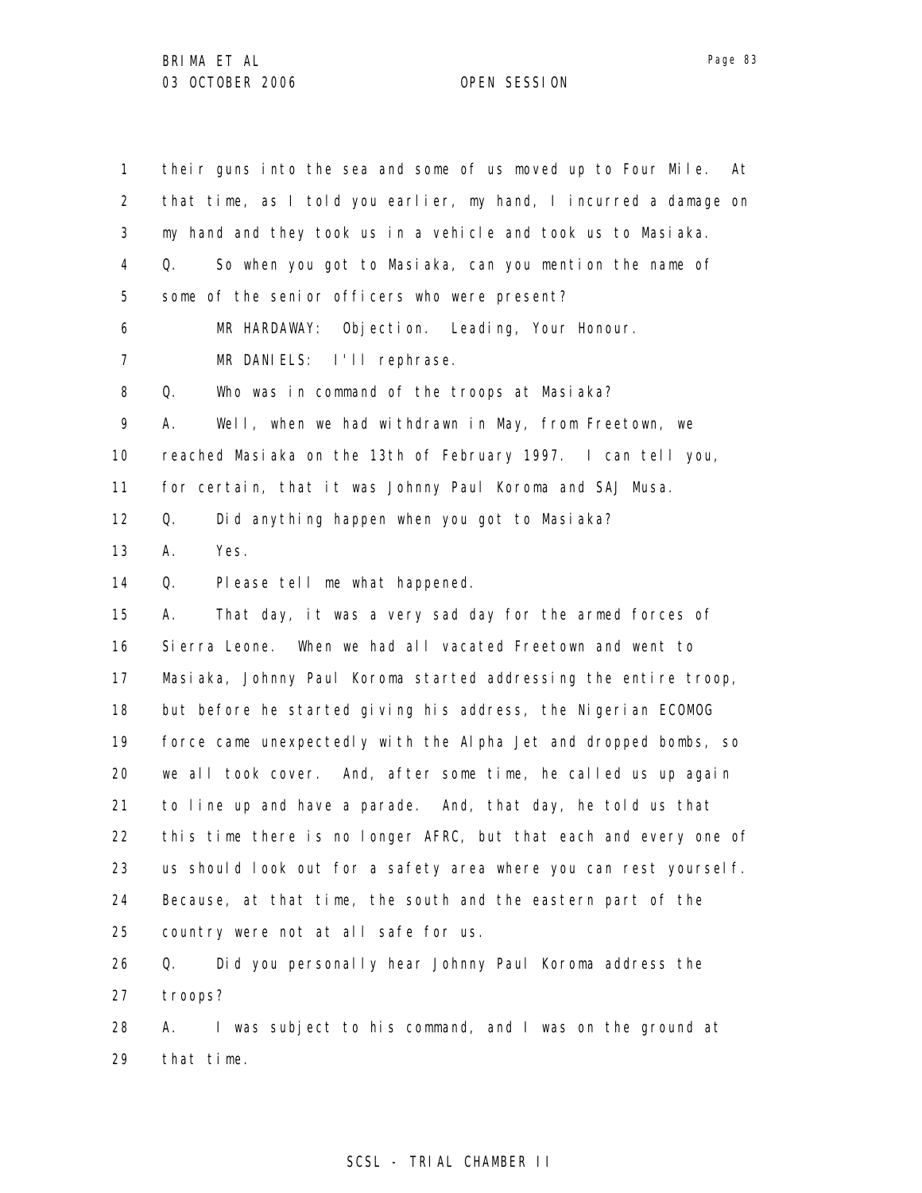their guns into the sea and some of us moved up to Four Mile. At that time, as I told you earlier, my hand, I incurred a damage on my hand and they took us in a vehicle and took us to Masiaka.

Q. So when you got to Masiaka, can you mention the name of some of the senior officers who were present?

MR HARDAWAY: Objection. Leading, Your Honour.

MR DANIELS: I'll rephrase.

Q. Who was in command of the troops at Masiaka?

A. Well, when we had withdrawn in May, from Freetown, we reached Masiaka on the 13th of February 1997. I can tell you, for certain, that it was Johnny Paul Koroma and SAJ Musa.

Q. Did anything happen when you got to Masiaka?

A. Yes.

Q. Please tell me what happened.

A. That day, it was a very sad day for the armed forces of Sierra Leone. When we had all vacated Freetown and went to Masiaka, Johnny Paul Koroma started addressing the entire troop, but before he started giving his address, the Nigerian ECOMOG force came unexpectedly with the Alpha Jet and dropped bombs, so we all took cover. And, after some time, he called us up again to line up and have a parade. And, that day, he told us that this time there is no longer AFRC, but that each and every one of us should look out for a safety area where you can rest yourself. Because, at that time, the south and the eastern part of the country were not at all safe for us.

Q. Did you personally hear Johnny Paul Koroma address the troops?

A. I was subject to his command, and I was on the ground at that time.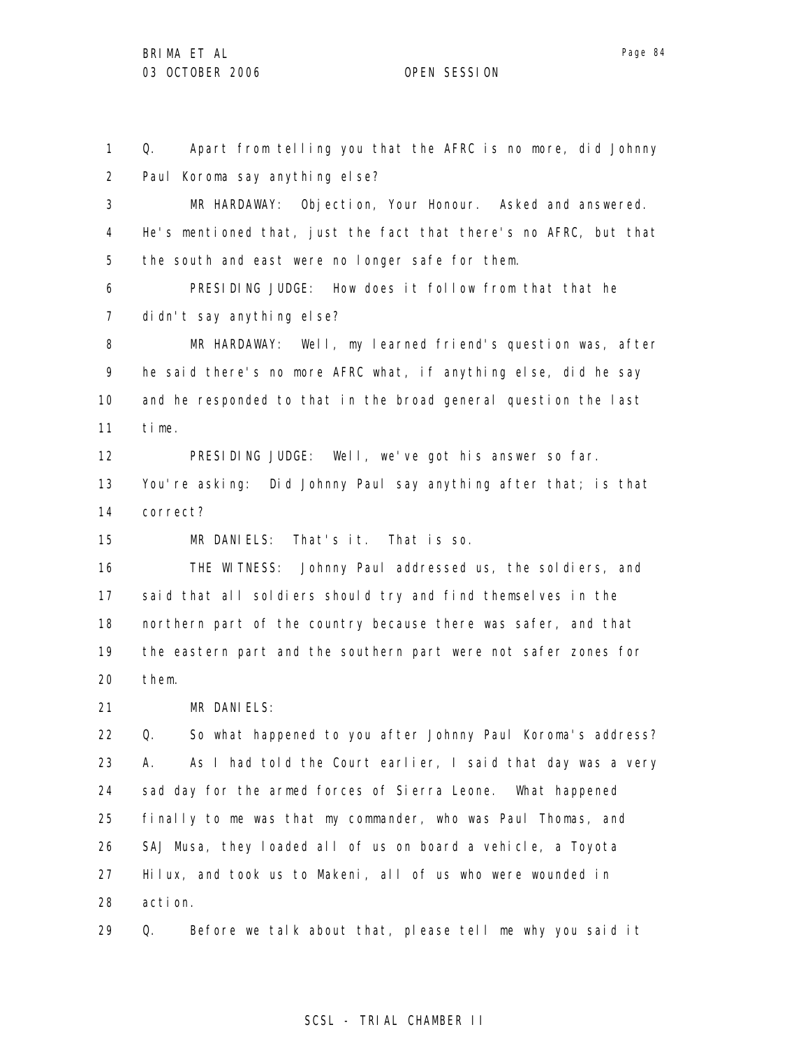Q. Apart from telling you that the AFRC is no more, did Johnny Paul Koroma say anything else?

MR HARDAWAY: Objection, Your Honour. Asked and answered. He's mentioned that, just the fact that there's no AFRC, but that the south and east were no longer safe for them.

PRESIDING JUDGE: How does it follow from that that he didn't say anything else?

MR HARDAWAY: Well, my learned friend's question was, after he said there's no more AFRC what, if anything else, did he say and he responded to that in the broad general question the last time.

PRESIDING JUDGE: Well, we've got his answer so far. You're asking: Did Johnny Paul say anything after that; is that correct?

MR DANIELS: That's it. That is so.

THE WITNESS: Johnny Paul addressed us, the soldiers, and said that all soldiers should try and find themselves in the northern part of the country because there was safer, and that the eastern part and the southern part were not safer zones for them.

MR DANIELS:

Q. So what happened to you after Johnny Paul Koroma's address?

A. As I had told the Court earlier, I said that day was a very sad day for the armed forces of Sierra Leone. What happened finally to me was that my commander, who was Paul Thomas, and SAJ Musa, they loaded all of us on board a vehicle, a Toyota Hilux, and took us to Makeni, all of us who were wounded in action.

Q. Before we talk about that, please tell me why you said it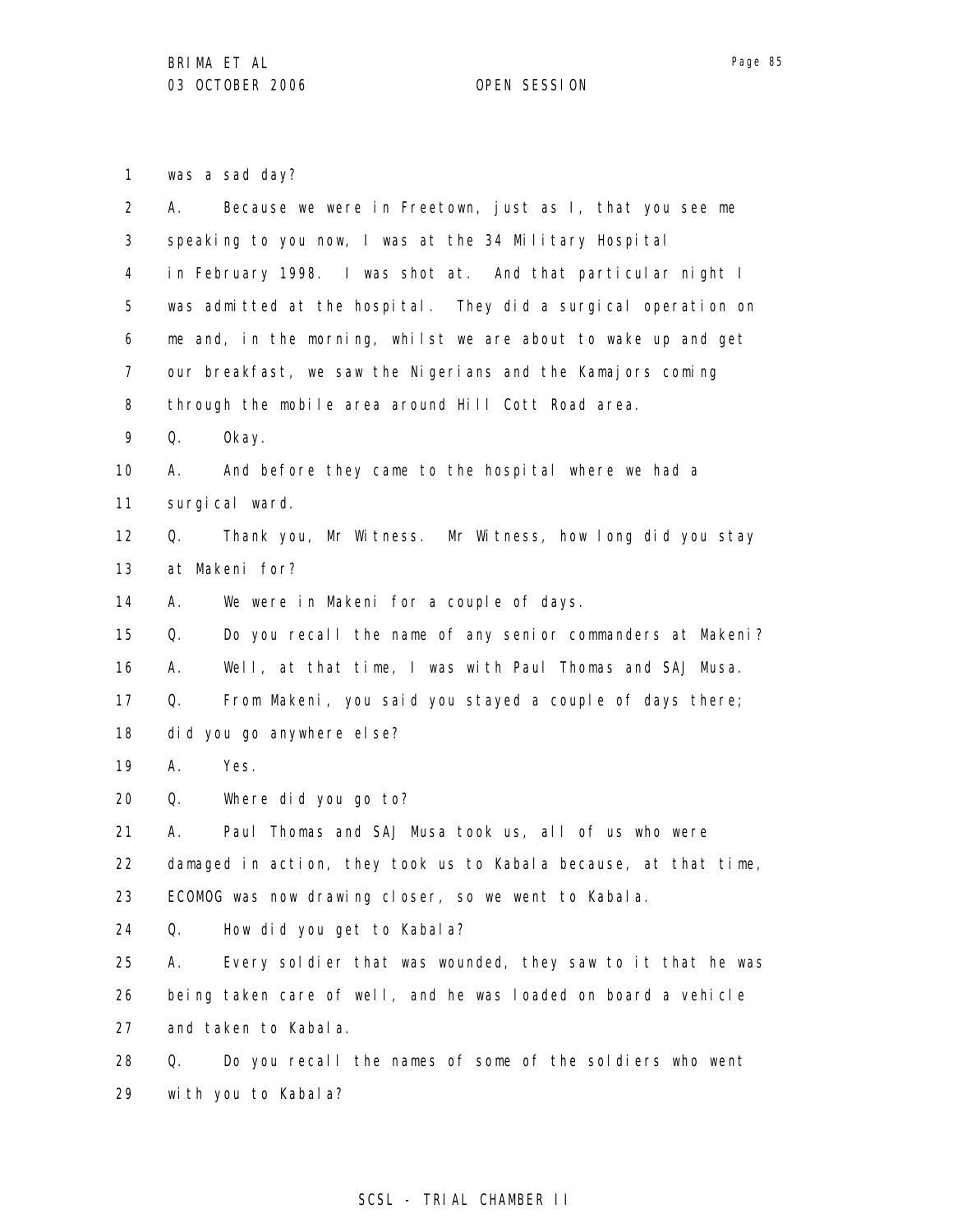was a sad day?

A. Because we were in Freetown, just as I, that you see me speaking to you now, I was at the 34 Military Hospital in February 1998. I was shot at. And that particular night I was admitted at the hospital. They did a surgical operation on me and, in the morning, whilst we are about to wake up and get our breakfast, we saw the Nigerians and the Kamajors coming through the mobile area around Hill Cott Road area.

Q. Okay.

A. And before they came to the hospital where we had a surgical ward.

Q. Thank you, Mr Witness. Mr Witness, how long did you stay at Makeni for?

A. We were in Makeni for a couple of days.

Q. Do you recall the name of any senior commanders at Makeni?

A. Well, at that time, I was with Paul Thomas and SAJ Musa.

Q. From Makeni, you said you stayed a couple of days there; did you go anywhere else?

A. Yes.

Q. Where did you go to?

A. Paul Thomas and SAJ Musa took us, all of us who were damaged in action, they took us to Kabala because, at that time, ECOMOG was now drawing closer, so we went to Kabala.

Q. How did you get to Kabala?

A. Every soldier that was wounded, they saw to it that he was being taken care of well, and he was loaded on board a vehicle and taken to Kabala.

Q. Do you recall the names of some of the soldiers who went with you to Kabala?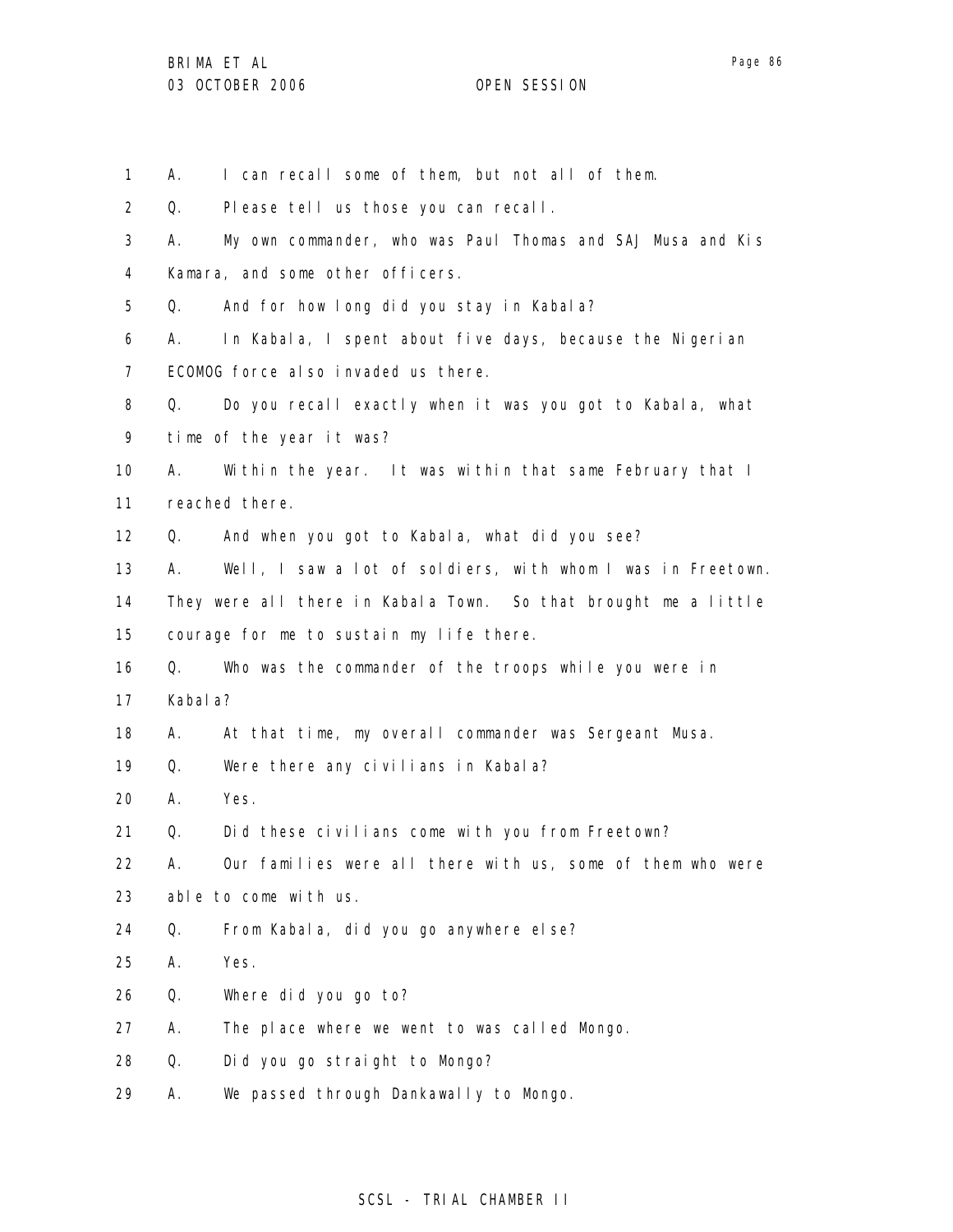1 A. I can recall some of them, but not all of them.

2 Q. Please tell us those you can recall.

3 A. My own commander, who was Paul Thomas and SAJ Musa and Kis

4 Kamara, and some other officers.

5 Q. And for how long did you stay in Kabala?

6 A. In Kabala, I spent about five days, because the Nigerian

7 ECOMOG force also invaded us there.

8 Q. Do you recall exactly when it was you got to Kabala, what

9 time of the year it was?

10 A. Within the year. It was within that same February that I

11 reached there.

12 Q. And when you got to Kabala, what did you see?

13 A. Well, I saw a lot of soldiers, with whom I was in Freetown.

14 They were all there in Kabala Town. So that brought me a little

15 courage for me to sustain my life there.

16 Q. Who was the commander of the troops while you were in

17 Kabala?

18 A. At that time, my overall commander was Sergeant Musa.

19 Q. Were there any civilians in Kabala?

20 A. Yes.

21 Q. Did these civilians come with you from Freetown?

22 A. Our families were all there with us, some of them who were

23 able to come with us.

24 Q. From Kabala, did you go anywhere else?

25 A. Yes.

26 Q. Where did you go to?

27 A. The place where we went to was called Mongo.

28 Q. Did you go straight to Mongo?

29 A. We passed through Dankawally to Mongo.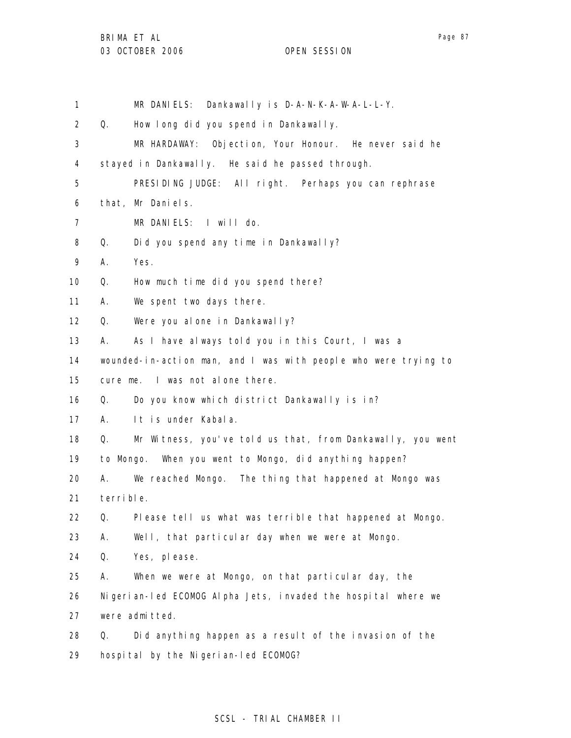1 MR DANIELS: Dankawally is D-A-N-K-A-W-A-L-L-Y.

2 Q. How long did you spend in Dankawally.

3 MR HARDAWAY: Objection, Your Honour. He never said he

4 stayed in Dankawally. He said he passed through.

5 PRESIDING JUDGE: All right. Perhaps you can rephrase

6 that, Mr Daniels.

7 MR DANIELS: I will do.

8 Q. Did you spend any time in Dankawally?

9 A. Yes.

10 Q. How much time did you spend there?

11 A. We spent two days there.

12 Q. Were you alone in Dankawally?

13 A. As I have always told you in this Court, I was a

14 wounded-in-action man, and I was with people who were trying to

15 cure me. I was not alone there.

16 Q. Do you know which district Dankawally is in?

17 A. It is under Kabala.

18 Q. Mr Witness, you've told us that, from Dankawally, you went

19 to Mongo. When you went to Mongo, did anything happen?

20 A. We reached Mongo. The thing that happened at Mongo was

21 terrible.

22 Q. Please tell us what was terrible that happened at Mongo.

23 A. Well, that particular day when we were at Mongo.

24 Q. Yes, please.

25 A. When we were at Mongo, on that particular day, the

26 Nigerian-led ECOMOG Alpha Jets, invaded the hospital where we

27 were admitted.

28 Q. Did anything happen as a result of the invasion of the

29 hospital by the Nigerian-led ECOMOG?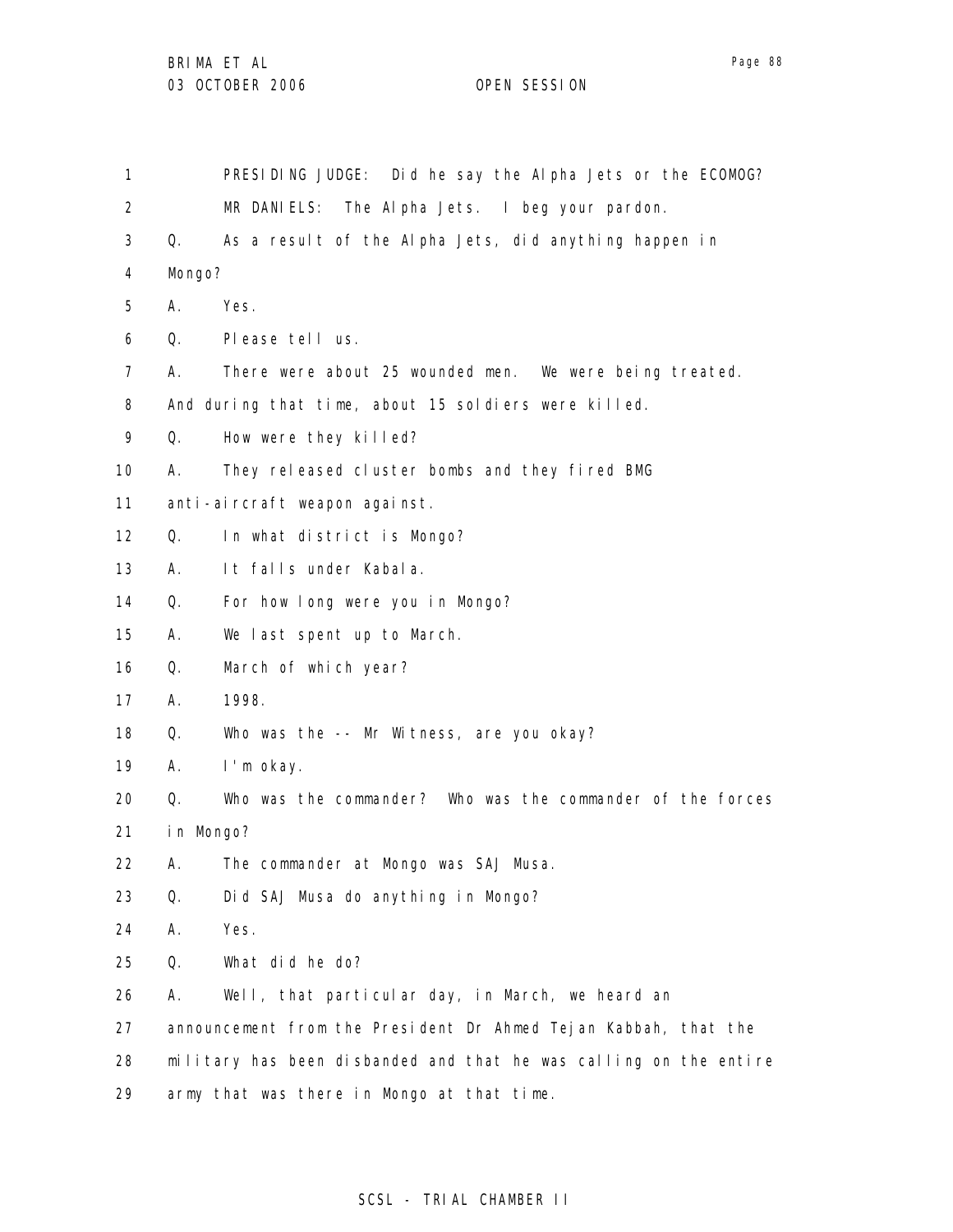PRESIDING JUDGE: Did he say the Alpha Jets or the ECOMOG?

MR DANIELS: The Alpha Jets. I beg your pardon.

Q. As a result of the Alpha Jets, did anything happen in Mongo?

A. Yes.

Q. Please tell us.

A. There were about 25 wounded men. We were being treated. And during that time, about 15 soldiers were killed.

Q. How were they killed?

A. They released cluster bombs and they fired BMG anti-aircraft weapon against.

Q. In what district is Mongo?

A. It falls under Kabala.

Q. For how long were you in Mongo?

A. We last spent up to March.

Q. March of which year?

A. 1998.

Q. Who was the -- Mr Witness, are you okay?

A. I'm okay.

Q. Who was the commander? Who was the commander of the forces in Mongo?

A. The commander at Mongo was SAJ Musa.

Q. Did SAJ Musa do anything in Mongo?

A. Yes.

Q. What did he do?

A. Well, that particular day, in March, we heard an announcement from the President Dr Ahmed Tejan Kabbah, that the military has been disbanded and that he was calling on the entire army that was there in Mongo at that time.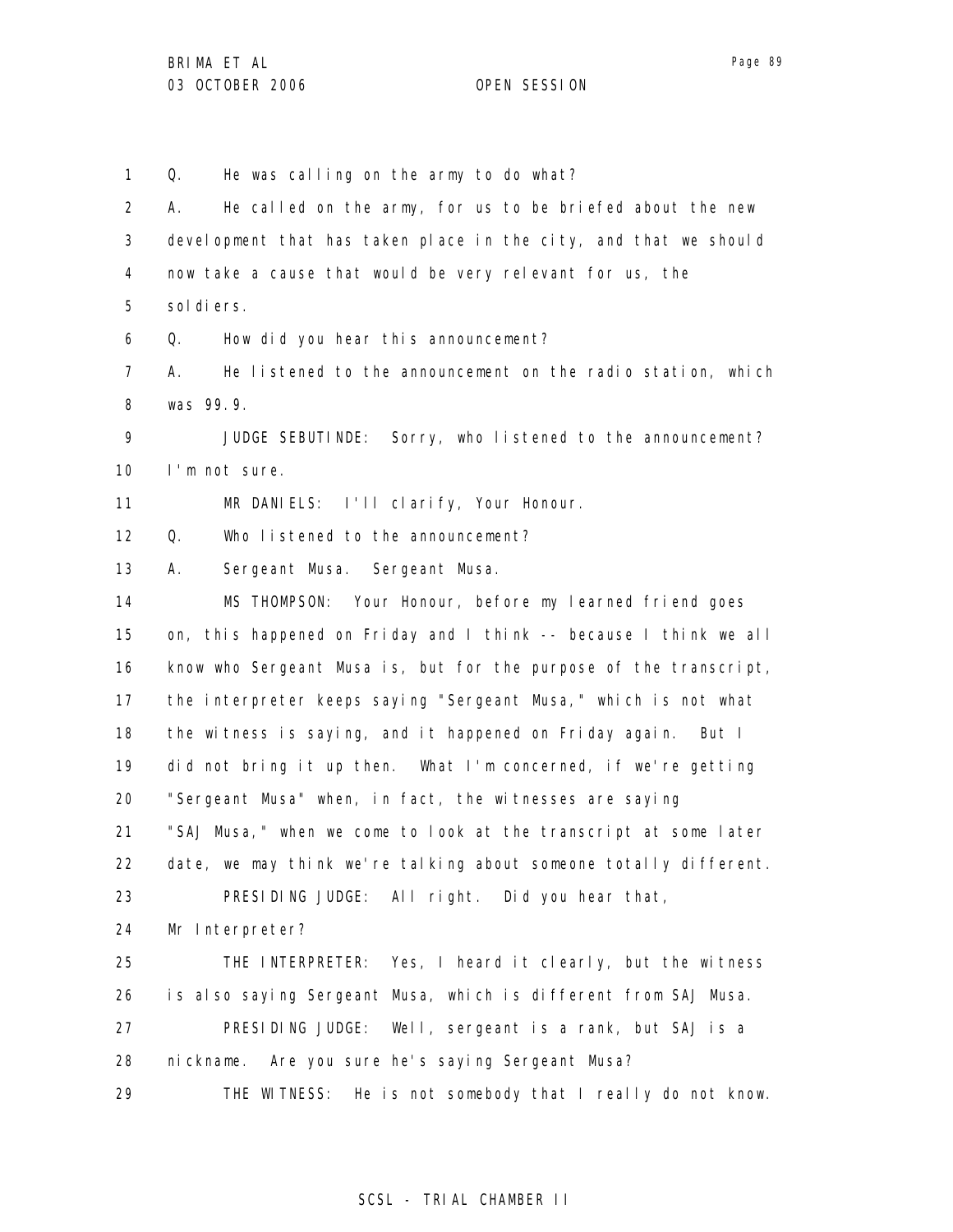Q. He was calling on the army to do what?

A. He called on the army, for us to be briefed about the new development that has taken place in the city, and that we should now take a cause that would be very relevant for us, the soldiers.

Q. How did you hear this announcement?

A. He listened to the announcement on the radio station, which was 99.9.

JUDGE SEBUTINDE: Sorry, who listened to the announcement? I'm not sure.

MR DANIELS: I'll clarify, Your Honour.

Q. Who listened to the announcement?

A. Sergeant Musa. Sergeant Musa.

MS THOMPSON: Your Honour, before my learned friend goes on, this happened on Friday and I think -- because I think we all know who Sergeant Musa is, but for the purpose of the transcript, the interpreter keeps saying "Sergeant Musa," which is not what the witness is saying, and it happened on Friday again. But I did not bring it up then. What I'm concerned, if we're getting "Sergeant Musa" when, in fact, the witnesses are saying "SAJ Musa," when we come to look at the transcript at some later date, we may think we're talking about someone totally different.

PRESIDING JUDGE: All right. Did you hear that, Mr Interpreter?

THE INTERPRETER: Yes, I heard it clearly, but the witness is also saying Sergeant Musa, which is different from SAJ Musa.

PRESIDING JUDGE: Well, sergeant is a rank, but SAJ is a nickname. Are you sure he's saying Sergeant Musa?

THE WITNESS: He is not somebody that I really do not know.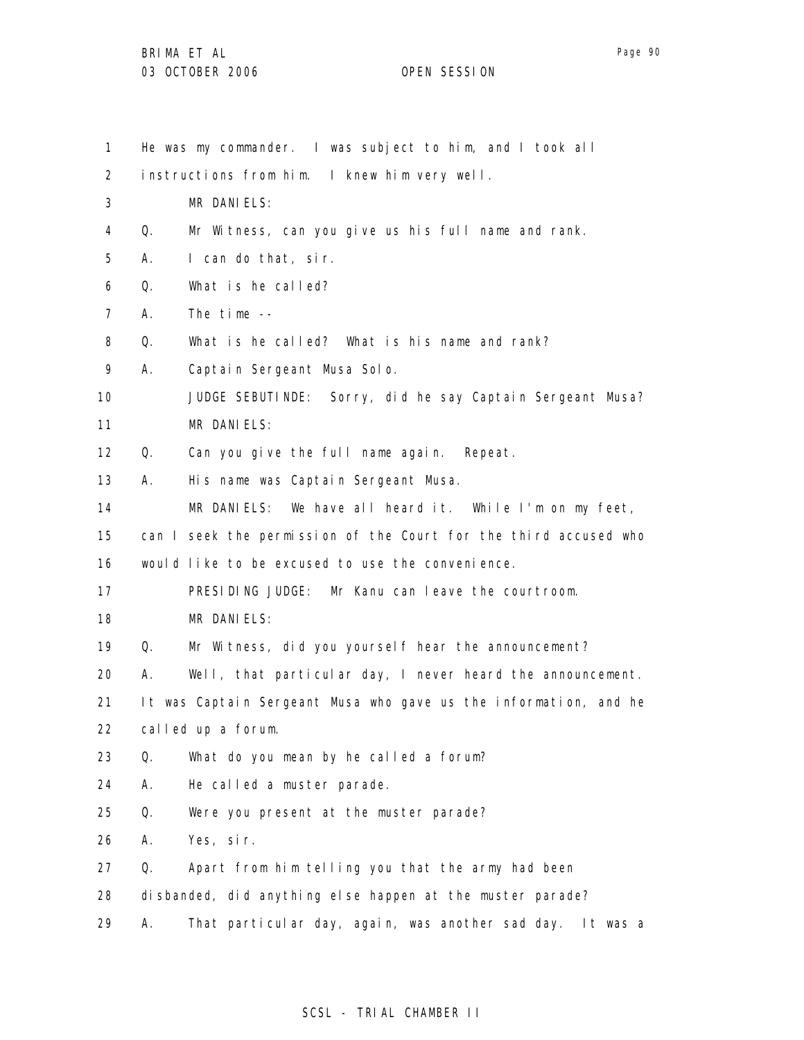1 He was my commander. I was subject to him, and I took all
2 instructions from him. I knew him very well.
3 MR DANIELS:
4 Q. Mr Witness, can you give us his full name and rank.
5 A. I can do that, sir.
6 Q. What is he called?
7 A. The time --
8 Q. What is he called? What is his name and rank?
9 A. Captain Sergeant Musa Solo.
10 JUDGE SEBUTINDE: Sorry, did he say Captain Sergeant Musa?
11 MR DANIELS:
12 Q. Can you give the full name again. Repeat.
13 A. His name was Captain Sergeant Musa.
14 MR DANIELS: We have all heard it. While I'm on my feet,
15 can I seek the permission of the Court for the third accused who
16 would like to be excused to use the convenience.
17 PRESIDING JUDGE: Mr Kanu can leave the courtroom.
18 MR DANIELS:
19 Q. Mr Witness, did you yourself hear the announcement?
20 A. Well, that particular day, I never heard the announcement.
21 It was Captain Sergeant Musa who gave us the information, and he
22 called up a forum.
23 Q. What do you mean by he called a forum?
24 A. He called a muster parade.
25 Q. Were you present at the muster parade?
26 A. Yes, sir.
27 Q. Apart from him telling you that the army had been
28 disbanded, did anything else happen at the muster parade?
29 A. That particular day, again, was another sad day. It was a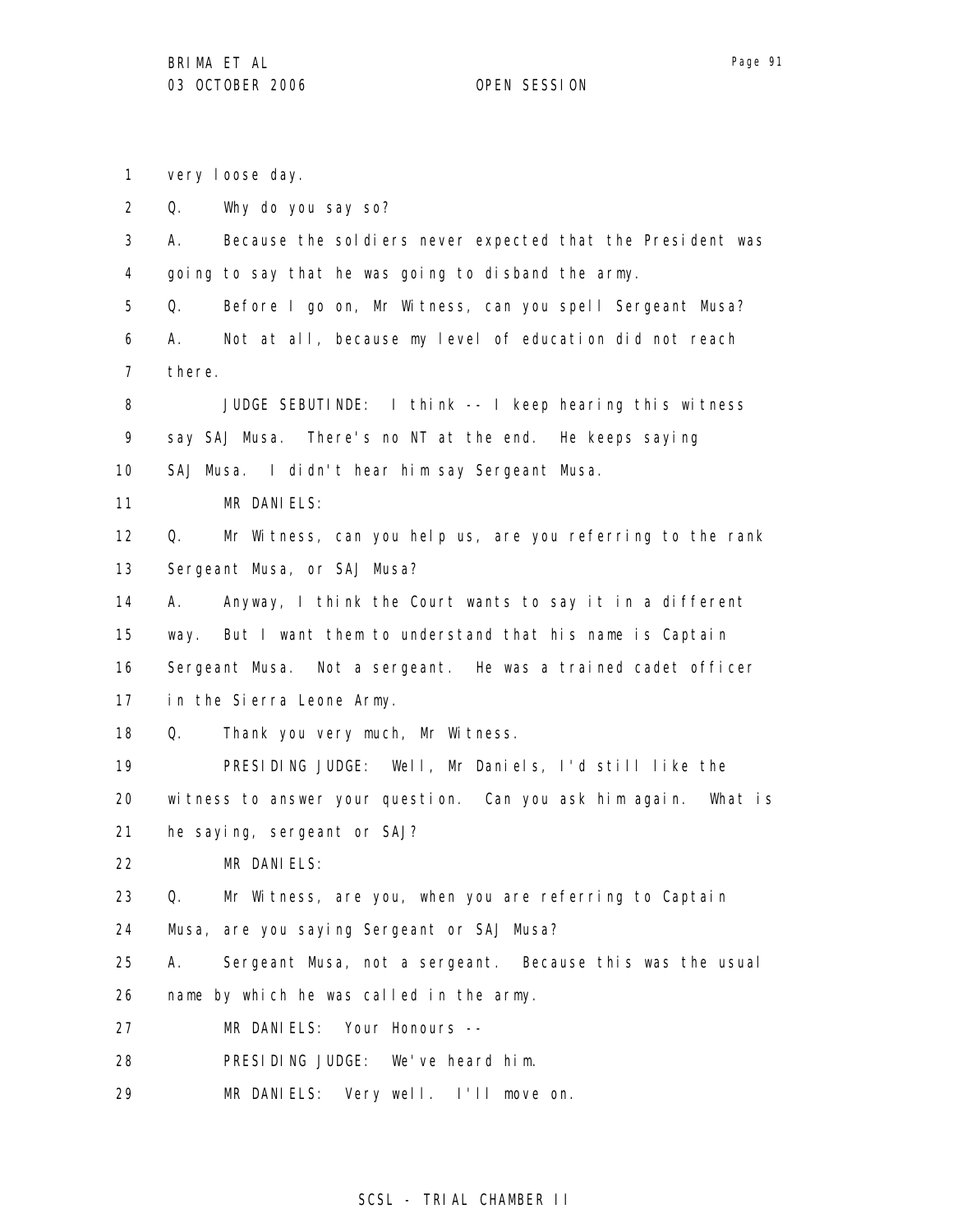very loose day.

Q. Why do you say so?

A. Because the soldiers never expected that the President was going to say that he was going to disband the army.

Q. Before I go on, Mr Witness, can you spell Sergeant Musa?

A. Not at all, because my level of education did not reach there.

JUDGE SEBUTINDE: I think -- I keep hearing this witness say SAJ Musa. There's no NT at the end. He keeps saying SAJ Musa. I didn't hear him say Sergeant Musa.

MR DANIELS:

Q. Mr Witness, can you help us, are you referring to the rank Sergeant Musa, or SAJ Musa?

A. Anyway, I think the Court wants to say it in a different way. But I want them to understand that his name is Captain Sergeant Musa. Not a sergeant. He was a trained cadet officer in the Sierra Leone Army.

Q. Thank you very much, Mr Witness.

PRESIDING JUDGE: Well, Mr Daniels, I'd still like the witness to answer your question. Can you ask him again. What is he saying, sergeant or SAJ?

MR DANIELS:

Q. Mr Witness, are you, when you are referring to Captain Musa, are you saying Sergeant or SAJ Musa?

A. Sergeant Musa, not a sergeant. Because this was the usual name by which he was called in the army.

MR DANIELS: Your Honours --

PRESIDING JUDGE: We've heard him.

MR DANIELS: Very well. I'll move on.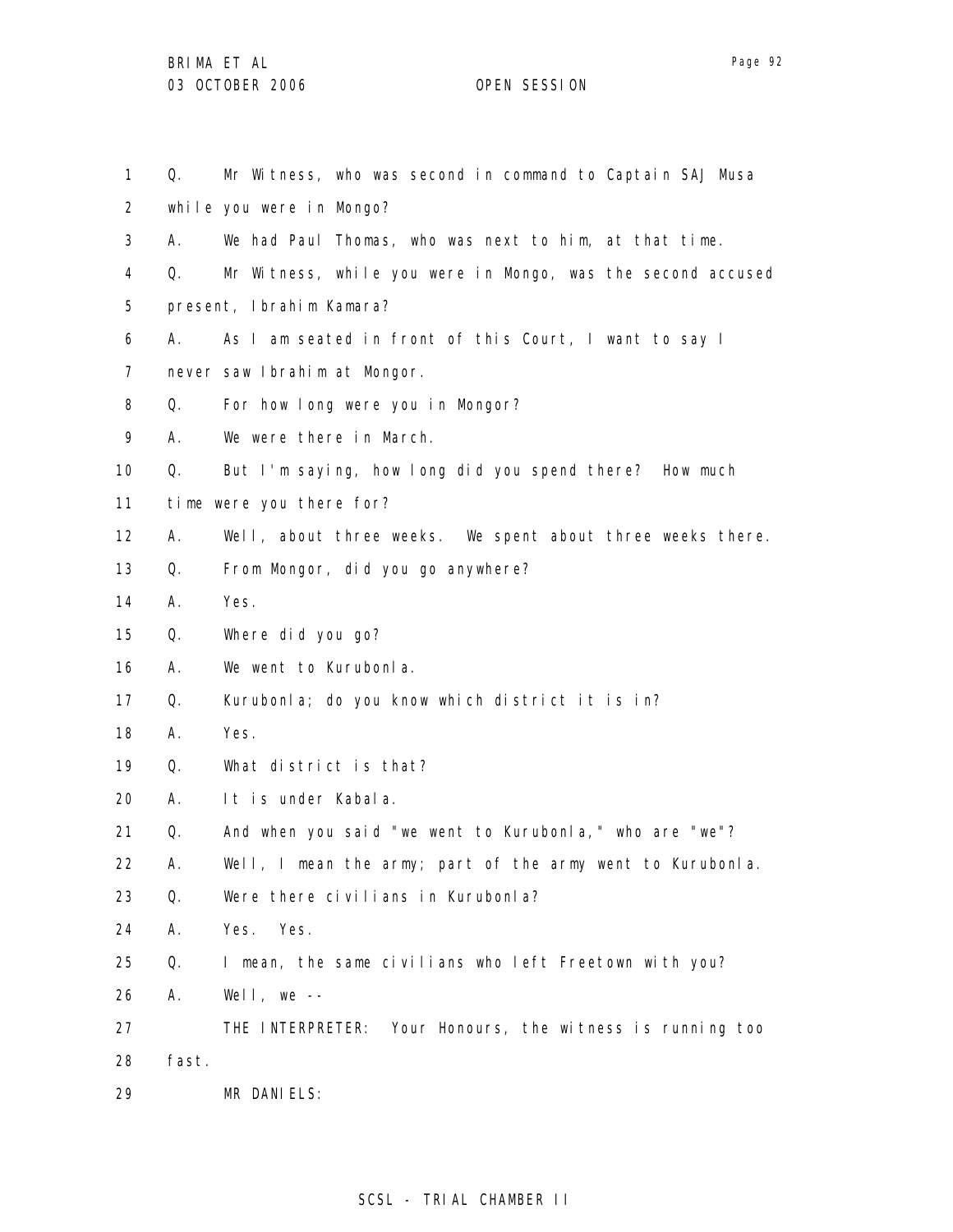1 Q. Mr Witness, who was second in command to Captain SAJ Musa
2 while you were in Mongo?
3 A. We had Paul Thomas, who was next to him, at that time.
4 Q. Mr Witness, while you were in Mongo, was the second accused
5 present, Ibrahim Kamara?
6 A. As I am seated in front of this Court, I want to say I
7 never saw Ibrahim at Mongor.
8 Q. For how long were you in Mongor?
9 A. We were there in March.
10 Q. But I'm saying, how long did you spend there? How much
11 time were you there for?
12 A. Well, about three weeks. We spent about three weeks there.
13 Q. From Mongor, did you go anywhere?
14 A. Yes.
15 Q. Where did you go?
16 A. We went to Kurubonla.
17 Q. Kurubonla; do you know which district it is in?
18 A. Yes.
19 Q. What district is that?
20 A. It is under Kabala.
21 Q. And when you said "we went to Kurubonla," who are "we"?
22 A. Well, I mean the army; part of the army went to Kurubonla.
23 Q. Were there civilians in Kurubonla?
24 A. Yes. Yes.
25 Q. I mean, the same civilians who left Freetown with you?
26 A. Well, we --
27 THE INTERPRETER: Your Honours, the witness is running too
28 fast.
29 MR DANIELS: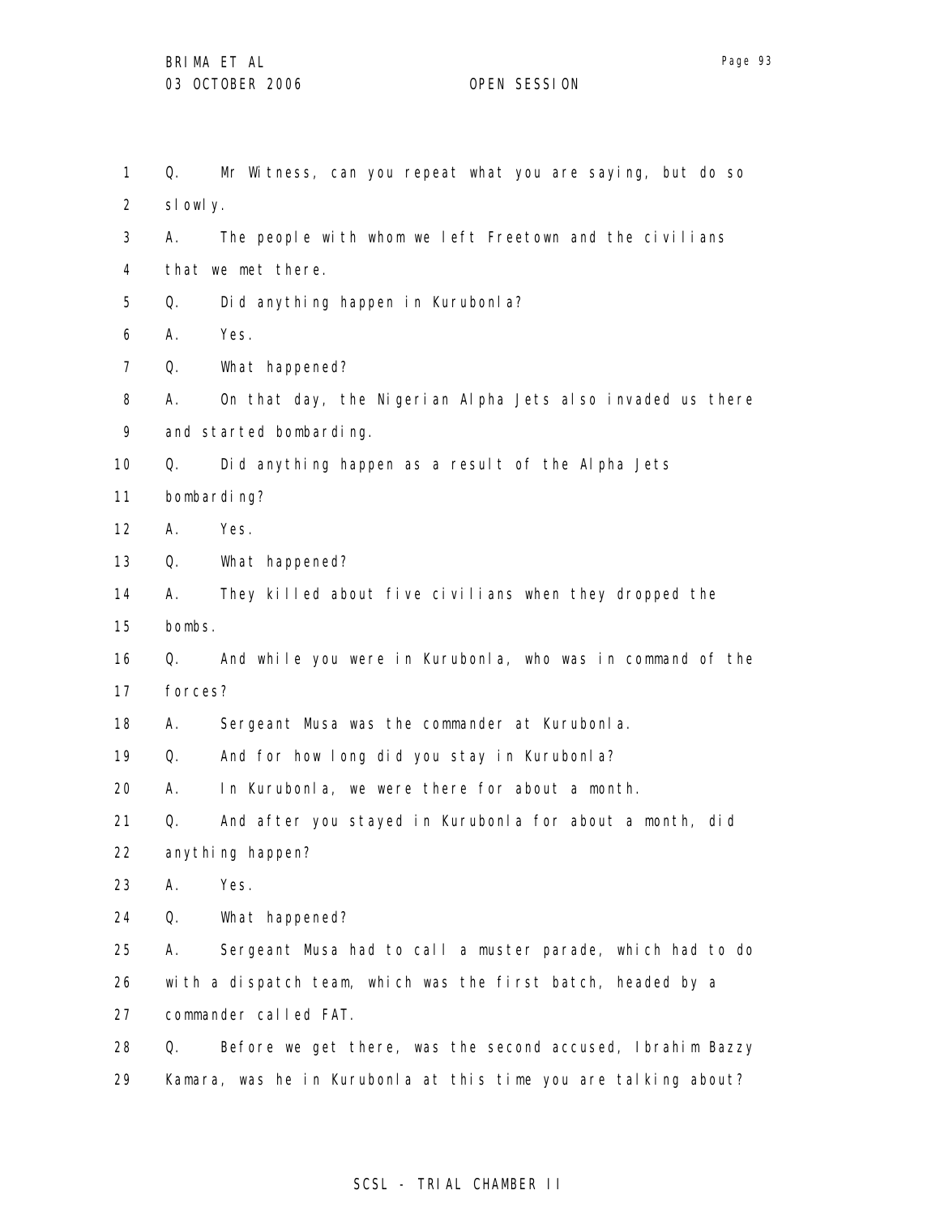1 Q. Mr Witness, can you repeat what you are saying, but do so
2 slowly.
3 A. The people with whom we left Freetown and the civilians
4 that we met there.
5 Q. Did anything happen in Kurubonla?
6 A. Yes.
7 Q. What happened?
8 A. On that day, the Nigerian Alpha Jets also invaded us there
9 and started bombarding.
10 Q. Did anything happen as a result of the Alpha Jets
11 bombarding?
12 A. Yes.
13 Q. What happened?
14 A. They killed about five civilians when they dropped the
15 bombs.
16 Q. And while you were in Kurubonla, who was in command of the
17 forces?
18 A. Sergeant Musa was the commander at Kurubonla.
19 Q. And for how long did you stay in Kurubonla?
20 A. In Kurubonla, we were there for about a month.
21 Q. And after you stayed in Kurubonla for about a month, did
22 anything happen?
23 A. Yes.
24 Q. What happened?
25 A. Sergeant Musa had to call a muster parade, which had to do
26 with a dispatch team, which was the first batch, headed by a
27 commander called FAT.
28 Q. Before we get there, was the second accused, Ibrahim Bazzy
29 Kamara, was he in Kurubonla at this time you are talking about?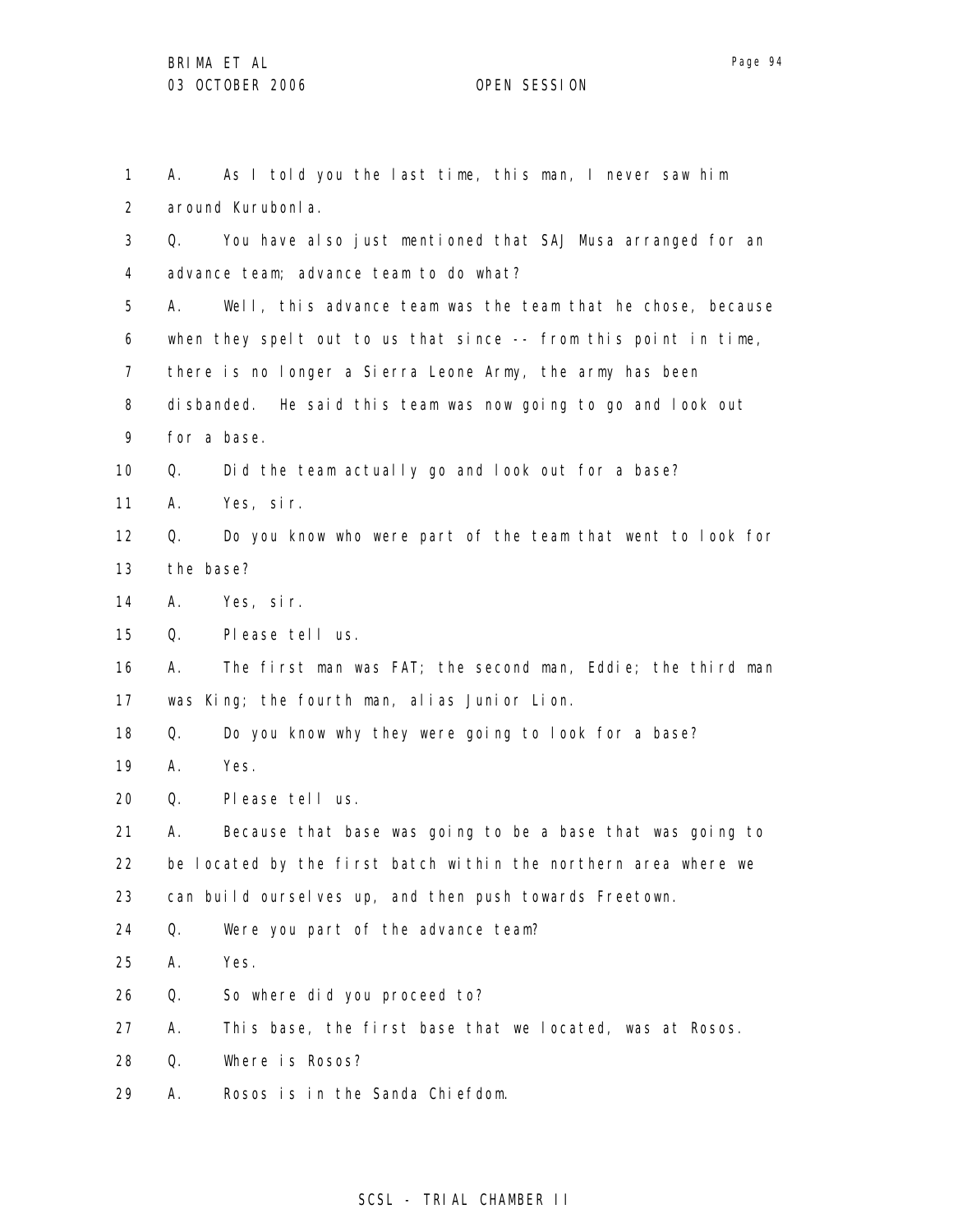1 A. As I told you the last time, this man, I never saw him
2 around Kurubonla.
3 Q. You have also just mentioned that SAJ Musa arranged for an
4 advance team; advance team to do what?
5 A. Well, this advance team was the team that he chose, because
6 when they spelt out to us that since -- from this point in time,
7 there is no longer a Sierra Leone Army, the army has been
8 disbanded. He said this team was now going to go and look out
9 for a base.
10 Q. Did the team actually go and look out for a base?
11 A. Yes, sir.
12 Q. Do you know who were part of the team that went to look for
13 the base?
14 A. Yes, sir.
15 Q. Please tell us.
16 A. The first man was FAT; the second man, Eddie; the third man
17 was King; the fourth man, alias Junior Lion.
18 Q. Do you know why they were going to look for a base?
19 A. Yes.
20 Q. Please tell us.
21 A. Because that base was going to be a base that was going to
22 be located by the first batch within the northern area where we
23 can build ourselves up, and then push towards Freetown.
24 Q. Were you part of the advance team?
25 A. Yes.
26 Q. So where did you proceed to?
27 A. This base, the first base that we located, was at Rosos.
28 Q. Where is Rosos?
29 A. Rosos is in the Sanda Chiefdom.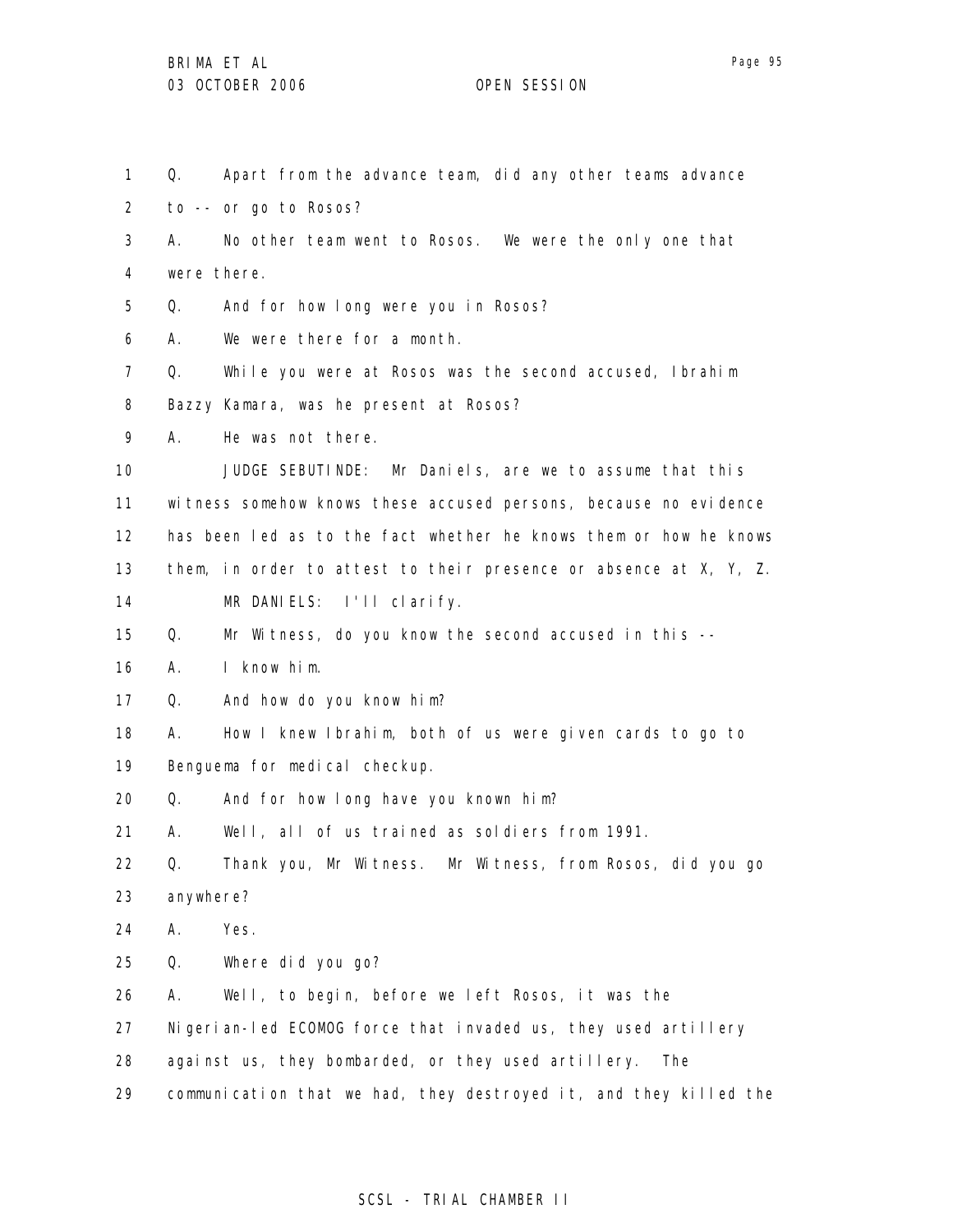Q. Apart from the advance team, did any other teams advance to -- or go to Rosos?

A. No other team went to Rosos. We were the only one that were there.

Q. And for how long were you in Rosos?

A. We were there for a month.

Q. While you were at Rosos was the second accused, Ibrahim Bazzy Kamara, was he present at Rosos?

A. He was not there.

JUDGE SEBUTINDE: Mr Daniels, are we to assume that this witness somehow knows these accused persons, because no evidence has been led as to the fact whether he knows them or how he knows them, in order to attest to their presence or absence at X, Y, Z.

MR DANIELS: I'll clarify.

Q. Mr Witness, do you know the second accused in this --

A. I know him.

Q. And how do you know him?

A. How I knew Ibrahim, both of us were given cards to go to Benguema for medical checkup.

Q. And for how long have you known him?

A. Well, all of us trained as soldiers from 1991.

Q. Thank you, Mr Witness. Mr Witness, from Rosos, did you go anywhere?

A. Yes.

Q. Where did you go?

A. Well, to begin, before we left Rosos, it was the Nigerian-led ECOMOG force that invaded us, they used artillery against us, they bombarded, or they used artillery. The communication that we had, they destroyed it, and they killed the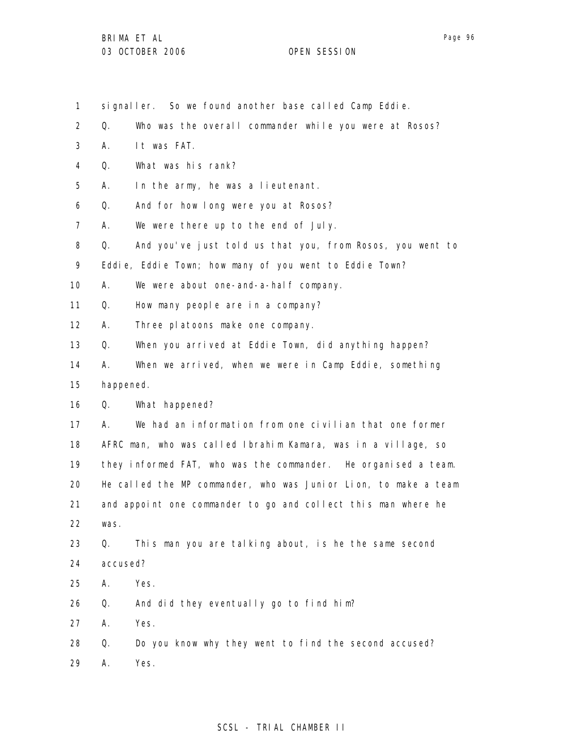signaller. So we found another base called Camp Eddie.

Q. Who was the overall commander while you were at Rosos?

A. It was FAT.

Q. What was his rank?

A. In the army, he was a lieutenant.

Q. And for how long were you at Rosos?

A. We were there up to the end of July.

Q. And you've just told us that you, from Rosos, you went to Eddie, Eddie Town; how many of you went to Eddie Town?

A. We were about one-and-a-half company.

Q. How many people are in a company?

A. Three platoons make one company.

Q. When you arrived at Eddie Town, did anything happen?

A. When we arrived, when we were in Camp Eddie, something happened.

Q. What happened?

A. We had an information from one civilian that one former AFRC man, who was called Ibrahim Kamara, was in a village, so they informed FAT, who was the commander. He organised a team. He called the MP commander, who was Junior Lion, to make a team and appoint one commander to go and collect this man where he was.

Q. This man you are talking about, is he the same second accused?

A. Yes.

Q. And did they eventually go to find him?

A. Yes.

Q. Do you know why they went to find the second accused?

A. Yes.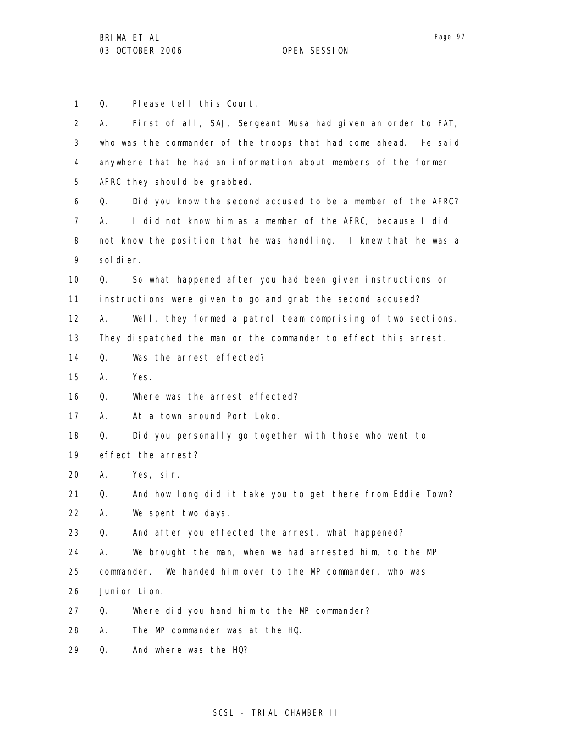1 Q. Please tell this Court.

2 A. First of all, SAJ, Sergeant Musa had given an order to FAT,
3 who was the commander of the troops that had come ahead. He said
4 anywhere that he had an information about members of the former
5 AFRC they should be grabbed.

6 Q. Did you know the second accused to be a member of the AFRC?

7 A. I did not know him as a member of the AFRC, because I did
8 not know the position that he was handling. I knew that he was a
9 soldier.

10 Q. So what happened after you had been given instructions or
11 instructions were given to go and grab the second accused?

12 A. Well, they formed a patrol team comprising of two sections.
13 They dispatched the man or the commander to effect this arrest.

14 Q. Was the arrest effected?

15 A. Yes.

16 Q. Where was the arrest effected?

17 A. At a town around Port Loko.

18 Q. Did you personally go together with those who went to
19 effect the arrest?

20 A. Yes, sir.

21 Q. And how long did it take you to get there from Eddie Town?

22 A. We spent two days.

23 Q. And after you effected the arrest, what happened?

24 A. We brought the man, when we had arrested him, to the MP
25 commander. We handed him over to the MP commander, who was
26 Junior Lion.

27 Q. Where did you hand him to the MP commander?

28 A. The MP commander was at the HQ.

29 Q. And where was the HQ?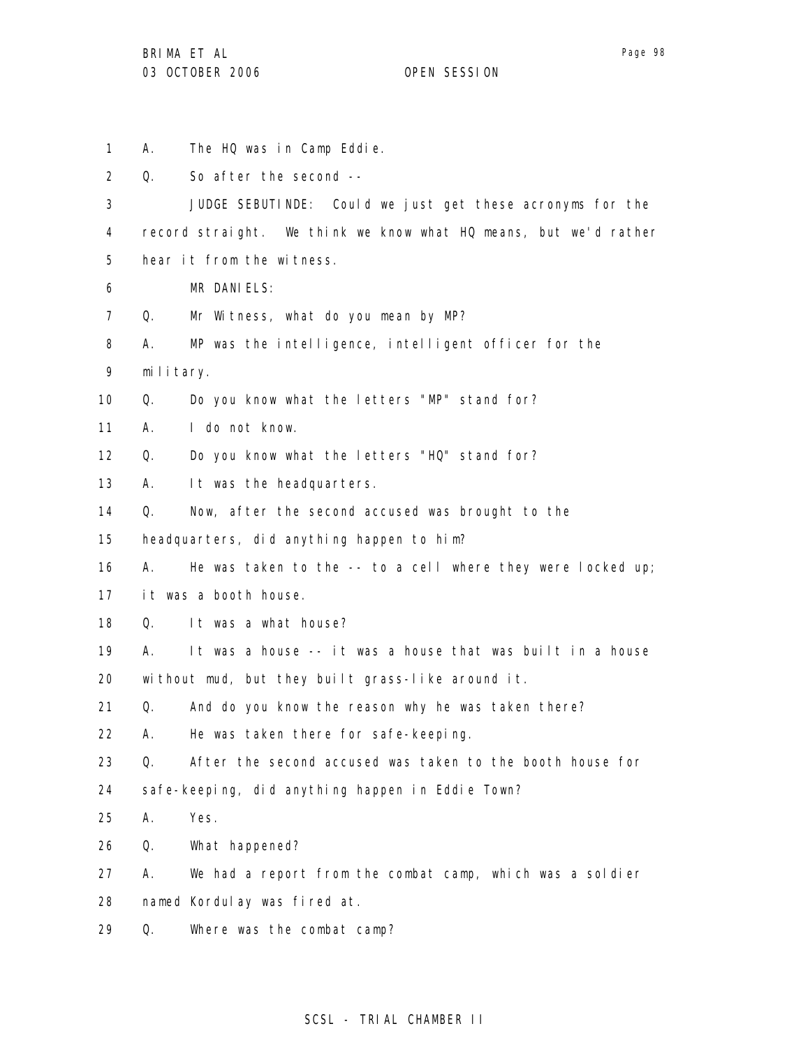A. The HQ was in Camp Eddie.

Q. So after the second --

JUDGE SEBUTINDE: Could we just get these acronyms for the record straight. We think we know what HQ means, but we'd rather hear it from the witness.

MR DANIELS:

Q. Mr Witness, what do you mean by MP?

A. MP was the intelligence, intelligent officer for the military.

Q. Do you know what the letters "MP" stand for?

A. I do not know.

Q. Do you know what the letters "HQ" stand for?

A. It was the headquarters.

Q. Now, after the second accused was brought to the headquarters, did anything happen to him?

A. He was taken to the -- to a cell where they were locked up; it was a booth house.

Q. It was a what house?

A. It was a house -- it was a house that was built in a house without mud, but they built grass-like around it.

Q. And do you know the reason why he was taken there?

A. He was taken there for safe-keeping.

Q. After the second accused was taken to the booth house for safe-keeping, did anything happen in Eddie Town?

A. Yes.

Q. What happened?

A. We had a report from the combat camp, which was a soldier named Kordulay was fired at.

Q. Where was the combat camp?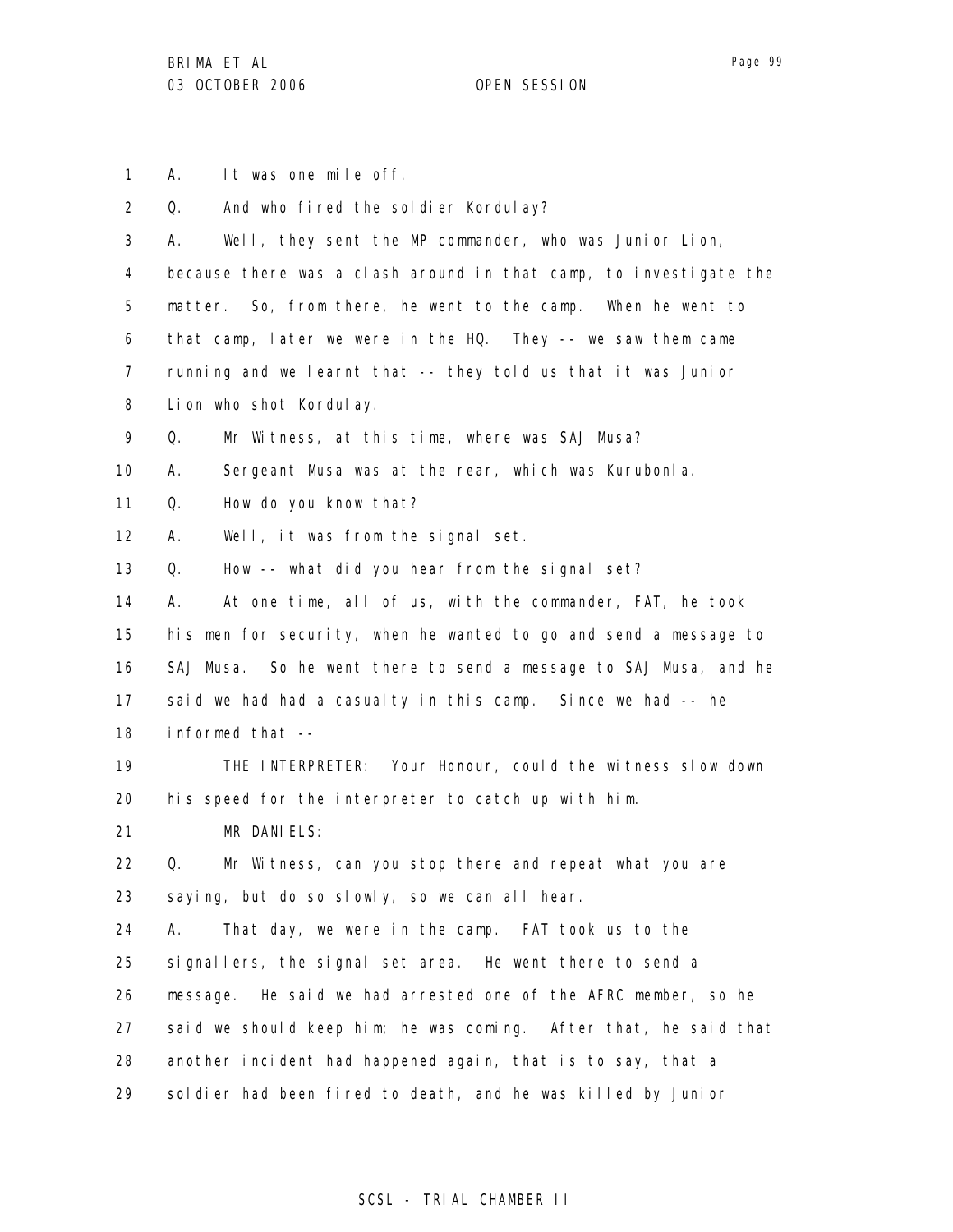A. It was one mile off.

Q. And who fired the soldier Kordulay?

A. Well, they sent the MP commander, who was Junior Lion, because there was a clash around in that camp, to investigate the matter. So, from there, he went to the camp. When he went to that camp, later we were in the HQ. They -- we saw them came running and we learnt that -- they told us that it was Junior Lion who shot Kordulay.

Q. Mr Witness, at this time, where was SAJ Musa?

A. Sergeant Musa was at the rear, which was Kurubonla.

Q. How do you know that?

A. Well, it was from the signal set.

Q. How -- what did you hear from the signal set?

A. At one time, all of us, with the commander, FAT, he took his men for security, when he wanted to go and send a message to SAJ Musa. So he went there to send a message to SAJ Musa, and he said we had had a casualty in this camp. Since we had -- he informed that --

THE INTERPRETER: Your Honour, could the witness slow down his speed for the interpreter to catch up with him.

MR DANIELS:

Q. Mr Witness, can you stop there and repeat what you are saying, but do so slowly, so we can all hear.

A. That day, we were in the camp. FAT took us to the signallers, the signal set area. He went there to send a message. He said we had arrested one of the AFRC member, so he said we should keep him; he was coming. After that, he said that another incident had happened again, that is to say, that a soldier had been fired to death, and he was killed by Junior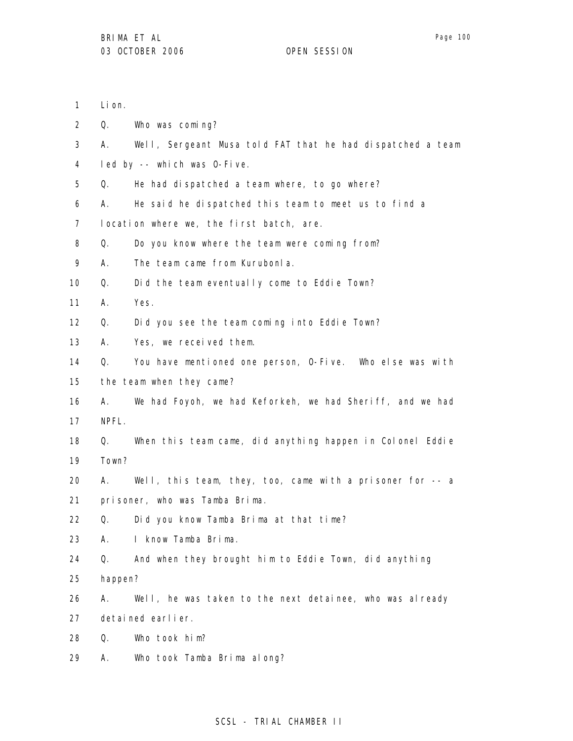1 Lion.

2 Q. Who was coming?

3 A. Well, Sergeant Musa told FAT that he had dispatched a team

4 led by -- which was O-Five.

5 Q. He had dispatched a team where, to go where?

6 A. He said he dispatched this team to meet us to find a

7 location where we, the first batch, are.

8 Q. Do you know where the team were coming from?

9 A. The team came from Kurubonla.

10 Q. Did the team eventually come to Eddie Town?

11 A. Yes.

12 Q. Did you see the team coming into Eddie Town?

13 A. Yes, we received them.

14 Q. You have mentioned one person, O-Five. Who else was with

15 the team when they came?

16 A. We had Foyoh, we had Keforkeh, we had Sheriff, and we had

17 NPFL.

18 Q. When this team came, did anything happen in Colonel Eddie

19 Town?

20 A. Well, this team, they, too, came with a prisoner for -- a

21 prisoner, who was Tamba Brima.

22 Q. Did you know Tamba Brima at that time?

23 A. I know Tamba Brima.

24 Q. And when they brought him to Eddie Town, did anything

25 happen?

26 A. Well, he was taken to the next detainee, who was already

27 detained earlier.

28 Q. Who took him?

29 A. Who took Tamba Brima along?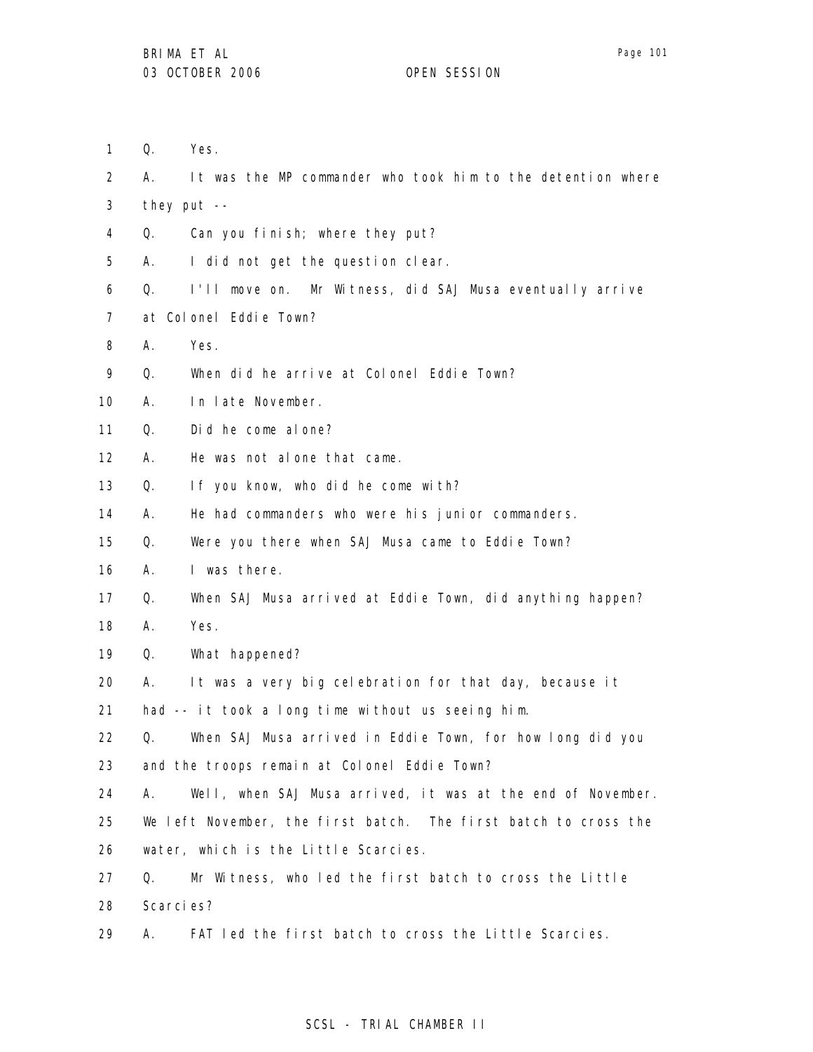1 Q. Yes.

2 A. It was the MP commander who took him to the detention where

3 they put --

4 Q. Can you finish; where they put?

5 A. I did not get the question clear.

6 Q. I'll move on. Mr Witness, did SAJ Musa eventually arrive

7 at Colonel Eddie Town?

8 A. Yes.

9 Q. When did he arrive at Colonel Eddie Town?

10 A. In late November.

11 Q. Did he come alone?

12 A. He was not alone that came.

13 Q. If you know, who did he come with?

14 A. He had commanders who were his junior commanders.

15 Q. Were you there when SAJ Musa came to Eddie Town?

16 A. I was there.

17 Q. When SAJ Musa arrived at Eddie Town, did anything happen?

18 A. Yes.

19 Q. What happened?

20 A. It was a very big celebration for that day, because it

21 had -- it took a long time without us seeing him.

22 Q. When SAJ Musa arrived in Eddie Town, for how long did you

23 and the troops remain at Colonel Eddie Town?

24 A. Well, when SAJ Musa arrived, it was at the end of November.

25 We left November, the first batch. The first batch to cross the

26 water, which is the Little Scarcies.

27 Q. Mr Witness, who led the first batch to cross the Little

28 Scarcies?

29 A. FAT led the first batch to cross the Little Scarcies.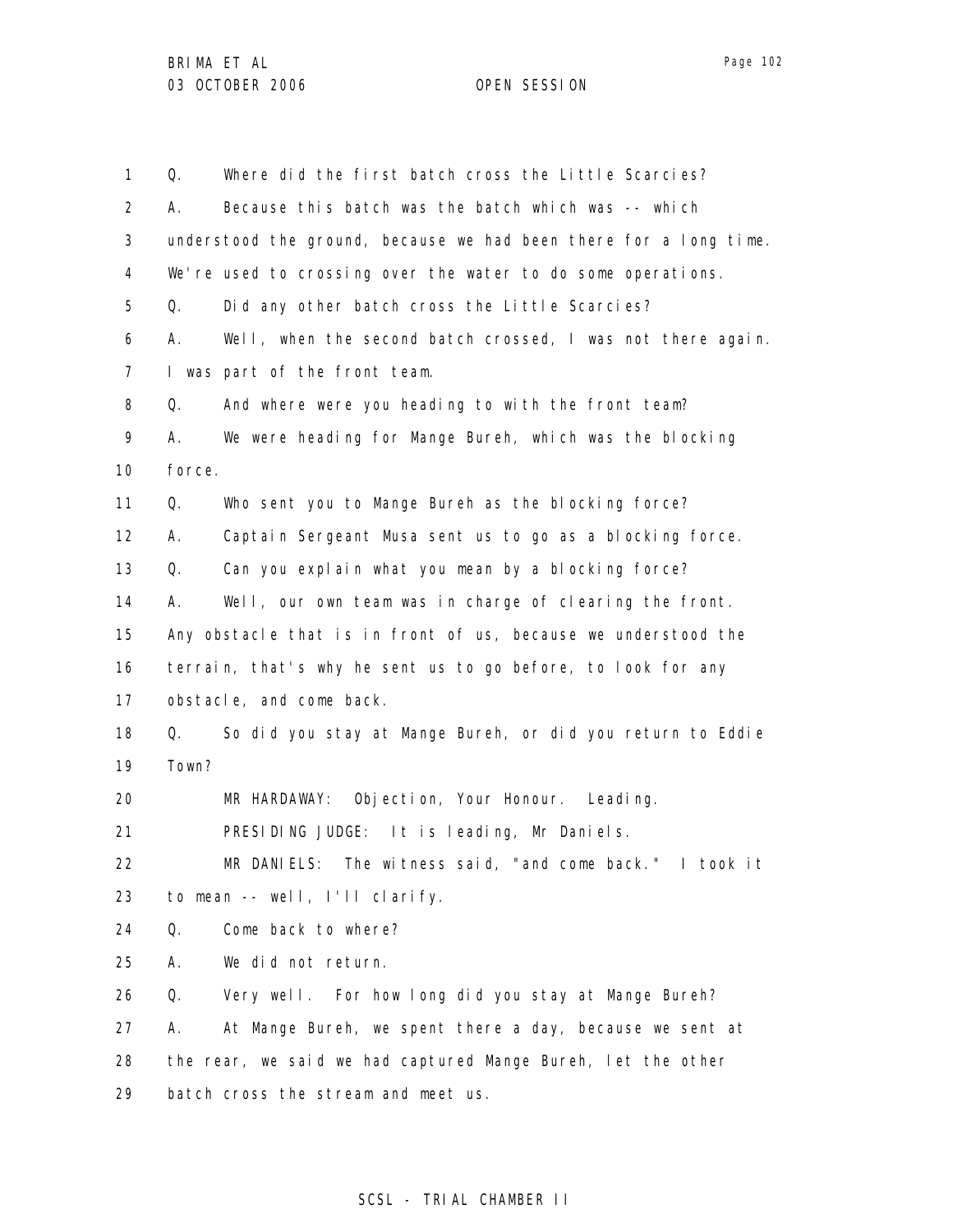1 Q. Where did the first batch cross the Little Scarcies?

2 A. Because this batch was the batch which was -- which

3 understood the ground, because we had been there for a long time.

4 We're used to crossing over the water to do some operations.

5 Q. Did any other batch cross the Little Scarcies?

6 A. Well, when the second batch crossed, I was not there again.

7 I was part of the front team.

8 Q. And where were you heading to with the front team?

9 A. We were heading for Mange Bureh, which was the blocking

10 force.

11 Q. Who sent you to Mange Bureh as the blocking force?

12 A. Captain Sergeant Musa sent us to go as a blocking force.

13 Q. Can you explain what you mean by a blocking force?

14 A. Well, our own team was in charge of clearing the front.

15 Any obstacle that is in front of us, because we understood the

16 terrain, that's why he sent us to go before, to look for any

17 obstacle, and come back.

18 Q. So did you stay at Mange Bureh, or did you return to Eddie

19 Town?

20 MR HARDAWAY: Objection, Your Honour. Leading.

21 PRESIDING JUDGE: It is leading, Mr Daniels.

22 MR DANIELS: The witness said, "and come back." I took it

23 to mean -- well, I'll clarify.

24 Q. Come back to where?

25 A. We did not return.

26 Q. Very well. For how long did you stay at Mange Bureh?

27 A. At Mange Bureh, we spent there a day, because we sent at

28 the rear, we said we had captured Mange Bureh, let the other

29 batch cross the stream and meet us.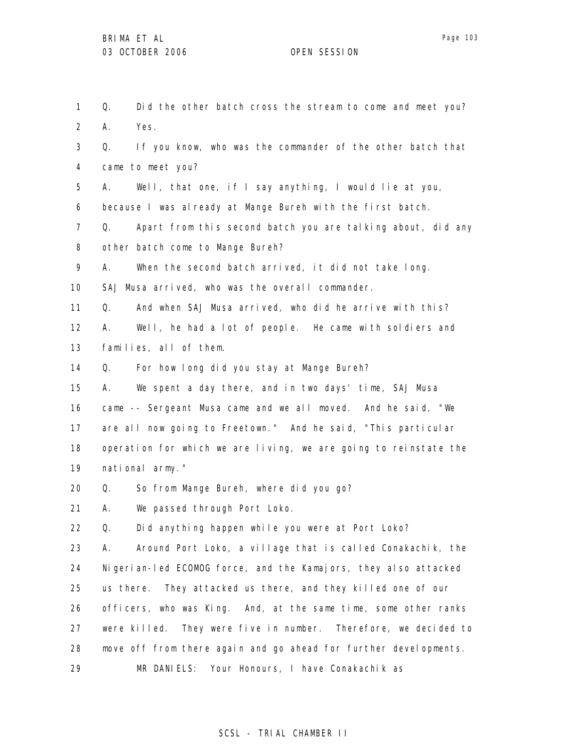Q. Did the other batch cross the stream to come and meet you?

A. Yes.

Q. If you know, who was the commander of the other batch that came to meet you?

A. Well, that one, if I say anything, I would lie at you, because I was already at Mange Bureh with the first batch.

Q. Apart from this second batch you are talking about, did any other batch come to Mange Bureh?

A. When the second batch arrived, it did not take long. SAJ Musa arrived, who was the overall commander.

Q. And when SAJ Musa arrived, who did he arrive with this?

A. Well, he had a lot of people. He came with soldiers and families, all of them.

Q. For how long did you stay at Mange Bureh?

A. We spent a day there, and in two days' time, SAJ Musa came -- Sergeant Musa came and we all moved. And he said, "We are all now going to Freetown." And he said, "This particular operation for which we are living, we are going to reinstate the national army."

Q. So from Mange Bureh, where did you go?

A. We passed through Port Loko.

Q. Did anything happen while you were at Port Loko?

A. Around Port Loko, a village that is called Conakachik, the Nigerian-led ECOMOG force, and the Kamajors, they also attacked us there. They attacked us there, and they killed one of our officers, who was King. And, at the same time, some other ranks were killed. They were five in number. Therefore, we decided to move off from there again and go ahead for further developments.

MR DANIELS: Your Honours, I have Conakachik as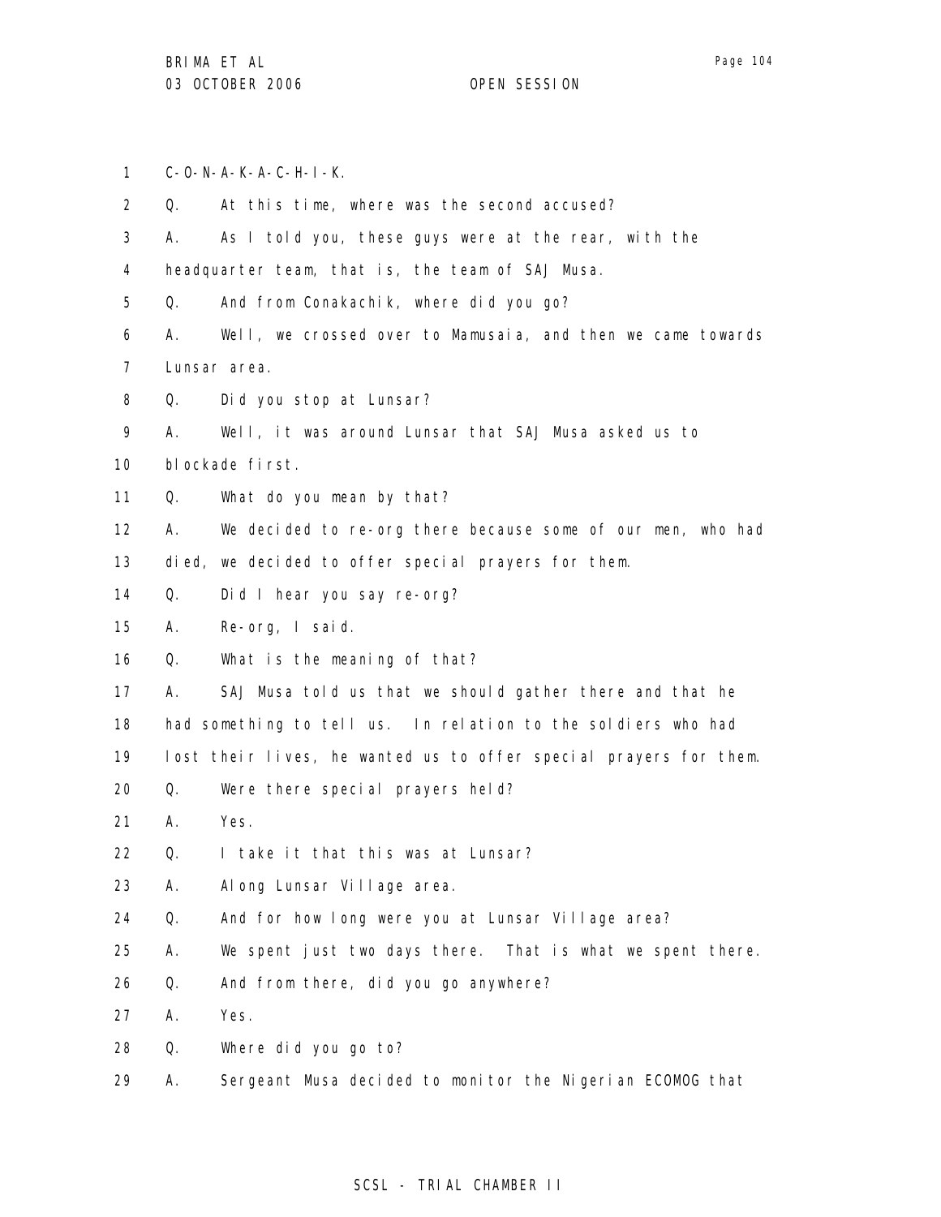1 C-O-N-A-K-A-C-H-I-K.

2 Q. At this time, where was the second accused?

3 A. As I told you, these guys were at the rear, with the

4 headquarter team, that is, the team of SAJ Musa.

5 Q. And from Conakachik, where did you go?

6 A. Well, we crossed over to Mamusaia, and then we came towards

7 Lunsar area.

8 Q. Did you stop at Lunsar?

9 A. Well, it was around Lunsar that SAJ Musa asked us to

10 blockade first.

11 Q. What do you mean by that?

12 A. We decided to re-org there because some of our men, who had

13 died, we decided to offer special prayers for them.

14 Q. Did I hear you say re-org?

15 A. Re-org, I said.

16 Q. What is the meaning of that?

17 A. SAJ Musa told us that we should gather there and that he

18 had something to tell us. In relation to the soldiers who had

19 lost their lives, he wanted us to offer special prayers for them.

20 Q. Were there special prayers held?

21 A. Yes.

22 Q. I take it that this was at Lunsar?

23 A. Along Lunsar Village area.

24 Q. And for how long were you at Lunsar Village area?

25 A. We spent just two days there. That is what we spent there.

26 Q. And from there, did you go anywhere?

27 A. Yes.

28 Q. Where did you go to?

29 A. Sergeant Musa decided to monitor the Nigerian ECOMOG that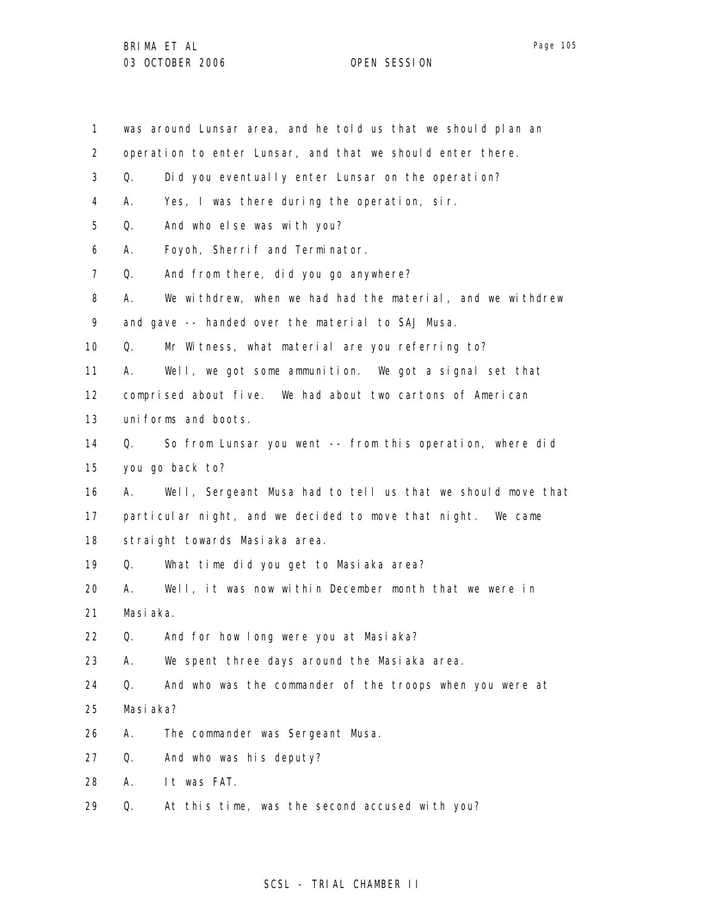was around Lunsar area, and he told us that we should plan an operation to enter Lunsar, and that we should enter there.

Q. Did you eventually enter Lunsar on the operation?

A. Yes, I was there during the operation, sir.

Q. And who else was with you?

A. Foyoh, Sherrif and Terminator.

Q. And from there, did you go anywhere?

A. We withdrew, when we had had the material, and we withdrew and gave -- handed over the material to SAJ Musa.

Q. Mr Witness, what material are you referring to?

A. Well, we got some ammunition. We got a signal set that comprised about five. We had about two cartons of American uniforms and boots.

Q. So from Lunsar you went -- from this operation, where did you go back to?

A. Well, Sergeant Musa had to tell us that we should move that particular night, and we decided to move that night. We came straight towards Masiaka area.

Q. What time did you get to Masiaka area?

A. Well, it was now within December month that we were in Masiaka.

Q. And for how long were you at Masiaka?

A. We spent three days around the Masiaka area.

Q. And who was the commander of the troops when you were at Masiaka?

A. The commander was Sergeant Musa.

Q. And who was his deputy?

A. It was FAT.

Q. At this time, was the second accused with you?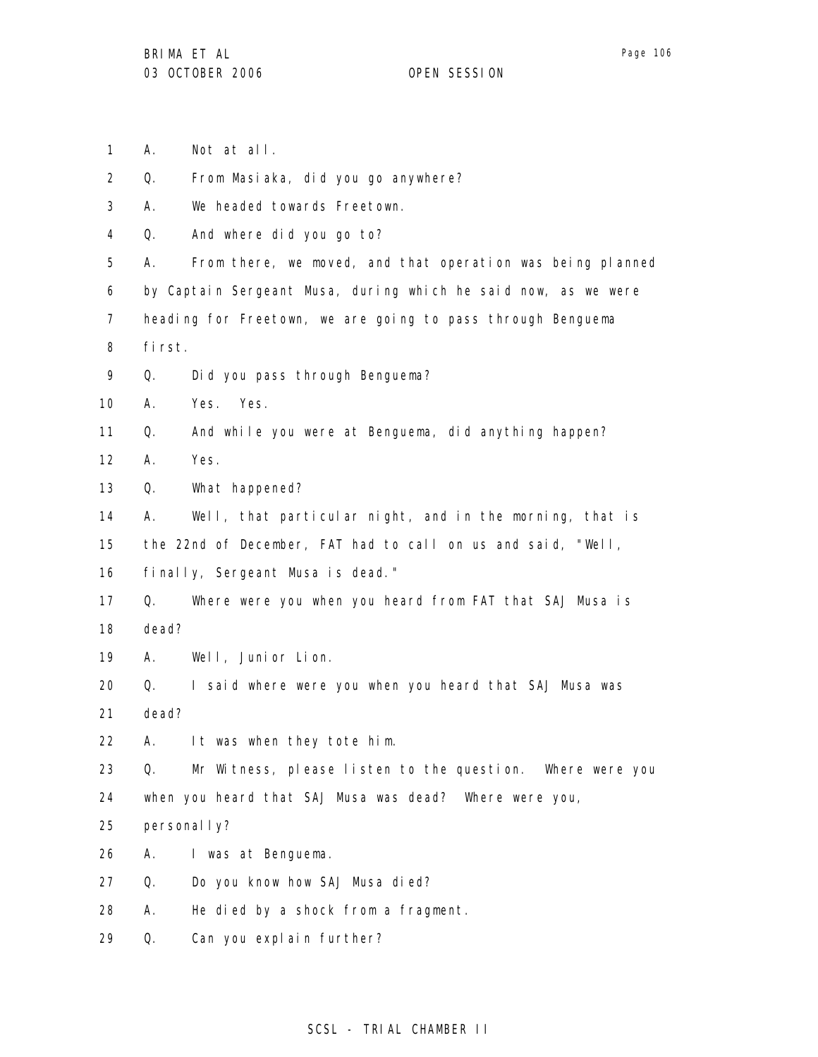1 A. Not at all.

2 Q. From Masiaka, did you go anywhere?

3 A. We headed towards Freetown.

4 Q. And where did you go to?

5 A. From there, we moved, and that operation was being planned

6 by Captain Sergeant Musa, during which he said now, as we were

7 heading for Freetown, we are going to pass through Benguema

8 first.

9 Q. Did you pass through Benguema?

10 A. Yes. Yes.

11 Q. And while you were at Benguema, did anything happen?

12 A. Yes.

13 Q. What happened?

14 A. Well, that particular night, and in the morning, that is

15 the 22nd of December, FAT had to call on us and said, "Well,

16 finally, Sergeant Musa is dead."

17 Q. Where were you when you heard from FAT that SAJ Musa is

18 dead?

19 A. Well, Junior Lion.

20 Q. I said where were you when you heard that SAJ Musa was

21 dead?

22 A. It was when they tote him.

23 Q. Mr Witness, please listen to the question. Where were you

24 when you heard that SAJ Musa was dead? Where were you,

25 personally?

26 A. I was at Benguema.

27 Q. Do you know how SAJ Musa died?

28 A. He died by a shock from a fragment.

29 Q. Can you explain further?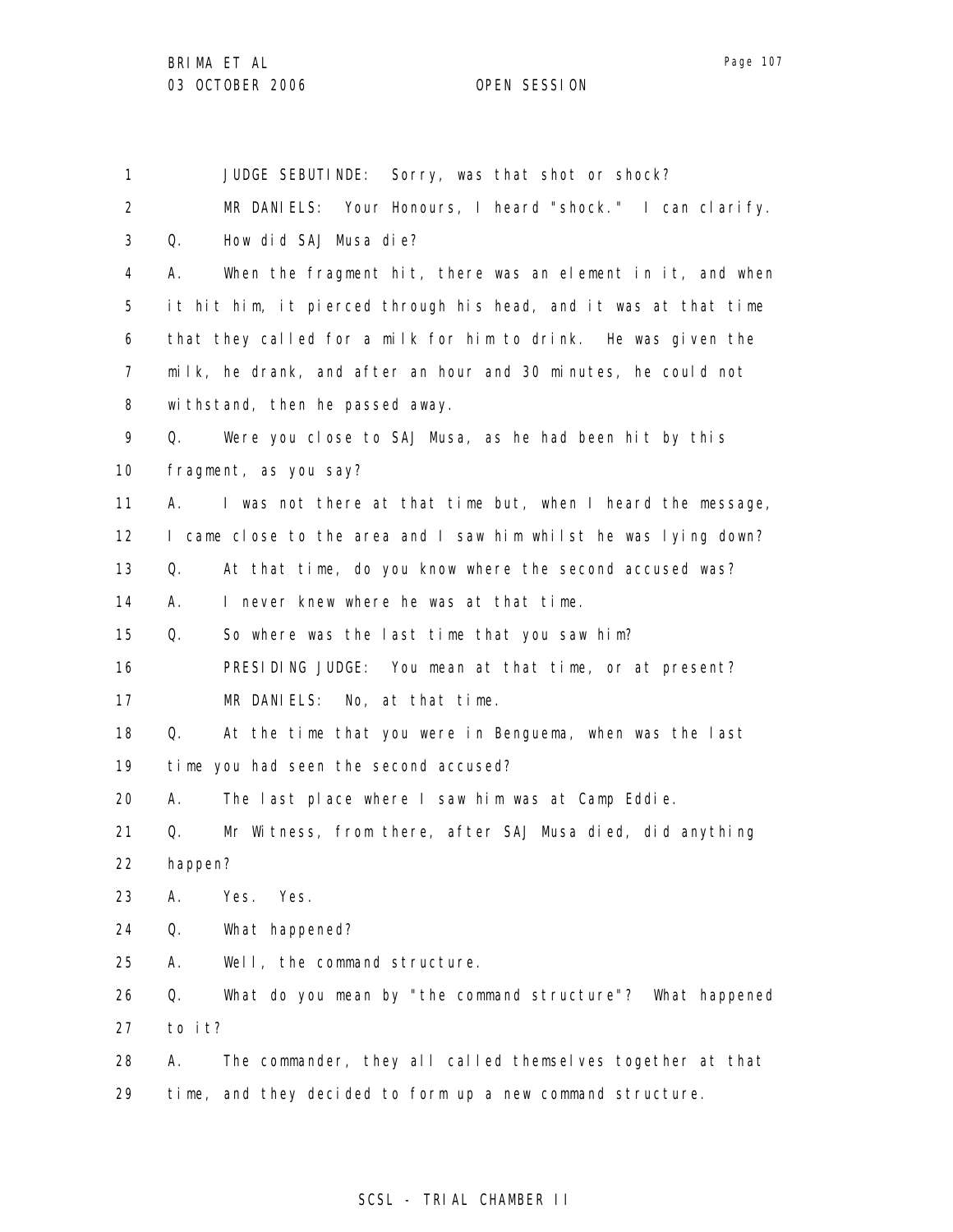1 JUDGE SEBUTINDE: Sorry, was that shot or shock?

2 MR DANIELS: Your Honours, I heard "shock." I can clarify.

3 Q. How did SAJ Musa die?

4 A. When the fragment hit, there was an element in it, and when
5 it hit him, it pierced through his head, and it was at that time
6 that they called for a milk for him to drink. He was given the
7 milk, he drank, and after an hour and 30 minutes, he could not
8 withstand, then he passed away.

9 Q. Were you close to SAJ Musa, as he had been hit by this
10 fragment, as you say?

11 A. I was not there at that time but, when I heard the message,
12 I came close to the area and I saw him whilst he was lying down?

13 Q. At that time, do you know where the second accused was?

14 A. I never knew where he was at that time.

15 Q. So where was the last time that you saw him?

16 PRESIDING JUDGE: You mean at that time, or at present?

17 MR DANIELS: No, at that time.

18 Q. At the time that you were in Benguema, when was the last
19 time you had seen the second accused?

20 A. The last place where I saw him was at Camp Eddie.

21 Q. Mr Witness, from there, after SAJ Musa died, did anything
22 happen?

23 A. Yes. Yes.

24 Q. What happened?

25 A. Well, the command structure.

26 Q. What do you mean by "the command structure"? What happened
27 to it?

28 A. The commander, they all called themselves together at that
29 time, and they decided to form up a new command structure.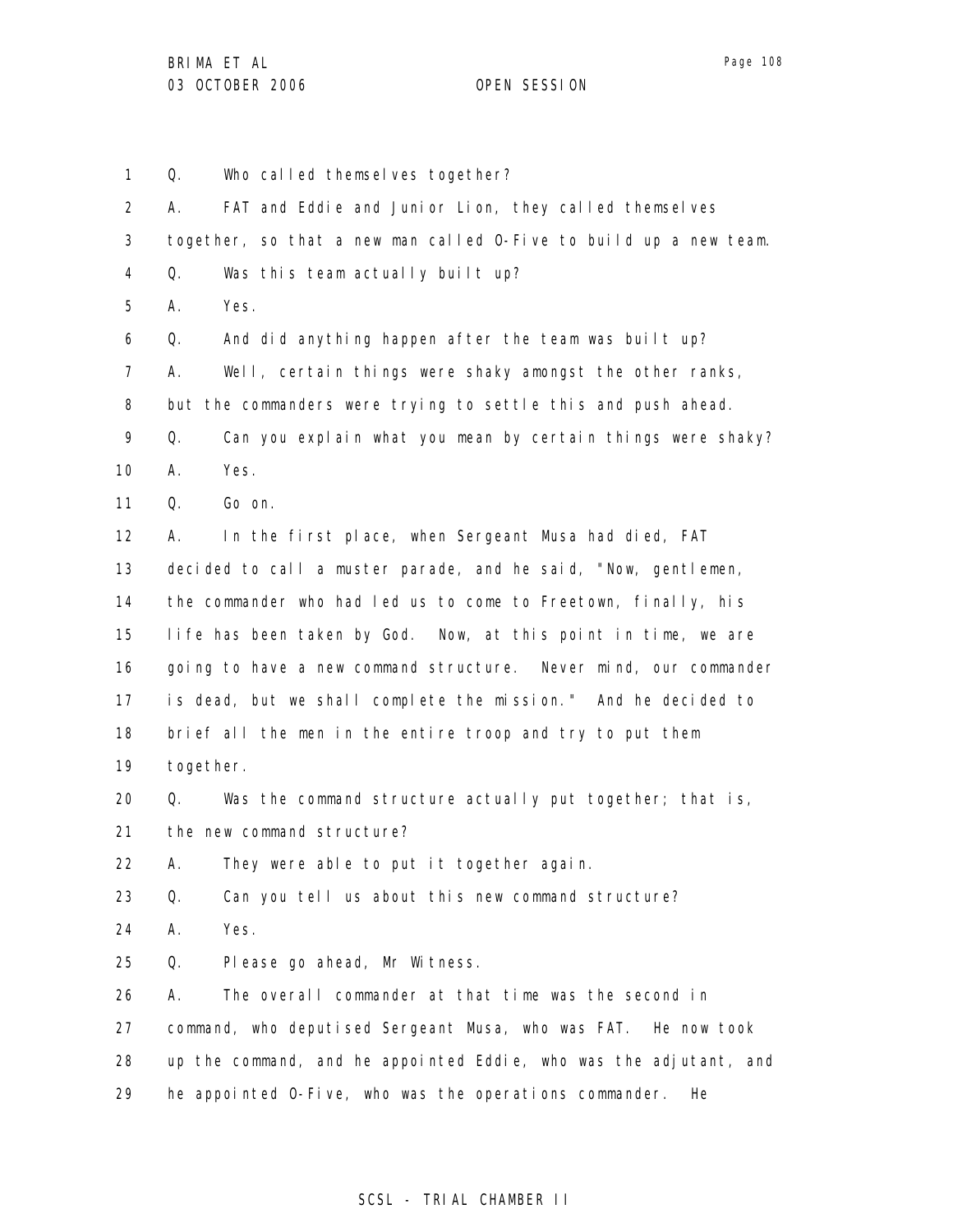1 Q. Who called themselves together?

2 A. FAT and Eddie and Junior Lion, they called themselves

3 together, so that a new man called O-Five to build up a new team.

4 Q. Was this team actually built up?

5 A. Yes.

6 Q. And did anything happen after the team was built up?

7 A. Well, certain things were shaky amongst the other ranks,

8 but the commanders were trying to settle this and push ahead.

9 Q. Can you explain what you mean by certain things were shaky?

10 A. Yes.

11 Q. Go on.

12 A. In the first place, when Sergeant Musa had died, FAT

13 decided to call a muster parade, and he said, "Now, gentlemen,

14 the commander who had led us to come to Freetown, finally, his

15 life has been taken by God. Now, at this point in time, we are

16 going to have a new command structure. Never mind, our commander

17 is dead, but we shall complete the mission." And he decided to

18 brief all the men in the entire troop and try to put them

19 together.

20 Q. Was the command structure actually put together; that is,

21 the new command structure?

22 A. They were able to put it together again.

23 Q. Can you tell us about this new command structure?

24 A. Yes.

25 Q. Please go ahead, Mr Witness.

26 A. The overall commander at that time was the second in

27 command, who deputised Sergeant Musa, who was FAT. He now took

28 up the command, and he appointed Eddie, who was the adjutant, and

29 he appointed O-Five, who was the operations commander. He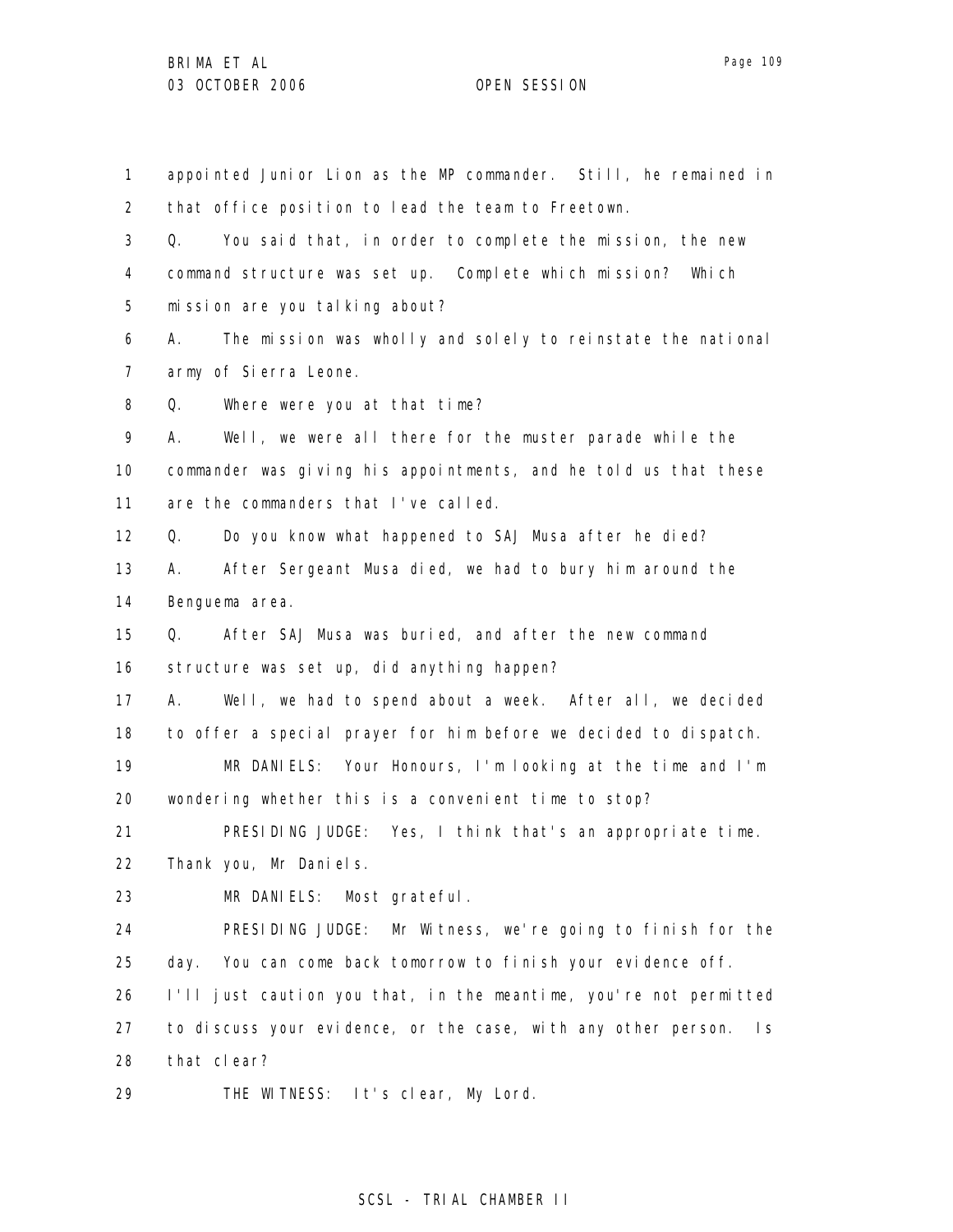appointed Junior Lion as the MP commander. Still, he remained in that office position to lead the team to Freetown.

Q. You said that, in order to complete the mission, the new command structure was set up. Complete which mission? Which mission are you talking about?

A. The mission was wholly and solely to reinstate the national army of Sierra Leone.

Q. Where were you at that time?

A. Well, we were all there for the muster parade while the commander was giving his appointments, and he told us that these are the commanders that I've called.

Q. Do you know what happened to SAJ Musa after he died?

A. After Sergeant Musa died, we had to bury him around the Benguema area.

Q. After SAJ Musa was buried, and after the new command structure was set up, did anything happen?

A. Well, we had to spend about a week. After all, we decided to offer a special prayer for him before we decided to dispatch.

MR DANIELS: Your Honours, I'm looking at the time and I'm wondering whether this is a convenient time to stop?

PRESIDING JUDGE: Yes, I think that's an appropriate time. Thank you, Mr Daniels.

MR DANIELS: Most grateful.

PRESIDING JUDGE: Mr Witness, we're going to finish for the day. You can come back tomorrow to finish your evidence off. I'll just caution you that, in the meantime, you're not permitted to discuss your evidence, or the case, with any other person. Is that clear?

THE WITNESS: It's clear, My Lord.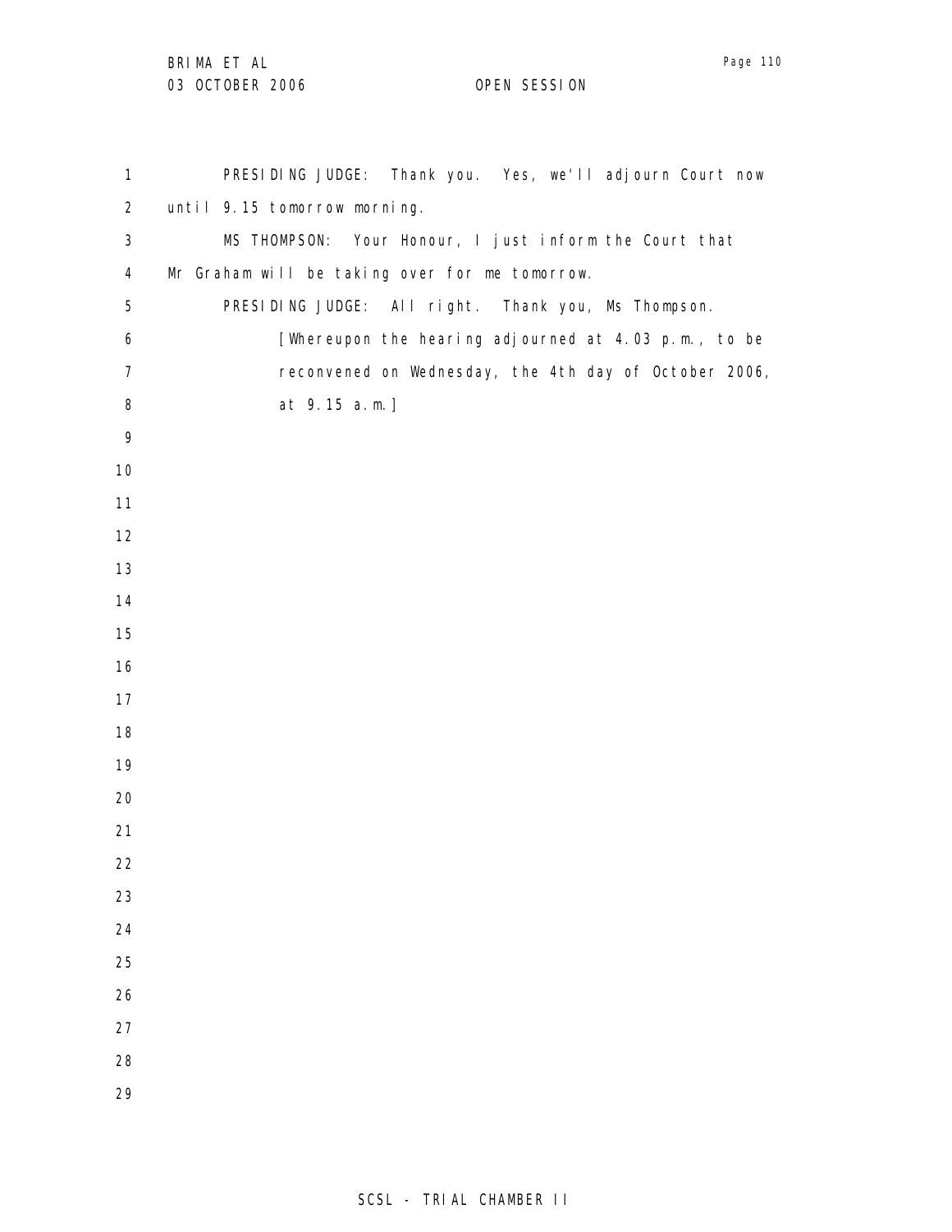PRESIDING JUDGE: Thank you. Yes, we'll adjourn Court now until 9.15 tomorrow morning.

MS THOMPSON: Your Honour, I just inform the Court that Mr Graham will be taking over for me tomorrow.

PRESIDING JUDGE: All right. Thank you, Ms Thompson.

[Whereupon the hearing adjourned at 4.03 p.m., to be reconvened on Wednesday, the 4th day of October 2006, at 9.15 a.m.]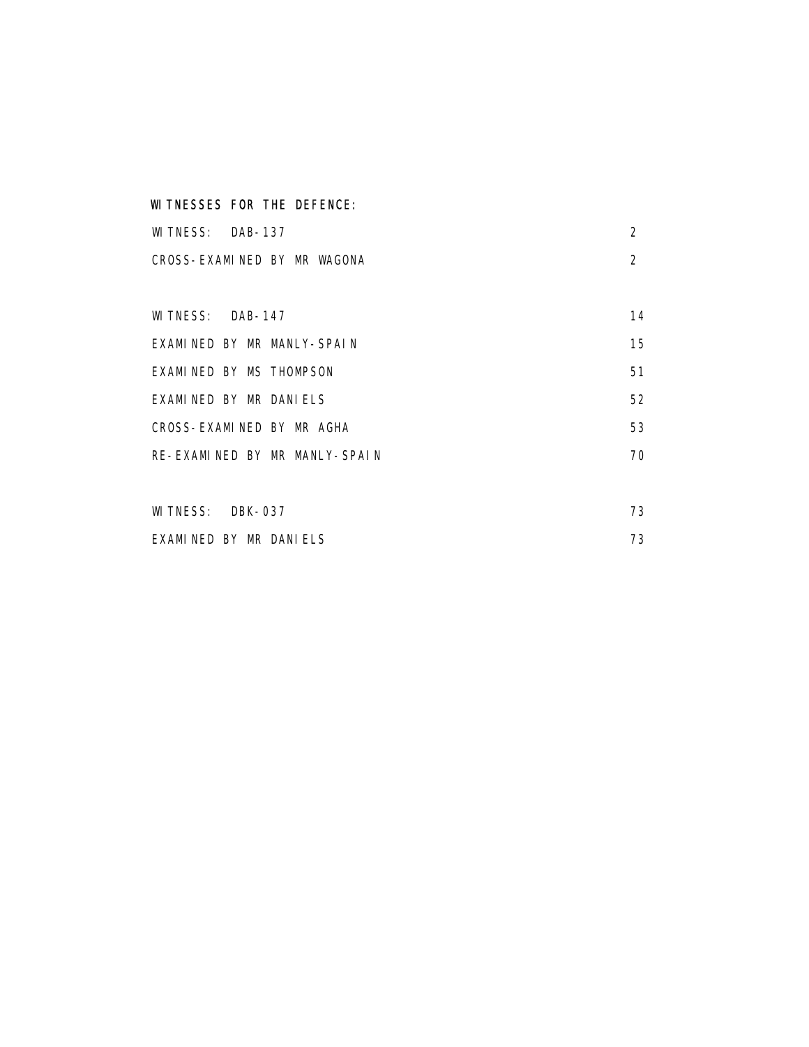**WITNESSES FOR THE DEFENCE:**

| | |
|---|---|
| WITNESS: DAB-137 | 2 |
| CROSS-EXAMINED BY MR WAGONA | 2 |
| | |
| WITNESS: DAB-147 | 14 |
| EXAMINED BY MR MANLY-SPAIN | 15 |
| EXAMINED BY MS THOMPSON | 51 |
| EXAMINED BY MR DANIELS | 52 |
| CROSS-EXAMINED BY MR AGHA | 53 |
| RE-EXAMINED BY MR MANLY-SPAIN | 70 |
| | |
| WITNESS: DBK-037 | 73 |
| EXAMINED BY MR DANIELS | 73 |